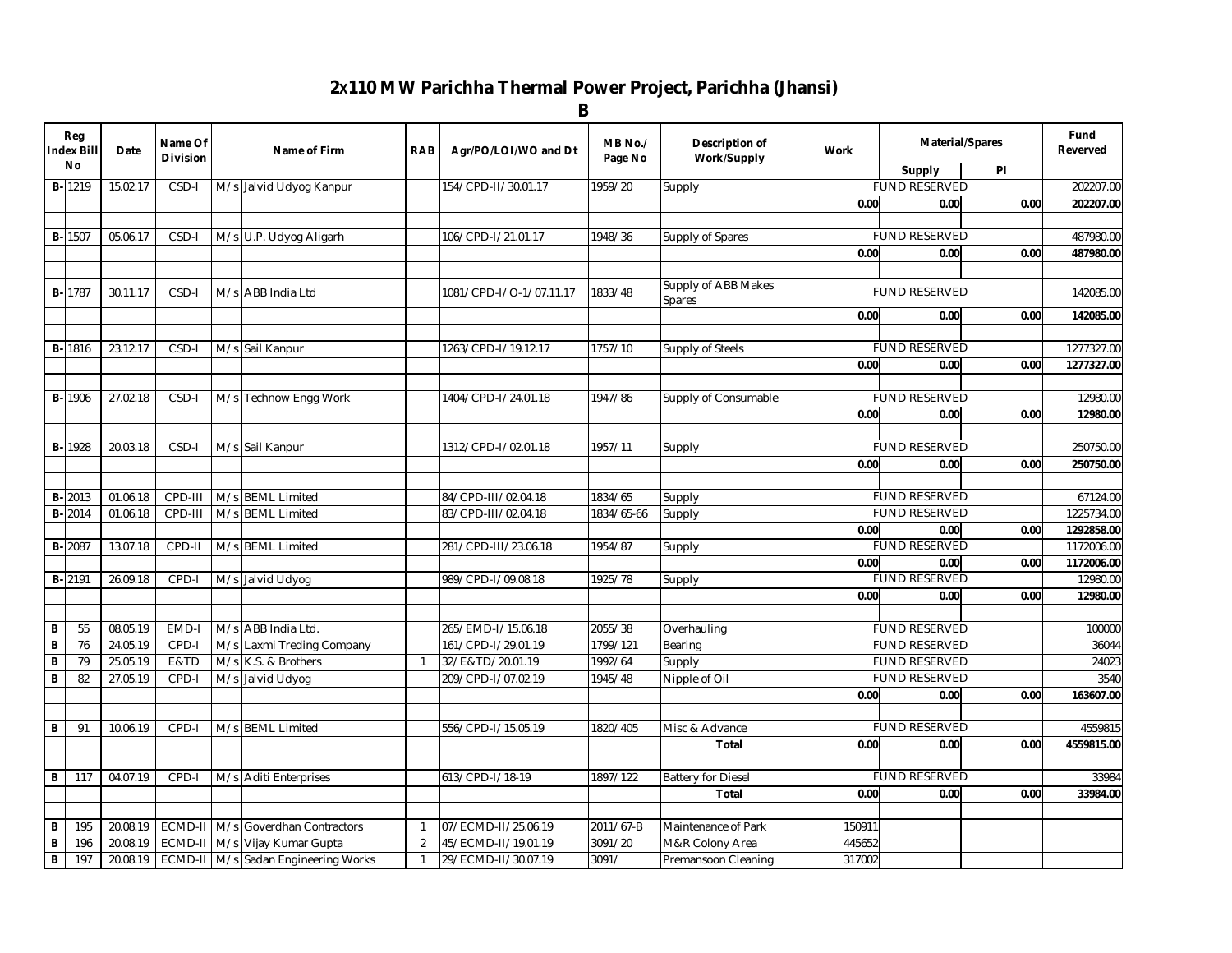# 2x110 MW Parichha Thermal Power Project, Parichha (Jhansi)

## B

| Reg Index Bill No | | Date | Name Of Division | Name of Firm | | RAB | Agr/PO/LOI/WO and Dt | MB No./ Page No | Description of Work/Supply | Work | Material/Spares | | Fund Reverved |
|---|---|---|---|---|---|---|---|---|---|---|---|---|---|
| | | | | | | | | | | | Supply | PI | |
| B- | 1219 | 15.02.17 | CSD-I | M/s | Jalvid Udyog Kanpur | | 154/CPD-II/30.01.17 | 1959/20 | Supply | FUND RESERVED | | | 202207.00 |
| | | | | | | | | | | 0.00 | 0.00 | 0.00 | 202207.00 |
| | | | | | | | | | | | | | |
| B- | 1507 | 05.06.17 | CSD-I | M/s | U.P. Udyog Aligarh | | 106/CPD-I/21.01.17 | 1948/36 | Supply of Spares | FUND RESERVED | | | 487980.00 |
| | | | | | | | | | | 0.00 | 0.00 | 0.00 | 487980.00 |
| | | | | | | | | | | | | | |
| B- | 1787 | 30.11.17 | CSD-I | M/s | ABB India Ltd | | 1081/CPD-I/O-1/07.11.17 | 1833/48 | Supply of ABB Makes Spares | FUND RESERVED | | | 142085.00 |
| | | | | | | | | | | 0.00 | 0.00 | 0.00 | 142085.00 |
| | | | | | | | | | | | | | |
| B- | 1816 | 23.12.17 | CSD-I | M/s | Sail Kanpur | | 1263/CPD-I/19.12.17 | 1757/10 | Supply of Steels | FUND RESERVED | | | 1277327.00 |
| | | | | | | | | | | 0.00 | 0.00 | 0.00 | 1277327.00 |
| | | | | | | | | | | | | | |
| B- | 1906 | 27.02.18 | CSD-I | M/s | Technow Engg Work | | 1404/CPD-I/24.01.18 | 1947/86 | Supply of Consumable | FUND RESERVED | | | 12980.00 |
| | | | | | | | | | | 0.00 | 0.00 | 0.00 | 12980.00 |
| | | | | | | | | | | | | | |
| B- | 1928 | 20.03.18 | CSD-I | M/s | Sail Kanpur | | 1312/CPD-I/02.01.18 | 1957/11 | Supply | FUND RESERVED | | | 250750.00 |
| | | | | | | | | | | 0.00 | 0.00 | 0.00 | 250750.00 |
| | | | | | | | | | | | | | |
| B- | 2013 | 01.06.18 | CPD-III | M/s | BEML Limited | | 84/CPD-III/02.04.18 | 1834/65 | Supply | FUND RESERVED | | | 67124.00 |
| B- | 2014 | 01.06.18 | CPD-III | M/s | BEML Limited | | 83/CPD-III/02.04.18 | 1834/65-66 | Supply | FUND RESERVED | | | 1225734.00 |
| | | | | | | | | | | 0.00 | 0.00 | 0.00 | 1292858.00 |
| B- | 2087 | 13.07.18 | CPD-II | M/s | BEML Limited | | 281/CPD-III/23.06.18 | 1954/87 | Supply | FUND RESERVED | | | 1172006.00 |
| | | | | | | | | | | 0.00 | 0.00 | 0.00 | 1172006.00 |
| B- | 2191 | 26.09.18 | CPD-I | M/s | Jalvid Udyog | | 989/CPD-I/09.08.18 | 1925/78 | Supply | FUND RESERVED | | | 12980.00 |
| | | | | | | | | | | 0.00 | 0.00 | 0.00 | 12980.00 |
| | | | | | | | | | | | | | |
| B | 55 | 08.05.19 | EMD-I | M/s | ABB India Ltd. | | 265/EMD-I/15.06.18 | 2055/38 | Overhauling | FUND RESERVED | | | 100000 |
| B | 76 | 24.05.19 | CPD-I | M/s | Laxmi Treding Company | | 161/CPD-I/29.01.19 | 1799/121 | Bearing | FUND RESERVED | | | 36044 |
| B | 79 | 25.05.19 | E&TD | M/s | K.S. & Brothers | 1 | 32/E&TD/20.01.19 | 1992/64 | Supply | FUND RESERVED | | | 24023 |
| B | 82 | 27.05.19 | CPD-I | M/s | Jalvid Udyog | | 209/CPD-I/07.02.19 | 1945/48 | Nipple of Oil | FUND RESERVED | | | 3540 |
| | | | | | | | | | | 0.00 | 0.00 | 0.00 | 163607.00 |
| | | | | | | | | | | | | | |
| B | 91 | 10.06.19 | CPD-I | M/s | BEML Limited | | 556/CPD-I/15.05.19 | 1820/405 | Misc & Advance | FUND RESERVED | | | 4559815 |
| | | | | | | | | | Total | 0.00 | 0.00 | 0.00 | 4559815.00 |
| | | | | | | | | | | | | | |
| B | 117 | 04.07.19 | CPD-I | M/s | Aditi Enterprises | | 613/CPD-I/18-19 | 1897/122 | Battery for Diesel | FUND RESERVED | | | 33984 |
| | | | | | | | | | Total | 0.00 | 0.00 | 0.00 | 33984.00 |
| | | | | | | | | | | | | | |
| B | 195 | 20.08.19 | ECMD-II | M/s | Goverdhan Contractors | 1 | 07/ECMD-II/25.06.19 | 2011/67-B | Maintenance of Park | 150911 | | | |
| B | 196 | 20.08.19 | ECMD-II | M/s | Vijay Kumar Gupta | 2 | 45/ECMD-II/19.01.19 | 3091/20 | M&R Colony Area | 445652 | | | |
| B | 197 | 20.08.19 | ECMD-II | M/s | Sadan Engineering Works | 1 | 29/ECMD-II/30.07.19 | 3091/ | Premansoon Cleaning | 317002 | | | |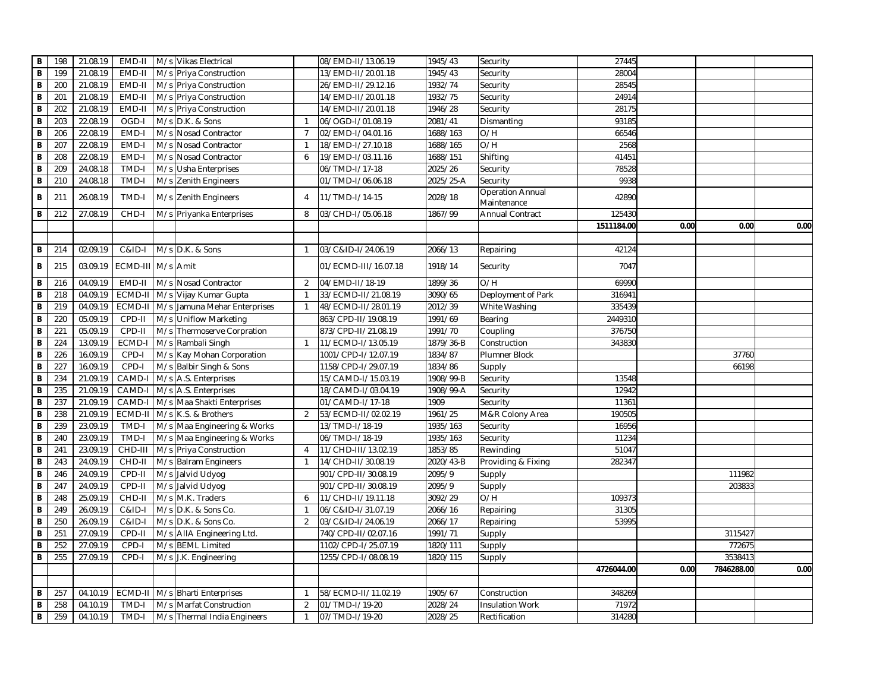| | | | | | | | | | | | | |
|---|---|---|---|---|---|---|---|---|---|---|---|---|
| B | 198 | 21.08.19 | EMD-II | M/s | Vikas Electrical | | 08/EMD-II/13.06.19 | 1945/43 | Security | 27445 | | | |
| B | 199 | 21.08.19 | EMD-II | M/s | Priya Construction | | 13/EMD-II/20.01.18 | 1945/43 | Security | 28004 | | | |
| B | 200 | 21.08.19 | EMD-II | M/s | Priya Construction | | 26/EMD-II/29.12.16 | 1932/74 | Security | 28545 | | | |
| B | 201 | 21.08.19 | EMD-II | M/s | Priya Construction | | 14/EMD-II/20.01.18 | 1932/75 | Security | 24914 | | | |
| B | 202 | 21.08.19 | EMD-II | M/s | Priya Construction | | 14/EMD-II/20.01.18 | 1946/28 | Security | 28175 | | | |
| B | 203 | 22.08.19 | OGD-I | M/s | D.K. & Sons | 1 | 06/OGD-I/01.08.19 | 2081/41 | Dismanting | 93185 | | | |
| B | 206 | 22.08.19 | EMD-I | M/s | Nosad Contractor | 7 | 02/EMD-I/04.01.16 | 1688/163 | O/H | 66546 | | | |
| B | 207 | 22.08.19 | EMD-I | M/s | Nosad Contractor | 1 | 18/EMD-I/27.10.18 | 1688/165 | O/H | 2568 | | | |
| B | 208 | 22.08.19 | EMD-I | M/s | Nosad Contractor | 6 | 19/EMD-I/03.11.16 | 1688/151 | Shifting | 41451 | | | |
| B | 209 | 24.08.18 | TMD-I | M/s | Usha Enterprises | | 06/TMD-I/17-18 | 2025/26 | Security | 78528 | | | |
| B | 210 | 24.08.18 | TMD-I | M/s | Zenith Engineers | | 01/TMD-I/06.06.18 | 2025/25-A | Security | 9938 | | | |
| B | 211 | 26.08.19 | TMD-I | M/s | Zenith Engineers | 4 | 11/TMD-I/14-15 | 2028/18 | Operation Annual Maintenance | 42890 | | | |
| B | 212 | 27.08.19 | CHD-I | M/s | Priyanka Enterprises | 8 | 03/CHD-I/05.06.18 | 1867/99 | Annual Contract | 125430 | | | |
| | | | | | | | | | | **1511184.00** | **0.00** | **0.00** | **0.00** |
| | | | | | | | | | | | | | |
| B | 214 | 02.09.19 | C&ID-I | M/s | D.K. & Sons | 1 | 03/C&ID-I/24.06.19 | 2066/13 | Repairing | 42124 | | | |
| B | 215 | 03.09.19 | ECMD-III | M/s | Amit | | 01/ECMD-III/16.07.18 | 1918/14 | Security | 7047 | | | |
| B | 216 | 04.09.19 | EMD-II | M/s | Nosad Contractor | 2 | 04/EMD-II/18-19 | 1899/36 | O/H | 69990 | | | |
| B | 218 | 04.09.19 | ECMD-II | M/s | Vijay Kumar Gupta | 1 | 33/ECMD-II/21.08.19 | 3090/65 | Deployment of Park | 316941 | | | |
| B | 219 | 04.09.19 | ECMD-II | M/s | Jamuna Mehar Enterprises | 1 | 48/ECMD-II/28.01.19 | 2012/39 | White Washing | 335439 | | | |
| B | 220 | 05.09.19 | CPD-II | M/s | Uniflow Marketing | | 863/CPD-II/19.08.19 | 1991/69 | Bearing | 2449310 | | | |
| B | 221 | 05.09.19 | CPD-II | M/s | Thermoserve Corpration | | 873/CPD-II/21.08.19 | 1991/70 | Coupling | 376750 | | | |
| B | 224 | 13.09.19 | ECMD-I | M/s | Rambali Singh | 1 | 11/ECMD-I/13.05.19 | 1879/36-B | Construction | 343830 | | | |
| B | 226 | 16.09.19 | CPD-I | M/s | Kay Mohan Corporation | | 1001/CPD-I/12.07.19 | 1834/87 | Plumner Block | | | 37760 | |
| B | 227 | 16.09.19 | CPD-I | M/s | Balbir Singh & Sons | | 1158/CPD-I/29.07.19 | 1834/86 | Supply | | | 66198 | |
| B | 234 | 21.09.19 | CAMD-I | M/s | A.S. Enterprises | | 15/CAMD-I/15.03.19 | 1908/99-B | Security | 13548 | | | |
| B | 235 | 21.09.19 | CAMD-I | M/s | A.S. Enterprises | | 18/CAMD-I/03.04.19 | 1908/99-A | Security | 12942 | | | |
| B | 237 | 21.09.19 | CAMD-I | M/s | Maa Shakti Enterprises | | 01/CAMD-I/17-18 | 1909 | Security | 11361 | | | |
| B | 238 | 21.09.19 | ECMD-II | M/s | K.S. & Brothers | 2 | 53/ECMD-II/02.02.19 | 1961/25 | M&R Colony Area | 190505 | | | |
| B | 239 | 23.09.19 | TMD-I | M/s | Maa Engineering & Works | | 13/TMD-I/18-19 | 1935/163 | Security | 16956 | | | |
| B | 240 | 23.09.19 | TMD-I | M/s | Maa Engineering & Works | | 06/TMD-I/18-19 | 1935/163 | Security | 11234 | | | |
| B | 241 | 23.09.19 | CHD-III | M/s | Priya Construction | 4 | 11/CHD-III/13.02.19 | 1853/85 | Rewinding | 51047 | | | |
| B | 243 | 24.09.19 | CHD-II | M/s | Balram Engineers | 1 | 14/CHD-II/30.08.19 | 2020/43-B | Providing & Fixing | 282347 | | | |
| B | 246 | 24.09.19 | CPD-II | M/s | Jalvid Udyog | | 901/CPD-II/30.08.19 | 2095/9 | Supply | | | 111982 | |
| B | 247 | 24.09.19 | CPD-II | M/s | Jalvid Udyog | | 901/CPD-II/30.08.19 | 2095/9 | Supply | | | 203833 | |
| B | 248 | 25.09.19 | CHD-II | M/s | M.K. Traders | 6 | 11/CHD-II/19.11.18 | 3092/29 | O/H | 109373 | | | |
| B | 249 | 26.09.19 | C&ID-I | M/s | D.K. & Sons Co. | 1 | 06/C&ID-I/31.07.19 | 2066/16 | Repairing | 31305 | | | |
| B | 250 | 26.09.19 | C&ID-I | M/s | D.K. & Sons Co. | 2 | 03/C&ID-I/24.06.19 | 2066/17 | Repairing | 53995 | | | |
| B | 251 | 27.09.19 | CPD-II | M/s | AllA Engineering Ltd. | | 740/CPD-II/02.07.16 | 1991/71 | Supply | | | 3115427 | |
| B | 252 | 27.09.19 | CPD-I | M/s | BEML Limited | | 1102/CPD-I/25.07.19 | 1820/111 | Supply | | | 772675 | |
| B | 255 | 27.09.19 | CPD-I | M/s | J.K. Engineering | | 1255/CPD-I/08.08.19 | 1820/115 | Supply | | | 3538413 | |
| | | | | | | | | | | **4726044.00** | **0.00** | **7846288.00** | **0.00** |
| | | | | | | | | | | | | | |
| B | 257 | 04.10.19 | ECMD-II | M/s | Bharti Enterprises | 1 | 58/ECMD-II/11.02.19 | 1905/67 | Construction | 348269 | | | |
| B | 258 | 04.10.19 | TMD-I | M/s | Marfat Construction | 2 | 01/TMD-I/19-20 | 2028/24 | Insulation Work | 71972 | | | |
| B | 259 | 04.10.19 | TMD-I | M/s | Thermal India Engineers | 1 | 07/TMD-I/19-20 | 2028/25 | Rectification | 314280 | | | |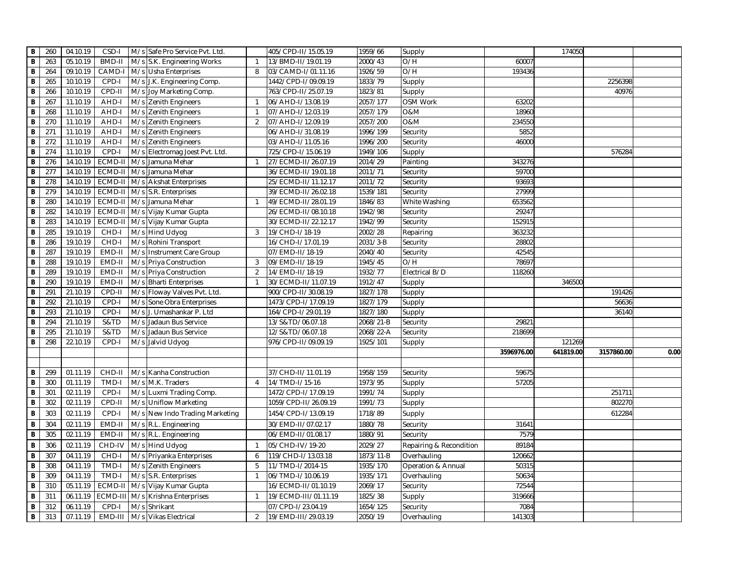| B | 260 | 04.10.19 | CSD-I | M/s | Safe Pro Service Pvt. Ltd. | | 405/CPD-II/15.05.19 | 1959/66 | Supply | | 174050 | | |
|---|---|---|---|---|---|---|---|---|---|---|---|---|---|
| B | 263 | 05.10.19 | BMD-II | M/s | S.K. Engineering Works | 1 | 13/BMD-II/19.01.19 | 2000/43 | O/H | 60007 | | | |
| B | 264 | 09.10.19 | CAMD-I | M/s | Usha Enterprises | 8 | 03/CAMD-I/01.11.16 | 1926/59 | O/H | 193436 | | | |
| B | 265 | 10.10.19 | CPD-I | M/s | J.K. Engineering Comp. | | 1442/CPD-I/09.09.19 | 1833/79 | Supply | | | 2256398 | |
| B | 266 | 10.10.19 | CPD-II | M/s | Joy Marketing Comp. | | 763/CPD-II/25.07.19 | 1823/81 | Supply | | | 40976 | |
| B | 267 | 11.10.19 | AHD-I | M/s | Zenith Engineers | 1 | 06/AHD-I/13.08.19 | 2057/177 | OSM Work | 63202 | | | |
| B | 268 | 11.10.19 | AHD-I | M/s | Zenith Engineers | 1 | 07/AHD-I/12.03.19 | 2057/179 | O&M | 18960 | | | |
| B | 270 | 11.10.19 | AHD-I | M/s | Zenith Engineers | 2 | 07/AHD-I/12.09.19 | 2057/200 | O&M | 234550 | | | |
| B | 271 | 11.10.19 | AHD-I | M/s | Zenith Engineers | | 06/AHD-I/31.08.19 | 1996/199 | Security | 5852 | | | |
| B | 272 | 11.10.19 | AHD-I | M/s | Zenith Engineers | | 03/AHD-I/11.05.16 | 1996/200 | Security | 46000 | | | |
| B | 274 | 11.10.19 | CPD-I | M/s | Electromag Joest Pvt. Ltd. | | 725/CPD-I/15.06.19 | 1949/106 | Supply | | | 576284 | |
| B | 276 | 14.10.19 | ECMD-II | M/s | Jamuna Mehar | 1 | 27/ECMD-II/26.07.19 | 2014/29 | Painting | 343276 | | | |
| B | 277 | 14.10.19 | ECMD-II | M/s | Jamuna Mehar | | 36/ECMD-II/19.01.18 | 2011/71 | Security | 59700 | | | |
| B | 278 | 14.10.19 | ECMD-II | M/s | Akshat Enterprises | | 25/ECMD-II/11.12.17 | 2011/72 | Security | 93693 | | | |
| B | 279 | 14.10.19 | ECMD-II | M/s | S.R. Enterprises | | 39/ECMD-II/26.02.18 | 1539/181 | Security | 27999 | | | |
| B | 280 | 14.10.19 | ECMD-II | M/s | Jamuna Mehar | 1 | 49/ECMD-II/28.01.19 | 1846/83 | White Washing | 653562 | | | |
| B | 282 | 14.10.19 | ECMD-II | M/s | Vijay Kumar Gupta | | 26/ECMD-II/08.10.18 | 1942/98 | Security | 29247 | | | |
| B | 283 | 14.10.19 | ECMD-II | M/s | Vijay Kumar Gupta | | 30/ECMD-II/22.12.17 | 1942/99 | Security | 152915 | | | |
| B | 285 | 19.10.19 | CHD-I | M/s | Hind Udyog | 3 | 19/CHD-I/18-19 | 2002/28 | Repairing | 363232 | | | |
| B | 286 | 19.10.19 | CHD-I | M/s | Rohini Transport | | 16/CHD-I/17.01.19 | 2031/3-B | Security | 28802 | | | |
| B | 287 | 19.10.19 | EMD-II | M/s | Instrument Care Group | | 07/EMD-II/18-19 | 2040/40 | Security | 42545 | | | |
| B | 288 | 19.10.19 | EMD-II | M/s | Priya Construction | 3 | 09/EMD-II/18-19 | 1945/45 | O/H | 78697 | | | |
| B | 289 | 19.10.19 | EMD-II | M/s | Priya Construction | 2 | 14/EMD-II/18-19 | 1932/77 | Electrical B/D | 118260 | | | |
| B | 290 | 19.10.19 | EMD-II | M/s | Bharti Enterprises | 1 | 30/ECMD-II/11.07.19 | 1912/47 | Supply | | 346500 | | |
| B | 291 | 21.10.19 | CPD-II | M/s | Floway Valves Pvt. Ltd. | | 900/CPD-II/30.08.19 | 1827/178 | Supply | | | 191426 | |
| B | 292 | 21.10.19 | CPD-I | M/s | Sone Obra Enterprises | | 1473/CPD-I/17.09.19 | 1827/179 | Supply | | | 56636 | |
| B | 293 | 21.10.19 | CPD-I | M/s | J. Umashankar P. Ltd | | 164/CPD-I/29.01.19 | 1827/180 | Supply | | | 36140 | |
| B | 294 | 21.10.19 | S&TD | M/s | Jadaun Bus Service | | 13/S&TD/06.07.18 | 2068/21-B | Security | 29821 | | | |
| B | 295 | 21.10.19 | S&TD | M/s | Jadaun Bus Service | | 12/S&TD/06.07.18 | 2068/22-A | Security | 218699 | | | |
| B | 298 | 22.10.19 | CPD-I | M/s | Jalvid Udyog | | 976/CPD-II/09.09.19 | 1925/101 | Supply | | 121269 | | |
| | | | | | | | | | | 3596976.00 | 641819.00 | 3157860.00 | 0.00 |
| | | | | | | | | | | | | | |
| B | 299 | 01.11.19 | CHD-II | M/s | Kanha Construction | | 37/CHD-II/11.01.19 | 1958/159 | Security | 59675 | | | |
| B | 300 | 01.11.19 | TMD-I | M/s | M.K. Traders | 4 | 14/TMD-I/15-16 | 1973/95 | Supply | 57205 | | | |
| B | 301 | 02.11.19 | CPD-I | M/s | Luxmi Trading Comp. | | 1472/CPD-I/17.09.19 | 1991/74 | Supply | | | 251711 | |
| B | 302 | 02.11.19 | CPD-II | M/s | Uniflow Marketing | | 1059/CPD-II/26.09.19 | 1991/73 | Supply | | | 802270 | |
| B | 303 | 02.11.19 | CPD-I | M/s | New Indo Trading Marketing | | 1454/CPD-I/13.09.19 | 1718/89 | Supply | | | 612284 | |
| B | 304 | 02.11.19 | EMD-II | M/s | R.L. Engineering | | 30/EMD-II/07.02.17 | 1880/78 | Security | 31641 | | | |
| B | 305 | 02.11.19 | EMD-II | M/s | R.L. Engineering | | 06/EMD-II/01.08.17 | 1880/91 | Security | 7579 | | | |
| B | 306 | 02.11.19 | CHD-IV | M/s | Hind Udyog | 1 | 05/CHD-IV/19-20 | 2029/27 | Repairing & Recondition | 89184 | | | |
| B | 307 | 04.11.19 | CHD-I | M/s | Priyanka Enterprises | 6 | 119/CHD-I/13.03.18 | 1873/11-B | Overhauling | 120662 | | | |
| B | 308 | 04.11.19 | TMD-I | M/s | Zenith Engineers | 5 | 11/TMD-I/2014-15 | 1935/170 | Operation & Annual | 50315 | | | |
| B | 309 | 04.11.19 | TMD-I | M/s | S.R. Enterprises | 1 | 06/TMD-I/10.06.19 | 1935/171 | Overhauling | 50634 | | | |
| B | 310 | 05.11.19 | ECMD-II | M/s | Vijay Kumar Gupta | | 16/ECMD-II/01.10.19 | 2069/17 | Security | 72544 | | | |
| B | 311 | 06.11.19 | ECMD-III | M/s | Krishna Enterprises | 1 | 19/ECMD-III/01.11.19 | 1825/38 | Supply | 319666 | | | |
| B | 312 | 06.11.19 | CPD-I | M/s | Shrikant | | 07/CPD-I/23.04.19 | 1654/125 | Security | 7084 | | | |
| B | 313 | 07.11.19 | EMD-III | M/s | Vikas Electrical | 2 | 19/EMD-III/29.03.19 | 2050/19 | Overhauling | 141303 | | | |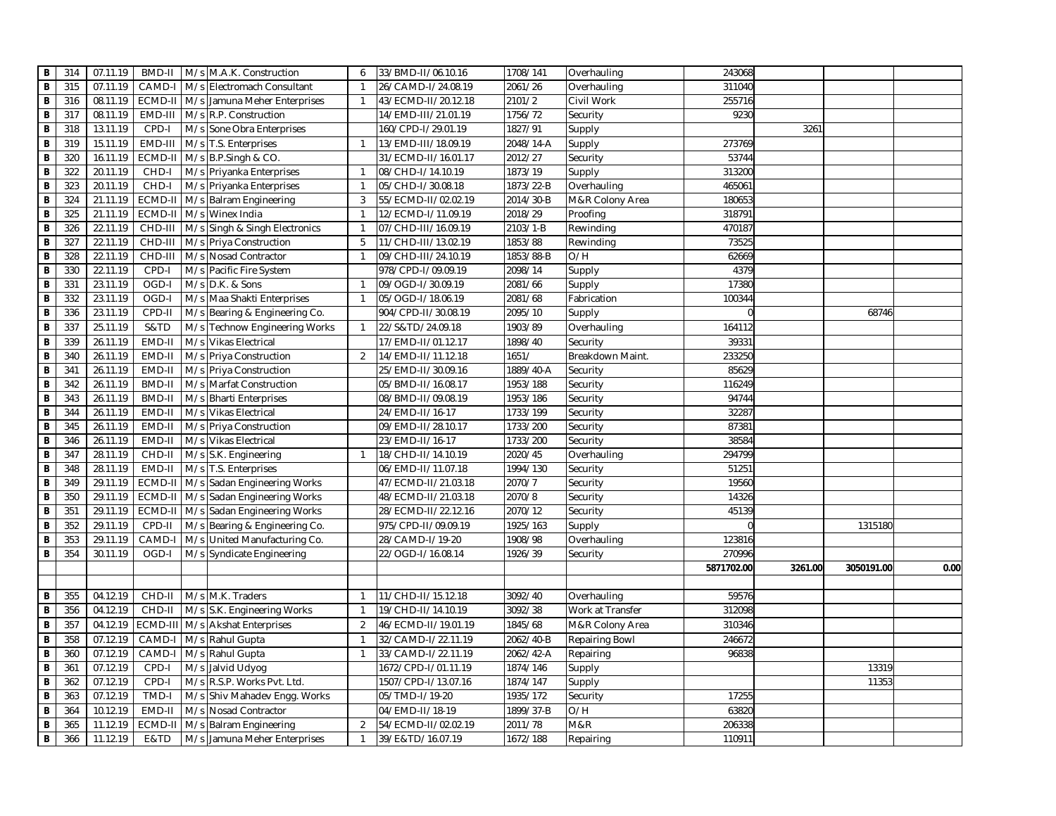| B | 314 | 07.11.19 | BMD-II | M/s | M.A.K. Construction | 6 | 33/BMD-II/06.10.16 | 1708/141 | Overhauling | 243068 | | | |
|---|---|---|---|---|---|---|---|---|---|---|---|---|---|
| B | 315 | 07.11.19 | CAMD-I | M/s | Electromach Consultant | 1 | 26/CAMD-I/24.08.19 | 2061/26 | Overhauling | 311040 | | | |
| B | 316 | 08.11.19 | ECMD-II | M/s | Jamuna Meher Enterprises | 1 | 43/ECMD-II/20.12.18 | 2101/2 | Civil Work | 255716 | | | |
| B | 317 | 08.11.19 | EMD-III | M/s | R.P. Construction | | 14/EMD-III/21.01.19 | 1756/72 | Security | 9230 | | | |
| B | 318 | 13.11.19 | CPD-I | M/s | Sone Obra Enterprises | | 160/CPD-I/29.01.19 | 1827/91 | Supply | | 3261 | | |
| B | 319 | 15.11.19 | EMD-III | M/s | T.S. Enterprises | 1 | 13/EMD-III/18.09.19 | 2048/14-A | Supply | 273769 | | | |
| B | 320 | 16.11.19 | ECMD-II | M/s | B.P.Singh & CO. | | 31/ECMD-II/16.01.17 | 2012/27 | Security | 53744 | | | |
| B | 322 | 20.11.19 | CHD-I | M/s | Priyanka Enterprises | 1 | 08/CHD-I/14.10.19 | 1873/19 | Supply | 313200 | | | |
| B | 323 | 20.11.19 | CHD-I | M/s | Priyanka Enterprises | 1 | 05/CHD-I/30.08.18 | 1873/22-B | Overhauling | 465061 | | | |
| B | 324 | 21.11.19 | ECMD-II | M/s | Balram Engineering | 3 | 55/ECMD-II/02.02.19 | 2014/30-B | M&R Colony Area | 180653 | | | |
| B | 325 | 21.11.19 | ECMD-II | M/s | Winex India | 1 | 12/ECMD-I/11.09.19 | 2018/29 | Proofing | 318791 | | | |
| B | 326 | 22.11.19 | CHD-III | M/s | Singh & Singh Electronics | 1 | 07/CHD-III/16.09.19 | 2103/1-B | Rewinding | 470187 | | | |
| B | 327 | 22.11.19 | CHD-III | M/s | Priya Construction | 5 | 11/CHD-III/13.02.19 | 1853/88 | Rewinding | 73525 | | | |
| B | 328 | 22.11.19 | CHD-III | M/s | Nosad Contractor | 1 | 09/CHD-III/24.10.19 | 1853/88-B | O/H | 62669 | | | |
| B | 330 | 22.11.19 | CPD-I | M/s | Pacific Fire System | | 978/CPD-I/09.09.19 | 2098/14 | Supply | 4379 | | | |
| B | 331 | 23.11.19 | OGD-I | M/s | D.K. & Sons | 1 | 09/OGD-I/30.09.19 | 2081/66 | Supply | 17380 | | | |
| B | 332 | 23.11.19 | OGD-I | M/s | Maa Shakti Enterprises | 1 | 05/OGD-I/18.06.19 | 2081/68 | Fabrication | 100344 | | | |
| B | 336 | 23.11.19 | CPD-II | M/s | Bearing & Engineering Co. | | 904/CPD-II/30.08.19 | 2095/10 | Supply | 0 | | 68746 | |
| B | 337 | 25.11.19 | S&TD | M/s | Technow Engineering Works | 1 | 22/S&TD/24.09.18 | 1903/89 | Overhauling | 164112 | | | |
| B | 339 | 26.11.19 | EMD-II | M/s | Vikas Electrical | | 17/EMD-II/01.12.17 | 1898/40 | Security | 39331 | | | |
| B | 340 | 26.11.19 | EMD-II | M/s | Priya Construction | 2 | 14/EMD-II/11.12.18 | 1651/ | Breakdown Maint. | 233250 | | | |
| B | 341 | 26.11.19 | EMD-II | M/s | Priya Construction | | 25/EMD-II/30.09.16 | 1889/40-A | Security | 85629 | | | |
| B | 342 | 26.11.19 | BMD-II | M/s | Marfat Construction | | 05/BMD-II/16.08.17 | 1953/188 | Security | 116249 | | | |
| B | 343 | 26.11.19 | BMD-II | M/s | Bharti Enterprises | | 08/BMD-II/09.08.19 | 1953/186 | Security | 94744 | | | |
| B | 344 | 26.11.19 | EMD-II | M/s | Vikas Electrical | | 24/EMD-II/16-17 | 1733/199 | Security | 32287 | | | |
| B | 345 | 26.11.19 | EMD-II | M/s | Priya Construction | | 09/EMD-II/28.10.17 | 1733/200 | Security | 87381 | | | |
| B | 346 | 26.11.19 | EMD-II | M/s | Vikas Electrical | | 23/EMD-II/16-17 | 1733/200 | Security | 38584 | | | |
| B | 347 | 28.11.19 | CHD-II | M/s | S.K. Engineering | 1 | 18/CHD-II/14.10.19 | 2020/45 | Overhauling | 294799 | | | |
| B | 348 | 28.11.19 | EMD-II | M/s | T.S. Enterprises | | 06/EMD-II/11.07.18 | 1994/130 | Security | 51251 | | | |
| B | 349 | 29.11.19 | ECMD-II | M/s | Sadan Engineering Works | | 47/ECMD-II/21.03.18 | 2070/7 | Security | 19560 | | | |
| B | 350 | 29.11.19 | ECMD-II | M/s | Sadan Engineering Works | | 48/ECMD-II/21.03.18 | 2070/8 | Security | 14326 | | | |
| B | 351 | 29.11.19 | ECMD-II | M/s | Sadan Engineering Works | | 28/ECMD-II/22.12.16 | 2070/12 | Security | 45139 | | | |
| B | 352 | 29.11.19 | CPD-II | M/s | Bearing & Engineering Co. | | 975/CPD-II/09.09.19 | 1925/163 | Supply | 0 | | 1315180 | |
| B | 353 | 29.11.19 | CAMD-I | M/s | United Manufacturing Co. | | 28/CAMD-I/19-20 | 1908/98 | Overhauling | 123816 | | | |
| B | 354 | 30.11.19 | OGD-I | M/s | Syndicate Engineering | | 22/OGD-I/16.08.14 | 1926/39 | Security | 270996 | | | |
| | | | | | | | | | | **5871702.00** | **3261.00** | **3050191.00** | **0.00** |
| | | | | | | | | | | | | | |
| B | 355 | 04.12.19 | CHD-II | M/s | M.K. Traders | 1 | 11/CHD-II/15.12.18 | 3092/40 | Overhauling | 59576 | | | |
| B | 356 | 04.12.19 | CHD-II | M/s | S.K. Engineering Works | 1 | 19/CHD-II/14.10.19 | 3092/38 | Work at Transfer | 312098 | | | |
| B | 357 | 04.12.19 | ECMD-III | M/s | Akshat Enterprises | 2 | 46/ECMD-II/19.01.19 | 1845/68 | M&R Colony Area | 310346 | | | |
| B | 358 | 07.12.19 | CAMD-I | M/s | Rahul Gupta | 1 | 32/CAMD-I/22.11.19 | 2062/40-B | Repairing Bowl | 246672 | | | |
| B | 360 | 07.12.19 | CAMD-I | M/s | Rahul Gupta | 1 | 33/CAMD-I/22.11.19 | 2062/42-A | Repairing | 96838 | | | |
| B | 361 | 07.12.19 | CPD-I | M/s | Jalvid Udyog | | 1672/CPD-I/01.11.19 | 1874/146 | Supply | | | 13319 | |
| B | 362 | 07.12.19 | CPD-I | M/s | R.S.P. Works Pvt. Ltd. | | 1507/CPD-I/13.07.16 | 1874/147 | Supply | | | 11353 | |
| B | 363 | 07.12.19 | TMD-I | M/s | Shiv Mahadev Engg. Works | | 05/TMD-I/19-20 | 1935/172 | Security | 17255 | | | |
| B | 364 | 10.12.19 | EMD-II | M/s | Nosad Contractor | | 04/EMD-II/18-19 | 1899/37-B | O/H | 63820 | | | |
| B | 365 | 11.12.19 | ECMD-II | M/s | Balram Engineering | 2 | 54/ECMD-II/02.02.19 | 2011/78 | M&R | 206338 | | | |
| B | 366 | 11.12.19 | E&TD | M/s | Jamuna Meher Enterprises | 1 | 39/E&TD/16.07.19 | 1672/188 | Repairing | 110911 | | | |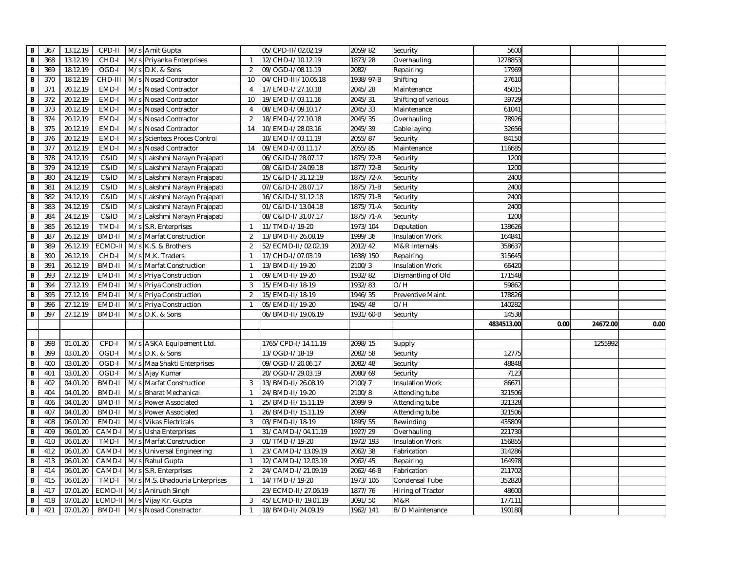| | | | | | | | | | | | | | |
|---|---|---|---|---|---|---|---|---|---|---|---|---|---|
| B | 367 | 13.12.19 | CPD-II | M/s | Amit Gupta | | 05/CPD-II/02.02.19 | 2059/82 | Security | 5600 | | | |
| B | 368 | 13.12.19 | CHD-I | M/s | Priyanka Enterprises | 1 | 12/CHD-I/10.12.19 | 1873/28 | Overhauling | 1278853 | | | |
| B | 369 | 18.12.19 | OGD-I | M/s | D.K. & Sons | 2 | 09/OGD-I/08.11.19 | 2082/ | Repairing | 17969 | | | |
| B | 370 | 18.12.19 | CHD-III | M/s | Nosad Contractor | 10 | 04/CHD-III/10.05.18 | 1938/97-B | Shifting | 27610 | | | |
| B | 371 | 20.12.19 | EMD-I | M/s | Nosad Contractor | 4 | 17/EMD-I/27.10.18 | 2045/28 | Maintenance | 45015 | | | |
| B | 372 | 20.12.19 | EMD-I | M/s | Nosad Contractor | 10 | 19/EMD-I/03.11.16 | 2045/31 | Shifting of various | 39729 | | | |
| B | 373 | 20.12.19 | EMD-I | M/s | Nosad Contractor | 4 | 08/EMD-I/09.10.17 | 2045/33 | Maintenance | 61041 | | | |
| B | 374 | 20.12.19 | EMD-I | M/s | Nosad Contractor | 2 | 18/EMD-I/27.10.18 | 2045/35 | Overhauling | 78926 | | | |
| B | 375 | 20.12.19 | EMD-I | M/s | Nosad Contractor | 14 | 10/EMD-I/28.03.16 | 2045/39 | Cable laying | 32656 | | | |
| B | 376 | 20.12.19 | EMD-I | M/s | Scientecs Proces Control | | 10/EMD-I/03.11.19 | 2055/87 | Security | 84150 | | | |
| B | 377 | 20.12.19 | EMD-I | M/s | Nosad Contractor | 14 | 09/EMD-I/03.11.17 | 2055/85 | Maintenance | 116685 | | | |
| B | 378 | 24.12.19 | C&ID | M/s | Lakshmi Narayn Prajapati | | 06/C&ID-I/28.07.17 | 1875/72-B | Security | 1200 | | | |
| B | 379 | 24.12.19 | C&ID | M/s | Lakshmi Narayn Prajapati | | 08/C&ID-I/24.09.18 | 1877/72-B | Security | 1200 | | | |
| B | 380 | 24.12.19 | C&ID | M/s | Lakshmi Narayn Prajapati | | 15/C&ID-I/31.12.18 | 1875/72-A | Security | 2400 | | | |
| B | 381 | 24.12.19 | C&ID | M/s | Lakshmi Narayn Prajapati | | 07/C&ID-I/28.07.17 | 1875/71-B | Security | 2400 | | | |
| B | 382 | 24.12.19 | C&ID | M/s | Lakshmi Narayn Prajapati | | 16/C&ID-I/31.12.18 | 1875/71-B | Security | 2400 | | | |
| B | 383 | 24.12.19 | C&ID | M/s | Lakshmi Narayn Prajapati | | 01/C&ID-I/13.04.18 | 1875/71-A | Security | 2400 | | | |
| B | 384 | 24.12.19 | C&ID | M/s | Lakshmi Narayn Prajapati | | 08/C&ID-I/31.07.17 | 1875/71-A | Security | 1200 | | | |
| B | 385 | 26.12.19 | TMD-I | M/s | S.R. Enterprises | 1 | 11/TMD-I/19-20 | 1973/104 | Deputation | 138626 | | | |
| B | 387 | 26.12.19 | BMD-II | M/s | Marfat Construction | 2 | 13/BMD-II/26.08.19 | 1999/36 | Insulation Work | 164841 | | | |
| B | 389 | 26.12.19 | ECMD-II | M/s | K.S. & Brothers | 2 | 52/ECMD-II/02.02.19 | 2012/42 | M&R Internals | 358637 | | | |
| B | 390 | 26.12.19 | CHD-I | M/s | M.K. Traders | 1 | 17/CHD-I/07.03.19 | 1638/150 | Repairing | 315645 | | | |
| B | 391 | 26.12.19 | BMD-II | M/s | Marfat Construction | 1 | 13/BMD-II/19-20 | 2100/3 | Insulation Work | 66420 | | | |
| B | 393 | 27.12.19 | EMD-II | M/s | Priya Construction | 1 | 09/EMD-II/19-20 | 1932/82 | Dismantling of Old | 171548 | | | |
| B | 394 | 27.12.19 | EMD-II | M/s | Priya Construction | 3 | 15/EMD-II/18-19 | 1932/83 | O/H | 59862 | | | |
| B | 395 | 27.12.19 | EMD-II | M/s | Priya Construction | 2 | 15/EMD-II/18-19 | 1946/35 | Preventive Maint. | 178826 | | | |
| B | 396 | 27.12.19 | EMD-II | M/s | Priya Construction | 1 | 05/EMD-II/19-20 | 1945/48 | O/H | 140282 | | | |
| B | 397 | 27.12.19 | BMD-II | M/s | D.K. & Sons | | 06/BMD-II/19.06.19 | 1931/60-B | Security | 14538 | | | |
| | | | | | | | | | | **4834513.00** | **0.00** | **24672.00** | **0.00** |
| | | | | | | | | | | | | | |
| B | 398 | 01.01.20 | CPD-I | M/s | ASKA Equipement Ltd. | | 1765/CPD-I/14.11.19 | 2098/15 | Supply | | | 1255992 | |
| B | 399 | 03.01.20 | OGD-I | M/s | D.K. & Sons | | 13/OGD-I/18-19 | 2082/58 | Security | 12775 | | | |
| B | 400 | 03.01.20 | OGD-I | M/s | Maa Shakti Enterprises | | 09/OGD-I/20.06.17 | 2082/48 | Security | 48848 | | | |
| B | 401 | 03.01.20 | OGD-I | M/s | Ajay Kumar | | 20/OGD-I/29.03.19 | 2080/69 | Security | 7123 | | | |
| B | 402 | 04.01.20 | BMD-II | M/s | Marfat Construction | 3 | 13/BMD-II/26.08.19 | 2100/7 | Insulation Work | 86671 | | | |
| B | 404 | 04.01.20 | BMD-II | M/s | Bharat Mechanical | 1 | 24/BMD-II/19-20 | 2100/8 | Attending tube | 321506 | | | |
| B | 406 | 04.01.20 | BMD-II | M/s | Power Associated | 1 | 25/BMD-II/15.11.19 | 2099/9 | Attending tube | 321328 | | | |
| B | 407 | 04.01.20 | BMD-II | M/s | Power Associated | 1 | 26/BMD-II/15.11.19 | 2099/ | Attending tube | 321506 | | | |
| B | 408 | 06.01.20 | EMD-II | M/s | Vikas Electricals | 3 | 03/EMD-II/18-19 | 1895/55 | Rewinding | 435809 | | | |
| B | 409 | 06.01.20 | CAMD-I | M/s | Usha Enterprises | 1 | 31/CAMD-I/04.11.19 | 1927/29 | Overhauling | 221730 | | | |
| B | 410 | 06.01.20 | TMD-I | M/s | Marfat Construction | 3 | 01/TMD-I/19-20 | 1972/193 | Insulation Work | 156855 | | | |
| B | 412 | 06.01.20 | CAMD-I | M/s | Universal Engineering | 1 | 23/CAMD-I/13.09.19 | 2062/38 | Fabrication | 314286 | | | |
| B | 413 | 06.01.20 | CAMD-I | M/s | Rahul Gupta | 1 | 12/CAMD-I/12.03.19 | 2062/45 | Repairing | 164978 | | | |
| B | 414 | 06.01.20 | CAMD-I | M/s | S.R. Enterprises | 2 | 24/CAMD-I/21.09.19 | 2062/46-B | Fabrication | 211702 | | | |
| B | 415 | 06.01.20 | TMD-I | M/s | M.S. Bhadouria Enterprises | 1 | 14/TMD-I/19-20 | 1973/106 | Condensal Tube | 352820 | | | |
| B | 417 | 07.01.20 | ECMD-II | M/s | Anirudh Singh | | 23/ECMD-II/27.06.19 | 1877/76 | Hiring of Tractor | 48600 | | | |
| B | 418 | 07.01.20 | ECMD-II | M/s | Vijay Kr. Gupta | 3 | 45/ECMD-II/19.01.19 | 3091/50 | M&R | 177111 | | | |
| B | 421 | 07.01.20 | BMD-II | M/s | Nosad Constractor | 1 | 18/BMD-II/24.09.19 | 1962/141 | B/D Maintenance | 190180 | | | |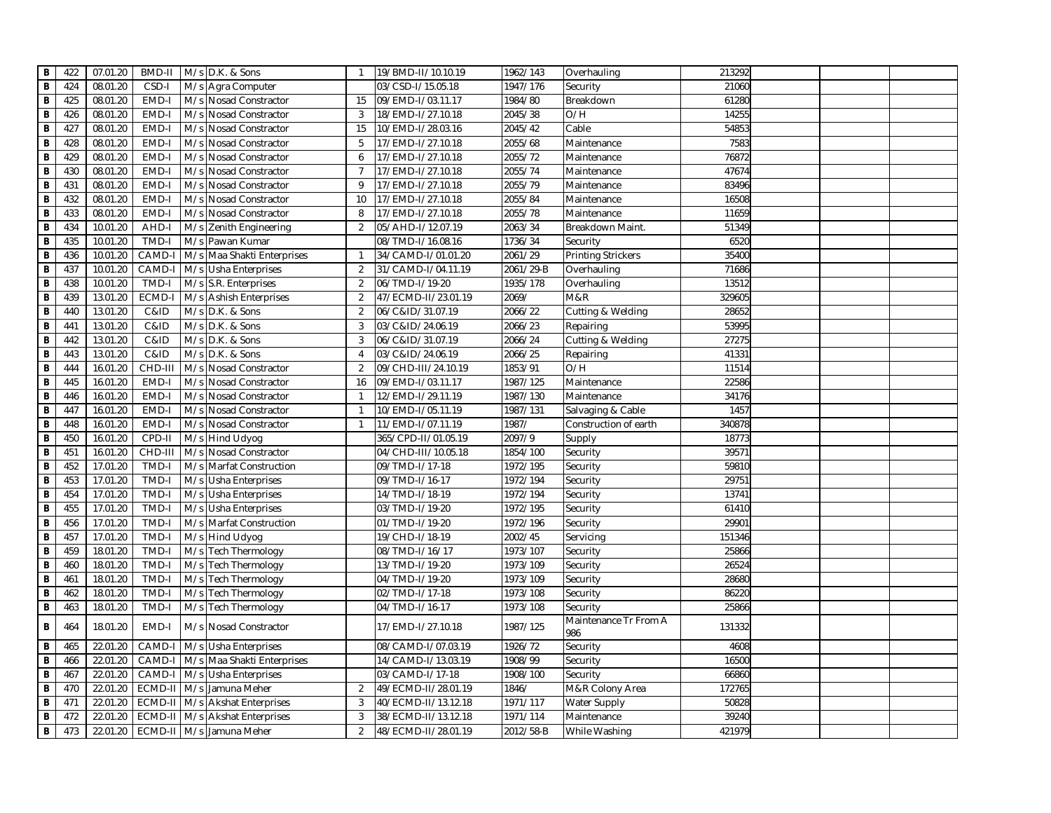| B | 422 | 07.01.20 | BMD-II | M/s | D.K. & Sons | 1 | 19/BMD-II/10.10.19 | 1962/143 | Overhauling | 213292 | | | |
|---|---|---|---|---|---|---|---|---|---|---|---|---|---|
| B | 424 | 08.01.20 | CSD-I | M/s | Agra Computer | | 03/CSD-I/15.05.18 | 1947/176 | Security | 21060 | | | |
| B | 425 | 08.01.20 | EMD-I | M/s | Nosad Constractor | 15 | 09/EMD-I/03.11.17 | 1984/80 | Breakdown | 61280 | | | |
| B | 426 | 08.01.20 | EMD-I | M/s | Nosad Constractor | 3 | 18/EMD-I/27.10.18 | 2045/38 | O/H | 14255 | | | |
| B | 427 | 08.01.20 | EMD-I | M/s | Nosad Constractor | 15 | 10/EMD-I/28.03.16 | 2045/42 | Cable | 54853 | | | |
| B | 428 | 08.01.20 | EMD-I | M/s | Nosad Constractor | 5 | 17/EMD-I/27.10.18 | 2055/68 | Maintenance | 7583 | | | |
| B | 429 | 08.01.20 | EMD-I | M/s | Nosad Constractor | 6 | 17/EMD-I/27.10.18 | 2055/72 | Maintenance | 76872 | | | |
| B | 430 | 08.01.20 | EMD-I | M/s | Nosad Constractor | 7 | 17/EMD-I/27.10.18 | 2055/74 | Maintenance | 47674 | | | |
| B | 431 | 08.01.20 | EMD-I | M/s | Nosad Constractor | 9 | 17/EMD-I/27.10.18 | 2055/79 | Maintenance | 83496 | | | |
| B | 432 | 08.01.20 | EMD-I | M/s | Nosad Constractor | 10 | 17/EMD-I/27.10.18 | 2055/84 | Maintenance | 16508 | | | |
| B | 433 | 08.01.20 | EMD-I | M/s | Nosad Constractor | 8 | 17/EMD-I/27.10.18 | 2055/78 | Maintenance | 11659 | | | |
| B | 434 | 10.01.20 | AHD-I | M/s | Zenith Engineering | 2 | 05/AHD-I/12.07.19 | 2063/34 | Breakdown Maint. | 51349 | | | |
| B | 435 | 10.01.20 | TMD-I | M/s | Pawan Kumar | | 08/TMD-I/16.08.16 | 1736/34 | Security | 6520 | | | |
| B | 436 | 10.01.20 | CAMD-I | M/s | Maa Shakti Enterprises | 1 | 34/CAMD-I/01.01.20 | 2061/29 | Printing Strickers | 35400 | | | |
| B | 437 | 10.01.20 | CAMD-I | M/s | Usha Enterprises | 2 | 31/CAMD-I/04.11.19 | 2061/29-B | Overhauling | 71686 | | | |
| B | 438 | 10.01.20 | TMD-I | M/s | S.R. Enterprises | 2 | 06/TMD-I/19-20 | 1935/178 | Overhauling | 13512 | | | |
| B | 439 | 13.01.20 | ECMD-I | M/s | Ashish Enterprises | 2 | 47/ECMD-II/23.01.19 | 2069/ | M&R | 329605 | | | |
| B | 440 | 13.01.20 | C&ID | M/s | D.K. & Sons | 2 | 06/C&ID/31.07.19 | 2066/22 | Cutting & Welding | 28652 | | | |
| B | 441 | 13.01.20 | C&ID | M/s | D.K. & Sons | 3 | 03/C&ID/24.06.19 | 2066/23 | Repairing | 53995 | | | |
| B | 442 | 13.01.20 | C&ID | M/s | D.K. & Sons | 3 | 06/C&ID/31.07.19 | 2066/24 | Cutting & Welding | 27275 | | | |
| B | 443 | 13.01.20 | C&ID | M/s | D.K. & Sons | 4 | 03/C&ID/24.06.19 | 2066/25 | Repairing | 41331 | | | |
| B | 444 | 16.01.20 | CHD-III | M/s | Nosad Constractor | 2 | 09/CHD-III/24.10.19 | 1853/91 | O/H | 11514 | | | |
| B | 445 | 16.01.20 | EMD-I | M/s | Nosad Constractor | 16 | 09/EMD-I/03.11.17 | 1987/125 | Maintenance | 22586 | | | |
| B | 446 | 16.01.20 | EMD-I | M/s | Nosad Constractor | 1 | 12/EMD-I/29.11.19 | 1987/130 | Maintenance | 34176 | | | |
| B | 447 | 16.01.20 | EMD-I | M/s | Nosad Constractor | 1 | 10/EMD-I/05.11.19 | 1987/131 | Salvaging & Cable | 1457 | | | |
| B | 448 | 16.01.20 | EMD-I | M/s | Nosad Constractor | 1 | 11/EMD-I/07.11.19 | 1987/ | Construction of earth | 340878 | | | |
| B | 450 | 16.01.20 | CPD-II | M/s | Hind Udyog | | 365/CPD-II/01.05.19 | 2097/9 | Supply | 18773 | | | |
| B | 451 | 16.01.20 | CHD-III | M/s | Nosad Constractor | | 04/CHD-III/10.05.18 | 1854/100 | Security | 39571 | | | |
| B | 452 | 17.01.20 | TMD-I | M/s | Marfat Construction | | 09/TMD-I/17-18 | 1972/195 | Security | 59810 | | | |
| B | 453 | 17.01.20 | TMD-I | M/s | Usha Enterprises | | 09/TMD-I/16-17 | 1972/194 | Security | 29751 | | | |
| B | 454 | 17.01.20 | TMD-I | M/s | Usha Enterprises | | 14/TMD-I/18-19 | 1972/194 | Security | 13741 | | | |
| B | 455 | 17.01.20 | TMD-I | M/s | Usha Enterprises | | 03/TMD-I/19-20 | 1972/195 | Security | 61410 | | | |
| B | 456 | 17.01.20 | TMD-I | M/s | Marfat Construction | | 01/TMD-I/19-20 | 1972/196 | Security | 29901 | | | |
| B | 457 | 17.01.20 | TMD-I | M/s | Hind Udyog | | 19/CHD-I/18-19 | 2002/45 | Servicing | 151346 | | | |
| B | 459 | 18.01.20 | TMD-I | M/s | Tech Thermology | | 08/TMD-I/16/17 | 1973/107 | Security | 25866 | | | |
| B | 460 | 18.01.20 | TMD-I | M/s | Tech Thermology | | 13/TMD-I/19-20 | 1973/109 | Security | 26524 | | | |
| B | 461 | 18.01.20 | TMD-I | M/s | Tech Thermology | | 04/TMD-I/19-20 | 1973/109 | Security | 28680 | | | |
| B | 462 | 18.01.20 | TMD-I | M/s | Tech Thermology | | 02/TMD-I/17-18 | 1973/108 | Security | 86220 | | | |
| B | 463 | 18.01.20 | TMD-I | M/s | Tech Thermology | | 04/TMD-I/16-17 | 1973/108 | Security | 25866 | | | |
| B | 464 | 18.01.20 | EMD-I | M/s | Nosad Constractor | | 17/EMD-I/27.10.18 | 1987/125 | Maintenance Tr From A 986 | 131332 | | | |
| B | 465 | 22.01.20 | CAMD-I | M/s | Usha Enterprises | | 08/CAMD-I/07.03.19 | 1926/72 | Security | 4608 | | | |
| B | 466 | 22.01.20 | CAMD-I | M/s | Maa Shakti Enterprises | | 14/CAMD-I/13.03.19 | 1908/99 | Security | 16500 | | | |
| B | 467 | 22.01.20 | CAMD-I | M/s | Usha Enterprises | | 03/CAMD-I/17-18 | 1908/100 | Security | 66860 | | | |
| B | 470 | 22.01.20 | ECMD-II | M/s | Jamuna Meher | 2 | 49/ECMD-II/28.01.19 | 1846/ | M&R Colony Area | 172765 | | | |
| B | 471 | 22.01.20 | ECMD-II | M/s | Akshat Enterprises | 3 | 40/ECMD-II/13.12.18 | 1971/117 | Water Supply | 50828 | | | |
| B | 472 | 22.01.20 | ECMD-II | M/s | Akshat Enterprises | 3 | 38/ECMD-II/13.12.18 | 1971/114 | Maintenance | 39240 | | | |
| B | 473 | 22.01.20 | ECMD-II | M/s | Jamuna Meher | 2 | 48/ECMD-II/28.01.19 | 2012/58-B | While Washing | 421979 | | | |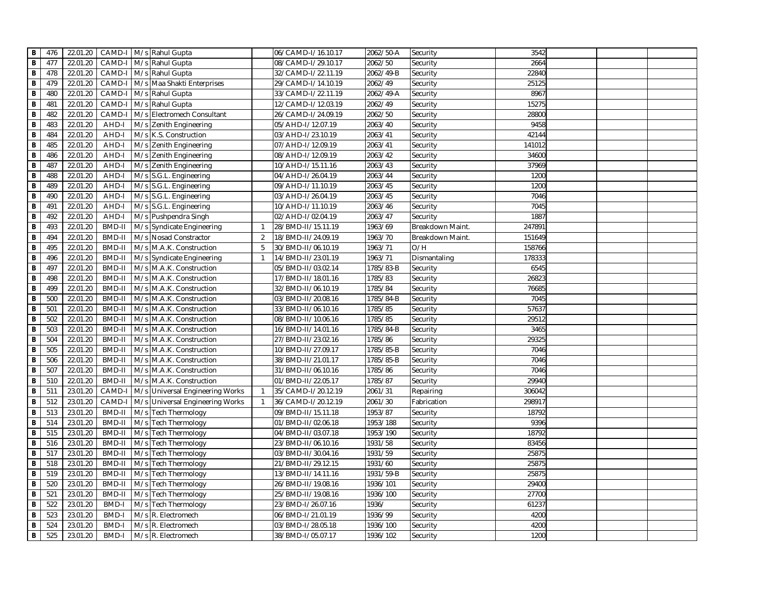| | | | | | | | | | | | | |
|---|---|---|---|---|---|---|---|---|---|---|---|---|
| B | 476 | 22.01.20 | CAMD-I | M/s | Rahul Gupta | | 06/CAMD-I/16.10.17 | 2062/50-A | Security | 3542 | | | |
| B | 477 | 22.01.20 | CAMD-I | M/s | Rahul Gupta | | 08/CAMD-I/29.10.17 | 2062/50 | Security | 2664 | | | |
| B | 478 | 22.01.20 | CAMD-I | M/s | Rahul Gupta | | 32/CAMD-I/22.11.19 | 2062/49-B | Security | 22840 | | | |
| B | 479 | 22.01.20 | CAMD-I | M/s | Maa Shakti Enterprises | | 29/CAMD-I/14.10.19 | 2062/49 | Security | 25125 | | | |
| B | 480 | 22.01.20 | CAMD-I | M/s | Rahul Gupta | | 33/CAMD-I/22.11.19 | 2062/49-A | Security | 8967 | | | |
| B | 481 | 22.01.20 | CAMD-I | M/s | Rahul Gupta | | 12/CAMD-I/12.03.19 | 2062/49 | Security | 15275 | | | |
| B | 482 | 22.01.20 | CAMD-I | M/s | Electromech Consultant | | 26/CAMD-I/24.09.19 | 2062/50 | Security | 28800 | | | |
| B | 483 | 22.01.20 | AHD-I | M/s | Zenith Engineering | | 05/AHD-I/12.07.19 | 2063/40 | Security | 9458 | | | |
| B | 484 | 22.01.20 | AHD-I | M/s | K.S. Construction | | 03/AHD-I/23.10.19 | 2063/41 | Security | 42144 | | | |
| B | 485 | 22.01.20 | AHD-I | M/s | Zenith Engineering | | 07/AHD-I/12.09.19 | 2063/41 | Security | 141012 | | | |
| B | 486 | 22.01.20 | AHD-I | M/s | Zenith Engineering | | 08/AHD-I/12.09.19 | 2063/42 | Security | 34600 | | | |
| B | 487 | 22.01.20 | AHD-I | M/s | Zenith Engineering | | 10/AHD-I/15.11.16 | 2063/43 | Security | 37969 | | | |
| B | 488 | 22.01.20 | AHD-I | M/s | S.G.L. Engineering | | 04/AHD-I/26.04.19 | 2063/44 | Security | 1200 | | | |
| B | 489 | 22.01.20 | AHD-I | M/s | S.G.L. Engineering | | 09/AHD-I/11.10.19 | 2063/45 | Security | 1200 | | | |
| B | 490 | 22.01.20 | AHD-I | M/s | S.G.L. Engineering | | 03/AHD-I/26.04.19 | 2063/45 | Security | 7046 | | | |
| B | 491 | 22.01.20 | AHD-I | M/s | S.G.L. Engineering | | 10/AHD-I/11.10.19 | 2063/46 | Security | 7045 | | | |
| B | 492 | 22.01.20 | AHD-I | M/s | Pushpendra Singh | | 02/AHD-I/02.04.19 | 2063/47 | Security | 1887 | | | |
| B | 493 | 22.01.20 | BMD-II | M/s | Syndicate Engineering | 1 | 28/BMD-II/15.11.19 | 1963/69 | Breakdown Maint. | 247891 | | | |
| B | 494 | 22.01.20 | BMD-II | M/s | Nosad Constractor | 2 | 18/BMD-II/24.09.19 | 1963/70 | Breakdown Maint. | 151649 | | | |
| B | 495 | 22.01.20 | BMD-II | M/s | M.A.K. Construction | 5 | 30/BMD-II/06.10.19 | 1963/71 | O/H | 158766 | | | |
| B | 496 | 22.01.20 | BMD-II | M/s | Syndicate Engineering | 1 | 14/BMD-II/23.01.19 | 1963/71 | Dismantaling | 178333 | | | |
| B | 497 | 22.01.20 | BMD-II | M/s | M.A.K. Construction | | 05/BMD-II/03.02.14 | 1785/83-B | Security | 6545 | | | |
| B | 498 | 22.01.20 | BMD-II | M/s | M.A.K. Construction | | 17/BMD-II/18.01.16 | 1785/83 | Security | 26823 | | | |
| B | 499 | 22.01.20 | BMD-II | M/s | M.A.K. Construction | | 32/BMD-II/06.10.19 | 1785/84 | Security | 76685 | | | |
| B | 500 | 22.01.20 | BMD-II | M/s | M.A.K. Construction | | 03/BMD-II/20.08.16 | 1785/84-B | Security | 7045 | | | |
| B | 501 | 22.01.20 | BMD-II | M/s | M.A.K. Construction | | 33/BMD-II/06.10.16 | 1785/85 | Security | 57637 | | | |
| B | 502 | 22.01.20 | BMD-II | M/s | M.A.K. Construction | | 08/BMD-II/10.06.16 | 1785/85 | Security | 29512 | | | |
| B | 503 | 22.01.20 | BMD-II | M/s | M.A.K. Construction | | 16/BMD-II/14.01.16 | 1785/84-B | Security | 3465 | | | |
| B | 504 | 22.01.20 | BMD-II | M/s | M.A.K. Construction | | 27/BMD-II/23.02.16 | 1785/86 | Security | 29325 | | | |
| B | 505 | 22.01.20 | BMD-II | M/s | M.A.K. Construction | | 10/BMD-II/27.09.17 | 1785/85-B | Security | 7046 | | | |
| B | 506 | 22.01.20 | BMD-II | M/s | M.A.K. Construction | | 38/BMD-II/21.01.17 | 1785/85-B | Security | 7046 | | | |
| B | 507 | 22.01.20 | BMD-II | M/s | M.A.K. Construction | | 31/BMD-II/06.10.16 | 1785/86 | Security | 7046 | | | |
| B | 510 | 22.01.20 | BMD-II | M/s | M.A.K. Construction | | 01/BMD-II/22.05.17 | 1785/87 | Security | 29940 | | | |
| B | 511 | 23.01.20 | CAMD-I | M/s | Universal Engineering Works | 1 | 35/CAMD-I/20.12.19 | 2061/31 | Repairing | 306042 | | | |
| B | 512 | 23.01.20 | CAMD-I | M/s | Universal Engineering Works | 1 | 36/CAMD-I/20.12.19 | 2061/30 | Fabrication | 298917 | | | |
| B | 513 | 23.01.20 | BMD-II | M/s | Tech Thermology | | 09/BMD-II/15.11.18 | 1953/87 | Security | 18792 | | | |
| B | 514 | 23.01.20 | BMD-II | M/s | Tech Thermology | | 01/BMD-II/02.06.18 | 1953/188 | Security | 9396 | | | |
| B | 515 | 23.01.20 | BMD-II | M/s | Tech Thermology | | 04/BMD-II/03.07.18 | 1953/190 | Security | 18792 | | | |
| B | 516 | 23.01.20 | BMD-II | M/s | Tech Thermology | | 23/BMD-II/06.10.16 | 1931/58 | Security | 83456 | | | |
| B | 517 | 23.01.20 | BMD-II | M/s | Tech Thermology | | 03/BMD-II/30.04.16 | 1931/59 | Security | 25875 | | | |
| B | 518 | 23.01.20 | BMD-II | M/s | Tech Thermology | | 21/BMD-II/29.12.15 | 1931/60 | Security | 25875 | | | |
| B | 519 | 23.01.20 | BMD-II | M/s | Tech Thermology | | 13/BMD-II/14.11.16 | 1931/59-B | Security | 25875 | | | |
| B | 520 | 23.01.20 | BMD-II | M/s | Tech Thermology | | 26/BMD-II/19.08.16 | 1936/101 | Security | 29400 | | | |
| B | 521 | 23.01.20 | BMD-II | M/s | Tech Thermology | | 25/BMD-II/19.08.16 | 1936/100 | Security | 27700 | | | |
| B | 522 | 23.01.20 | BMD-I | M/s | Tech Thermology | | 23/BMD-I/26.07.16 | 1936/ | Security | 61237 | | | |
| B | 523 | 23.01.20 | BMD-I | M/s | R. Electromech | | 06/BMD-I/21.01.19 | 1936/99 | Security | 4200 | | | |
| B | 524 | 23.01.20 | BMD-I | M/s | R. Electromech | | 03/BMD-I/28.05.18 | 1936/100 | Security | 4200 | | | |
| B | 525 | 23.01.20 | BMD-I | M/s | R. Electromech | | 38/BMD-I/05.07.17 | 1936/102 | Security | 1200 | | | |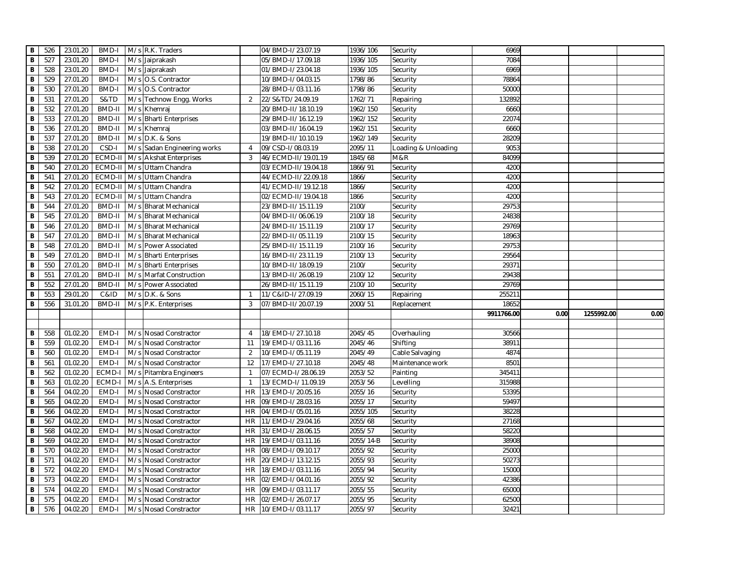| | | | | | | | | | | | | | |
|---|---|---|---|---|---|---|---|---|---|---|---|---|---|
| B | 526 | 23.01.20 | BMD-I | M/s | R.K. Traders | | 04/BMD-I/23.07.19 | 1936/106 | Security | 6969 | | | |
| B | 527 | 23.01.20 | BMD-I | M/s | Jaiprakash | | 05/BMD-I/17.09.18 | 1936/105 | Security | 7084 | | | |
| B | 528 | 23.01.20 | BMD-I | M/s | Jaiprakash | | 01/BMD-I/23.04.18 | 1936/105 | Security | 6969 | | | |
| B | 529 | 27.01.20 | BMD-I | M/s | O.S. Contractor | | 10/BMD-I/04.03.15 | 1798/86 | Security | 78864 | | | |
| B | 530 | 27.01.20 | BMD-I | M/s | O.S. Contractor | | 28/BMD-I/03.11.16 | 1798/86 | Security | 50000 | | | |
| B | 531 | 27.01.20 | S&TD | M/s | Technow Engg. Works | 2 | 22/S&TD/24.09.19 | 1762/71 | Repairing | 132892 | | | |
| B | 532 | 27.01.20 | BMD-II | M/s | Khemraj | | 20/BMD-II/18.10.19 | 1962/150 | Security | 6660 | | | |
| B | 533 | 27.01.20 | BMD-II | M/s | Bharti Enterprises | | 29/BMD-II/16.12.19 | 1962/152 | Security | 22074 | | | |
| B | 536 | 27.01.20 | BMD-II | M/s | Khemraj | | 03/BMD-II/16.04.19 | 1962/151 | Security | 6660 | | | |
| B | 537 | 27.01.20 | BMD-II | M/s | D.K. & Sons | | 19/BMD-II/10.10.19 | 1962/149 | Security | 28209 | | | |
| B | 538 | 27.01.20 | CSD-I | M/s | Sadan Engineering works | 4 | 09/CSD-I/08.03.19 | 2095/11 | Loading & Unloading | 9053 | | | |
| B | 539 | 27.01.20 | ECMD-II | M/s | Akshat Enterprises | 3 | 46/ECMD-II/19.01.19 | 1845/68 | M&R | 84099 | | | |
| B | 540 | 27.01.20 | ECMD-II | M/s | Uttam Chandra | | 03/ECMD-II/19.04.18 | 1866/91 | Security | 4200 | | | |
| B | 541 | 27.01.20 | ECMD-II | M/s | Uttam Chandra | | 44/ECMD-II/22.09.18 | 1866/ | Security | 4200 | | | |
| B | 542 | 27.01.20 | ECMD-II | M/s | Uttam Chandra | | 41/ECMD-II/19.12.18 | 1866/ | Security | 4200 | | | |
| B | 543 | 27.01.20 | ECMD-II | M/s | Uttam Chandra | | 02/ECMD-II/19.04.18 | 1866 | Security | 4200 | | | |
| B | 544 | 27.01.20 | BMD-II | M/s | Bharat Mechanical | | 23/BMD-II/15.11.19 | 2100/ | Security | 29753 | | | |
| B | 545 | 27.01.20 | BMD-II | M/s | Bharat Mechanical | | 04/BMD-II/06.06.19 | 2100/18 | Security | 24838 | | | |
| B | 546 | 27.01.20 | BMD-II | M/s | Bharat Mechanical | | 24/BMD-II/15.11.19 | 2100/17 | Security | 29769 | | | |
| B | 547 | 27.01.20 | BMD-II | M/s | Bharat Mechanical | | 22/BMD-II/05.11.19 | 2100/15 | Security | 18963 | | | |
| B | 548 | 27.01.20 | BMD-II | M/s | Power Associated | | 25/BMD-II/15.11.19 | 2100/16 | Security | 29753 | | | |
| B | 549 | 27.01.20 | BMD-II | M/s | Bharti Enterprises | | 16/BMD-II/23.11.19 | 2100/13 | Security | 29564 | | | |
| B | 550 | 27.01.20 | BMD-II | M/s | Bharti Enterprises | | 10/BMD-II/18.09.19 | 2100/ | Security | 29371 | | | |
| B | 551 | 27.01.20 | BMD-II | M/s | Marfat Construction | | 13/BMD-II/26.08.19 | 2100/12 | Security | 29438 | | | |
| B | 552 | 27.01.20 | BMD-II | M/s | Power Associated | | 26/BMD-II/15.11.19 | 2100/10 | Security | 29769 | | | |
| B | 553 | 29.01.20 | C&ID | M/s | D.K. & Sons | 1 | 11/C&ID-I/27.09.19 | 2060/15 | Repairing | 255211 | | | |
| B | 556 | 31.01.20 | BMD-II | M/s | P.K. Enterprises | 3 | 07/BMD-II/20.07.19 | 2000/51 | Replacement | 18652 | | | |
| | | | | | | | | | | 9911766.00 | 0.00 | 1255992.00 | 0.00 |
| | | | | | | | | | | | | | |
| B | 558 | 01.02.20 | EMD-I | M/s | Nosad Constractor | 4 | 18/EMD-I/27.10.18 | 2045/45 | Overhauling | 30566 | | | |
| B | 559 | 01.02.20 | EMD-I | M/s | Nosad Constractor | 11 | 19/EMD-I/03.11.16 | 2045/46 | Shifting | 38911 | | | |
| B | 560 | 01.02.20 | EMD-I | M/s | Nosad Constractor | 2 | 10/EMD-I/05.11.19 | 2045/49 | Cable Salvaging | 4874 | | | |
| B | 561 | 01.02.20 | EMD-I | M/s | Nosad Constractor | 12 | 17/EMD-I/27.10.18 | 2045/48 | Maintenance work | 8501 | | | |
| B | 562 | 01.02.20 | ECMD-I | M/s | Pitambra Engineers | 1 | 07/ECMD-I/28.06.19 | 2053/52 | Painting | 345411 | | | |
| B | 563 | 01.02.20 | ECMD-I | M/s | A.S. Enterprises | 1 | 13/ECMD-I/11.09.19 | 2053/56 | Levelling | 315988 | | | |
| B | 564 | 04.02.20 | EMD-I | M/s | Nosad Constractor | HR | 13/EMD-I/20.05.16 | 2055/16 | Security | 53395 | | | |
| B | 565 | 04.02.20 | EMD-I | M/s | Nosad Constractor | HR | 09/EMD-I/28.03.16 | 2055/17 | Security | 59497 | | | |
| B | 566 | 04.02.20 | EMD-I | M/s | Nosad Constractor | HR | 04/EMD-I/05.01.16 | 2055/105 | Security | 38228 | | | |
| B | 567 | 04.02.20 | EMD-I | M/s | Nosad Constractor | HR | 11/EMD-I/29.04.16 | 2055/68 | Security | 27168 | | | |
| B | 568 | 04.02.20 | EMD-I | M/s | Nosad Constractor | HR | 31/EMD-I/28.06.15 | 2055/57 | Security | 58220 | | | |
| B | 569 | 04.02.20 | EMD-I | M/s | Nosad Constractor | HR | 19/EMD-I/03.11.16 | 2055/14-B | Security | 38908 | | | |
| B | 570 | 04.02.20 | EMD-I | M/s | Nosad Constractor | HR | 08/EMD-I/09.10.17 | 2055/92 | Security | 25000 | | | |
| B | 571 | 04.02.20 | EMD-I | M/s | Nosad Constractor | HR | 20/EMD-I/13.12.15 | 2055/93 | Security | 50273 | | | |
| B | 572 | 04.02.20 | EMD-I | M/s | Nosad Constractor | HR | 18/EMD-I/03.11.16 | 2055/94 | Security | 15000 | | | |
| B | 573 | 04.02.20 | EMD-I | M/s | Nosad Constractor | HR | 02/EMD-I/04.01.16 | 2055/92 | Security | 42386 | | | |
| B | 574 | 04.02.20 | EMD-I | M/s | Nosad Constractor | HR | 09/EMD-I/03.11.17 | 2055/55 | Security | 65000 | | | |
| B | 575 | 04.02.20 | EMD-I | M/s | Nosad Constractor | HR | 02/EMD-I/26.07.17 | 2055/95 | Security | 62500 | | | |
| B | 576 | 04.02.20 | EMD-I | M/s | Nosad Constractor | HR | 10/EMD-I/03.11.17 | 2055/97 | Security | 32421 | | | |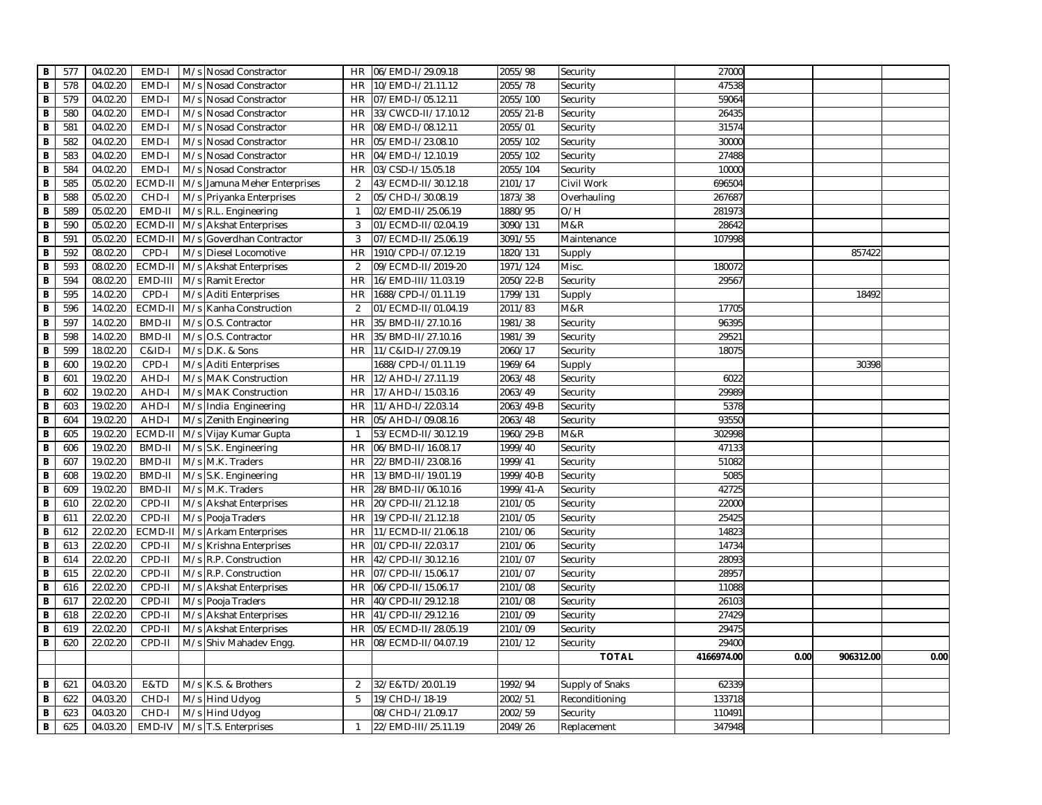| B | 577 | 04.02.20 | EMD-I | M/s | Nosad Constractor | HR | 06/EMD-I/29.09.18 | 2055/98 | Security | 27000 | | | |
|---|---|---|---|---|---|---|---|---|---|---|---|---|---|
| B | 578 | 04.02.20 | EMD-I | M/s | Nosad Constractor | HR | 10/EMD-I/21.11.12 | 2055/78 | Security | 47538 | | | |
| B | 579 | 04.02.20 | EMD-I | M/s | Nosad Constractor | HR | 07/EMD-I/05.12.11 | 2055/100 | Security | 59064 | | | |
| B | 580 | 04.02.20 | EMD-I | M/s | Nosad Constractor | HR | 33/CWCD-II/17.10.12 | 2055/21-B | Security | 26435 | | | |
| B | 581 | 04.02.20 | EMD-I | M/s | Nosad Constractor | HR | 08/EMD-I/08.12.11 | 2055/01 | Security | 31574 | | | |
| B | 582 | 04.02.20 | EMD-I | M/s | Nosad Constractor | HR | 05/EMD-I/23.08.10 | 2055/102 | Security | 30000 | | | |
| B | 583 | 04.02.20 | EMD-I | M/s | Nosad Constractor | HR | 04/EMD-I/12.10.19 | 2055/102 | Security | 27488 | | | |
| B | 584 | 04.02.20 | EMD-I | M/s | Nosad Constractor | HR | 03/CSD-I/15.05.18 | 2055/104 | Security | 10000 | | | |
| B | 585 | 05.02.20 | ECMD-II | M/s | Jamuna Meher Enterprises | 2 | 43/ECMD-II/30.12.18 | 2101/17 | Civil Work | 696504 | | | |
| B | 588 | 05.02.20 | CHD-I | M/s | Priyanka Enterprises | 2 | 05/CHD-I/30.08.19 | 1873/38 | Overhauling | 267687 | | | |
| B | 589 | 05.02.20 | EMD-II | M/s | R.L. Engineering | 1 | 02/EMD-II/25.06.19 | 1880/95 | O/H | 281973 | | | |
| B | 590 | 05.02.20 | ECMD-II | M/s | Akshat Enterprises | 3 | 01/ECMD-II/02.04.19 | 3090/131 | M&R | 28642 | | | |
| B | 591 | 05.02.20 | ECMD-II | M/s | Goverdhan Contractor | 3 | 07/ECMD-II/25.06.19 | 3091/55 | Maintenance | 107998 | | | |
| B | 592 | 08.02.20 | CPD-I | M/s | Diesel Locomotive | HR | 1910/CPD-I/07.12.19 | 1820/131 | Supply | | | 857422 | |
| B | 593 | 08.02.20 | ECMD-II | M/s | Akshat Enterprises | 2 | 09/ECMD-II/2019-20 | 1971/124 | Misc. | 180072 | | | |
| B | 594 | 08.02.20 | EMD-III | M/s | Ramit Erector | HR | 16/EMD-III/11.03.19 | 2050/22-B | Security | 29567 | | | |
| B | 595 | 14.02.20 | CPD-I | M/s | Aditi Enterprises | HR | 1688/CPD-I/01.11.19 | 1799/131 | Supply | | | 18492 | |
| B | 596 | 14.02.20 | ECMD-II | M/s | Kanha Construction | 2 | 01/ECMD-II/01.04.19 | 2011/83 | M&R | 17705 | | | |
| B | 597 | 14.02.20 | BMD-II | M/s | O.S. Contractor | HR | 35/BMD-II/27.10.16 | 1981/38 | Security | 96395 | | | |
| B | 598 | 14.02.20 | BMD-II | M/s | O.S. Contractor | HR | 35/BMD-II/27.10.16 | 1981/39 | Security | 29521 | | | |
| B | 599 | 18.02.20 | C&ID-I | M/s | D.K. & Sons | HR | 11/C&ID-I/27.09.19 | 2060/17 | Security | 18075 | | | |
| B | 600 | 19.02.20 | CPD-I | M/s | Aditi Enterprises | | 1688/CPD-I/01.11.19 | 1969/64 | Supply | | | 30398 | |
| B | 601 | 19.02.20 | AHD-I | M/s | MAK Construction | HR | 12/AHD-I/27.11.19 | 2063/48 | Security | 6022 | | | |
| B | 602 | 19.02.20 | AHD-I | M/s | MAK Construction | HR | 17/AHD-I/15.03.16 | 2063/49 | Security | 29989 | | | |
| B | 603 | 19.02.20 | AHD-I | M/s | India Engineering | HR | 11/AHD-I/22.03.14 | 2063/49-B | Security | 5378 | | | |
| B | 604 | 19.02.20 | AHD-I | M/s | Zenith Engineering | HR | 05/AHD-I/09.08.16 | 2063/48 | Security | 93550 | | | |
| B | 605 | 19.02.20 | ECMD-II | M/s | Vijay Kumar Gupta | 1 | 53/ECMD-II/30.12.19 | 1960/29-B | M&R | 302998 | | | |
| B | 606 | 19.02.20 | BMD-II | M/s | S.K. Engineering | HR | 06/BMD-II/16.08.17 | 1999/40 | Security | 47133 | | | |
| B | 607 | 19.02.20 | BMD-II | M/s | M.K. Traders | HR | 22/BMD-II/23.08.16 | 1999/41 | Security | 51082 | | | |
| B | 608 | 19.02.20 | BMD-II | M/s | S.K. Engineering | HR | 13/BMD-II/19.01.19 | 1999/40-B | Security | 5085 | | | |
| B | 609 | 19.02.20 | BMD-II | M/s | M.K. Traders | HR | 28/BMD-II/06.10.16 | 1999/41-A | Security | 42725 | | | |
| B | 610 | 22.02.20 | CPD-II | M/s | Akshat Enterprises | HR | 20/CPD-II/21.12.18 | 2101/05 | Security | 22000 | | | |
| B | 611 | 22.02.20 | CPD-II | M/s | Pooja Traders | HR | 19/CPD-II/21.12.18 | 2101/05 | Security | 25425 | | | |
| B | 612 | 22.02.20 | ECMD-II | M/s | Arkam Enterprises | HR | 11/ECMD-II/21.06.18 | 2101/06 | Security | 14823 | | | |
| B | 613 | 22.02.20 | CPD-II | M/s | Krishna Enterprises | HR | 01/CPD-II/22.03.17 | 2101/06 | Security | 14734 | | | |
| B | 614 | 22.02.20 | CPD-II | M/s | R.P. Construction | HR | 42/CPD-II/30.12.16 | 2101/07 | Security | 28093 | | | |
| B | 615 | 22.02.20 | CPD-II | M/s | R.P. Construction | HR | 07/CPD-II/15.06.17 | 2101/07 | Security | 28957 | | | |
| B | 616 | 22.02.20 | CPD-II | M/s | Akshat Enterprises | HR | 06/CPD-II/15.06.17 | 2101/08 | Security | 11088 | | | |
| B | 617 | 22.02.20 | CPD-II | M/s | Pooja Traders | HR | 40/CPD-II/29.12.18 | 2101/08 | Security | 26103 | | | |
| B | 618 | 22.02.20 | CPD-II | M/s | Akshat Enterprises | HR | 41/CPD-II/29.12.16 | 2101/09 | Security | 27429 | | | |
| B | 619 | 22.02.20 | CPD-II | M/s | Akshat Enterprises | HR | 05/ECMD-II/28.05.19 | 2101/09 | Security | 29475 | | | |
| B | 620 | 22.02.20 | CPD-II | M/s | Shiv Mahadev Engg. | HR | 08/ECMD-II/04.07.19 | 2101/12 | Security | 29400 | | | |
| | | | | | | | | | **TOTAL** | **4166974.00** | **0.00** | **906312.00** | **0.00** |
| | | | | | | | | | | | | | |
| B | 621 | 04.03.20 | E&TD | M/s | K.S. & Brothers | 2 | 32/E&TD/20.01.19 | 1992/94 | Supply of Snaks | 62339 | | | |
| B | 622 | 04.03.20 | CHD-I | M/s | Hind Udyog | 5 | 19/CHD-I/18-19 | 2002/51 | Reconditioning | 133718 | | | |
| B | 623 | 04.03.20 | CHD-I | M/s | Hind Udyog | | 08/CHD-I/21.09.17 | 2002/59 | Security | 110491 | | | |
| B | 625 | 04.03.20 | EMD-IV | M/s | T.S. Enterprises | 1 | 22/EMD-III/25.11.19 | 2049/26 | Replacement | 347948 | | | |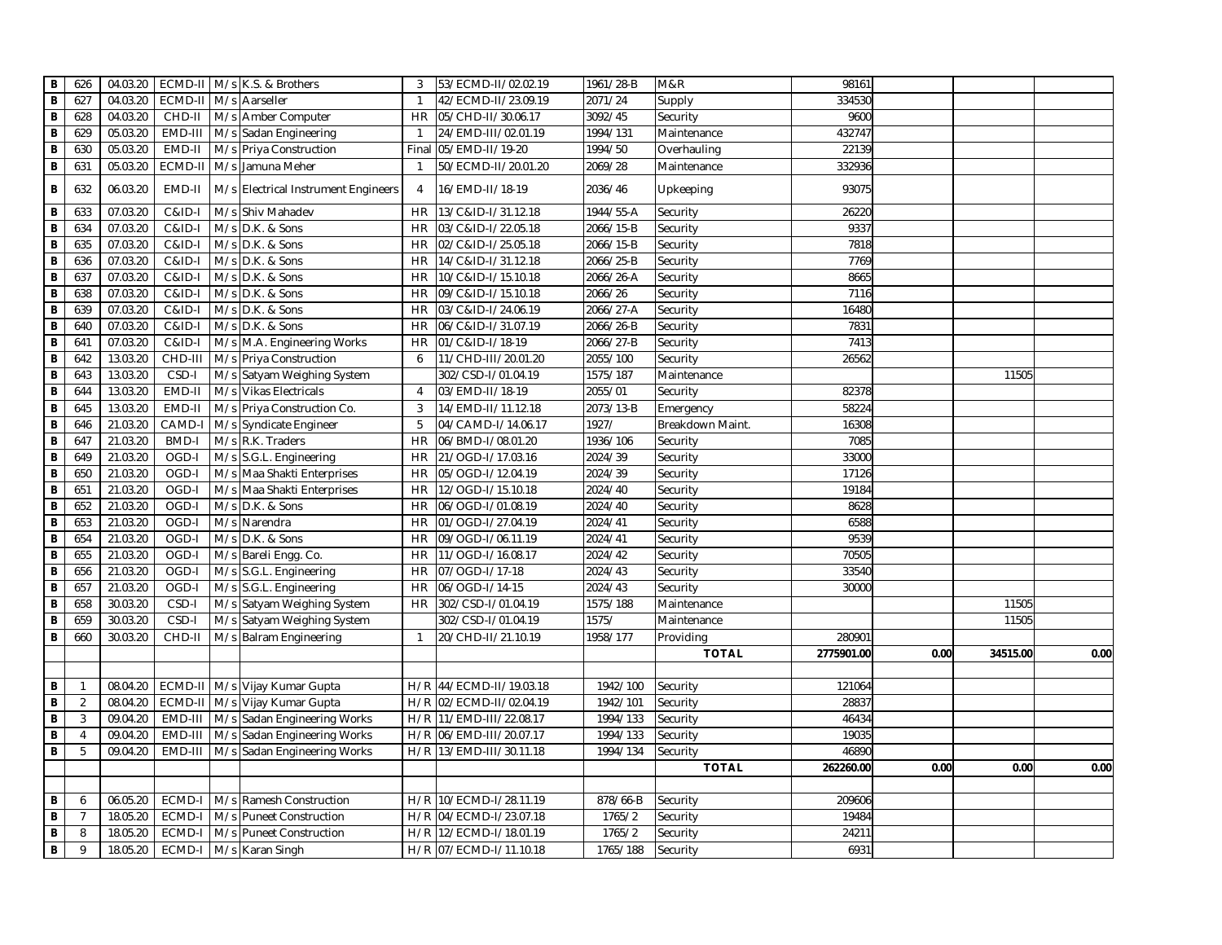| | | | | | | | | | | | | | |
|---|---|---|---|---|---|---|---|---|---|---|---|---|---|
| B | 626 | 04.03.20 | ECMD-II | M/s | K.S. & Brothers | 3 | 53/ECMD-II/02.02.19 | 1961/28-B | M&R | 98161 | | | |
| B | 627 | 04.03.20 | ECMD-II | M/s | Aarseller | 1 | 42/ECMD-II/23.09.19 | 2071/24 | Supply | 334530 | | | |
| B | 628 | 04.03.20 | CHD-II | M/s | Amber Computer | HR | 05/CHD-II/30.06.17 | 3092/45 | Security | 9600 | | | |
| B | 629 | 05.03.20 | EMD-III | M/s | Sadan Engineering | 1 | 24/EMD-III/02.01.19 | 1994/131 | Maintenance | 432747 | | | |
| B | 630 | 05.03.20 | EMD-II | M/s | Priya Construction | Final | 05/EMD-II/19-20 | 1994/50 | Overhauling | 22139 | | | |
| B | 631 | 05.03.20 | ECMD-II | M/s | Jamuna Meher | 1 | 50/ECMD-II/20.01.20 | 2069/28 | Maintenance | 332936 | | | |
| B | 632 | 06.03.20 | EMD-II | M/s | Electrical Instrument Engineers | 4 | 16/EMD-II/18-19 | 2036/46 | Upkeeping | 93075 | | | |
| B | 633 | 07.03.20 | C&ID-I | M/s | Shiv Mahadev | HR | 13/C&ID-I/31.12.18 | 1944/55-A | Security | 26220 | | | |
| B | 634 | 07.03.20 | C&ID-I | M/s | D.K. & Sons | HR | 03/C&ID-I/22.05.18 | 2066/15-B | Security | 9337 | | | |
| B | 635 | 07.03.20 | C&ID-I | M/s | D.K. & Sons | HR | 02/C&ID-I/25.05.18 | 2066/15-B | Security | 7818 | | | |
| B | 636 | 07.03.20 | C&ID-I | M/s | D.K. & Sons | HR | 14/C&ID-I/31.12.18 | 2066/25-B | Security | 7769 | | | |
| B | 637 | 07.03.20 | C&ID-I | M/s | D.K. & Sons | HR | 10/C&ID-I/15.10.18 | 2066/26-A | Security | 8665 | | | |
| B | 638 | 07.03.20 | C&ID-I | M/s | D.K. & Sons | HR | 09/C&ID-I/15.10.18 | 2066/26 | Security | 7116 | | | |
| B | 639 | 07.03.20 | C&ID-I | M/s | D.K. & Sons | HR | 03/C&ID-I/24.06.19 | 2066/27-A | Security | 16480 | | | |
| B | 640 | 07.03.20 | C&ID-I | M/s | D.K. & Sons | HR | 06/C&ID-I/31.07.19 | 2066/26-B | Security | 7831 | | | |
| B | 641 | 07.03.20 | C&ID-I | M/s | M.A. Engineering Works | HR | 01/C&ID-I/18-19 | 2066/27-B | Security | 7413 | | | |
| B | 642 | 13.03.20 | CHD-III | M/s | Priya Construction | 6 | 11/CHD-III/20.01.20 | 2055/100 | Security | 26562 | | | |
| B | 643 | 13.03.20 | CSD-I | M/s | Satyam Weighing System | | 302/CSD-I/01.04.19 | 1575/187 | Maintenance | | | 11505 | |
| B | 644 | 13.03.20 | EMD-II | M/s | Vikas Electricals | 4 | 03/EMD-II/18-19 | 2055/01 | Security | 82378 | | | |
| B | 645 | 13.03.20 | EMD-II | M/s | Priya Construction Co. | 3 | 14/EMD-II/11.12.18 | 2073/13-B | Emergency | 58224 | | | |
| B | 646 | 21.03.20 | CAMD-I | M/s | Syndicate Engineer | 5 | 04/CAMD-I/14.06.17 | 1927/ | Breakdown Maint. | 16308 | | | |
| B | 647 | 21.03.20 | BMD-I | M/s | R.K. Traders | HR | 06/BMD-I/08.01.20 | 1936/106 | Security | 7085 | | | |
| B | 649 | 21.03.20 | OGD-I | M/s | S.G.L. Engineering | HR | 21/OGD-I/17.03.16 | 2024/39 | Security | 33000 | | | |
| B | 650 | 21.03.20 | OGD-I | M/s | Maa Shakti Enterprises | HR | 05/OGD-I/12.04.19 | 2024/39 | Security | 17126 | | | |
| B | 651 | 21.03.20 | OGD-I | M/s | Maa Shakti Enterprises | HR | 12/OGD-I/15.10.18 | 2024/40 | Security | 19184 | | | |
| B | 652 | 21.03.20 | OGD-I | M/s | D.K. & Sons | HR | 06/OGD-I/01.08.19 | 2024/40 | Security | 8628 | | | |
| B | 653 | 21.03.20 | OGD-I | M/s | Narendra | HR | 01/OGD-I/27.04.19 | 2024/41 | Security | 6588 | | | |
| B | 654 | 21.03.20 | OGD-I | M/s | D.K. & Sons | HR | 09/OGD-I/06.11.19 | 2024/41 | Security | 9539 | | | |
| B | 655 | 21.03.20 | OGD-I | M/s | Bareli Engg. Co. | HR | 11/OGD-I/16.08.17 | 2024/42 | Security | 70505 | | | |
| B | 656 | 21.03.20 | OGD-I | M/s | S.G.L. Engineering | HR | 07/OGD-I/17-18 | 2024/43 | Security | 33540 | | | |
| B | 657 | 21.03.20 | OGD-I | M/s | S.G.L. Engineering | HR | 06/OGD-I/14-15 | 2024/43 | Security | 30000 | | | |
| B | 658 | 30.03.20 | CSD-I | M/s | Satyam Weighing System | HR | 302/CSD-I/01.04.19 | 1575/188 | Maintenance | | | 11505 | |
| B | 659 | 30.03.20 | CSD-I | M/s | Satyam Weighing System | | 302/CSD-I/01.04.19 | 1575/ | Maintenance | | | 11505 | |
| B | 660 | 30.03.20 | CHD-II | M/s | Balram Engineering | 1 | 20/CHD-II/21.10.19 | 1958/177 | Providing | 280901 | | | |
| | | | | | | | | | **TOTAL** | **2775901.00** | **0.00** | **34515.00** | **0.00** |
| | | | | | | | | | | | | | |
| B | 1 | 08.04.20 | ECMD-II | M/s | Vijay Kumar Gupta | H/R | 44/ECMD-II/19.03.18 | 1942/100 | Security | 121064 | | | |
| B | 2 | 08.04.20 | ECMD-II | M/s | Vijay Kumar Gupta | H/R | 02/ECMD-II/02.04.19 | 1942/101 | Security | 28837 | | | |
| B | 3 | 09.04.20 | EMD-III | M/s | Sadan Engineering Works | H/R | 11/EMD-III/22.08.17 | 1994/133 | Security | 46434 | | | |
| B | 4 | 09.04.20 | EMD-III | M/s | Sadan Engineering Works | H/R | 06/EMD-III/20.07.17 | 1994/133 | Security | 19035 | | | |
| B | 5 | 09.04.20 | EMD-III | M/s | Sadan Engineering Works | H/R | 13/EMD-III/30.11.18 | 1994/134 | Security | 46890 | | | |
| | | | | | | | | | **TOTAL** | **262260.00** | **0.00** | **0.00** | **0.00** |
| | | | | | | | | | | | | | |
| B | 6 | 06.05.20 | ECMD-I | M/s | Ramesh Construction | H/R | 10/ECMD-I/28.11.19 | 878/66-B | Security | 209606 | | | |
| B | 7 | 18.05.20 | ECMD-I | M/s | Puneet Construction | H/R | 04/ECMD-I/23.07.18 | 1765/2 | Security | 19484 | | | |
| B | 8 | 18.05.20 | ECMD-I | M/s | Puneet Construction | H/R | 12/ECMD-I/18.01.19 | 1765/2 | Security | 24211 | | | |
| B | 9 | 18.05.20 | ECMD-I | M/s | Karan Singh | H/R | 07/ECMD-I/11.10.18 | 1765/188 | Security | 6931 | | | |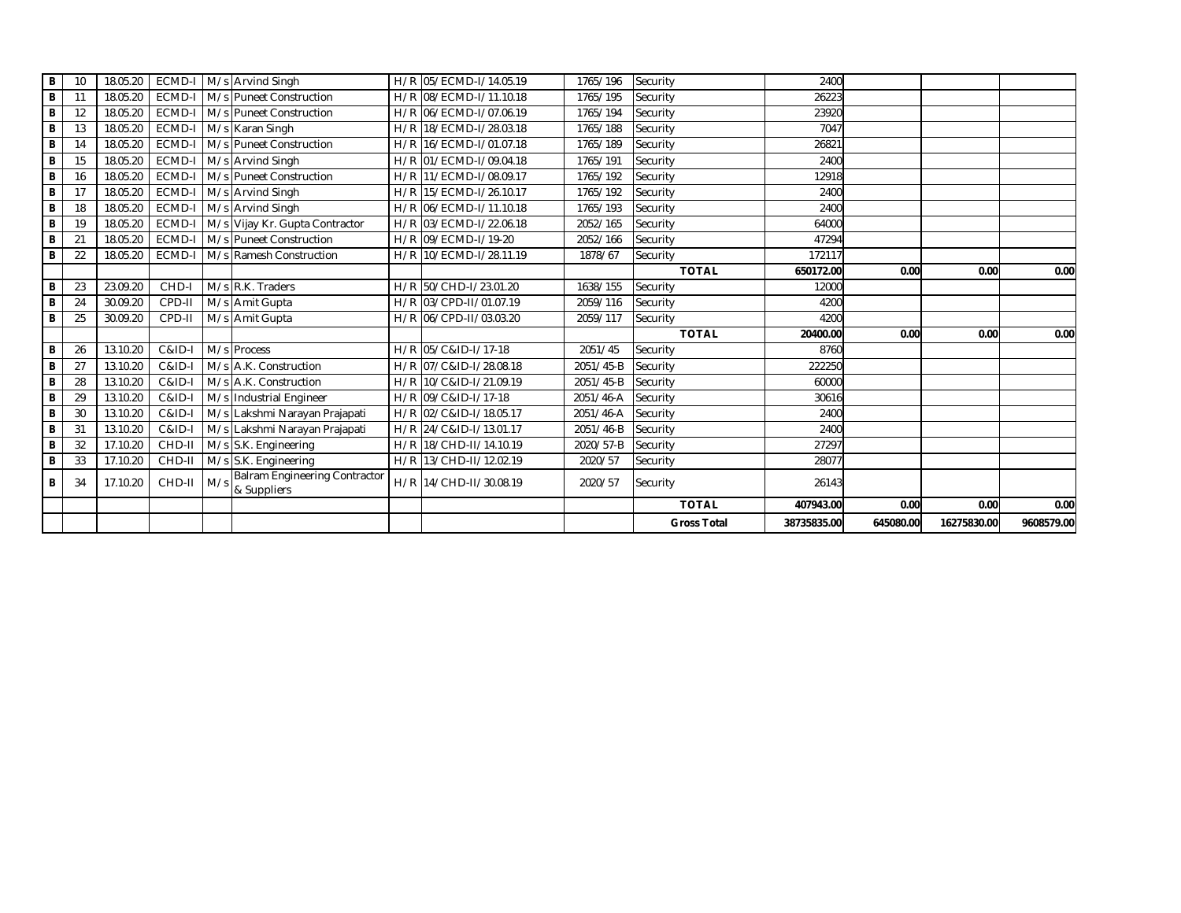| B | 10 | 18.05.20 | ECMD-I | M/s | Arvind Singh | H/R | 05/ECMD-I/14.05.19 | 1765/196 | Security | 2400 | | | |
|---|---|---|---|---|---|---|---|---|---|---|---|---|---|
| B | 11 | 18.05.20 | ECMD-I | M/s | Puneet Construction | H/R | 08/ECMD-I/11.10.18 | 1765/195 | Security | 26223 | | | |
| B | 12 | 18.05.20 | ECMD-I | M/s | Puneet Construction | H/R | 06/ECMD-I/07.06.19 | 1765/194 | Security | 23920 | | | |
| B | 13 | 18.05.20 | ECMD-I | M/s | Karan Singh | H/R | 18/ECMD-I/28.03.18 | 1765/188 | Security | 7047 | | | |
| B | 14 | 18.05.20 | ECMD-I | M/s | Puneet Construction | H/R | 16/ECMD-I/01.07.18 | 1765/189 | Security | 26821 | | | |
| B | 15 | 18.05.20 | ECMD-I | M/s | Arvind Singh | H/R | 01/ECMD-I/09.04.18 | 1765/191 | Security | 2400 | | | |
| B | 16 | 18.05.20 | ECMD-I | M/s | Puneet Construction | H/R | 11/ECMD-I/08.09.17 | 1765/192 | Security | 12918 | | | |
| B | 17 | 18.05.20 | ECMD-I | M/s | Arvind Singh | H/R | 15/ECMD-I/26.10.17 | 1765/192 | Security | 2400 | | | |
| B | 18 | 18.05.20 | ECMD-I | M/s | Arvind Singh | H/R | 06/ECMD-I/11.10.18 | 1765/193 | Security | 2400 | | | |
| B | 19 | 18.05.20 | ECMD-I | M/s | Vijay Kr. Gupta Contractor | H/R | 03/ECMD-I/22.06.18 | 2052/165 | Security | 64000 | | | |
| B | 21 | 18.05.20 | ECMD-I | M/s | Puneet Construction | H/R | 09/ECMD-I/19-20 | 2052/166 | Security | 47294 | | | |
| B | 22 | 18.05.20 | ECMD-I | M/s | Ramesh Construction | H/R | 10/ECMD-I/28.11.19 | 1878/67 | Security | 172117 | | | |
| | | | | | | | | | **TOTAL** | **650172.00** | **0.00** | **0.00** | **0.00** |
| B | 23 | 23.09.20 | CHD-I | M/s | R.K. Traders | H/R | 50/CHD-I/23.01.20 | 1638/155 | Security | 12000 | | | |
| B | 24 | 30.09.20 | CPD-II | M/s | Amit Gupta | H/R | 03/CPD-II/01.07.19 | 2059/116 | Security | 4200 | | | |
| B | 25 | 30.09.20 | CPD-II | M/s | Amit Gupta | H/R | 06/CPD-II/03.03.20 | 2059/117 | Security | 4200 | | | |
| | | | | | | | | | **TOTAL** | **20400.00** | **0.00** | **0.00** | **0.00** |
| B | 26 | 13.10.20 | C&ID-I | M/s | Process | H/R | 05/C&ID-I/17-18 | 2051/45 | Security | 8760 | | | |
| B | 27 | 13.10.20 | C&ID-I | M/s | A.K. Construction | H/R | 07/C&ID-I/28.08.18 | 2051/45-B | Security | 222250 | | | |
| B | 28 | 13.10.20 | C&ID-I | M/s | A.K. Construction | H/R | 10/C&ID-I/21.09.19 | 2051/45-B | Security | 60000 | | | |
| B | 29 | 13.10.20 | C&ID-I | M/s | Industrial Engineer | H/R | 09/C&ID-I/17-18 | 2051/46-A | Security | 30616 | | | |
| B | 30 | 13.10.20 | C&ID-I | M/s | Lakshmi Narayan Prajapati | H/R | 02/C&ID-I/18.05.17 | 2051/46-A | Security | 2400 | | | |
| B | 31 | 13.10.20 | C&ID-I | M/s | Lakshmi Narayan Prajapati | H/R | 24/C&ID-I/13.01.17 | 2051/46-B | Security | 2400 | | | |
| B | 32 | 17.10.20 | CHD-II | M/s | S.K. Engineering | H/R | 18/CHD-II/14.10.19 | 2020/57-B | Security | 27297 | | | |
| B | 33 | 17.10.20 | CHD-II | M/s | S.K. Engineering | H/R | 13/CHD-II/12.02.19 | 2020/57 | Security | 28077 | | | |
| B | 34 | 17.10.20 | CHD-II | M/s | Balram Engineering Contractor & Suppliers | H/R | 14/CHD-II/30.08.19 | 2020/57 | Security | 26143 | | | |
| | | | | | | | | | **TOTAL** | **407943.00** | **0.00** | **0.00** | **0.00** |
| | | | | | | | | | **Gross Total** | **38735835.00** | **645080.00** | **16275830.00** | **9608579.00** |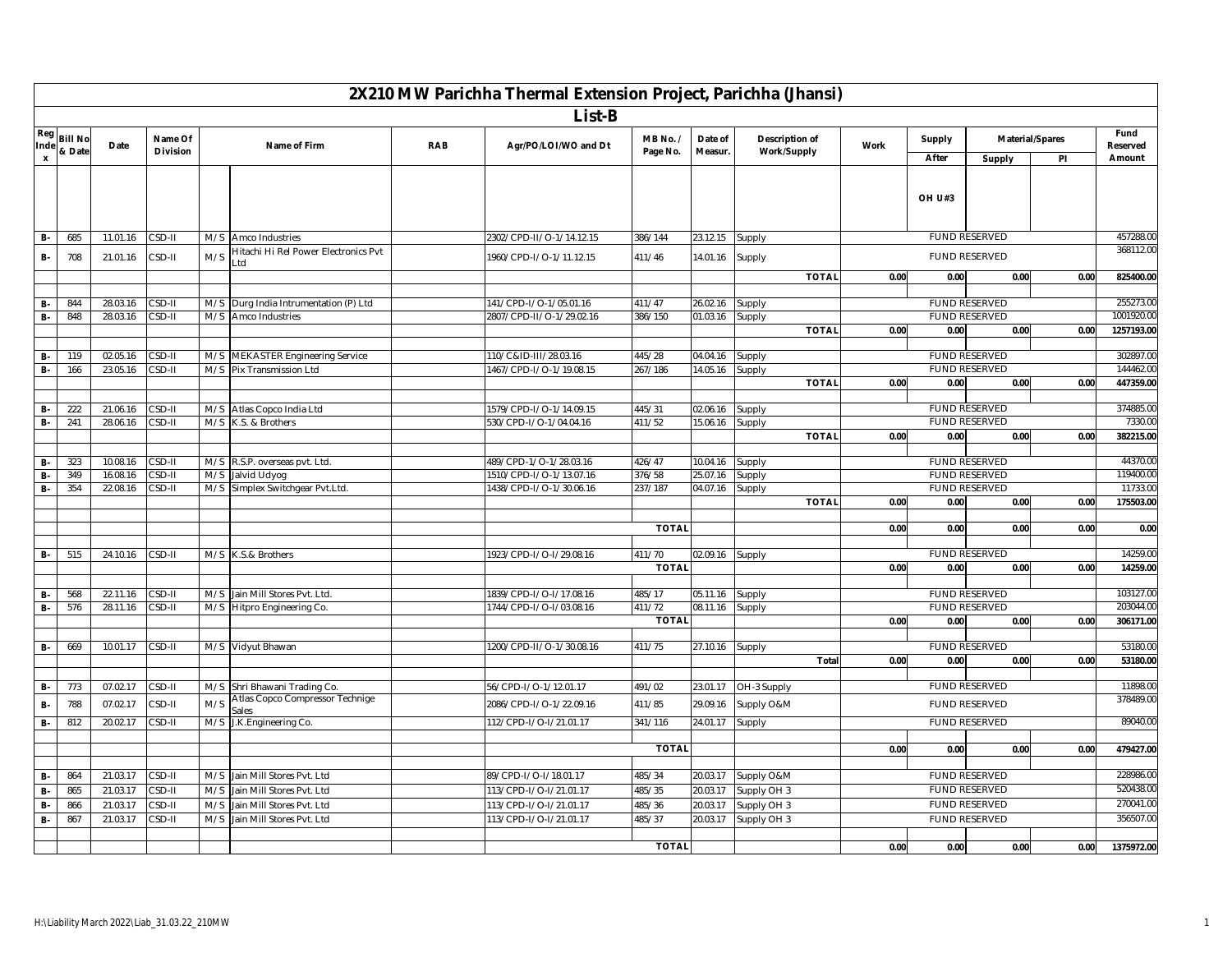# 2X210 MW Parichha Thermal Extension Project, Parichha (Jhansi)

## List-B

| Reg Index | Bill No & Date | Date | Name Of Division | | Name of Firm | RAB | Agr/PO/LOI/WO and Dt | MB No. / Page No. | Date of Measur. | Description of Work/Supply | Work | Supply | Material/Spares | | Fund Reserved |
|---|---|---|---|---|---|---|---|---|---|---|---|---|---|---|---|
| | | | | | | | | | | | | After | Supply | PI | Amount |
| | | | | | | | | | | | | OH U#3 | | | |
| B- | 685 | 11.01.16 | CSD-II | M/S | Amco Industries | | 2302/CPD-II/O-1/14.12.15 | 386/144 | 23.12.15 | Supply | FUND RESERVED | | | | 457288.00 |
| B- | 708 | 21.01.16 | CSD-II | M/S | Hitachi Hi Rel Power Electronics Pvt Ltd | | 1960/CPD-I/O-1/11.12.15 | 411/46 | 14.01.16 | Supply | FUND RESERVED | | | | 368112.00 |
| | | | | | | | | | | TOTAL | 0.00 | 0.00 | 0.00 | 0.00 | 825400.00 |
| B- | 844 | 28.03.16 | CSD-II | M/S | Durg India Intrumentation (P) Ltd | | 141/CPD-I/O-1/05.01.16 | 411/47 | 26.02.16 | Supply | FUND RESERVED | | | | 255273.00 |
| B- | 848 | 28.03.16 | CSD-II | M/S | Amco Industries | | 2807/CPD-II/O-1/29.02.16 | 386/150 | 01.03.16 | Supply | FUND RESERVED | | | | 1001920.00 |
| | | | | | | | | | | TOTAL | 0.00 | 0.00 | 0.00 | 0.00 | 1257193.00 |
| B- | 119 | 02.05.16 | CSD-II | M/S | MEKASTER Engineering Service | | 110/C&ID-III/28.03.16 | 445/28 | 04.04.16 | Supply | FUND RESERVED | | | | 302897.00 |
| B- | 166 | 23.05.16 | CSD-II | M/S | Pix Transmission Ltd | | 1467/CPD-I/O-1/19.08.15 | 267/186 | 14.05.16 | Supply | FUND RESERVED | | | | 144462.00 |
| | | | | | | | | | | TOTAL | 0.00 | 0.00 | 0.00 | 0.00 | 447359.00 |
| B- | 222 | 21.06.16 | CSD-II | M/S | Atlas Copco India Ltd | | 1579/CPD-I/O-1/14.09.15 | 445/31 | 02.06.16 | Supply | FUND RESERVED | | | | 374885.00 |
| B- | 241 | 28.06.16 | CSD-II | M/S | K.S. & Brothers | | 530/CPD-I/O-1/04.04.16 | 411/52 | 15.06.16 | Supply | FUND RESERVED | | | | 7330.00 |
| | | | | | | | | | | TOTAL | 0.00 | 0.00 | 0.00 | 0.00 | 382215.00 |
| B- | 323 | 10.08.16 | CSD-II | M/S | R.S.P. overseas pvt. Ltd. | | 489/CPD-1/O-1/28.03.16 | 426/47 | 10.04.16 | Supply | FUND RESERVED | | | | 44370.00 |
| B- | 349 | 16.08.16 | CSD-II | M/S | Jalvid Udyog | | 1510/CPD-I/O-1/13.07.16 | 376/58 | 25.07.16 | Supply | FUND RESERVED | | | | 119400.00 |
| B- | 354 | 22.08.16 | CSD-II | M/S | Simplex Switchgear Pvt.Ltd. | | 1438/CPD-I/O-1/30.06.16 | 237/187 | 04.07.16 | Supply | FUND RESERVED | | | | 11733.00 |
| | | | | | | | | | | TOTAL | 0.00 | 0.00 | 0.00 | 0.00 | 175503.00 |
| | | | | | | | | TOTAL | | | 0.00 | 0.00 | 0.00 | 0.00 | 0.00 |
| B- | 515 | 24.10.16 | CSD-II | M/S | K.S.& Brothers | | 1923/CPD-I/O-I/29.08.16 | 411/70 | 02.09.16 | Supply | FUND RESERVED | | | | 14259.00 |
| | | | | | | | | TOTAL | | | 0.00 | 0.00 | 0.00 | 0.00 | 14259.00 |
| B- | 568 | 22.11.16 | CSD-II | M/S | Jain Mill Stores Pvt. Ltd. | | 1839/CPD-I/O-I/17.08.16 | 485/17 | 05.11.16 | Supply | FUND RESERVED | | | | 103127.00 |
| B- | 576 | 28.11.16 | CSD-II | M/S | Hitpro Engineering Co. | | 1744/CPD-I/O-I/03.08.16 | 411/72 | 08.11.16 | Supply | FUND RESERVED | | | | 203044.00 |
| | | | | | | | | TOTAL | | | 0.00 | 0.00 | 0.00 | 0.00 | 306171.00 |
| B- | 669 | 10.01.17 | CSD-II | M/S | Vidyut Bhawan | | 1200/CPD-II/O-1/30.08.16 | 411/75 | 27.10.16 | Supply | FUND RESERVED | | | | 53180.00 |
| | | | | | | | | | | Total | 0.00 | 0.00 | 0.00 | 0.00 | 53180.00 |
| B- | 773 | 07.02.17 | CSD-II | M/S | Shri Bhawani Trading Co. | | 56/CPD-I/O-1/12.01.17 | 491/02 | 23.01.17 | OH-3 Supply | FUND RESERVED | | | | 11898.00 |
| B- | 788 | 07.02.17 | CSD-II | M/S | Atlas Copco Compressor Technige Sales | | 2086/CPD-I/O-1/22.09.16 | 411/85 | 29.09.16 | Supply O&M | FUND RESERVED | | | | 378489.00 |
| B- | 812 | 20.02.17 | CSD-II | M/S | J.K.Engineering Co. | | 112/CPD-I/O-I/21.01.17 | 341/116 | 24.01.17 | Supply | FUND RESERVED | | | | 89040.00 |
| | | | | | | | | TOTAL | | | 0.00 | 0.00 | 0.00 | 0.00 | 479427.00 |
| B- | 864 | 21.03.17 | CSD-II | M/S | Jain Mill Stores Pvt. Ltd | | 89/CPD-I/O-I/18.01.17 | 485/34 | 20.03.17 | Supply O&M | FUND RESERVED | | | | 228986.00 |
| B- | 865 | 21.03.17 | CSD-II | M/S | Jain Mill Stores Pvt. Ltd | | 113/CPD-I/O-I/21.01.17 | 485/35 | 20.03.17 | Supply OH 3 | FUND RESERVED | | | | 520438.00 |
| B- | 866 | 21.03.17 | CSD-II | M/S | Jain Mill Stores Pvt. Ltd | | 113/CPD-I/O-I/21.01.17 | 485/36 | 20.03.17 | Supply OH 3 | FUND RESERVED | | | | 270041.00 |
| B- | 867 | 21.03.17 | CSD-II | M/S | Jain Mill Stores Pvt. Ltd | | 113/CPD-I/O-I/21.01.17 | 485/37 | 20.03.17 | Supply OH 3 | FUND RESERVED | | | | 356507.00 |
| | | | | | | | | TOTAL | | | 0.00 | 0.00 | 0.00 | 0.00 | 1375972.00 |

H:\Liability March 2022\Liab_31.03.22_210MW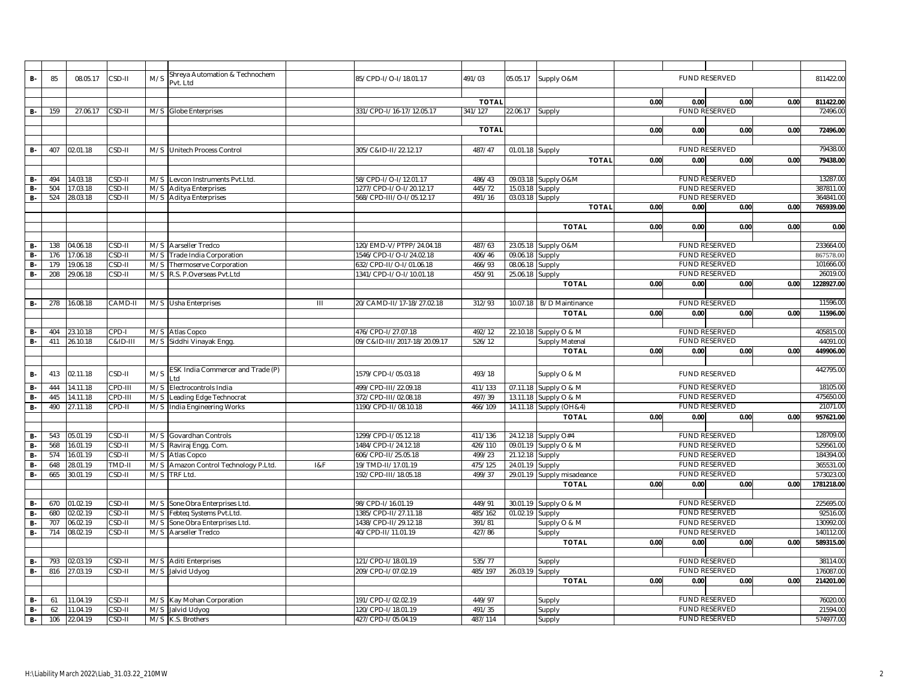| | | | | | | | | | | | | | | | | |
|---|---|---|---|---|---|---|---|---|---|---|---|---|---|---|---|---|
| B- | 85 | 08.05.17 | CSD-II | M/S | Shreya Automation & Technochem Pvt. Ltd | | 85/CPD-I/O-I/18.01.17 | 491/03 | 05.05.17 | Supply O&M | FUND RESERVED | | | | | 811422.00 |
| | | | | | | | | TOTAL | | | 0.00 | 0.00 | 0.00 | 0.00 | | 811422.00 |
| B- | 159 | 27.06.17 | CSD-II | M/S | Globe Enterprises | | 331/CPD-I/16-17/12.05.17 | 341/127 | 22.06.17 | Supply | FUND RESERVED | | | | | 72496.00 |
| | | | | | | | | TOTAL | | | 0.00 | 0.00 | 0.00 | 0.00 | | 72496.00 |
| B- | 407 | 02.01.18 | CSD-II | M/S | Unitech Process Control | | 305/C&ID-II/22.12.17 | 487/47 | 01.01.18 | Supply | FUND RESERVED | | | | | 79438.00 |
| | | | | | | | | | | TOTAL | 0.00 | 0.00 | 0.00 | 0.00 | | 79438.00 |
| B- | 494 | 14.03.18 | CSD-II | M/S | Levcon Instruments Pvt.Ltd. | | 58/CPD-I/O-I/12.01.17 | 486/43 | 09.03.18 | Supply O&M | FUND RESERVED | | | | | 13287.00 |
| B- | 504 | 17.03.18 | CSD-II | M/S | Aditya Enterprises | | 1277/CPD-I/O-I/20.12.17 | 445/72 | 15.03.18 | Supply | FUND RESERVED | | | | | 387811.00 |
| B- | 524 | 28.03.18 | CSD-II | M/S | Aditya Enterprises | | 568/CPD-III/O-I/05.12.17 | 491/16 | 03.03.18 | Supply | FUND RESERVED | | | | | 364841.00 |
| | | | | | | | | | | TOTAL | 0.00 | 0.00 | 0.00 | 0.00 | | 765939.00 |
| | | | | | | | | | | TOTAL | 0.00 | 0.00 | 0.00 | 0.00 | | 0.00 |
| B- | 138 | 04.06.18 | CSD-II | M/S | Aarseller Tredco | | 120/EMD-V/PTPP/24.04.18 | 487/63 | 23.05.18 | Supply O&M | FUND RESERVED | | | | | 233664.00 |
| B- | 176 | 17.06.18 | CSD-II | M/S | Trade India Corporation | | 1546/CPD-I/O-I/24.02.18 | 406/46 | 09.06.18 | Supply | FUND RESERVED | | | | | 867578.00 |
| B- | 179 | 19.06.18 | CSD-II | M/S | Thermoserve Corporation | | 632/CPD-II/O-I/01.06.18 | 466/93 | 08.06.18 | Supply | FUND RESERVED | | | | | 101666.00 |
| B- | 208 | 29.06.18 | CSD-II | M/S | R.S. P.Overseas Pvt.Ltd | | 1341/CPD-I/O-I/10.01.18 | 450/91 | 25.06.18 | Supply | FUND RESERVED | | | | | 26019.00 |
| | | | | | | | | | | TOTAL | 0.00 | 0.00 | 0.00 | 0.00 | | 1228927.00 |
| B- | 278 | 16.08.18 | CAMD-II | M/S | Usha Enterprises | III | 20/CAMD-II/17-18/27.02.18 | 312/93 | 10.07.18 | B/D Maintinance | FUND RESERVED | | | | | 11596.00 |
| | | | | | | | | | | TOTAL | 0.00 | 0.00 | 0.00 | 0.00 | | 11596.00 |
| B- | 404 | 23.10.18 | CPD-I | M/S | Atlas Copco | | 476/CPD-I/27.07.18 | 492/12 | 22.10.18 | Supply O & M | FUND RESERVED | | | | | 405815.00 |
| B- | 411 | 26.10.18 | C&ID-III | M/S | Siddhi Vinayak Engg. | | 09/C&ID-III/2017-18/20.09.17 | 526/12 | | Supply Matenal | FUND RESERVED | | | | | 44091.00 |
| | | | | | | | | | | TOTAL | 0.00 | 0.00 | 0.00 | 0.00 | | 449906.00 |
| B- | 413 | 02.11.18 | CSD-II | M/S | ESK India Commercer and Trade (P) Ltd | | 1579/CPD-I/05.03.18 | 493/18 | | Supply O & M | FUND RESERVED | | | | | 442795.00 |
| B- | 444 | 14.11.18 | CPD-III | M/S | Electrocontrols India | | 499/CPD-III/22.09.18 | 411/133 | 07.11.18 | Supply O & M | FUND RESERVED | | | | | 18105.00 |
| B- | 445 | 14.11.18 | CPD-III | M/S | Leading Edge Technocrat | | 372/CPD-III/02.08.18 | 497/39 | 13.11.18 | Supply O & M | FUND RESERVED | | | | | 475650.00 |
| B- | 490 | 27.11.18 | CPD-II | M/S | India Engineering Works | | 1190/CPD-II/08.10.18 | 466/109 | 14.11.18 | Supply (OH&4) | FUND RESERVED | | | | | 21071.00 |
| | | | | | | | | | | TOTAL | 0.00 | 0.00 | 0.00 | 0.00 | | 957621.00 |
| B- | 543 | 05.01.19 | CSD-II | M/S | Govardhan Controls | | 1299/CPD-I/05.12.18 | 411/136 | 24.12.18 | Supply O#4 | FUND RESERVED | | | | | 128709.00 |
| B- | 568 | 16.01.19 | CSD-II | M/S | Raviraj Engg. Com. | | 1484/CPD-I/24.12.18 | 426/110 | 09.01.19 | Supply O & M | FUND RESERVED | | | | | 529561.00 |
| B- | 574 | 16.01.19 | CSD-II | M/S | Atlas Copco | | 606/CPD-II/25.05.18 | 499/23 | 21.12.18 | Supply | FUND RESERVED | | | | | 184394.00 |
| B- | 648 | 28.01.19 | TMD-II | M/S | Amazon Control Technology P.Ltd. | I&F | 19/TMD-II/17.01.19 | 475/125 | 24.01.19 | Supply | FUND RESERVED | | | | | 365531.00 |
| B- | 665 | 30.01.19 | CSD-II | M/S | TRF Ltd. | | 192/CPD-III/18.05.18 | 499/37 | 29.01.19 | Supply misadeance | FUND RESERVED | | | | | 573023.00 |
| | | | | | | | | | | TOTAL | 0.00 | 0.00 | 0.00 | 0.00 | | 1781218.00 |
| B- | 670 | 01.02.19 | CSD-II | M/S | Sone Obra Enterprises Ltd. | | 98/CPD-I/16.01.19 | 449/91 | 30.01.19 | Supply O & M | FUND RESERVED | | | | | 225695.00 |
| B- | 680 | 02.02.19 | CSD-II | M/S | Febteq Systems Pvt.Ltd. | | 1385/CPD-II/27.11.18 | 485/162 | 01.02.19 | Supply | FUND RESERVED | | | | | 92516.00 |
| B- | 707 | 06.02.19 | CSD-II | M/S | Sone Obra Enterprises Ltd. | | 1438/CPD-II/29.12.18 | 391/81 | | Supply O & M | FUND RESERVED | | | | | 130992.00 |
| B- | 714 | 08.02.19 | CSD-II | M/S | Aarseller Tredco | | 40/CPD-II/11.01.19 | 427/86 | | Supply | FUND RESERVED | | | | | 140112.00 |
| | | | | | | | | | | TOTAL | 0.00 | 0.00 | 0.00 | 0.00 | | 589315.00 |
| B- | 793 | 02.03.19 | CSD-II | M/S | Aditi Enterprises | | 121/CPD-I/18.01.19 | 535/77 | | Supply | FUND RESERVED | | | | | 38114.00 |
| B- | 816 | 27.03.19 | CSD-II | M/S | Jalvid Udyog | | 209/CPD-I/07.02.19 | 485/197 | 26.03.19 | Supply | FUND RESERVED | | | | | 176087.00 |
| | | | | | | | | | | TOTAL | 0.00 | 0.00 | 0.00 | 0.00 | | 214201.00 |
| B- | 61 | 11.04.19 | CSD-II | M/S | Kay Mohan Corporation | | 191/CPD-I/02.02.19 | 449/97 | | Supply | FUND RESERVED | | | | | 76020.00 |
| B- | 62 | 11.04.19 | CSD-II | M/S | Jalvid Udyog | | 120/CPD-I/18.01.19 | 491/35 | | Supply | FUND RESERVED | | | | | 21594.00 |
| B- | 106 | 22.04.19 | CSD-II | M/S | K.S. Brothers | | 427/CPD-I/05.04.19 | 487/114 | | Supply | FUND RESERVED | | | | | 574977.00 |

H:\Liability March 2022\Liab_31.03.22_210MW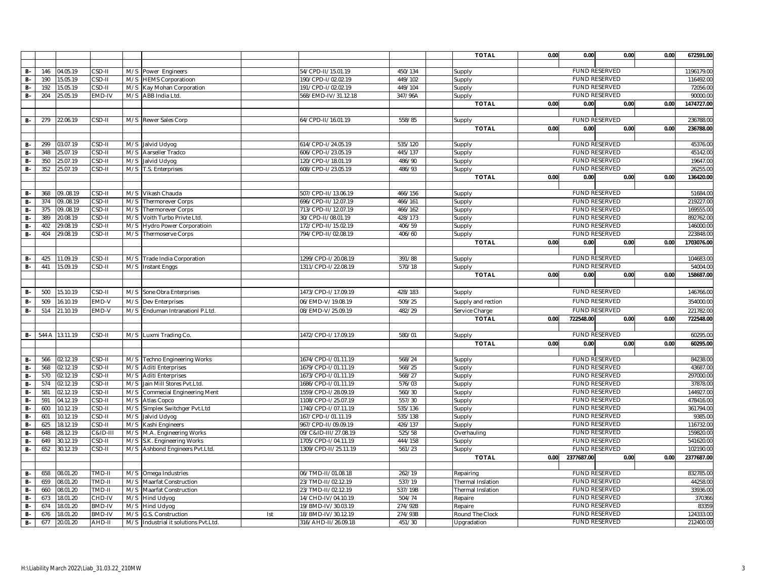| | | | | | | | | | | | | | | | |
|---|---|---|---|---|---|---|---|---|---|---|---|---|---|---|---|
| | | | | | | | | | | **TOTAL** | **0.00** | **0.00** | **0.00** | **0.00** | **672591.00** |
| | | | | | | | | | | | | | | | |
| B- | 146 | 04.05.19 | CSD-II | M/S | Power Engineers | | 54/CPD-II/15.01.19 | 450/134 | | Supply | | FUND RESERVED | | | 1196179.00 |
| B- | 190 | 15.05.19 | CSD-II | M/S | HEMS Corporatioon | | 190/CPD-I/02.02.19 | 449/102 | | Supply | | FUND RESERVED | | | 116492.00 |
| B- | 192 | 15.05.19 | CSD-II | M/S | Kay Mohan Corporation | | 191/CPD-I/02.02.19 | 449/104 | | Supply | | FUND RESERVED | | | 72056.00 |
| B- | 204 | 25.05.19 | EMD-IV | M/S | ABB India Ltd. | | 568/EMD-IV/31.12.18 | 347/96A | | Supply | | FUND RESERVED | | | 90000.00 |
| | | | | | | | | | | **TOTAL** | **0.00** | **0.00** | **0.00** | **0.00** | **1474727.00** |
| | | | | | | | | | | | | | | | |
| B- | 279 | 22.06.19 | CSD-II | M/S | Rewer Sales Corp | | 64/CPD-II/16.01.19 | 558/85 | | Supply | | FUND RESERVED | | | 236788.00 |
| | | | | | | | | | | **TOTAL** | **0.00** | **0.00** | **0.00** | **0.00** | **236788.00** |
| | | | | | | | | | | | | | | | |
| B- | 299 | 03.07.19 | CSD-II | M/S | Jalvid Udyog | | 614/CPD-I/24.05.19 | 535/120 | | Supply | | FUND RESERVED | | | 45376.00 |
| B- | 348 | 25.07.19 | CSD-II | M/S | Aarseller Tradco | | 606/CPD-I/23.05.19 | 445/137 | | Supply | | FUND RESERVED | | | 45142.00 |
| B- | 350 | 25.07.19 | CSD-II | M/S | Jalvid Udyog | | 120/CPD-I/18.01.19 | 486/90 | | Supply | | FUND RESERVED | | | 19647.00 |
| B- | 352 | 25.07.19 | CSD-II | M/S | T.S. Enterprises | | 608/CPD-I/23.05.19 | 486/93 | | Supply | | FUND RESERVED | | | 26255.00 |
| | | | | | | | | | | **TOTAL** | **0.00** | **0.00** | **0.00** | **0.00** | **136420.00** |
| | | | | | | | | | | | | | | | |
| B- | 368 | 09..08.19 | CSD-II | M/S | Vikash Chauda | | 507/CPD-II/13.06.19 | 466/156 | | Supply | | FUND RESERVED | | | 51684.00 |
| B- | 374 | 09..08.19 | CSD-II | M/S | Thermorever Corps | | 696/CPD-II/12.07.19 | 466/161 | | Supply | | FUND RESERVED | | | 219227.00 |
| B- | 375 | 09..08.19 | CSD-II | M/S | Thermorever Corps | | 713/CPD-II/12.07.19 | 466/162 | | Supply | | FUND RESERVED | | | 169555.00 |
| B- | 389 | 20.08.19 | CSD-II | M/S | Voith Turbo Privte Ltd. | | 30/CPD-II/08.01.19 | 428/173 | | Supply | | FUND RESERVED | | | 892762.00 |
| B- | 402 | 29.08.19 | CSD-II | M/S | Hydro Power Corporatioin | | 172/CPD-II/15.02.19 | 406/59 | | Supply | | FUND RESERVED | | | 146000.00 |
| B- | 404 | 29.08.19 | CSD-II | M/S | Thermoserve Corps | | 794/CPD-II/02.08.19 | 406/60 | | Supply | | FUND RESERVED | | | 223848.00 |
| | | | | | | | | | | **TOTAL** | **0.00** | **0.00** | **0.00** | **0.00** | **1703076.00** |
| | | | | | | | | | | | | | | | |
| B- | 425 | 11.09.19 | CSD-II | M/S | Trade India Corporation | | 1299/CPD-I/20.08.19 | 391/88 | | Supply | | FUND RESERVED | | | 104683.00 |
| B- | 441 | 15.09.19 | CSD-II | M/S | Instant Enggs | | 1311/CPD-I/22.08.19 | 570/18 | | Supply | | FUND RESERVED | | | 54004.00 |
| | | | | | | | | | | **TOTAL** | **0.00** | **0.00** | **0.00** | **0.00** | **158687.00** |
| | | | | | | | | | | | | | | | |
| B- | 500 | 15.10.19 | CSD-II | M/S | Sone Obra Enterprises | | 1473/CPD-I/17.09.19 | 428/183 | | Supply | | FUND RESERVED | | | 146766.00 |
| B- | 509 | 16.10.19 | EMD-V | M/S | Dev Enterprises | | 06/EMD-V/19.08.19 | 509/25 | | Supply and rection | | FUND RESERVED | | | 354000.00 |
| B- | 514 | 21.10.19 | EMD-V | M/S | Enduman Intranationl P.Ltd. | | 08/EMD-V/25.09.19 | 482/29 | | Service Charge | | FUND RESERVED | | | 221782.00 |
| | | | | | | | | | | **TOTAL** | **0.00** | **722548.00** | **0.00** | **0.00** | **722548.00** |
| | | | | | | | | | | | | | | | |
| B- | 544 A | 13.11.19 | CSD-II | M/S | Luxmi Trading Co. | | 1472/CPD-I/17.09.19 | 580/01 | | Supply | | FUND RESERVED | | | 60295.00 |
| | | | | | | | | | | **TOTAL** | **0.00** | **0.00** | **0.00** | **0.00** | **60295.00** |
| | | | | | | | | | | | | | | | |
| B- | 566 | 02.12.19 | CSD-II | M/S | Techno Engineering Works | | 1674/CPD-I/01.11.19 | 568/24 | | Supply | | FUND RESERVED | | | 84238.00 |
| B- | 568 | 02.12.19 | CSD-II | M/S | Aditi Enterprises | | 1679/CPD-I/01.11.19 | 568/25 | | Supply | | FUND RESERVED | | | 43687.00 |
| B- | 570 | 02.12.19 | CSD-II | M/S | Aditi Enterprises | | 1673/CPD-I/01.11.19 | 568/27 | | Supply | | FUND RESERVED | | | 297000.00 |
| B- | 574 | 02.12.19 | CSD-II | M/S | Jain Mill Stores Pvt.Ltd. | | 1686/CPD-I/01.11.19 | 576/03 | | Supply | | FUND RESERVED | | | 37878.00 |
| B- | 581 | 02.12.19 | CSD-II | M/S | Commecial Engineering Ment | | 1559/CPD-I/28.09.19 | 560/30 | | Supply | | FUND RESERVED | | | 144927.00 |
| B- | 591 | 04.12.19 | CSD-II | M/S | Atlas Copco | | 1108/CPD-I/25.07.19 | 557/30 | | Supply | | FUND RESERVED | | | 478416.00 |
| B- | 600 | 10.12.19 | CSD-II | M/S | Simplex Switchger Pvt.Ltd | | 1740/CPD-I/07.11.19 | 535/136 | | Supply | | FUND RESERVED | | | 361794.00 |
| B- | 601 | 10.12.19 | CSD-II | M/S | Jalvid Udyog | | 167/CPD-I/01.11.19 | 535/138 | | Supply | | FUND RESERVED | | | 9385.00 |
| B- | 625 | 18.12.19 | CSD-II | M/S | Kashi Engineers | | 967/CPD-II/09.09.19 | 426/137 | | Supply | | FUND RESERVED | | | 116732.00 |
| B- | 648 | 28.12.19 | C&ID-III | M/S | M.A. Engineering Works | | 09/C&ID-III/27.08.19 | 525/58 | | Overhauling | | FUND RESERVED | | | 159820.00 |
| B- | 649 | 30.12.19 | CSD-II | M/S | S.K. Engineering Works | | 1705/CPD-I/04.11.19 | 444/158 | | Supply | | FUND RESERVED | | | 541620.00 |
| B- | 652 | 30.12.19 | CSD-II | M/S | Ashbond Engineers Pvt.Ltd. | | 1309/CPD-II/25.11.19 | 561/23 | | Supply | | FUND RESERVED | | | 102190.00 |
| | | | | | | | | | | **TOTAL** | **0.00** | **2377687.00** | **0.00** | **0.00** | **2377687.00** |
| | | | | | | | | | | | | | | | |
| B- | 658 | 08.01.20 | TMD-II | M/S | Omega Industries | | 06/TMD-II/01.08.18 | 262/19 | | Repairing | | FUND RESERVED | | | 832785.00 |
| B- | 659 | 08.01.20 | TMD-II | M/S | Maarfat Construction | | 23/TMD-II/02.12.19 | 537/19 | | Thermal Inslation | | FUND RESERVED | | | 44258.00 |
| B- | 660 | 08.01.20 | TMD-II | M/S | Maarfat Construction | | 23/TMD-II/02.12.19 | 537/19B | | Thermal Inslation | | FUND RESERVED | | | 33936.00 |
| B- | 673 | 18.01.20 | CHD-IV | M/S | Hind Udyog | | 14/CHD-IV/04.10.19 | 504/74 | | Repaire | | FUND RESERVED | | | 370366 |
| B- | 674 | 18.01.20 | BMD-IV | M/S | Hind Udyog | | 19/BMD-IV/30.03.19 | 274/92B | | Repaire | | FUND RESERVED | | | 83359 |
| B- | 676 | 18.01.20 | BMD-IV | M/S | G.S. Construction | Ist | 18/BMD-IV/30.12.19 | 274/93B | | Round The Clock | | FUND RESERVED | | | 124333.00 |
| B- | 677 | 20.01.20 | AHD-II | M/S | Industrial it solutions Pvt.Ltd. | | 316/AHD-II/26.09.18 | 451/30 | | Upgradation | | FUND RESERVED | | | 212400.00 |

H:\Liability March 2022\Liab_31.03.22_210MW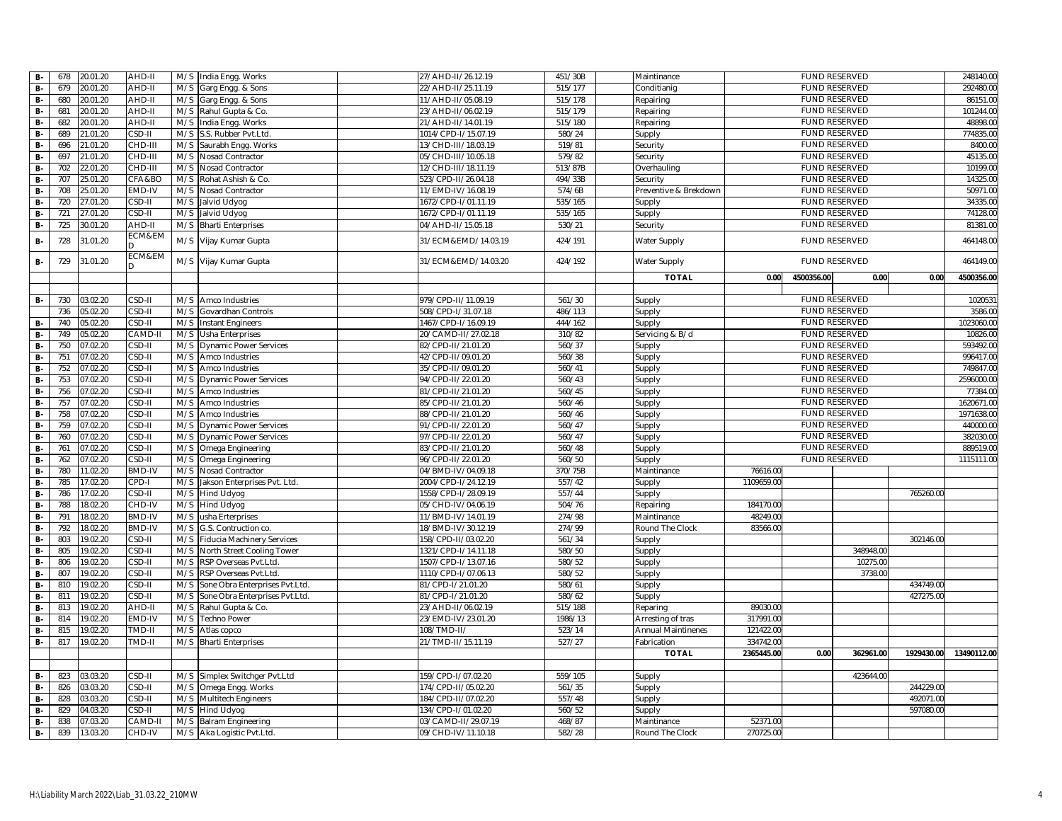| | | | | | | | | | | | | | |
|---|---|---|---|---|---|---|---|---|---|---|---|---|---|
| B- | 678 | 20.01.20 | AHD-II | M/S | India Engg. Works | 27/AHD-II/26.12.19 | 451/30B | Maintinance | | FUND RESERVED | | | 248140.00 |
| B- | 679 | 20.01.20 | AHD-II | M/S | Garg Engg. & Sons | 22/AHD-II/25.11.19 | 515/177 | Conditianig | | FUND RESERVED | | | 292480.00 |
| B- | 680 | 20.01.20 | AHD-II | M/S | Garg Engg. & Sons | 11/AHD-II/05.08.19 | 515/178 | Repairing | | FUND RESERVED | | | 86151.00 |
| B- | 681 | 20.01.20 | AHD-II | M/S | Rahul Gupta & Co. | 23/AHD-II/06.02.19 | 515/179 | Repairing | | FUND RESERVED | | | 101244.00 |
| B- | 682 | 20.01.20 | AHD-II | M/S | India Engg. Works | 21/AHD-II/14.01.19 | 515/180 | Repairing | | FUND RESERVED | | | 48898.00 |
| B- | 689 | 21.01.20 | CSD-II | M/S | S.S. Rubber Pvt.Ltd. | 1014/CPD-I/15.07.19 | 580/24 | Supply | | FUND RESERVED | | | 774835.00 |
| B- | 696 | 21.01.20 | CHD-III | M/S | Saurabh Engg. Works | 13/CHD-III/18.03.19 | 519/81 | Security | | FUND RESERVED | | | 8400.00 |
| B- | 697 | 21.01.20 | CHD-III | M/S | Nosad Contractor | 05/CHD-III/10.05.18 | 579/82 | Security | | FUND RESERVED | | | 45135.00 |
| B- | 702 | 22.01.20 | CHD-III | M/S | Nosad Contractor | 12/CHD-III/18.11.19 | 513/87B | Overhauling | | FUND RESERVED | | | 10199.00 |
| B- | 707 | 25.01.20 | CFA&BO | M/S | Rohat Ashish & Co. | 523/CPD-II/26.04.18 | 494/33B | Security | | FUND RESERVED | | | 14325.00 |
| B- | 708 | 25.01.20 | EMD-IV | M/S | Nosad Contractor | 11/EMD-IV/16.08.19 | 574/6B | Preventive & Brekdown | | FUND RESERVED | | | 50971.00 |
| B- | 720 | 27.01.20 | CSD-II | M/S | Jalvid Udyog | 1672/CPD-I/01.11.19 | 535/165 | Supply | | FUND RESERVED | | | 34335.00 |
| B- | 721 | 27.01.20 | CSD-II | M/S | Jalvid Udyog | 1672/CPD-I/01.11.19 | 535/165 | Supply | | FUND RESERVED | | | 74128.00 |
| B- | 725 | 30.01.20 | AHD-II | M/S | Bharti Enterprises | 04/AHD-II/15.05.18 | 530/21 | Security | | FUND RESERVED | | | 81381.00 |
| B- | 728 | 31.01.20 | ECM&EMD | M/S | Vijay Kumar Gupta | 31/ECM&EMD/14.03.19 | 424/191 | Water Supply | | FUND RESERVED | | | 464148.00 |
| B- | 729 | 31.01.20 | ECM&EMD | M/S | Vijay Kumar Gupta | 31/ECM&EMD/14.03.20 | 424/192 | Water Supply | | FUND RESERVED | | | 464149.00 |
| | | | | | | | | **TOTAL** | 0.00 | 4500356.00 | 0.00 | 0.00 | 4500356.00 |
| B- | 730 | 03.02.20 | CSD-II | M/S | Amco Industries | 979/CPD-II/11.09.19 | 561/30 | Supply | | FUND RESERVED | | | 1020531 |
| | 736 | 05.02.20 | CSD-II | M/S | Govardhan Controls | 508/CPD-I/31.07.18 | 486/113 | Supply | | FUND RESERVED | | | 3586.00 |
| B- | 740 | 05.02.20 | CSD-II | M/S | Instant Engineers | 1467/CPD-I/16.09.19 | 444/162 | Supply | | FUND RESERVED | | | 1023060.00 |
| B- | 749 | 05.02.20 | CAMD-II | M/S | Usha Enterprises | 20/CAMD-II/27.02.18 | 310/82 | Servicing & B/d | | FUND RESERVED | | | 10826.00 |
| B- | 750 | 07.02.20 | CSD-II | M/S | Dynamic Power Services | 82/CPD-II/21.01.20 | 560/37 | Supply | | FUND RESERVED | | | 593492.00 |
| B- | 751 | 07.02.20 | CSD-II | M/S | Amco Industries | 42/CPD-II/09.01.20 | 560/38 | Supply | | FUND RESERVED | | | 996417.00 |
| B- | 752 | 07.02.20 | CSD-II | M/S | Amco Industries | 35/CPD-II/09.01.20 | 560/41 | Supply | | FUND RESERVED | | | 749847.00 |
| B- | 753 | 07.02.20 | CSD-II | M/S | Dynamic Power Services | 94/CPD-II/22.01.20 | 560/43 | Supply | | FUND RESERVED | | | 2596000.00 |
| B- | 756 | 07.02.20 | CSD-II | M/S | Amco Industries | 81/CPD-II/21.01.20 | 560/45 | Supply | | FUND RESERVED | | | 77384.00 |
| B- | 757 | 07.02.20 | CSD-II | M/S | Amco Industries | 85/CPD-II/21.01.20 | 560/46 | Supply | | FUND RESERVED | | | 1620671.00 |
| B- | 758 | 07.02.20 | CSD-II | M/S | Amco Industries | 88/CPD-II/21.01.20 | 560/46 | Supply | | FUND RESERVED | | | 1971638.00 |
| B- | 759 | 07.02.20 | CSD-II | M/S | Dynamic Power Services | 91/CPD-II/22.01.20 | 560/47 | Supply | | FUND RESERVED | | | 440000.00 |
| B- | 760 | 07.02.20 | CSD-II | M/S | Dynamic Power Services | 97/CPD-II/22.01.20 | 560/47 | Supply | | FUND RESERVED | | | 382030.00 |
| B- | 761 | 07.02.20 | CSD-II | M/S | Omega Engineering | 83/CPD-II/21.01.20 | 560/48 | Supply | | FUND RESERVED | | | 889519.00 |
| B- | 762 | 07.02.20 | CSD-II | M/S | Omega Engineering | 96/CPD-II/22.01.20 | 560/50 | Supply | | FUND RESERVED | | | 1115111.00 |
| B- | 780 | 11.02.20 | BMD-IV | M/S | Nosad Contractor | 04/BMD-IV/04.09.18 | 370/75B | Maintinance | 76616.00 | | | | |
| B- | 785 | 17.02.20 | CPD-I | M/S | Jakson Enterprises Pvt. Ltd. | 2004/CPD-I/24.12.19 | 557/42 | Supply | 1109659.00 | | | | |
| B- | 786 | 17.02.20 | CSD-II | M/S | Hind Udyog | 1558/CPD-I/28.09.19 | 557/44 | Supply | | | | 765260.00 | |
| B- | 788 | 18.02.20 | CHD-IV | M/S | Hind Udyog | 05/CHD-IV/04.06.19 | 504/76 | Repairing | 184170.00 | | | | |
| B- | 791 | 18.02.20 | BMD-IV | M/S | usha Erterprises | 11/BMD-IV/14.01.19 | 274/98 | Maintinance | 48249.00 | | | | |
| B- | 792 | 18.02.20 | BMD-IV | M/S | G.S. Contruction co. | 18/BMD-IV/30.12.19 | 274/99 | Round The Clock | 83566.00 | | | | |
| B- | 803 | 19.02.20 | CSD-II | M/S | Fiducia Machinery Services | 158/CPD-II/03.02.20 | 561/34 | Supply | | | | 302146.00 | |
| B- | 805 | 19.02.20 | CSD-II | M/S | North Street Cooling Tower | 1321/CPD-I/14.11.18 | 580/50 | Supply | | | 348948.00 | | |
| B- | 806 | 19.02.20 | CSD-II | M/S | RSP Overseas Pvt.Ltd. | 1507/CPD-I/13.07.16 | 580/52 | Supply | | | 10275.00 | | |
| B- | 807 | 19.02.20 | CSD-II | M/S | RSP Overseas Pvt.Ltd. | 1110/CPD-I/07.06.13 | 580/52 | Supply | | | 3738.00 | | |
| B- | 810 | 19.02.20 | CSD-II | M/S | Sone Obra Enterprises Pvt.Ltd. | 81/CPD-I/21.01.20 | 580/61 | Supply | | | | 434749.00 | |
| B- | 811 | 19.02.20 | CSD-II | M/S | Sone Obra Enterprises Pvt.Ltd. | 81/CPD-I/21.01.20 | 580/62 | Supply | | | | 427275.00 | |
| B- | 813 | 19.02.20 | AHD-II | M/S | Rahul Gupta & Co. | 23/AHD-II/06.02.19 | 515/188 | Reparing | 89030.00 | | | | |
| B- | 814 | 19.02.20 | EMD-IV | M/S | Techno Power | 23/EMD-IV/23.01.20 | 1986/13 | Arresting of tras | 317991.00 | | | | |
| B- | 815 | 19.02.20 | TMD-II | M/S | Atlas copco | 108/TMD-II/ | 523/14 | Annual Maintinenes | 121422.00 | | | | |
| B- | 817 | 19.02.20 | TMD-II | M/S | Bharti Enterprises | 21/TMD-II/15.11.19 | 527/27 | Fabrication | 334742.00 | | | | |
| | | | | | | | | **TOTAL** | 2365445.00 | 0.00 | 362961.00 | 1929430.00 | 13490112.00 |
| B- | 823 | 03.03.20 | CSD-II | M/S | Simplex Switchger Pvt.Ltd | 159/CPD-I/07.02.20 | 559/105 | Supply | | | 423644.00 | | |
| B- | 826 | 03.03.20 | CSD-II | M/S | Omega Engg. Works | 174/CPD-II/05.02.20 | 561/35 | Supply | | | | 244229.00 | |
| B- | 828 | 03.03.20 | CSD-II | M/S | Multitech Engineers | 184/CPD-II/07.02.20 | 557/48 | Supply | | | | 492071.00 | |
| B- | 829 | 04.03.20 | CSD-II | M/S | Hind Udyog | 134/CPD-I/01.02.20 | 560/52 | Supply | | | | 597080.00 | |
| B- | 838 | 07.03.20 | CAMD-II | M/S | Balram Engineering | 03/CAMD-II/29.07.19 | 468/87 | Maintinance | 52371.00 | | | | |
| B- | 839 | 13.03.20 | CHD-IV | M/S | Aka Logistic Pvt.Ltd. | 09/CHD-IV/11.10.18 | 582/28 | Round The Clock | 270725.00 | | | | |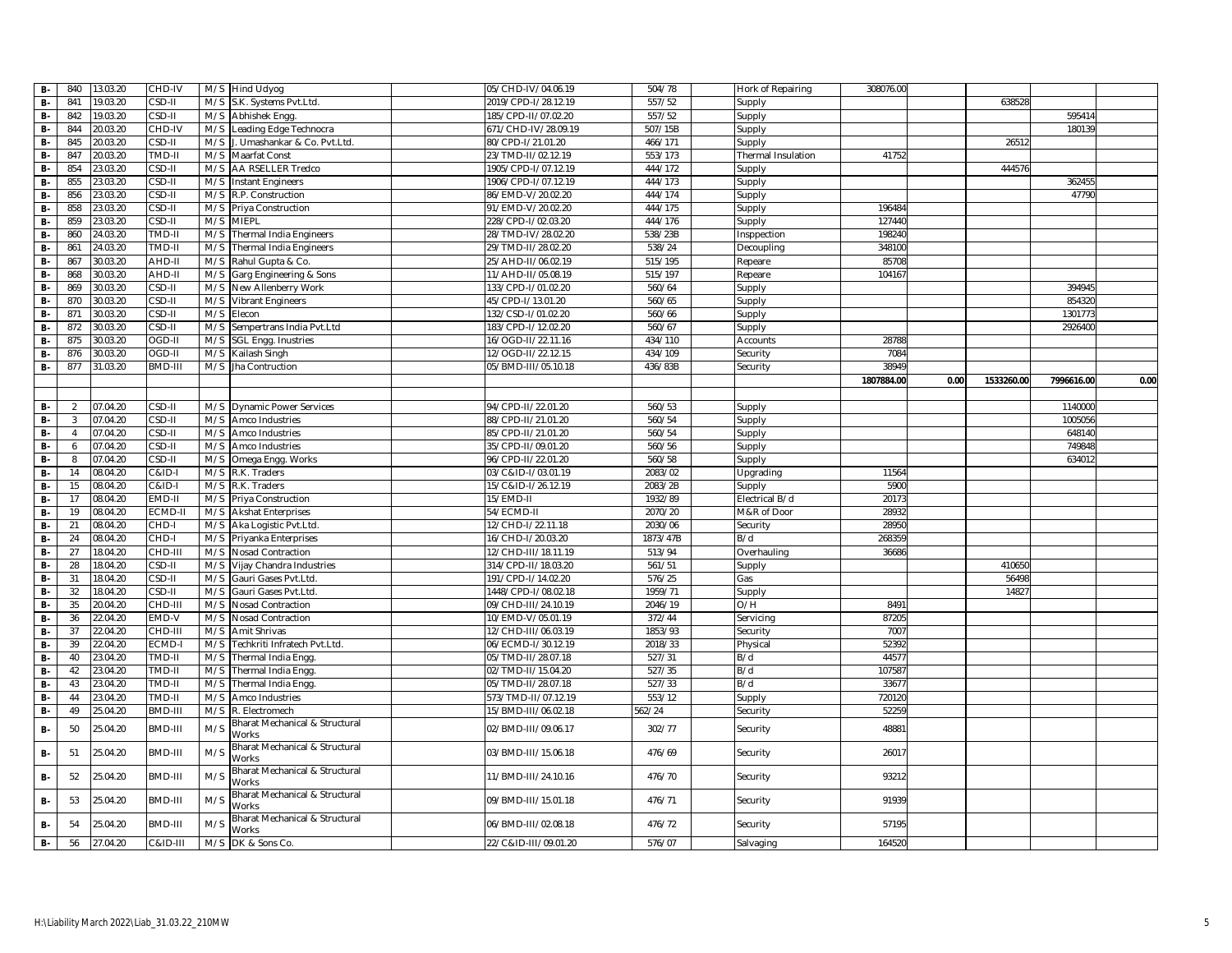| | | | | | | | | | | | | | |
|---|---|---|---|---|---|---|---|---|---|---|---|---|---|
| B- | 840 | 13.03.20 | CHD-IV | M/S | Hind Udyog | 05/CHD-IV/04.06.19 | 504/78 | Hork of Repairing | 308076.00 | | | | |
| B- | 841 | 19.03.20 | CSD-II | M/S | S.K. Systems Pvt.Ltd. | 2019/CPD-I/28.12.19 | 557/52 | Supply | | | 638528 | | |
| B- | 842 | 19.03.20 | CSD-II | M/S | Abhishek Engg. | 185/CPD-II/07.02.20 | 557/52 | Supply | | | | 595414 | |
| B- | 844 | 20.03.20 | CHD-IV | M/S | Leading Edge Technocra | 671/CHD-IV/28.09.19 | 507/15B | Supply | | | | 180139 | |
| B- | 845 | 20.03.20 | CSD-II | M/S | J. Umashankar & Co. Pvt.Ltd. | 80/CPD-I/21.01.20 | 466/171 | Supply | | | 26512 | | |
| B- | 847 | 20.03.20 | TMD-II | M/S | Maarfat Const | 23/TMD-II/02.12.19 | 553/173 | Thermal Insulation | 41752 | | | | |
| B- | 854 | 23.03.20 | CSD-II | M/S | AA RSELLER Tredco | 1905/CPD-I/07.12.19 | 444/172 | Supply | | | 444576 | | |
| B- | 855 | 23.03.20 | CSD-II | M/S | Instant Engineers | 1906/CPD-I/07.12.19 | 444/173 | Supply | | | | 362455 | |
| B- | 856 | 23.03.20 | CSD-II | M/S | R.P. Construction | 86/EMD-V/20.02.20 | 444/174 | Supply | | | | 47790 | |
| B- | 858 | 23.03.20 | CSD-II | M/S | Priya Construction | 91/EMD-V/20.02.20 | 444/175 | Supply | 196484 | | | | |
| B- | 859 | 23.03.20 | CSD-II | M/S | MIEPL | 228/CPD-I/02.03.20 | 444/176 | Supply | 127440 | | | | |
| B- | 860 | 24.03.20 | TMD-II | M/S | Thermal India Engineers | 28/TMD-IV/28.02.20 | 538/23B | Insppection | 198240 | | | | |
| B- | 861 | 24.03.20 | TMD-II | M/S | Thermal India Engineers | 29/TMD-II/28.02.20 | 538/24 | Decoupling | 348100 | | | | |
| B- | 867 | 30.03.20 | AHD-II | M/S | Rahul Gupta & Co. | 25/AHD-II/06.02.19 | 515/195 | Repeare | 85708 | | | | |
| B- | 868 | 30.03.20 | AHD-II | M/S | Garg Engineering & Sons | 11/AHD-II/05.08.19 | 515/197 | Repeare | 104167 | | | | |
| B- | 869 | 30.03.20 | CSD-II | M/S | New Allenberry Work | 133/CPD-I/01.02.20 | 560/64 | Supply | | | | 394945 | |
| B- | 870 | 30.03.20 | CSD-II | M/S | Vibrant Engineers | 45/CPD-I/13.01.20 | 560/65 | Supply | | | | 854320 | |
| B- | 871 | 30.03.20 | CSD-II | M/S | Elecon | 132/CSD-I/01.02.20 | 560/66 | Supply | | | | 1301773 | |
| B- | 872 | 30.03.20 | CSD-II | M/S | Sempertrans India Pvt.Ltd | 183/CPD-I/12.02.20 | 560/67 | Supply | | | | 2926400 | |
| B- | 875 | 30.03.20 | OGD-II | M/S | SGL Engg. Inustries | 16/OGD-II/22.11.16 | 434/110 | Accounts | 28788 | | | | |
| B- | 876 | 30.03.20 | OGD-II | M/S | Kailash Singh | 12/OGD-II/22.12.15 | 434/109 | Security | 7084 | | | | |
| B- | 877 | 31.03.20 | BMD-III | M/S | Jha Contruction | 05/BMD-III/05.10.18 | 436/83B | Security | 38949 | | | | |
| | | | | | | | | | 1807884.00 | 0.00 | 1533260.00 | 7996616.00 | 0.00 |
| | | | | | | | | | | | | | |
| B- | 2 | 07.04.20 | CSD-II | M/S | Dynamic Power Services | 94/CPD-II/22.01.20 | 560/53 | Supply | | | | 1140000 | |
| B- | 3 | 07.04.20 | CSD-II | M/S | Amco Industries | 88/CPD-II/21.01.20 | 560/54 | Supply | | | | 1005056 | |
| B- | 4 | 07.04.20 | CSD-II | M/S | Amco Industries | 85/CPD-II/21.01.20 | 560/54 | Supply | | | | 648140 | |
| B- | 6 | 07.04.20 | CSD-II | M/S | Amco Industries | 35/CPD-II/09.01.20 | 560/56 | Supply | | | | 749848 | |
| B- | 8 | 07.04.20 | CSD-II | M/S | Omega Engg. Works | 96/CPD-II/22.01.20 | 560/58 | Supply | | | | 634012 | |
| B- | 14 | 08.04.20 | C&ID-I | M/S | R.K. Traders | 03/C&ID-I/03.01.19 | 2083/02 | Upgrading | 11564 | | | | |
| B- | 15 | 08.04.20 | C&ID-I | M/S | R.K. Traders | 15/C&ID-I/26.12.19 | 2083/2B | Supply | 5900 | | | | |
| B- | 17 | 08.04.20 | EMD-II | M/S | Priya Construction | 15/EMD-II | 1932/89 | Electrical B/d | 20173 | | | | |
| B- | 19 | 08.04.20 | ECMD-II | M/S | Akshat Enterprises | 54/ECMD-II | 2070/20 | M&R of Door | 28932 | | | | |
| B- | 21 | 08.04.20 | CHD-I | M/S | Aka Logistic Pvt.Ltd. | 12/CHD-I/22.11.18 | 2030/06 | Security | 28950 | | | | |
| B- | 24 | 08.04.20 | CHD-I | M/S | Priyanka Enterprises | 16/CHD-I/20.03.20 | 1873/47B | B/d | 268359 | | | | |
| B- | 27 | 18.04.20 | CHD-III | M/S | Nosad Contraction | 12/CHD-III/18.11.19 | 513/94 | Overhauling | 36686 | | | | |
| B- | 28 | 18.04.20 | CSD-II | M/S | Vijay Chandra Industries | 314/CPD-II/18.03.20 | 561/51 | Supply | | | 410650 | | |
| B- | 31 | 18.04.20 | CSD-II | M/S | Gauri Gases Pvt.Ltd. | 191/CPD-I/14.02.20 | 576/25 | Gas | | | 56498 | | |
| B- | 32 | 18.04.20 | CSD-II | M/S | Gauri Gases Pvt.Ltd. | 1448/CPD-I/08.02.18 | 1959/71 | Supply | | | 14827 | | |
| B- | 35 | 20.04.20 | CHD-III | M/S | Nosad Contraction | 09/CHD-III/24.10.19 | 2046/19 | O/H | 8491 | | | | |
| B- | 36 | 22.04.20 | EMD-V | M/S | Nosad Contraction | 10/EMD-V/05.01.19 | 372/44 | Servicing | 87205 | | | | |
| B- | 37 | 22.04.20 | CHD-III | M/S | Amit Shrivas | 12/CHD-III/06.03.19 | 1853/93 | Security | 7007 | | | | |
| B- | 39 | 22.04.20 | ECMD-I | M/S | Techkriti Infratech Pvt.Ltd. | 06/ECMD-I/30.12.19 | 2018/33 | Physical | 52392 | | | | |
| B- | 40 | 23.04.20 | TMD-II | M/S | Thermal India Engg. | 05/TMD-II/28.07.18 | 527/31 | B/d | 44577 | | | | |
| B- | 42 | 23.04.20 | TMD-II | M/S | Thermal India Engg. | 02/TMD-II/15.04.20 | 527/35 | B/d | 107587 | | | | |
| B- | 43 | 23.04.20 | TMD-II | M/S | Thermal India Engg. | 05/TMD-II/28.07.18 | 527/33 | B/d | 33677 | | | | |
| B- | 44 | 23.04.20 | TMD-II | M/S | Amco Industries | 573/TMD-II/07.12.19 | 553/12 | Supply | 720120 | | | | |
| B- | 49 | 25.04.20 | BMD-III | M/S | R. Electromech | 15/BMD-III/06.02.18 | 562/24 | Security | 52259 | | | | |
| B- | 50 | 25.04.20 | BMD-III | M/S | Bharat Mechanical & Structural Works | 02/BMD-III/09.06.17 | 302/77 | Security | 48881 | | | | |
| B- | 51 | 25.04.20 | BMD-III | M/S | Bharat Mechanical & Structural Works | 03/BMD-III/15.06.18 | 476/69 | Security | 26017 | | | | |
| B- | 52 | 25.04.20 | BMD-III | M/S | Bharat Mechanical & Structural Works | 11/BMD-III/24.10.16 | 476/70 | Security | 93212 | | | | |
| B- | 53 | 25.04.20 | BMD-III | M/S | Bharat Mechanical & Structural Works | 09/BMD-III/15.01.18 | 476/71 | Security | 91939 | | | | |
| B- | 54 | 25.04.20 | BMD-III | M/S | Bharat Mechanical & Structural Works | 06/BMD-III/02.08.18 | 476/72 | Security | 57195 | | | | |
| B- | 56 | 27.04.20 | C&ID-III | M/S | DK & Sons Co. | 22/C&ID-III/09.01.20 | 576/07 | Salvaging | 164520 | | | | |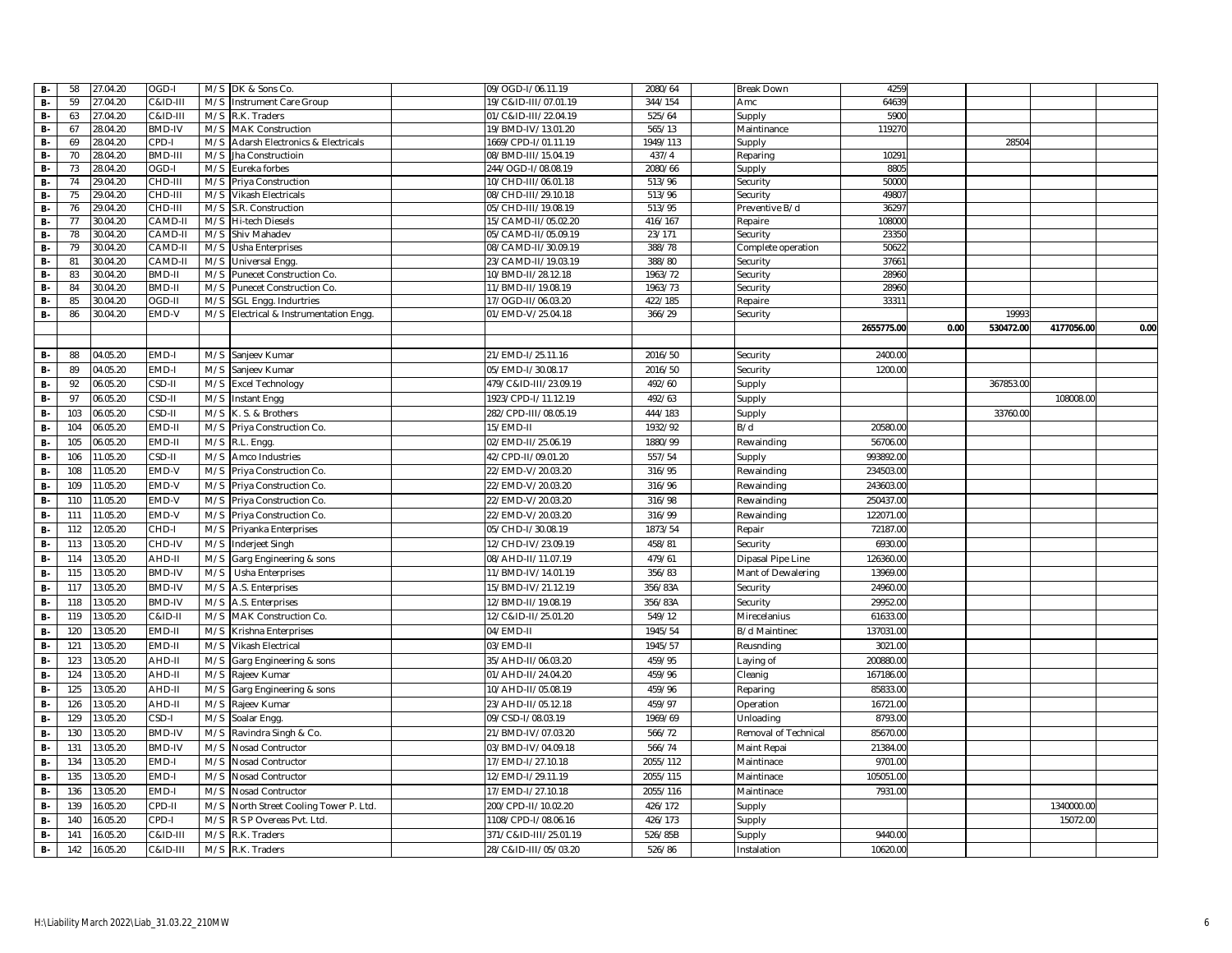| | | | | | | | | | | | | | | | |
|---|---|---|---|---|---|---|---|---|---|---|---|---|---|---|---|
| B- | 58 | 27.04.20 | OGD-I | M/S | DK & Sons Co. | | 09/OGD-I/06.11.19 | 2080/64 | | Break Down | 4259 | | | | |
| B- | 59 | 27.04.20 | C&ID-III | M/S | Instrument Care Group | | 19/C&ID-III/07.01.19 | 344/154 | | Amc | 64639 | | | | |
| B- | 63 | 27.04.20 | C&ID-III | M/S | R.K. Traders | | 01/C&ID-III/22.04.19 | 525/64 | | Supply | 5900 | | | | |
| B- | 67 | 28.04.20 | BMD-IV | M/S | MAK Construction | | 19/BMD-IV/13.01.20 | 565/13 | | Maintinance | 119270 | | | | |
| B- | 69 | 28.04.20 | CPD-I | M/S | Adarsh Electronics & Electricals | | 1669/CPD-I/01.11.19 | 1949/113 | | Supply | | | 28504 | | |
| B- | 70 | 28.04.20 | BMD-III | M/S | Jha Constructioin | | 08/BMD-III/15.04.19 | 437/4 | | Reparing | 10291 | | | | |
| B- | 73 | 28.04.20 | OGD-I | M/S | Eureka forbes | | 244/OGD-I/08.08.19 | 2080/66 | | Supply | 8805 | | | | |
| B- | 74 | 29.04.20 | CHD-III | M/S | Priya Construction | | 10/CHD-III/06.01.18 | 513/96 | | Security | 50000 | | | | |
| B- | 75 | 29.04.20 | CHD-III | M/S | Vikash Electricals | | 08/CHD-III/29.10.18 | 513/96 | | Security | 49807 | | | | |
| B- | 76 | 29.04.20 | CHD-III | M/S | S.R. Construction | | 05/CHD-III/19.08.19 | 513/95 | | Preventive B/d | 36297 | | | | |
| B- | 77 | 30.04.20 | CAMD-II | M/S | Hi-tech Diesels | | 15/CAMD-II/05.02.20 | 416/167 | | Repaire | 108000 | | | | |
| B- | 78 | 30.04.20 | CAMD-II | M/S | Shiv Mahadev | | 05/CAMD-II/05.09.19 | 23/171 | | Security | 23350 | | | | |
| B- | 79 | 30.04.20 | CAMD-II | M/S | Usha Enterprises | | 08/CAMD-II/30.09.19 | 388/78 | | Complete operation | 50622 | | | | |
| B- | 81 | 30.04.20 | CAMD-II | M/S | Universal Engg. | | 23/CAMD-II/19.03.19 | 388/80 | | Security | 37661 | | | | |
| B- | 83 | 30.04.20 | BMD-II | M/S | Punecet Construction Co. | | 10/BMD-II/28.12.18 | 1963/72 | | Security | 28960 | | | | |
| B- | 84 | 30.04.20 | BMD-II | M/S | Punecet Construction Co. | | 11/BMD-II/19.08.19 | 1963/73 | | Security | 28960 | | | | |
| B- | 85 | 30.04.20 | OGD-II | M/S | SGL Engg. Indurtries | | 17/OGD-II/06.03.20 | 422/185 | | Repaire | 33311 | | | | |
| B- | 86 | 30.04.20 | EMD-V | M/S | Electrical & Instrumentation Engg. | | 01/EMD-V/25.04.18 | 366/29 | | Security | | | 19993 | | |
| | | | | | | | | | | | 2655775.00 | 0.00 | 530472.00 | 4177056.00 | 0.00 |
| | | | | | | | | | | | | | | | |
| B- | 88 | 04.05.20 | EMD-I | M/S | Sanjeev Kumar | | 21/EMD-I/25.11.16 | 2016/50 | | Security | 2400.00 | | | | |
| B- | 89 | 04.05.20 | EMD-I | M/S | Sanjeev Kumar | | 05/EMD-I/30.08.17 | 2016/50 | | Security | 1200.00 | | | | |
| B- | 92 | 06.05.20 | CSD-II | M/S | Excel Technology | | 479/C&ID-III/23.09.19 | 492/60 | | Supply | | | 367853.00 | | |
| B- | 97 | 06.05.20 | CSD-II | M/S | Instant Engg | | 1923/CPD-I/11.12.19 | 492/63 | | Supply | | | | 108008.00 | |
| B- | 103 | 06.05.20 | CSD-II | M/S | K. S. & Brothers | | 282/CPD-III/08.05.19 | 444/183 | | Supply | | | 33760.00 | | |
| B- | 104 | 06.05.20 | EMD-II | M/S | Priya Construction Co. | | 15/EMD-II | 1932/92 | | B/d | 20580.00 | | | | |
| B- | 105 | 06.05.20 | EMD-II | M/S | R.L. Engg. | | 02/EMD-II/25.06.19 | 1880/99 | | Rewainding | 56706.00 | | | | |
| B- | 106 | 11.05.20 | CSD-II | M/S | Amco Industries | | 42/CPD-II/09.01.20 | 557/54 | | Supply | 993892.00 | | | | |
| B- | 108 | 11.05.20 | EMD-V | M/S | Priya Construction Co. | | 22/EMD-V/20.03.20 | 316/95 | | Rewainding | 234503.00 | | | | |
| B- | 109 | 11.05.20 | EMD-V | M/S | Priya Construction Co. | | 22/EMD-V/20.03.20 | 316/96 | | Rewainding | 243603.00 | | | | |
| B- | 110 | 11.05.20 | EMD-V | M/S | Priya Construction Co. | | 22/EMD-V/20.03.20 | 316/98 | | Rewainding | 250437.00 | | | | |
| B- | 111 | 11.05.20 | EMD-V | M/S | Priya Construction Co. | | 22/EMD-V/20.03.20 | 316/99 | | Rewainding | 122071.00 | | | | |
| B- | 112 | 12.05.20 | CHD-I | M/S | Priyanka Enterprises | | 05/CHD-I/30.08.19 | 1873/54 | | Repair | 72187.00 | | | | |
| B- | 113 | 13.05.20 | CHD-IV | M/S | Inderjeet Singh | | 12/CHD-IV/23.09.19 | 458/81 | | Security | 6930.00 | | | | |
| B- | 114 | 13.05.20 | AHD-II | M/S | Garg Engineering & sons | | 08/AHD-II/11.07.19 | 479/61 | | Dipasal Pipe Line | 126360.00 | | | | |
| B- | 115 | 13.05.20 | BMD-IV | M/S | Usha Enterprises | | 11/BMD-IV/14.01.19 | 356/83 | | Mant of Dewalering | 13969.00 | | | | |
| B- | 117 | 13.05.20 | BMD-IV | M/S | A.S. Enterprises | | 15/BMD-IV/21.12.19 | 356/83A | | Security | 24960.00 | | | | |
| B- | 118 | 13.05.20 | BMD-IV | M/S | A.S. Enterprises | | 12/BMD-IV/19.08.19 | 356/83A | | Security | 29952.00 | | | | |
| B- | 119 | 13.05.20 | C&ID-II | M/S | MAK Construction Co. | | 12/C&ID-II/25.01.20 | 549/12 | | Mirecelanius | 61633.00 | | | | |
| B- | 120 | 13.05.20 | EMD-II | M/S | Krishna Enterprises | | 04/EMD-II | 1945/54 | | B/d Maintinec | 137031.00 | | | | |
| B- | 121 | 13.05.20 | EMD-II | M/S | Vikash Electrical | | 03/EMD-II | 1945/57 | | Reusnding | 3021.00 | | | | |
| B- | 123 | 13.05.20 | AHD-II | M/S | Garg Engineering & sons | | 35/AHD-II/06.03.20 | 459/95 | | Laying of | 200880.00 | | | | |
| B- | 124 | 13.05.20 | AHD-II | M/S | Rajeev Kumar | | 01/AHD-II/24.04.20 | 459/96 | | Cleanig | 167186.00 | | | | |
| B- | 125 | 13.05.20 | AHD-II | M/S | Garg Engineering & sons | | 10/AHD-II/05.08.19 | 459/96 | | Reparing | 85833.00 | | | | |
| B- | 126 | 13.05.20 | AHD-II | M/S | Rajeev Kumar | | 23/AHD-II/05.12.18 | 459/97 | | Operation | 16721.00 | | | | |
| B- | 129 | 13.05.20 | CSD-I | M/S | Soalar Engg. | | 09/CSD-I/08.03.19 | 1969/69 | | Unloading | 8793.00 | | | | |
| B- | 130 | 13.05.20 | BMD-IV | M/S | Ravindra Singh & Co. | | 21/BMD-IV/07.03.20 | 566/72 | | Removal of Technical | 85670.00 | | | | |
| B- | 131 | 13.05.20 | BMD-IV | M/S | Nosad Contructor | | 03/BMD-IV/04.09.18 | 566/74 | | Maint Repai | 21384.00 | | | | |
| B- | 134 | 13.05.20 | EMD-I | M/S | Nosad Contructor | | 17/EMD-I/27.10.18 | 2055/112 | | Maintinace | 9701.00 | | | | |
| B- | 135 | 13.05.20 | EMD-I | M/S | Nosad Contructor | | 12/EMD-I/29.11.19 | 2055/115 | | Maintinace | 105051.00 | | | | |
| B- | 136 | 13.05.20 | EMD-I | M/S | Nosad Contructor | | 17/EMD-I/27.10.18 | 2055/116 | | Maintinace | 7931.00 | | | | |
| B- | 139 | 16.05.20 | CPD-II | M/S | North Street Cooling Tower P. Ltd. | | 200/CPD-II/10.02.20 | 426/172 | | Supply | | | | 1340000.00 | |
| B- | 140 | 16.05.20 | CPD-I | M/S | R S P Overeas Pvt. Ltd. | | 1108/CPD-I/08.06.16 | 426/173 | | Supply | | | | 15072.00 | |
| B- | 141 | 16.05.20 | C&ID-III | M/S | R.K. Traders | | 371/C&ID-III/25.01.19 | 526/85B | | Supply | 9440.00 | | | | |
| B- | 142 | 16.05.20 | C&ID-III | M/S | R.K. Traders | | 28/C&ID-III/05/03.20 | 526/86 | | Instalation | 10620.00 | | | | |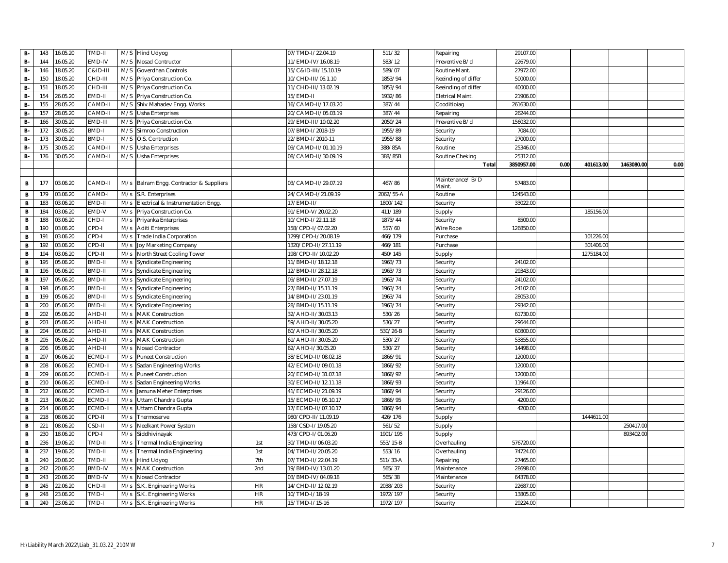| | | | | | | | | | | | | | | | |
|---|---|---|---|---|---|---|---|---|---|---|---|---|---|---|---|
| B- | 143 | 16.05.20 | TMD-II | M/S | Hind Udyog | | 07/TMD-I/22.04.19 | 511/32 | | Repairing | 29107.00 | | | | |
| B- | 144 | 16.05.20 | EMD-IV | M/S | Nosad Contractor | | 11/EMD-IV/16.08.19 | 583/12 | | Preventive B/d | 22679.00 | | | | |
| B- | 146 | 18.05.20 | C&ID-III | M/S | Goverdhan Controls | | 15/C&ID-III/15.10.19 | 589/07 | | Routine Mant. | 27972.00 | | | | |
| B- | 150 | 18.05.20 | CHD-III | M/S | Priya Construction Co. | | 10/CHD-III/06.1.10 | 1853/94 | | Reeinding of differ | 50000.00 | | | | |
| B- | 151 | 18.05.20 | CHD-III | M/S | Priya Construction Co. | | 11/CHD-III/13.02.19 | 1853/94 | | Reeinding of differ | 40000.00 | | | | |
| B- | 154 | 26.05.20 | EMD-II | M/S | Priya Construction Co. | | 15/EMD-II | 1932/86 | | Eletrical Maint. | 21906.00 | | | | |
| B- | 155 | 28.05.20 | CAMD-II | M/S | Shiv Mahadev Engg. Works | | 16/CAMD-II/17.03.20 | 387/44 | | Cooditioiag | 261630.00 | | | | |
| B- | 157 | 28.05.20 | CAMD-II | M/S | Usha Enterprises | | 20/CAMD-II/05.03.19 | 387/44 | | Repairing | 26244.00 | | | | |
| B- | 166 | 30.05.20 | EMD-III | M/S | Priya Construction Co. | | 29/EMD-III/10.02.20 | 2050/24 | | Preventive B/d | 156032.00 | | | | |
| B- | 172 | 30.05.20 | BMD-I | M/S | Sirnroo Construction | | 07/BMD-I/2018-19 | 1955/89 | | Security | 7084.00 | | | | |
| B- | 173 | 30.05.20 | BMD-I | M/S | O.S. Contruction | | 22/BMD-I/2010-11 | 1955/88 | | Security | 27000.00 | | | | |
| B- | 175 | 30.05.20 | CAMD-II | M/S | Usha Enterprises | | 09/CAMD-II/01.10.19 | 388/85A | | Routine | 25346.00 | | | | |
| B- | 176 | 30.05.20 | CAMD-II | M/S | Usha Enterprises | | 08/CAMD-II/30.09.19 | 388/85B | | Routine Cheking | 25312.00 | | | | |
| | | | | | | | | | | **Total** | **3850957.00** | **0.00** | **401613.00** | **1463080.00** | **0.00** |
| | | | | | | | | | | | | | | | |
| B | 177 | 03.06.20 | CAMD-II | M/s | Balram Engg. Contractor & Suppliers | | 03/CAMD-II/29.07.19 | 467/86 | | Maintenance/ B/D Maint. | 57483.00 | | | | |
| B | 179 | 03.06.20 | CAMD-I | M/s | S.R. Enterprises | | 24/CAMD-I/21.09.19 | 2062/55-A | | Routine | 124543.00 | | | | |
| B | 183 | 03.06.20 | EMD-II | M/s | Electrical & Instrumentation Engg. | | 17/EMD-II/ | 1800/142 | | Security | 33022.00 | | | | |
| B | 184 | 03.06.20 | EMD-V | M/s | Priya Construction Co. | | 91/EMD-V/20.02.20 | 411/189 | | Supply | | | 185156.00 | | |
| B | 188 | 03.06.20 | CHD-I | M/s | Priyanka Enterprises | | 10/CHD-I/22.11.18 | 1873/44 | | Security | 8500.00 | | | | |
| B | 190 | 03.06.20 | CPD-I | M/s | Aditi Enterprises | | 158/CPD-I/07.02.20 | 557/60 | | Wire Rope | 126850.00 | | | | |
| B | 191 | 03.06.20 | CPD-I | M/s | Trade India Corporation | | 1299/CPD-I/20.08.19 | 466/179 | | Purchase | | | 101226.00 | | |
| B | 192 | 03.06.20 | CPD-II | M/s | Joy Marketing Company | | 1320/CPD-II/27.11.19 | 466/181 | | Purchase | | | 301406.00 | | |
| B | 194 | 03.06.20 | CPD-II | M/s | North Street Cooling Tower | | 198/CPD-II/10.02.20 | 450/145 | | Supply | | | 1275184.00 | | |
| B | 195 | 05.06.20 | BMD-II | M/s | Syndicate Engineering | | 11/BMD-II/18.12.18 | 1963/73 | | Security | 24102.00 | | | | |
| B | 196 | 05.06.20 | BMD-II | M/s | Syndicate Engineering | | 12/BMD-II/28.12.18 | 1963/73 | | Security | 29343.00 | | | | |
| B | 197 | 05.06.20 | BMD-II | M/s | Syndicate Engineering | | 09/BMD-II/27.07.19 | 1963/74 | | Security | 24102.00 | | | | |
| B | 198 | 05.06.20 | BMD-II | M/s | Syndicate Engineering | | 27/BMD-II/15.11.19 | 1963/74 | | Security | 24102.00 | | | | |
| B | 199 | 05.06.20 | BMD-II | M/s | Syndicate Engineering | | 14/BMD-II/23.01.19 | 1963/74 | | Security | 28053.00 | | | | |
| B | 200 | 05.06.20 | BMD-II | M/s | Syndicate Engineering | | 28/BMD-II/15.11.19 | 1963/74 | | Security | 29342.00 | | | | |
| B | 202 | 05.06.20 | AHD-II | M/s | MAK Construction | | 32/AHD-II/30.03.13 | 530/26 | | Security | 61730.00 | | | | |
| B | 203 | 05.06.20 | AHD-II | M/s | MAK Construction | | 59/AHD-II/30.05.20 | 530/27 | | Security | 29644.00 | | | | |
| B | 204 | 05.06.20 | AHD-II | M/s | MAK Construction | | 60/AHD-II/30.05.20 | 530/26-B | | Security | 60800.00 | | | | |
| B | 205 | 05.06.20 | AHD-II | M/s | MAK Construction | | 61/AHD-II/30.05.20 | 530/27 | | Security | 53855.00 | | | | |
| B | 206 | 05.06.20 | AHD-II | M/s | Nosad Contractor | | 62/AHD-I/30.05.20 | 530/27 | | Security | 14498.00 | | | | |
| B | 207 | 06.06.20 | ECMD-II | M/s | Puneet Construction | | 38/ECMD-II/08.02.18 | 1866/91 | | Security | 12000.00 | | | | |
| B | 208 | 06.06.20 | ECMD-II | M/s | Sadan Engineering Works | | 42/ECMD-II/09.01.18 | 1866/92 | | Security | 12000.00 | | | | |
| B | 209 | 06.06.20 | ECMD-II | M/s | Puneet Construction | | 20/ECMD-II/31.07.18 | 1866/92 | | Security | 12000.00 | | | | |
| B | 210 | 06.06.20 | ECMD-II | M/s | Sadan Engineering Works | | 30/ECMD-II/12.11.18 | 1866/93 | | Security | 11964.00 | | | | |
| B | 212 | 06.06.20 | ECMD-II | M/s | Jamuna Meher Enterprises | | 41/ECMD-II/21.09.19 | 1866/94 | | Security | 29126.00 | | | | |
| B | 213 | 06.06.20 | ECMD-II | M/s | Uttam Chandra Gupta | | 15/ECMD-II/05.10.17 | 1866/95 | | Security | 4200.00 | | | | |
| B | 214 | 06.06.20 | ECMD-II | M/s | Uttam Chandra Gupta | | 17/ECMD-II/07.10.17 | 1866/94 | | Security | 4200.00 | | | | |
| B | 218 | 08.06.20 | CPD-II | M/s | Thermoserve | | 980/CPD-II/11.09.19 | 426/176 | | Supply | | | 1444611.00 | | |
| B | 221 | 08.06.20 | CSD-II | M/s | Neelkant Power System | | 158/CSD-I/19.05.20 | 561/52 | | Supply | | | | 250417.00 | |
| B | 230 | 18.06.20 | CPD-I | M/s | Siddhivinayak | | 473/CPD-I/01.06.20 | 1901/195 | | Supply | | | | 893402.00 | |
| B | 236 | 19.06.20 | TMD-II | M/s | Thermal India Engineering | 1st | 30/TMD-II/06.03.20 | 553/15-B | | Overhauling | 576720.00 | | | | |
| B | 237 | 19.06.20 | TMD-II | M/s | Thermal India Engineering | 1st | 04/TMD-II/20.05.20 | 553/16 | | Overhauling | 74724.00 | | | | |
| B | 240 | 20.06.20 | TMD-II | M/s | Hind Udyog | 7th | 07/TMD-II/22.04.19 | 511/33-A | | Repairing | 27465.00 | | | | |
| B | 242 | 20.06.20 | BMD-IV | M/s | MAK Construction | 2nd | 19/BMD-IV/13.01.20 | 565/37 | | Maintenance | 28698.00 | | | | |
| B | 243 | 20.06.20 | BMD-IV | M/s | Nosad Contractor | | 03/BMD-IV/04.09.18 | 565/38 | | Maintenance | 64378.00 | | | | |
| B | 245 | 22.06.20 | CHD-II | M/s | S.K. Engineering Works | HR | 14/CHD-II/12.02.19 | 2038/203 | | Security | 22687.00 | | | | |
| B | 248 | 23.06.20 | TMD-I | M/s | S.K. Engineering Works | HR | 10/TMD-I/18-19 | 1972/197 | | Security | 13805.00 | | | | |
| B | 249 | 23.06.20 | TMD-I | M/s | S.K. Engineering Works | HR | 15/TMD-I/15-16 | 1972/197 | | Security | 29224.00 | | | | |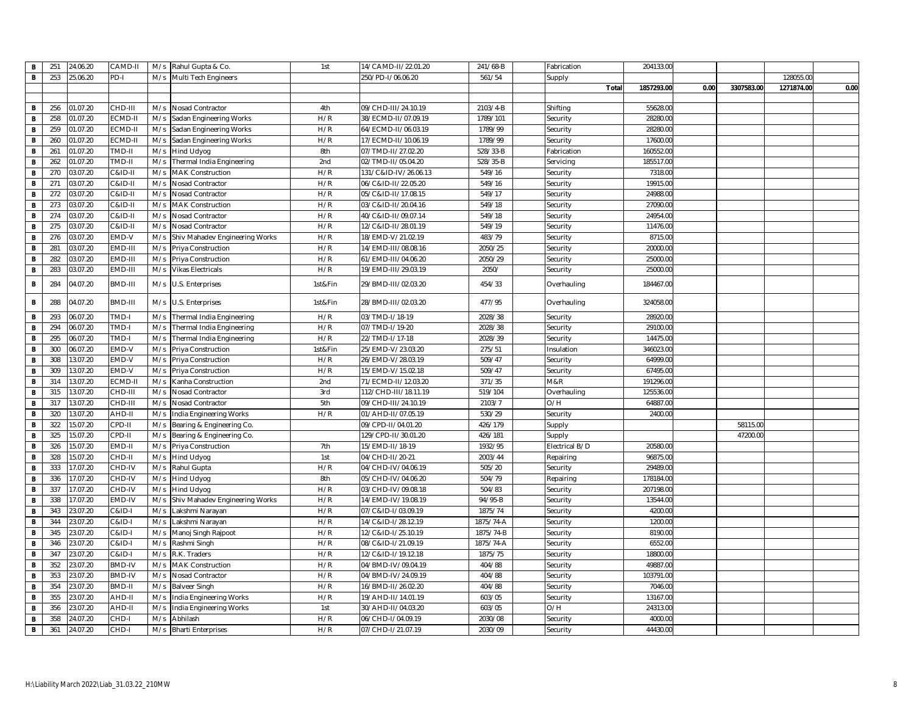| B | 251 | 24.06.20 | CAMD-II | M/s | Rahul Gupta & Co. | 1st | 14/CAMD-II/22.01.20 | 241/68-B | | Fabrication | 204133.00 | | | | |
|---|---|---|---|---|---|---|---|---|---|---|---|---|---|---|---|
| B | 253 | 25.06.20 | PD-I | M/s | Multi Tech Engineers | | 250/PD-I/06.06.20 | 561/54 | | Supply | | | | 128055.00 | |
| | | | | | | | | | | Total | 1857293.00 | 0.00 | 3307583.00 | 1271874.00 | 0.00 |
| | | | | | | | | | | | | | | | |
| B | 256 | 01.07.20 | CHD-III | M/s | Nosad Contractor | 4th | 09/CHD-III/24.10.19 | 2103/4-B | | Shifting | 55628.00 | | | | |
| B | 258 | 01.07.20 | ECMD-II | M/s | Sadan Engineering Works | H/R | 38/ECMD-II/07.09.19 | 1789/101 | | Security | 28280.00 | | | | |
| B | 259 | 01.07.20 | ECMD-II | M/s | Sadan Engineering Works | H/R | 64/ECMD-II/06.03.19 | 1789/99 | | Security | 28280.00 | | | | |
| B | 260 | 01.07.20 | ECMD-II | M/s | Sadan Engineering Works | H/R | 17/ECMD-II/10.06.19 | 1789/99 | | Security | 17600.00 | | | | |
| B | 261 | 01.07.20 | TMD-II | M/s | Hind Udyog | 8th | 07/TMD-II/27.02.20 | 528/33-B | | Fabrication | 160552.00 | | | | |
| B | 262 | 01.07.20 | TMD-II | M/s | Thermal India Engineering | 2nd | 02/TMD-II/05.04.20 | 528/35-B | | Servicing | 185517.00 | | | | |
| B | 270 | 03.07.20 | C&ID-II | M/s | MAK Construction | H/R | 131/C&ID-IV/26.06.13 | 549/16 | | Security | 7318.00 | | | | |
| B | 271 | 03.07.20 | C&ID-II | M/s | Nosad Contractor | H/R | 06/C&ID-II/22.05.20 | 549/16 | | Security | 19915.00 | | | | |
| B | 272 | 03.07.20 | C&ID-II | M/s | Nosad Contractor | H/R | 05/C&ID-II/17.08.15 | 549/17 | | Security | 24988.00 | | | | |
| B | 273 | 03.07.20 | C&ID-II | M/s | MAK Construction | H/R | 03/C&ID-II/20.04.16 | 549/18 | | Security | 27090.00 | | | | |
| B | 274 | 03.07.20 | C&ID-II | M/s | Nosad Contractor | H/R | 40/C&ID-II/09.07.14 | 549/18 | | Security | 24954.00 | | | | |
| B | 275 | 03.07.20 | C&ID-II | M/s | Nosad Contractor | H/R | 12/C&ID-II/28.01.19 | 549/19 | | Security | 11476.00 | | | | |
| B | 276 | 03.07.20 | EMD-V | M/s | Shiv Mahadev Engineering Works | H/R | 18/EMD-V/21.02.19 | 483/79 | | Security | 8715.00 | | | | |
| B | 281 | 03.07.20 | EMD-III | M/s | Priya Construction | H/R | 14/EMD-III/08.08.16 | 2050/25 | | Security | 20000.00 | | | | |
| B | 282 | 03.07.20 | EMD-III | M/s | Priya Construction | H/R | 61/EMD-III/04.06.20 | 2050/29 | | Security | 25000.00 | | | | |
| B | 283 | 03.07.20 | EMD-III | M/s | Vikas Electricals | H/R | 19/EMD-III/29.03.19 | 2050/ | | Security | 25000.00 | | | | |
| B | 284 | 04.07.20 | BMD-III | M/s | U.S. Enterprises | 1st&Fin | 29/BMD-III/02.03.20 | 454/33 | | Overhauling | 184467.00 | | | | |
| B | 288 | 04.07.20 | BMD-III | M/s | U.S. Enterprises | 1st&Fin | 28/BMD-III/02.03.20 | 477/95 | | Overhauling | 324058.00 | | | | |
| B | 293 | 06.07.20 | TMD-I | M/s | Thermal India Engineering | H/R | 03/TMD-I/18-19 | 2028/38 | | Security | 28920.00 | | | | |
| B | 294 | 06.07.20 | TMD-I | M/s | Thermal India Engineering | H/R | 07/TMD-I/19-20 | 2028/38 | | Security | 29100.00 | | | | |
| B | 295 | 06.07.20 | TMD-I | M/s | Thermal India Engineering | H/R | 22/TMD-I/17-18 | 2028/39 | | Security | 14475.00 | | | | |
| B | 300 | 06.07.20 | EMD-V | M/s | Priya Construction | 1st&Fin | 25/EMD-V/23.03.20 | 275/51 | | Insulation | 346023.00 | | | | |
| B | 308 | 13.07.20 | EMD-V | M/s | Priya Construction | H/R | 26/EMD-V/28.03.19 | 509/47 | | Security | 64999.00 | | | | |
| B | 309 | 13.07.20 | EMD-V | M/s | Priya Construction | H/R | 15/EMD-V/15.02.18 | 509/47 | | Security | 67495.00 | | | | |
| B | 314 | 13.07.20 | ECMD-II | M/s | Kanha Construction | 2nd | 71/ECMD-II/12.03.20 | 371/35 | | M&R | 191296.00 | | | | |
| B | 315 | 13.07.20 | CHD-III | M/s | Nosad Contractor | 3rd | 112/CHD-III/18.11.19 | 519/104 | | Overhauling | 125536.00 | | | | |
| B | 317 | 13.07.20 | CHD-III | M/s | Nosad Contractor | 5th | 09/CHD-III/24.10.19 | 2103/7 | | O/H | 64887.00 | | | | |
| B | 320 | 13.07.20 | AHD-II | M/s | India Engineering Works | H/R | 01/AHD-II/07.05.19 | 530/29 | | Security | 2400.00 | | | | |
| B | 322 | 15.07.20 | CPD-II | M/s | Bearing & Engineering Co. | | 09/CPD-II/04.01.20 | 426/179 | | Supply | | | 58115.00 | | |
| B | 325 | 15.07.20 | CPD-II | M/s | Bearing & Engineering Co. | | 129/CPD-II/30.01.20 | 426/181 | | Supply | | | 47200.00 | | |
| B | 326 | 15.07.20 | EMD-II | M/s | Priya Construction | 7th | 15/EMD-II/18-19 | 1932/95 | | Electrical B/D | 20580.00 | | | | |
| B | 328 | 15.07.20 | CHD-II | M/s | Hind Udyog | 1st | 04/CHD-II/20-21 | 2003/44 | | Repairing | 96875.00 | | | | |
| B | 333 | 17.07.20 | CHD-IV | M/s | Rahul Gupta | H/R | 04/CHD-IV/04.06.19 | 505/20 | | Security | 29489.00 | | | | |
| B | 336 | 17.07.20 | CHD-IV | M/s | Hind Udyog | 8th | 05/CHD-IV/04.06.20 | 504/79 | | Repairing | 178184.00 | | | | |
| B | 337 | 17.07.20 | CHD-IV | M/s | Hind Udyog | H/R | 03/CHD-IV/09.08.18 | 504/83 | | Security | 207198.00 | | | | |
| B | 338 | 17.07.20 | EMD-IV | M/s | Shiv Mahadev Engineering Works | H/R | 14/EMD-IV/19.08.19 | 94/95-B | | Security | 13544.00 | | | | |
| B | 343 | 23.07.20 | C&ID-I | M/s | Lakshmi Narayan | H/R | 07/C&ID-I/03.09.19 | 1875/74 | | Security | 4200.00 | | | | |
| B | 344 | 23.07.20 | C&ID-I | M/s | Lakshmi Narayan | H/R | 14/C&ID-I/28.12.19 | 1875/74-A | | Security | 1200.00 | | | | |
| B | 345 | 23.07.20 | C&ID-I | M/s | Manoj Singh Rajpoot | H/R | 12/C&ID-I/25.10.19 | 1875/74-B | | Security | 8190.00 | | | | |
| B | 346 | 23.07.20 | C&ID-I | M/s | Rashmi Singh | H/R | 08/C&ID-I/21.09.19 | 1875/74-A | | Security | 6552.00 | | | | |
| B | 347 | 23.07.20 | C&ID-I | M/s | R.K. Traders | H/R | 12/C&ID-I/19.12.18 | 1875/75 | | Security | 18800.00 | | | | |
| B | 352 | 23.07.20 | BMD-IV | M/s | MAK Construction | H/R | 04/BMD-IV/09.04.19 | 404/88 | | Security | 49887.00 | | | | |
| B | 353 | 23.07.20 | BMD-IV | M/s | Nosad Contractor | H/R | 04/BMD-IV/24.09.19 | 404/88 | | Security | 103791.00 | | | | |
| B | 354 | 23.07.20 | BMD-II | M/s | Balveer Singh | H/R | 16/BMD-II/26.02.20 | 404/88 | | Security | 7046.00 | | | | |
| B | 355 | 23.07.20 | AHD-II | M/s | India Engineering Works | H/R | 19/AHD-II/14.01.19 | 603/05 | | Security | 13167.00 | | | | |
| B | 356 | 23.07.20 | AHD-II | M/s | India Engineering Works | 1st | 30/AHD-II/04.03.20 | 603/05 | | O/H | 24313.00 | | | | |
| B | 358 | 24.07.20 | CHD-I | M/s | Abhilash | H/R | 06/CHD-I/04.09.19 | 2030/08 | | Security | 4000.00 | | | | |
| B | 361 | 24.07.20 | CHD-I | M/s | Bharti Enterprises | H/R | 07/CHD-I/21.07.19 | 2030/09 | | Security | 44430.00 | | | | |

H:\Liability March 2022\Liab_31.03.22_210MW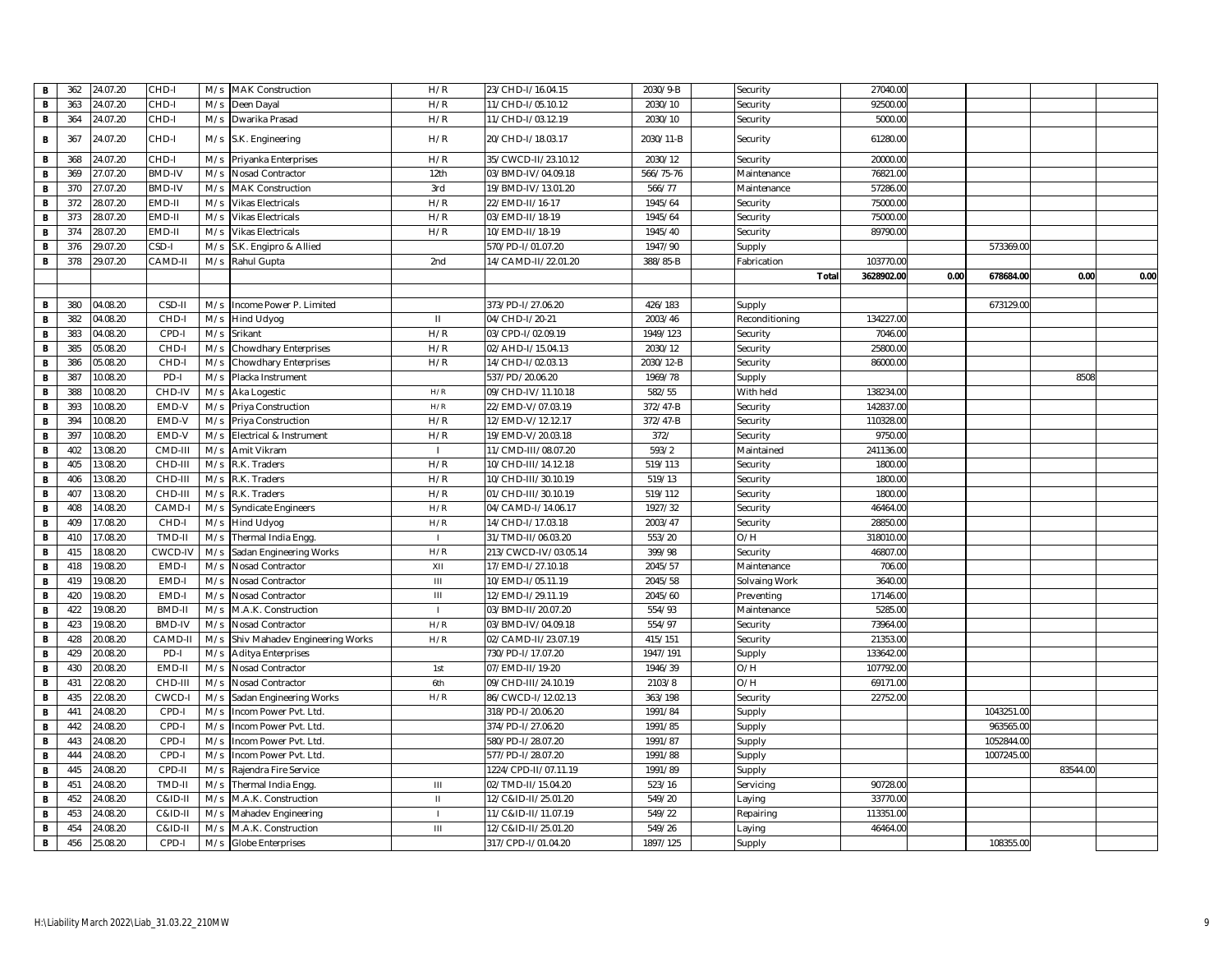| B | 362 | 24.07.20 | CHD-I | M/s | MAK Construction | H/R | 23/CHD-I/16.04.15 | 2030/9-B | | Security | 27040.00 | | | | |
|---|---|---|---|---|---|---|---|---|---|---|---|---|---|---|---|
| B | 363 | 24.07.20 | CHD-I | M/s | Deen Dayal | H/R | 11/CHD-I/05.10.12 | 2030/10 | | Security | 92500.00 | | | | |
| B | 364 | 24.07.20 | CHD-I | M/s | Dwarika Prasad | H/R | 11/CHD-I/03.12.19 | 2030/10 | | Security | 5000.00 | | | | |
| B | 367 | 24.07.20 | CHD-I | M/s | S.K. Engineering | H/R | 20/CHD-I/18.03.17 | 2030/11-B | | Security | 61280.00 | | | | |
| B | 368 | 24.07.20 | CHD-I | M/s | Priyanka Enterprises | H/R | 35/CWCD-II/23.10.12 | 2030/12 | | Security | 20000.00 | | | | |
| B | 369 | 27.07.20 | BMD-IV | M/s | Nosad Contractor | 12th | 03/BMD-IV/04.09.18 | 566/75-76 | | Maintenance | 76821.00 | | | | |
| B | 370 | 27.07.20 | BMD-IV | M/s | MAK Construction | 3rd | 19/BMD-IV/13.01.20 | 566/77 | | Maintenance | 57286.00 | | | | |
| B | 372 | 28.07.20 | EMD-II | M/s | Vikas Electricals | H/R | 22/EMD-II/16-17 | 1945/64 | | Security | 75000.00 | | | | |
| B | 373 | 28.07.20 | EMD-II | M/s | Vikas Electricals | H/R | 03/EMD-II/18-19 | 1945/64 | | Security | 75000.00 | | | | |
| B | 374 | 28.07.20 | EMD-II | M/s | Vikas Electricals | H/R | 10/EMD-II/18-19 | 1945/40 | | Security | 89790.00 | | | | |
| B | 376 | 29.07.20 | CSD-I | M/s | S.K. Engipro & Allied | | 570/PD-I/01.07.20 | 1947/90 | | Supply | | | 573369.00 | | |
| B | 378 | 29.07.20 | CAMD-II | M/s | Rahul Gupta | 2nd | 14/CAMD-II/22.01.20 | 388/85-B | | Fabrication | 103770.00 | | | | |
| | | | | | | | | | | Total | 3628902.00 | 0.00 | 678684.00 | 0.00 | 0.00 |
| | | | | | | | | | | | | | | | |
| B | 380 | 04.08.20 | CSD-II | M/s | Income Power P. Limited | | 373/PD-I/27.06.20 | 426/183 | | Supply | | | 673129.00 | | |
| B | 382 | 04.08.20 | CHD-I | M/s | Hind Udyog | II | 04/CHD-I/20-21 | 2003/46 | | Reconditioning | 134227.00 | | | | |
| B | 383 | 04.08.20 | CPD-I | M/s | Srikant | H/R | 03/CPD-I/02.09.19 | 1949/123 | | Security | 7046.00 | | | | |
| B | 385 | 05.08.20 | CHD-I | M/s | Chowdhary Enterprises | H/R | 02/AHD-I/15.04.13 | 2030/12 | | Security | 25800.00 | | | | |
| B | 386 | 05.08.20 | CHD-I | M/s | Chowdhary Enterprises | H/R | 14/CHD-I/02.03.13 | 2030/12-B | | Security | 86000.00 | | | | |
| B | 387 | 10.08.20 | PD-I | M/s | Placka Instrument | | 537/PD/20.06.20 | 1969/78 | | Supply | | | | 8508 | |
| B | 388 | 10.08.20 | CHD-IV | M/s | Aka Logestic | H/R | 09/CHD-IV/11.10.18 | 582/55 | | With held | 138234.00 | | | | |
| B | 393 | 10.08.20 | EMD-V | M/s | Priya Construction | H/R | 22/EMD-V/07.03.19 | 372/47-B | | Security | 142837.00 | | | | |
| B | 394 | 10.08.20 | EMD-V | M/s | Priya Construction | H/R | 12/EMD-V/12.12.17 | 372/47-B | | Security | 110328.00 | | | | |
| B | 397 | 10.08.20 | EMD-V | M/s | Electrical & Instrument | H/R | 19/EMD-V/20.03.18 | 372/ | | Security | 9750.00 | | | | |
| B | 402 | 13.08.20 | CMD-III | M/s | Amit Vikram | I | 11/CMD-III/08.07.20 | 593/2 | | Maintained | 241136.00 | | | | |
| B | 405 | 13.08.20 | CHD-III | M/s | R.K. Traders | H/R | 10/CHD-III/14.12.18 | 519/113 | | Security | 1800.00 | | | | |
| B | 406 | 13.08.20 | CHD-III | M/s | R.K. Traders | H/R | 10/CHD-III/30.10.19 | 519/13 | | Security | 1800.00 | | | | |
| B | 407 | 13.08.20 | CHD-III | M/s | R.K. Traders | H/R | 01/CHD-III/30.10.19 | 519/112 | | Security | 1800.00 | | | | |
| B | 408 | 14.08.20 | CAMD-I | M/s | Syndicate Engineers | H/R | 04/CAMD-I/14.06.17 | 1927/32 | | Security | 46464.00 | | | | |
| B | 409 | 17.08.20 | CHD-I | M/s | Hind Udyog | H/R | 14/CHD-I/17.03.18 | 2003/47 | | Security | 28850.00 | | | | |
| B | 410 | 17.08.20 | TMD-II | M/s | Thermal India Engg. | I | 31/TMD-II/06.03.20 | 553/20 | | O/H | 318010.00 | | | | |
| B | 415 | 18.08.20 | CWCD-IV | M/s | Sadan Engineering Works | H/R | 213/CWCD-IV/03.05.14 | 399/98 | | Security | 46807.00 | | | | |
| B | 418 | 19.08.20 | EMD-I | M/s | Nosad Contractor | XII | 17/EMD-I/27.10.18 | 2045/57 | | Maintenance | 706.00 | | | | |
| B | 419 | 19.08.20 | EMD-I | M/s | Nosad Contractor | III | 10/EMD-I/05.11.19 | 2045/58 | | Solvaing Work | 3640.00 | | | | |
| B | 420 | 19.08.20 | EMD-I | M/s | Nosad Contractor | III | 12/EMD-I/29.11.19 | 2045/60 | | Preventing | 17146.00 | | | | |
| B | 422 | 19.08.20 | BMD-II | M/s | M.A.K. Construction | I | 03/BMD-II/20.07.20 | 554/93 | | Maintenance | 5285.00 | | | | |
| B | 423 | 19.08.20 | BMD-IV | M/s | Nosad Contractor | H/R | 03/BMD-IV/04.09.18 | 554/97 | | Security | 73964.00 | | | | |
| B | 428 | 20.08.20 | CAMD-II | M/s | Shiv Mahadev Engineering Works | H/R | 02/CAMD-II/23.07.19 | 415/151 | | Security | 21353.00 | | | | |
| B | 429 | 20.08.20 | PD-I | M/s | Aditya Enterprises | | 730/PD-I/17.07.20 | 1947/191 | | Supply | 133642.00 | | | | |
| B | 430 | 20.08.20 | EMD-II | M/s | Nosad Contractor | 1st | 07/EMD-II/19-20 | 1946/39 | | O/H | 107792.00 | | | | |
| B | 431 | 22.08.20 | CHD-III | M/s | Nosad Contractor | 6th | 09/CHD-III/24.10.19 | 2103/8 | | O/H | 69171.00 | | | | |
| B | 435 | 22.08.20 | CWCD-I | M/s | Sadan Engineering Works | H/R | 86/CWCD-I/12.02.13 | 363/198 | | Security | 22752.00 | | | | |
| B | 441 | 24.08.20 | CPD-I | M/s | Incom Power Pvt. Ltd. | | 318/PD-I/20.06.20 | 1991/84 | | Supply | | | 1043251.00 | | |
| B | 442 | 24.08.20 | CPD-I | M/s | Incom Power Pvt. Ltd. | | 374/PD-I/27.06.20 | 1991/85 | | Supply | | | 963565.00 | | |
| B | 443 | 24.08.20 | CPD-I | M/s | Incom Power Pvt. Ltd. | | 580/PD-I/28.07.20 | 1991/87 | | Supply | | | 1052844.00 | | |
| B | 444 | 24.08.20 | CPD-I | M/s | Incom Power Pvt. Ltd. | | 577/PD-I/28.07.20 | 1991/88 | | Supply | | | 1007245.00 | | |
| B | 445 | 24.08.20 | CPD-II | M/s | Rajendra Fire Service | | 1224/CPD-II/07.11.19 | 1991/89 | | Supply | | | | 83544.00 | |
| B | 451 | 24.08.20 | TMD-II | M/s | Thermal India Engg. | III | 02/TMD-II/15.04.20 | 523/16 | | Servicing | 90728.00 | | | | |
| B | 452 | 24.08.20 | C&ID-II | M/s | M.A.K. Construction | II | 12/C&ID-II/25.01.20 | 549/20 | | Laying | 33770.00 | | | | |
| B | 453 | 24.08.20 | C&ID-II | M/s | Mahadev Engineering | I | 11/C&ID-II/11.07.19 | 549/22 | | Repairing | 113351.00 | | | | |
| B | 454 | 24.08.20 | C&ID-II | M/s | M.A.K. Construction | III | 12/C&ID-II/25.01.20 | 549/26 | | Laying | 46464.00 | | | | |
| B | 456 | 25.08.20 | CPD-I | M/s | Globe Enterprises | | 317/CPD-I/01.04.20 | 1897/125 | | Supply | | | 108355.00 | | |

H:\Liability March 2022\Liab_31.03.22_210MW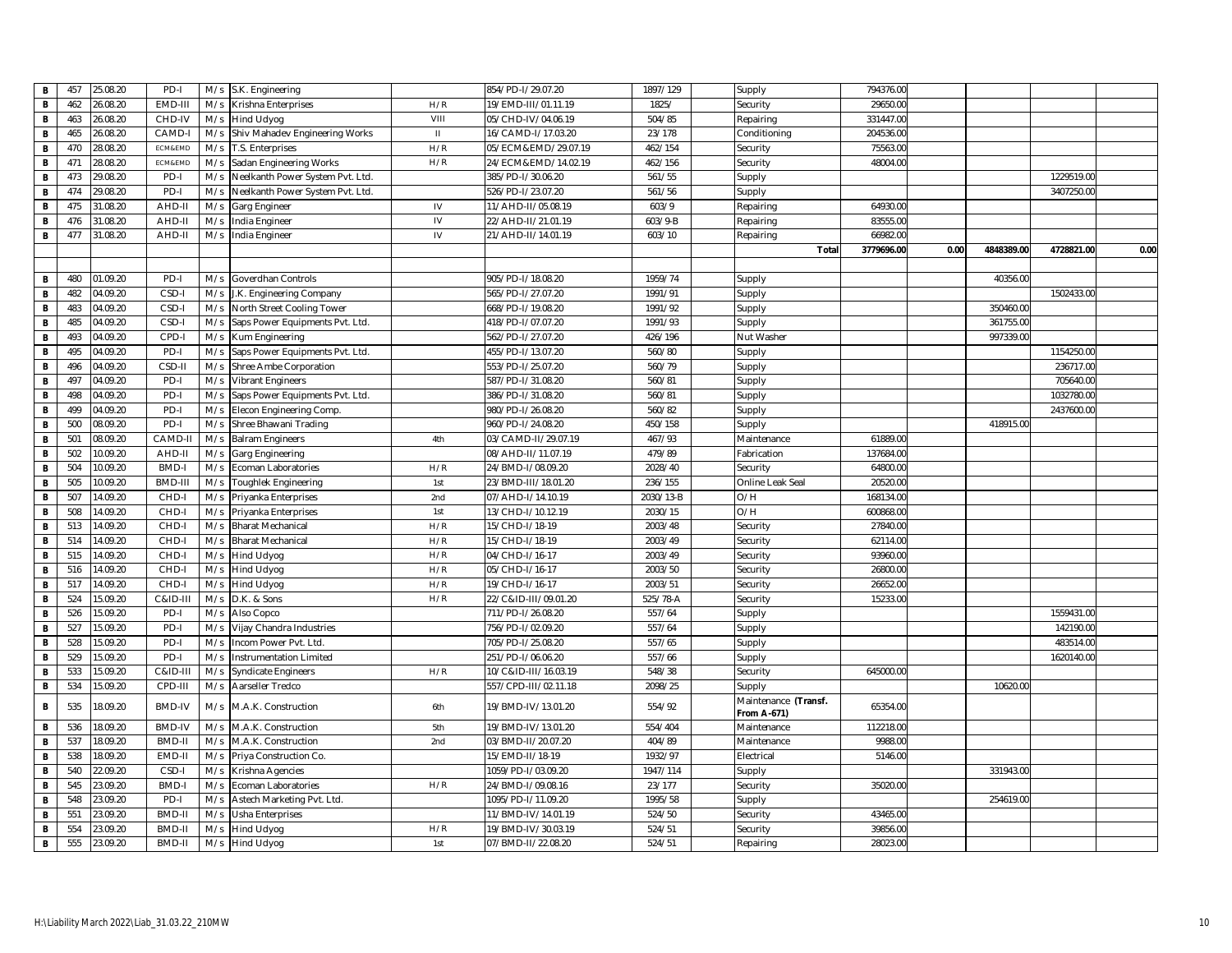| | | | | | | | | | | | | | | | | |
|---|---|---|---|---|---|---|---|---|---|---|---|---|---|---|---|---|
| B | 457 | 25.08.20 | PD-I | M/s | S.K. Engineering | | 854/PD-I/29.07.20 | 1897/129 | | Supply | 794376.00 | | | | |
| B | 462 | 26.08.20 | EMD-III | M/s | Krishna Enterprises | H/R | 19/EMD-III/01.11.19 | 1825/ | | Security | 29650.00 | | | | |
| B | 463 | 26.08.20 | CHD-IV | M/s | Hind Udyog | VIII | 05/CHD-IV/04.06.19 | 504/85 | | Repairing | 331447.00 | | | | |
| B | 465 | 26.08.20 | CAMD-I | M/s | Shiv Mahadev Engineering Works | II | 16/CAMD-I/17.03.20 | 23/178 | | Conditioning | 204536.00 | | | | |
| B | 470 | 28.08.20 | ECM&EMD | M/s | T.S. Enterprises | H/R | 05/ECM&EMD/29.07.19 | 462/154 | | Security | 75563.00 | | | | |
| B | 471 | 28.08.20 | ECM&EMD | M/s | Sadan Engineering Works | H/R | 24/ECM&EMD/14.02.19 | 462/156 | | Security | 48004.00 | | | | |
| B | 473 | 29.08.20 | PD-I | M/s | Neelkanth Power System Pvt. Ltd. | | 385/PD-I/30.06.20 | 561/55 | | Supply | | | | 1229519.00 | |
| B | 474 | 29.08.20 | PD-I | M/s | Neelkanth Power System Pvt. Ltd. | | 526/PD-I/23.07.20 | 561/56 | | Supply | | | | 3407250.00 | |
| B | 475 | 31.08.20 | AHD-II | M/s | Garg Engineer | IV | 11/AHD-II/05.08.19 | 603/9 | | Repairing | 64930.00 | | | | |
| B | 476 | 31.08.20 | AHD-II | M/s | India Engineer | IV | 22/AHD-II/21.01.19 | 603/9-B | | Repairing | 83555.00 | | | | |
| B | 477 | 31.08.20 | AHD-II | M/s | India Engineer | IV | 21/AHD-II/14.01.19 | 603/10 | | Repairing | 66982.00 | | | | |
| | | | | | | | | | | **Total** | **3779696.00** | **0.00** | **4848389.00** | **4728821.00** | **0.00** |
| | | | | | | | | | | | | | | | |
| B | 480 | 01.09.20 | PD-I | M/s | Goverdhan Controls | | 905/PD-I/18.08.20 | 1959/74 | | Supply | | | 40356.00 | | |
| B | 482 | 04.09.20 | CSD-I | M/s | J.K. Engineering Company | | 565/PD-I/27.07.20 | 1991/91 | | Supply | | | | 1502433.00 | |
| B | 483 | 04.09.20 | CSD-I | M/s | North Street Cooling Tower | | 668/PD-I/19.08.20 | 1991/92 | | Supply | | | 350460.00 | | |
| B | 485 | 04.09.20 | CSD-I | M/s | Saps Power Equipments Pvt. Ltd. | | 418/PD-I/07.07.20 | 1991/93 | | Supply | | | 361755.00 | | |
| B | 493 | 04.09.20 | CPD-I | M/s | Kum Engineering | | 562/PD-I/27.07.20 | 426/196 | | Nut Washer | | | 997339.00 | | |
| B | 495 | 04.09.20 | PD-I | M/s | Saps Power Equipments Pvt. Ltd. | | 455/PD-I/13.07.20 | 560/80 | | Supply | | | | 1154250.00 | |
| B | 496 | 04.09.20 | CSD-II | M/s | Shree Ambe Corporation | | 553/PD-I/25.07.20 | 560/79 | | Supply | | | | 236717.00 | |
| B | 497 | 04.09.20 | PD-I | M/s | Vibrant Engineers | | 587/PD-I/31.08.20 | 560/81 | | Supply | | | | 705640.00 | |
| B | 498 | 04.09.20 | PD-I | M/s | Saps Power Equipments Pvt. Ltd. | | 386/PD-I/31.08.20 | 560/81 | | Supply | | | | 1032780.00 | |
| B | 499 | 04.09.20 | PD-I | M/s | Elecon Engineering Comp. | | 980/PD-I/26.08.20 | 560/82 | | Supply | | | | 2437600.00 | |
| B | 500 | 08.09.20 | PD-I | M/s | Shree Bhawani Trading | | 960/PD-I/24.08.20 | 450/158 | | Supply | | | 418915.00 | | |
| B | 501 | 08.09.20 | CAMD-II | M/s | Balram Engineers | 4th | 03/CAMD-II/29.07.19 | 467/93 | | Maintenance | 61889.00 | | | | |
| B | 502 | 10.09.20 | AHD-II | M/s | Garg Engineering | | 08/AHD-II/11.07.19 | 479/89 | | Fabrication | 137684.00 | | | | |
| B | 504 | 10.09.20 | BMD-I | M/s | Ecoman Laboratories | H/R | 24/BMD-I/08.09.20 | 2028/40 | | Security | 64800.00 | | | | |
| B | 505 | 10.09.20 | BMD-III | M/s | Toughlek Engineering | 1st | 23/BMD-III/18.01.20 | 236/155 | | Online Leak Seal | 20520.00 | | | | |
| B | 507 | 14.09.20 | CHD-I | M/s | Priyanka Enterprises | 2nd | 07/AHD-I/14.10.19 | 2030/13-B | | O/H | 168134.00 | | | | |
| B | 508 | 14.09.20 | CHD-I | M/s | Priyanka Enterprises | 1st | 13/CHD-I/10.12.19 | 2030/15 | | O/H | 600868.00 | | | | |
| B | 513 | 14.09.20 | CHD-I | M/s | Bharat Mechanical | H/R | 15/CHD-I/18-19 | 2003/48 | | Security | 27840.00 | | | | |
| B | 514 | 14.09.20 | CHD-I | M/s | Bharat Mechanical | H/R | 15/CHD-I/18-19 | 2003/49 | | Security | 62114.00 | | | | |
| B | 515 | 14.09.20 | CHD-I | M/s | Hind Udyog | H/R | 04/CHD-I/16-17 | 2003/49 | | Security | 93960.00 | | | | |
| B | 516 | 14.09.20 | CHD-I | M/s | Hind Udyog | H/R | 05/CHD-I/16-17 | 2003/50 | | Security | 26800.00 | | | | |
| B | 517 | 14.09.20 | CHD-I | M/s | Hind Udyog | H/R | 19/CHD-I/16-17 | 2003/51 | | Security | 26652.00 | | | | |
| B | 524 | 15.09.20 | C&ID-III | M/s | D.K. & Sons | H/R | 22/C&ID-III/09.01.20 | 525/78-A | | Security | 15233.00 | | | | |
| B | 526 | 15.09.20 | PD-I | M/s | Also Copco | | 711/PD-I/26.08.20 | 557/64 | | Supply | | | | 1559431.00 | |
| B | 527 | 15.09.20 | PD-I | M/s | Vijay Chandra Industries | | 756/PD-I/02.09.20 | 557/64 | | Supply | | | | 142190.00 | |
| B | 528 | 15.09.20 | PD-I | M/s | Incom Power Pvt. Ltd. | | 705/PD-I/25.08.20 | 557/65 | | Supply | | | | 483514.00 | |
| B | 529 | 15.09.20 | PD-I | M/s | Instrumentation Limited | | 251/PD-I/06.06.20 | 557/66 | | Supply | | | | 1620140.00 | |
| B | 533 | 15.09.20 | C&ID-III | M/s | Syndicate Engineers | H/R | 10/C&ID-III/16.03.19 | 548/38 | | Security | 645000.00 | | | | |
| B | 534 | 15.09.20 | CPD-III | M/s | Aarseller Tredco | | 557/CPD-III/02.11.18 | 2098/25 | | Supply | | | 10620.00 | | |
| B | 535 | 18.09.20 | BMD-IV | M/s | M.A.K. Construction | 6th | 19/BMD-IV/13.01.20 | 554/92 | | Maintenance **(Transf. From A-671)** | 65354.00 | | | | |
| B | 536 | 18.09.20 | BMD-IV | M/s | M.A.K. Construction | 5th | 19/BMD-IV/13.01.20 | 554/404 | | Maintenance | 112218.00 | | | | |
| B | 537 | 18.09.20 | BMD-II | M/s | M.A.K. Construction | 2nd | 03/BMD-II/20.07.20 | 404/89 | | Maintenance | 9988.00 | | | | |
| B | 538 | 18.09.20 | EMD-II | M/s | Priya Construction Co. | | 15/EMD-II/18-19 | 1932/97 | | Electrical | 5146.00 | | | | |
| B | 540 | 22.09.20 | CSD-I | M/s | Krishna Agencies | | 1059/PD-I/03.09.20 | 1947/114 | | Supply | | | 331943.00 | | |
| B | 545 | 23.09.20 | BMD-I | M/s | Ecoman Laboratories | H/R | 24/BMD-I/09.08.16 | 23/177 | | Security | 35020.00 | | | | |
| B | 548 | 23.09.20 | PD-I | M/s | Astech Marketing Pvt. Ltd. | | 1095/PD-I/11.09.20 | 1995/58 | | Supply | | | 254619.00 | | |
| B | 551 | 23.09.20 | BMD-II | M/s | Usha Enterprises | | 11/BMD-IV/14.01.19 | 524/50 | | Security | 43465.00 | | | | |
| B | 554 | 23.09.20 | BMD-II | M/s | Hind Udyog | H/R | 19/BMD-IV/30.03.19 | 524/51 | | Security | 39856.00 | | | | |
| B | 555 | 23.09.20 | BMD-II | M/s | Hind Udyog | 1st | 07/BMD-II/22.08.20 | 524/51 | | Repairing | 28023.00 | | | | |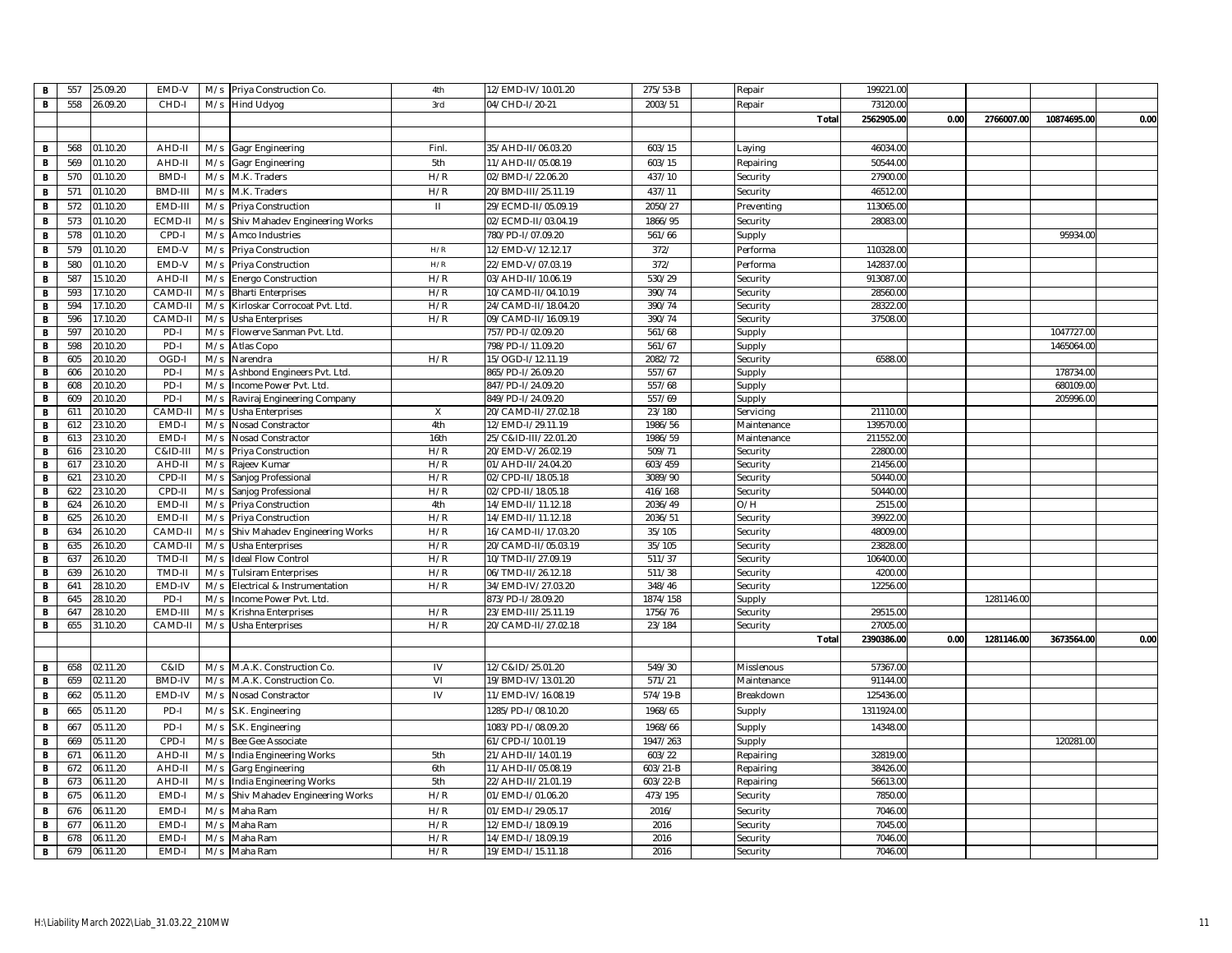| | | | | | | | | | | | | | | |
|---|---|---|---|---|---|---|---|---|---|---|---|---|---|---|
| B | 557 | 25.09.20 | EMD-V | M/s | Priya Construction Co. | 4th | 12/EMD-IV/10.01.20 | 275/53-B | | Repair | 199221.00 | | | | |
| B | 558 | 26.09.20 | CHD-I | M/s | Hind Udyog | 3rd | 04/CHD-I/20-21 | 2003/51 | | Repair | 73120.00 | | | | |
| | | | | | | | | | | Total | 2562905.00 | 0.00 | 2766007.00 | 10874695.00 | 0.00 |
| | | | | | | | | | | | | | | | |
| B | 568 | 01.10.20 | AHD-II | M/s | Gagr Engineering | Finl. | 35/AHD-II/06.03.20 | 603/15 | | Laying | 46034.00 | | | | |
| B | 569 | 01.10.20 | AHD-II | M/s | Gagr Engineering | 5th | 11/AHD-II/05.08.19 | 603/15 | | Repairing | 50544.00 | | | | |
| B | 570 | 01.10.20 | BMD-I | M/s | M.K. Traders | H/R | 02/BMD-I/22.06.20 | 437/10 | | Security | 27900.00 | | | | |
| B | 571 | 01.10.20 | BMD-III | M/s | M.K. Traders | H/R | 20/BMD-III/25.11.19 | 437/11 | | Security | 46512.00 | | | | |
| B | 572 | 01.10.20 | EMD-III | M/s | Priya Construction | II | 29/ECMD-II/05.09.19 | 2050/27 | | Preventing | 113065.00 | | | | |
| B | 573 | 01.10.20 | ECMD-II | M/s | Shiv Mahadev Engineering Works | | 02/ECMD-II/03.04.19 | 1866/95 | | Security | 28083.00 | | | | |
| B | 578 | 01.10.20 | CPD-I | M/s | Amco Industries | | 780/PD-I/07.09.20 | 561/66 | | Supply | | | | 95934.00 | |
| B | 579 | 01.10.20 | EMD-V | M/s | Priya Construction | H/R | 12/EMD-V/12.12.17 | 372/ | | Performa | 110328.00 | | | | |
| B | 580 | 01.10.20 | EMD-V | M/s | Priya Construction | H/R | 22/EMD-V/07.03.19 | 372/ | | Performa | 142837.00 | | | | |
| B | 587 | 15.10.20 | AHD-II | M/s | Energo Construction | H/R | 03/AHD-II/10.06.19 | 530/29 | | Security | 913087.00 | | | | |
| B | 593 | 17.10.20 | CAMD-II | M/s | Bharti Enterprises | H/R | 10/CAMD-II/04.10.19 | 390/74 | | Security | 28560.00 | | | | |
| B | 594 | 17.10.20 | CAMD-II | M/s | Kirloskar Corrocoat Pvt. Ltd. | H/R | 24/CAMD-II/18.04.20 | 390/74 | | Security | 28322.00 | | | | |
| B | 596 | 17.10.20 | CAMD-II | M/s | Usha Enterprises | H/R | 09/CAMD-II/16.09.19 | 390/74 | | Security | 37508.00 | | | | |
| B | 597 | 20.10.20 | PD-I | M/s | Flowerve Sanman Pvt. Ltd. | | 757/PD-I/02.09.20 | 561/68 | | Supply | | | | 1047727.00 | |
| B | 598 | 20.10.20 | PD-I | M/s | Atlas Copo | | 798/PD-I/11.09.20 | 561/67 | | Supply | | | | 1465064.00 | |
| B | 605 | 20.10.20 | OGD-I | M/s | Narendra | H/R | 15/OGD-I/12.11.19 | 2082/72 | | Security | 6588.00 | | | | |
| B | 606 | 20.10.20 | PD-I | M/s | Ashbond Engineers Pvt. Ltd. | | 865/PD-I/26.09.20 | 557/67 | | Supply | | | | 178734.00 | |
| B | 608 | 20.10.20 | PD-I | M/s | Income Power Pvt. Ltd. | | 847/PD-I/24.09.20 | 557/68 | | Supply | | | | 680109.00 | |
| B | 609 | 20.10.20 | PD-I | M/s | Raviraj Engineering Company | | 849/PD-I/24.09.20 | 557/69 | | Supply | | | | 205996.00 | |
| B | 611 | 20.10.20 | CAMD-II | M/s | Usha Enterprises | X | 20/CAMD-II/27.02.18 | 23/180 | | Servicing | 21110.00 | | | | |
| B | 612 | 23.10.20 | EMD-I | M/s | Nosad Constractor | 4th | 12/EMD-I/29.11.19 | 1986/56 | | Maintenance | 139570.00 | | | | |
| B | 613 | 23.10.20 | EMD-I | M/s | Nosad Constractor | 16th | 25/C&ID-III/22.01.20 | 1986/59 | | Maintenance | 211552.00 | | | | |
| B | 616 | 23.10.20 | C&ID-III | M/s | Priya Construction | H/R | 20/EMD-V/26.02.19 | 509/71 | | Security | 22800.00 | | | | |
| B | 617 | 23.10.20 | AHD-II | M/s | Rajeev Kumar | H/R | 01/AHD-II/24.04.20 | 603/459 | | Security | 21456.00 | | | | |
| B | 621 | 23.10.20 | CPD-II | M/s | Sanjog Professional | H/R | 02/CPD-II/18.05.18 | 3089/90 | | Security | 50440.00 | | | | |
| B | 622 | 23.10.20 | CPD-II | M/s | Sanjog Professional | H/R | 02/CPD-II/18.05.18 | 416/168 | | Security | 50440.00 | | | | |
| B | 624 | 26.10.20 | EMD-II | M/s | Priya Construction | 4th | 14/EMD-II/11.12.18 | 2036/49 | | O/H | 2515.00 | | | | |
| B | 625 | 26.10.20 | EMD-II | M/s | Priya Construction | H/R | 14/EMD-II/11.12.18 | 2036/51 | | Security | 39922.00 | | | | |
| B | 634 | 26.10.20 | CAMD-II | M/s | Shiv Mahadev Engineering Works | H/R | 16/CAMD-II/17.03.20 | 35/105 | | Security | 48009.00 | | | | |
| B | 635 | 26.10.20 | CAMD-II | M/s | Usha Enterprises | H/R | 20/CAMD-II/05.03.19 | 35/105 | | Security | 23828.00 | | | | |
| B | 637 | 26.10.20 | TMD-II | M/s | Ideal Flow Control | H/R | 10/TMD-II/27.09.19 | 511/37 | | Security | 106400.00 | | | | |
| B | 639 | 26.10.20 | TMD-II | M/s | Tulsiram Enterprises | H/R | 06/TMD-II/26.12.18 | 511/38 | | Security | 4200.00 | | | | |
| B | 641 | 28.10.20 | EMD-IV | M/s | Electrical & Instrumentation | H/R | 34/EMD-IV/27.03.20 | 348/46 | | Security | 12256.00 | | | | |
| B | 645 | 28.10.20 | PD-I | M/s | Income Power Pvt. Ltd. | | 873/PD-I/28.09.20 | 1874/158 | | Supply | | | 1281146.00 | | |
| B | 647 | 28.10.20 | EMD-III | M/s | Krishna Enterprises | H/R | 23/EMD-III/25.11.19 | 1756/76 | | Security | 29515.00 | | | | |
| B | 655 | 31.10.20 | CAMD-II | M/s | Usha Enterprises | H/R | 20/CAMD-II/27.02.18 | 23/184 | | Security | 27005.00 | | | | |
| | | | | | | | | | | Total | 2390386.00 | 0.00 | 1281146.00 | 3673564.00 | 0.00 |
| | | | | | | | | | | | | | | | |
| B | 658 | 02.11.20 | C&ID | M/s | M.A.K. Construction Co. | IV | 12/C&ID/25.01.20 | 549/30 | | Misslenous | 57367.00 | | | | |
| B | 659 | 02.11.20 | BMD-IV | M/s | M.A.K. Construction Co. | VI | 19/BMD-IV/13.01.20 | 571/21 | | Maintenance | 91144.00 | | | | |
| B | 662 | 05.11.20 | EMD-IV | M/s | Nosad Constractor | IV | 11/EMD-IV/16.08.19 | 574/19-B | | Breakdown | 125436.00 | | | | |
| B | 665 | 05.11.20 | PD-I | M/s | S.K. Engineering | | 1285/PD-I/08.10.20 | 1968/65 | | Supply | 1311924.00 | | | | |
| B | 667 | 05.11.20 | PD-I | M/s | S.K. Engineering | | 1083/PD-I/08.09.20 | 1968/66 | | Supply | 14348.00 | | | | |
| B | 669 | 05.11.20 | CPD-I | M/s | Bee Gee Associate | | 61/CPD-I/10.01.19 | 1947/263 | | Supply | | | | 120281.00 | |
| B | 671 | 06.11.20 | AHD-II | M/s | India Engineering Works | 5th | 21/AHD-II/14.01.19 | 603/22 | | Repairing | 32819.00 | | | | |
| B | 672 | 06.11.20 | AHD-II | M/s | Garg Engineering | 6th | 11/AHD-II/05.08.19 | 603/21-B | | Repairing | 38426.00 | | | | |
| B | 673 | 06.11.20 | AHD-II | M/s | India Engineering Works | 5th | 22/AHD-II/21.01.19 | 603/22-B | | Repairing | 56613.00 | | | | |
| B | 675 | 06.11.20 | EMD-I | M/s | Shiv Mahadev Engineering Works | H/R | 01/EMD-I/01.06.20 | 473/195 | | Security | 7850.00 | | | | |
| B | 676 | 06.11.20 | EMD-I | M/s | Maha Ram | H/R | 01/EMD-I/29.05.17 | 2016/ | | Security | 7046.00 | | | | |
| B | 677 | 06.11.20 | EMD-I | M/s | Maha Ram | H/R | 12/EMD-I/18.09.19 | 2016 | | Security | 7045.00 | | | | |
| B | 678 | 06.11.20 | EMD-I | M/s | Maha Ram | H/R | 14/EMD-I/18.09.19 | 2016 | | Security | 7046.00 | | | | |
| B | 679 | 06.11.20 | EMD-I | M/s | Maha Ram | H/R | 19/EMD-I/15.11.18 | 2016 | | Security | 7046.00 | | | | |

H:\Liability March 2022\Liab_31.03.22_210MW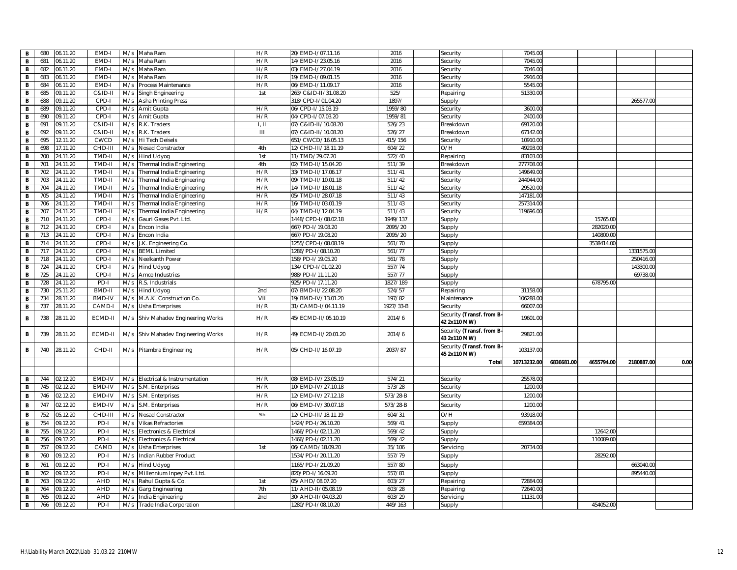| | | | | | | | | | | | | | | | |
|---|---|---|---|---|---|---|---|---|---|---|---|---|---|---|---|
| B | 680 | 06.11.20 | EMD-I | M/s | Maha Ram | H/R | 20/EMD-I/07.11.16 | 2016 | | Security | 7045.00 | | | | |
| B | 681 | 06.11.20 | EMD-I | M/s | Maha Ram | H/R | 14/EMD-I/23.05.16 | 2016 | | Security | 7045.00 | | | | |
| B | 682 | 06.11.20 | EMD-I | M/s | Maha Ram | H/R | 03/EMD-I/27.04.19 | 2016 | | Security | 7046.00 | | | | |
| B | 683 | 06.11.20 | EMD-I | M/s | Maha Ram | H/R | 19/EMD-I/09.01.15 | 2016 | | Security | 2916.00 | | | | |
| B | 684 | 06.11.20 | EMD-I | M/s | Process Maintenance | H/R | 06/EMD-I/11.09.17 | 2016 | | Security | 5545.00 | | | | |
| B | 685 | 09.11.20 | C&ID-II | M/s | Singh Engineering | 1st | 263/C&ID-II/31.08.20 | 525/ | | Repairing | 51330.00 | | | | |
| B | 688 | 09.11.20 | CPD-I | M/s | Asha Printing Press | | 318/CPD-I/01.04.20 | 1897/ | | Supply | | | | 265577.00 | |
| B | 689 | 09.11.20 | CPD-I | M/s | Amit Gupta | H/R | 06/CPD-I/15.03.19 | 1959/80 | | Security | 3600.00 | | | | |
| B | 690 | 09.11.20 | CPD-I | M/s | Amit Gupta | H/R | 04/CPD-I/07.03.20 | 1959/81 | | Security | 2400.00 | | | | |
| B | 691 | 09.11.20 | C&ID-II | M/s | R.K. Traders | I, II | 07/C&ID-II/10.08.20 | 526/23 | | Breakdown | 69120.00 | | | | |
| B | 692 | 09.11.20 | C&ID-II | M/s | R.K. Traders | III | 07/C&ID-II/10.08.20 | 526/27 | | Breakdown | 67142.00 | | | | |
| B | 695 | 12.11.20 | CWCD | M/s | Hi Tech Deisels | | 651/CWCD/16.05.13 | 415/156 | | Security | 10910.00 | | | | |
| B | 698 | 17.11.20 | CHD-III | M/s | Nosad Constractor | 4th | 12/CHD-III/18.11.19 | 604/22 | | O/H | 49293.00 | | | | |
| B | 700 | 24.11.20 | TMD-II | M/s | Hind Udyog | 1st | 11/TMD/29.07.20 | 522/40 | | Repairing | 83103.00 | | | | |
| B | 701 | 24.11.20 | TMD-II | M/s | Thermal India Engineering | 4th | 02/TMD-II/15.04.20 | 511/39 | | Breakdown | 277708.00 | | | | |
| B | 702 | 24.11.20 | TMD-II | M/s | Thermal India Engineering | H/R | 33/TMD-II/17.06.17 | 511/41 | | Security | 149649.00 | | | | |
| B | 703 | 24.11.20 | TMD-II | M/s | Thermal India Engineering | H/R | 09/TMD-II/10.01.18 | 511/42 | | Security | 244044.00 | | | | |
| B | 704 | 24.11.20 | TMD-II | M/s | Thermal India Engineering | H/R | 14/TMD-II/18.01.18 | 511/42 | | Security | 29520.00 | | | | |
| B | 705 | 24.11.20 | TMD-II | M/s | Thermal India Engineering | H/R | 05/TMD-II/28.07.18 | 511/43 | | Security | 147181.00 | | | | |
| B | 706 | 24.11.20 | TMD-II | M/s | Thermal India Engineering | H/R | 16/TMD-II/03.01.19 | 511/43 | | Security | 257314.00 | | | | |
| B | 707 | 24.11.20 | TMD-II | M/s | Thermal India Engineering | H/R | 04/TMD-II/12.04.19 | 511/43 | | Security | 119696.00 | | | | |
| B | 710 | 24.11.20 | CPD-I | M/s | Gauri Gases Pvt. Ltd. | | 1448/CPD-I/08.02.18 | 1949/137 | | Supply | | | 15765.00 | | |
| B | 712 | 24.11.20 | CPD-I | M/s | Encon India | | 667/PD-I/19.08.20 | 2095/20 | | Supply | | | 282020.00 | | |
| B | 713 | 24.11.20 | CPD-I | M/s | Encon India | | 667/PD-I/19.08.20 | 2095/20 | | Supply | | | 140800.00 | | |
| B | 714 | 24.11.20 | CPD-I | M/s | J.K. Engineering Co. | | 1255/CPD-I/08.08.19 | 561/70 | | Supply | | | 3538414.00 | | |
| B | 717 | 24.11.20 | CPD-I | M/s | BEML Limited | | 1286/PD-I/08.10.20 | 561/77 | | Supply | | | | 1331575.00 | |
| B | 718 | 24.11.20 | CPD-I | M/s | Neelkanth Power | | 158/PD-I/19.05.20 | 561/78 | | Supply | | | | 250416.00 | |
| B | 724 | 24.11.20 | CPD-I | M/s | Hind Udyog | | 134/CPD-I/01.02.20 | 557/74 | | Supply | | | | 143300.00 | |
| B | 725 | 24.11.20 | CPD-I | M/s | Amco Industries | | 988/PD-I/11.11.20 | 557/77 | | Supply | | | | 69738.00 | |
| B | 728 | 24.11.20 | PD-I | M/s | R.S. Industrials | | 925/PD-I/17.11.20 | 1827/189 | | Supply | | | 678795.00 | | |
| B | 730 | 25.11.20 | BMD-II | M/s | Hind Udyog | 2nd | 07/BMD-II/22.08.20 | 524/57 | | Repairing | 31158.00 | | | | |
| B | 734 | 28.11.20 | BMD-IV | M/s | M.A.K. Construction Co. | VII | 19/BMD-IV/13.01.20 | 197/82 | | Maintenance | 106288.00 | | | | |
| B | 737 | 28.11.20 | CAMD-I | M/s | Usha Enterprises | H/R | 31/CAMD-I/04.11.19 | 1927/33-B | | Security | 66007.00 | | | | |
| B | 738 | 28.11.20 | ECMD-II | M/s | Shiv Mahadev Engineering Works | H/R | 45/ECMD-II/05.10.19 | 2014/6 | | Security **(Transf. from B-42 2x110 MW)** | 19601.00 | | | | |
| B | 739 | 28.11.20 | ECMD-II | M/s | Shiv Mahadev Engineering Works | H/R | 49/ECMD-II/20.01.20 | 2014/6 | | Security **(Transf. from B-43 2x110 MW)** | 29821.00 | | | | |
| B | 740 | 28.11.20 | CHD-II | M/s | Pitambra Engineering | H/R | 05/CHD-II/16.07.19 | 2037/87 | | Security **(Transf. from B-45 2x110 MW)** | 103137.00 | | | | |
| | | | | | | | | | | **Total** | **10713232.00** | **6836681.00** | **4655794.00** | **2180887.00** | **0.00** |
| | | | | | | | | | | | | | | | |
| B | 744 | 02.12.20 | EMD-IV | M/s | Electrical & Instrumentation | H/R | 08/EMD-IV/23.05.19 | 574/21 | | Security | 25578.00 | | | | |
| B | 745 | 02.12.20 | EMD-IV | M/s | S.M. Enterprises | H/R | 10/EMD-IV/27.10.18 | 573/28 | | Security | 1200.00 | | | | |
| B | 746 | 02.12.20 | EMD-IV | M/s | S.M. Enterprises | H/R | 12/EMD-IV/27.12.18 | 573/28-B | | Security | 1200.00 | | | | |
| B | 747 | 02.12.20 | EMD-IV | M/s | S.M. Enterprises | H/R | 06/EMD-IV/30.07.18 | 573/28-B | | Security | 1200.00 | | | | |
| B | 752 | 05.12.20 | CHD-III | M/s | Nosad Constractor | 5th | 12/CHD-III/18.11.19 | 604/31 | | O/H | 93918.00 | | | | |
| B | 754 | 09.12.20 | PD-I | M/s | Vikas Refractories | | 1424/PD-I/26.10.20 | 569/41 | | Supply | 659384.00 | | | | |
| B | 755 | 09.12.20 | PD-I | M/s | Electronics & Electrical | | 1466/PD-I/02.11.20 | 569/42 | | Supply | | | 12642.00 | | |
| B | 756 | 09.12.20 | PD-I | M/s | Electronics & Electrical | | 1466/PD-I/02.11.20 | 569/42 | | Supply | | | 110089.00 | | |
| B | 757 | 09.12.20 | CAMD | M/s | Usha Enterprises | 1st | 06/CAMD/18.09.20 | 35/106 | | Servicing | 20734.00 | | | | |
| B | 760 | 09.12.20 | PD-I | M/s | Indian Rubber Product | | 1534/PD-I/20.11.20 | 557/79 | | Supply | | | 28292.00 | | |
| B | 761 | 09.12.20 | PD-I | M/s | Hind Udyog | | 1165/PD-I/21.09.20 | 557/80 | | Supply | | | | 663040.00 | |
| B | 762 | 09.12.20 | PD-I | M/s | Millennium Inpey Pvt. Ltd. | | 820/PD-I/16.09.20 | 557/81 | | Supply | | | | 895440.00 | |
| B | 763 | 09.12.20 | AHD | M/s | Rahul Gupta & Co. | 1st | 05/AHD/08.07.20 | 603/27 | | Repairing | 72884.00 | | | | |
| B | 764 | 09.12.20 | AHD | M/s | Garg Engineering | 7th | 11/AHD-II/05.08.19 | 603/28 | | Repairing | 72640.00 | | | | |
| B | 765 | 09.12.20 | AHD | M/s | India Engineering | 2nd | 30/AHD-II/04.03.20 | 603/29 | | Servicing | 11131.00 | | | | |
| B | 766 | 09.12.20 | PD-I | M/s | Trade India Corporation | | 1280/PD-I/08.10.20 | 449/163 | | Supply | | | 454052.00 | | |

H:\Liability March 2022\Liab_31.03.22_210MW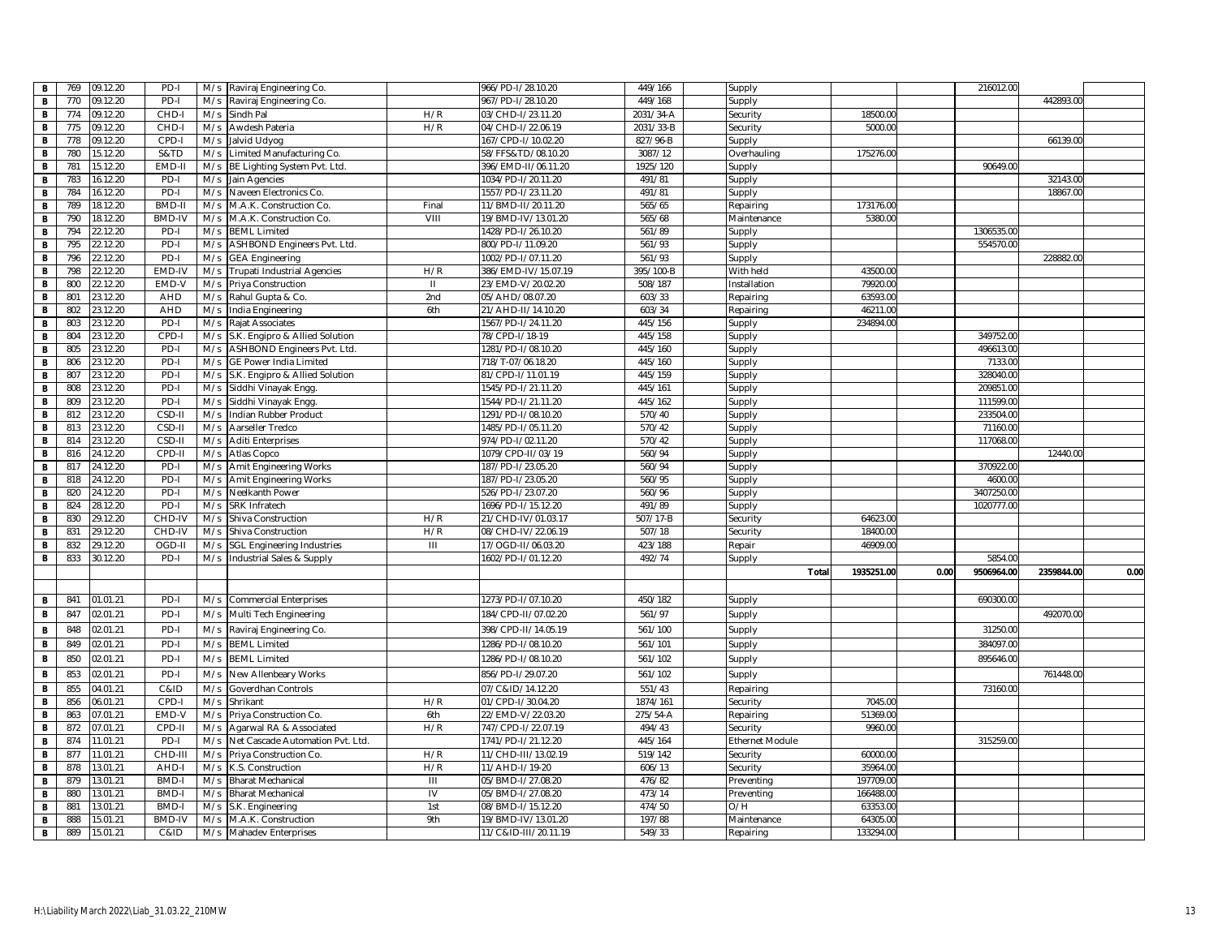| | | | | | | | | | | | | | | | |
|---|---|---|---|---|---|---|---|---|---|---|---|---|---|---|---|
| B | 769 | 09.12.20 | PD-I | M/s | Raviraj Engineering Co. | | 966/PD-I/28.10.20 | 449/166 | | Supply | | | 216012.00 | | |
| B | 770 | 09.12.20 | PD-I | M/s | Raviraj Engineering Co. | | 967/PD-I/28.10.20 | 449/168 | | Supply | | | | 442893.00 | |
| B | 774 | 09.12.20 | CHD-I | M/s | Sindh Pal | H/R | 03/CHD-I/23.11.20 | 2031/34-A | | Security | 18500.00 | | | | |
| B | 775 | 09.12.20 | CHD-I | M/s | Awdesh Pateria | H/R | 04/CHD-I/22.06.19 | 2031/33-B | | Security | 5000.00 | | | | |
| B | 778 | 09.12.20 | CPD-I | M/s | Jalvid Udyog | | 167/CPD-I/10.02.20 | 827/96-B | | Supply | | | | 66139.00 | |
| B | 780 | 15.12.20 | S&TD | M/s | Limited Manufacturing Co. | | 58/FFS&TD/08.10.20 | 3087/12 | | Overhauling | 175276.00 | | | | |
| B | 781 | 15.12.20 | EMD-II | M/s | BE Lighting System Pvt. Ltd. | | 396/EMD-II/06.11.20 | 1925/120 | | Supply | | | 90649.00 | | |
| B | 783 | 16.12.20 | PD-I | M/s | Jain Agencies | | 1034/PD-I/20.11.20 | 491/81 | | Supply | | | | 32143.00 | |
| B | 784 | 16.12.20 | PD-I | M/s | Naveen Electronics Co. | | 1557/PD-I/23.11.20 | 491/81 | | Supply | | | | 18867.00 | |
| B | 789 | 18.12.20 | BMD-II | M/s | M.A.K. Construction Co. | Final | 11/BMD-II/20.11.20 | 565/65 | | Repairing | 173176.00 | | | | |
| B | 790 | 18.12.20 | BMD-IV | M/s | M.A.K. Construction Co. | VIII | 19/BMD-IV/13.01.20 | 565/68 | | Maintenance | 5380.00 | | | | |
| B | 794 | 22.12.20 | PD-I | M/s | BEML Limited | | 1428/PD-I/26.10.20 | 561/89 | | Supply | | | 1306535.00 | | |
| B | 795 | 22.12.20 | PD-I | M/s | ASHBOND Engineers Pvt. Ltd. | | 800/PD-I/11.09.20 | 561/93 | | Supply | | | 554570.00 | | |
| B | 796 | 22.12.20 | PD-I | M/s | GEA Engineering | | 1002/PD-I/07.11.20 | 561/93 | | Supply | | | | 228882.00 | |
| B | 798 | 22.12.20 | EMD-IV | M/s | Trupati Industrial Agencies | H/R | 386/EMD-IV/15.07.19 | 395/100-B | | With held | 43500.00 | | | | |
| B | 800 | 22.12.20 | EMD-V | M/s | Priya Construction | II | 23/EMD-V/20.02.20 | 508/187 | | Installation | 79920.00 | | | | |
| B | 801 | 23.12.20 | AHD | M/s | Rahul Gupta & Co. | 2nd | 05/AHD/08.07.20 | 603/33 | | Repairing | 63593.00 | | | | |
| B | 802 | 23.12.20 | AHD | M/s | India Engineering | 6th | 21/AHD-II/14.10.20 | 603/34 | | Repairing | 46211.00 | | | | |
| B | 803 | 23.12.20 | PD-I | M/s | Rajat Associates | | 1567/PD-I/24.11.20 | 445/156 | | Supply | 234894.00 | | | | |
| B | 804 | 23.12.20 | CPD-I | M/s | S.K. Engipro & Allied Solution | | 78/CPD-I/18-19 | 445/158 | | Supply | | | 349752.00 | | |
| B | 805 | 23.12.20 | PD-I | M/s | ASHBOND Engineers Pvt. Ltd. | | 1281/PD-I/08.10.20 | 445/160 | | Supply | | | 496613.00 | | |
| B | 806 | 23.12.20 | PD-I | M/s | GE Power India Limited | | 718/T-07/06.18.20 | 445/160 | | Supply | | | 7133.00 | | |
| B | 807 | 23.12.20 | PD-I | M/s | S.K. Engipro & Allied Solution | | 81/CPD-I/11.01.19 | 445/159 | | Supply | | | 328040.00 | | |
| B | 808 | 23.12.20 | PD-I | M/s | Siddhi Vinayak Engg. | | 1545/PD-I/21.11.20 | 445/161 | | Supply | | | 209851.00 | | |
| B | 809 | 23.12.20 | PD-I | M/s | Siddhi Vinayak Engg. | | 1544/PD-I/21.11.20 | 445/162 | | Supply | | | 111599.00 | | |
| B | 812 | 23.12.20 | CSD-II | M/s | Indian Rubber Product | | 1291/PD-I/08.10.20 | 570/40 | | Supply | | | 233504.00 | | |
| B | 813 | 23.12.20 | CSD-II | M/s | Aarseller Tredco | | 1485/PD-I/05.11.20 | 570/42 | | Supply | | | 71160.00 | | |
| B | 814 | 23.12.20 | CSD-II | M/s | Aditi Enterprises | | 974/PD-I/02.11.20 | 570/42 | | Supply | | | 117068.00 | | |
| B | 816 | 24.12.20 | CPD-II | M/s | Atlas Copco | | 1079/CPD-II/03/19 | 560/94 | | Supply | | | | 12440.00 | |
| B | 817 | 24.12.20 | PD-I | M/s | Amit Engineering Works | | 187/PD-I/23.05.20 | 560/94 | | Supply | | | 370922.00 | | |
| B | 818 | 24.12.20 | PD-I | M/s | Amit Engineering Works | | 187/PD-I/23.05.20 | 560/95 | | Supply | | | 4600.00 | | |
| B | 820 | 24.12.20 | PD-I | M/s | Neelkanth Power | | 526/PD-I/23.07.20 | 560/96 | | Supply | | | 3407250.00 | | |
| B | 824 | 28.12.20 | PD-I | M/s | SRK Infratech | | 1696/PD-I/15.12.20 | 491/89 | | Supply | | | 1020777.00 | | |
| B | 830 | 29.12.20 | CHD-IV | M/s | Shiva Construction | H/R | 21/CHD-IV/01.03.17 | 507/17-B | | Security | 64623.00 | | | | |
| B | 831 | 29.12.20 | CHD-IV | M/s | Shiva Construction | H/R | 08/CHD-IV/22.06.19 | 507/18 | | Security | 18400.00 | | | | |
| B | 832 | 29.12.20 | OGD-II | M/s | SGL Engineering Industries | III | 17/OGD-II/06.03.20 | 423/188 | | Repair | 46909.00 | | | | |
| B | 833 | 30.12.20 | PD-I | M/s | Industrial Sales & Supply | | 1602/PD-I/01.12.20 | 492/74 | | Supply | | | 5854.00 | | |
| | | | | | | | | | | **Total** | **1935251.00** | **0.00** | **9506964.00** | **2359844.00** | **0.00** |
| | | | | | | | | | | | | | | | |
| B | 841 | 01.01.21 | PD-I | M/s | Commercial Enterprises | | 1273/PD-I/07.10.20 | 450/182 | | Supply | | | 690300.00 | | |
| B | 847 | 02.01.21 | PD-I | M/s | Multi Tech Engineering | | 184/CPD-II/07.02.20 | 561/97 | | Supply | | | | 492070.00 | |
| B | 848 | 02.01.21 | PD-I | M/s | Raviraj Engineering Co. | | 398/CPD-II/14.05.19 | 561/100 | | Supply | | | 31250.00 | | |
| B | 849 | 02.01.21 | PD-I | M/s | BEML Limited | | 1286/PD-I/08.10.20 | 561/101 | | Supply | | | 384097.00 | | |
| B | 850 | 02.01.21 | PD-I | M/s | BEML Limited | | 1286/PD-I/08.10.20 | 561/102 | | Supply | | | 895646.00 | | |
| B | 853 | 02.01.21 | PD-I | M/s | New Allenbeary Works | | 856/PD-I/29.07.20 | 561/102 | | Supply | | | | 761448.00 | |
| B | 855 | 04.01.21 | C&ID | M/s | Goverdhan Controls | | 07/C&ID/14.12.20 | 551/43 | | Repairing | | | 73160.00 | | |
| B | 856 | 06.01.21 | CPD-I | M/s | Shrikant | H/R | 01/CPD-I/30.04.20 | 1874/161 | | Security | 7045.00 | | | | |
| B | 863 | 07.01.21 | EMD-V | M/s | Priya Construction Co. | 6th | 22/EMD-V/22.03.20 | 275/54-A | | Repairing | 51369.00 | | | | |
| B | 872 | 07.01.21 | CPD-II | M/s | Agarwal RA & Associated | H/R | 747/CPD-I/22.07.19 | 494/43 | | Security | 9960.00 | | | | |
| B | 874 | 11.01.21 | PD-I | M/s | Net Cascade Automation Pvt. Ltd. | | 1741/PD-I/21.12.20 | 445/164 | | Ethernet Module | | | 315259.00 | | |
| B | 877 | 11.01.21 | CHD-III | M/s | Priya Construction Co. | H/R | 11/CHD-III/13.02.19 | 519/142 | | Security | 60000.00 | | | | |
| B | 878 | 13.01.21 | AHD-I | M/s | K.S. Construction | H/R | 11/AHD-I/19-20 | 606/13 | | Security | 35964.00 | | | | |
| B | 879 | 13.01.21 | BMD-I | M/s | Bharat Mechanical | III | 05/BMD-I/27.08.20 | 476/82 | | Preventing | 197709.00 | | | | |
| B | 880 | 13.01.21 | BMD-I | M/s | Bharat Mechanical | IV | 05/BMD-I/27.08.20 | 473/14 | | Preventing | 166488.00 | | | | |
| B | 881 | 13.01.21 | BMD-I | M/s | S.K. Engineering | 1st | 08/BMD-I/15.12.20 | 474/50 | | O/H | 63353.00 | | | | |
| B | 888 | 15.01.21 | BMD-IV | M/s | M.A.K. Construction | 9th | 19/BMD-IV/13.01.20 | 197/88 | | Maintenance | 64305.00 | | | | |
| B | 889 | 15.01.21 | C&ID | M/s | Mahadev Enterprises | | 11/C&ID-III/20.11.19 | 549/33 | | Repairing | 133294.00 | | | | |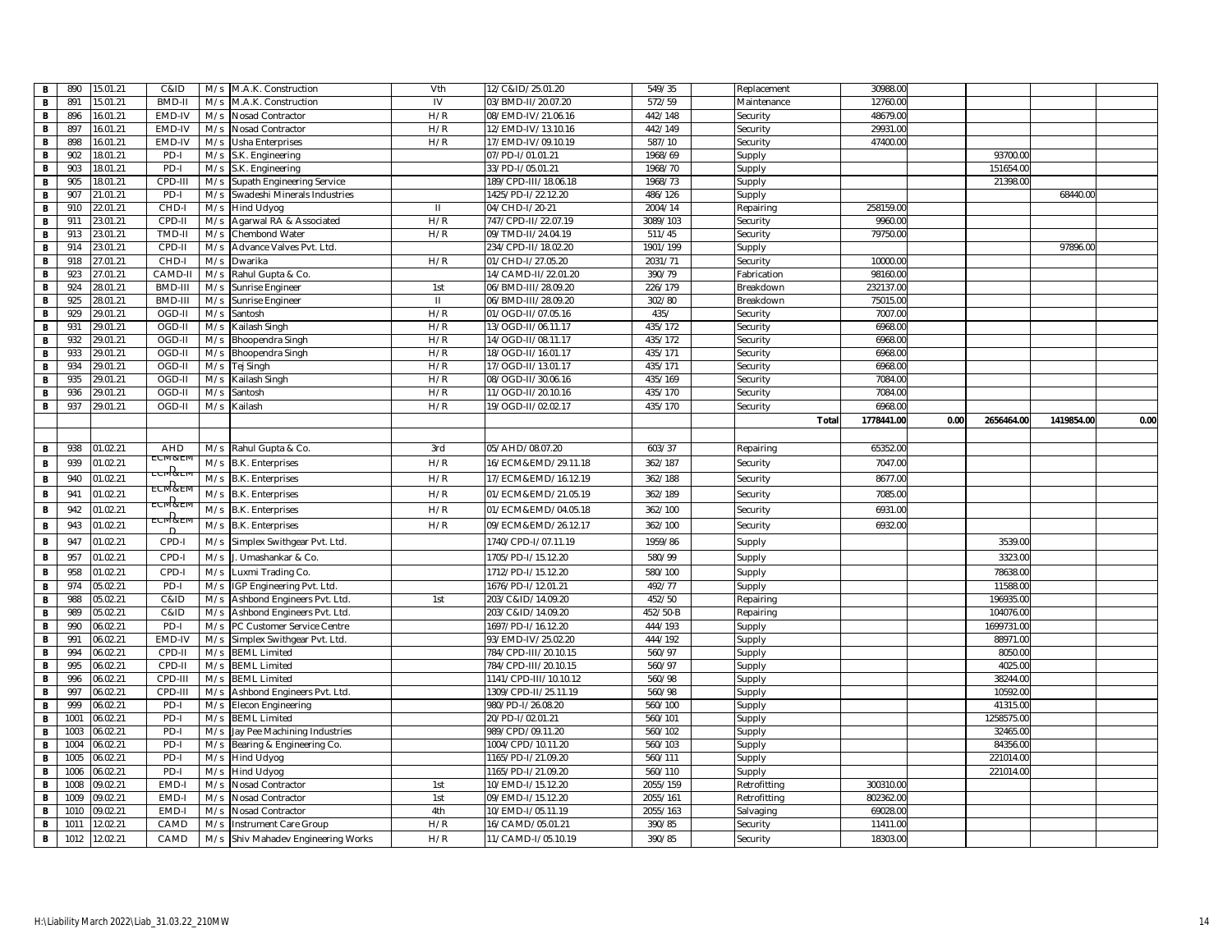| B | 890 | 15.01.21 | C&ID | M/s | M.A.K. Construction | Vth | 12/C&ID/25.01.20 | 549/35 | Replacement | 30988.00 | | | | |
|---|---|---|---|---|---|---|---|---|---|---|---|---|---|---|
| B | 891 | 15.01.21 | BMD-II | M/s | M.A.K. Construction | IV | 03/BMD-II/20.07.20 | 572/59 | Maintenance | 12760.00 | | | | |
| B | 896 | 16.01.21 | EMD-IV | M/s | Nosad Contractor | H/R | 08/EMD-IV/21.06.16 | 442/148 | Security | 48679.00 | | | | |
| B | 897 | 16.01.21 | EMD-IV | M/s | Nosad Contractor | H/R | 12/EMD-IV/13.10.16 | 442/149 | Security | 29931.00 | | | | |
| B | 898 | 16.01.21 | EMD-IV | M/s | Usha Enterprises | H/R | 17/EMD-IV/09.10.19 | 587/10 | Security | 47400.00 | | | | |
| B | 902 | 18.01.21 | PD-I | M/s | S.K. Engineering | | 07/PD-I/01.01.21 | 1968/69 | Supply | | | 93700.00 | | |
| B | 903 | 18.01.21 | PD-I | M/s | S.K. Engineering | | 33/PD-I/05.01.21 | 1968/70 | Supply | | | 151654.00 | | |
| B | 905 | 18.01.21 | CPD-III | M/s | Supath Engineering Service | | 189/CPD-III/18.06.18 | 1968/73 | Supply | | | 21398.00 | | |
| B | 907 | 21.01.21 | PD-I | M/s | Swadeshi Minerals Industries | | 1425/PD-I/22.12.20 | 486/126 | Supply | | | | 68440.00 | |
| B | 910 | 22.01.21 | CHD-I | M/s | Hind Udyog | II | 04/CHD-I/20-21 | 2004/14 | Repairing | 258159.00 | | | | |
| B | 911 | 23.01.21 | CPD-II | M/s | Agarwal RA & Associated | H/R | 747/CPD-II/22.07.19 | 3089/103 | Security | 9960.00 | | | | |
| B | 913 | 23.01.21 | TMD-II | M/s | Chembond Water | H/R | 09/TMD-II/24.04.19 | 511/45 | Security | 79750.00 | | | | |
| B | 914 | 23.01.21 | CPD-II | M/s | Advance Valves Pvt. Ltd. | | 234/CPD-II/18.02.20 | 1901/199 | Supply | | | | 97896.00 | |
| B | 918 | 27.01.21 | CHD-I | M/s | Dwarika | H/R | 01/CHD-I/27.05.20 | 2031/71 | Security | 10000.00 | | | | |
| B | 923 | 27.01.21 | CAMD-II | M/s | Rahul Gupta & Co. | | 14/CAMD-II/22.01.20 | 390/79 | Fabrication | 98160.00 | | | | |
| B | 924 | 28.01.21 | BMD-III | M/s | Sunrise Engineer | 1st | 06/BMD-III/28.09.20 | 226/179 | Breakdown | 232137.00 | | | | |
| B | 925 | 28.01.21 | BMD-III | M/s | Sunrise Engineer | II | 06/BMD-III/28.09.20 | 302/80 | Breakdown | 75015.00 | | | | |
| B | 929 | 29.01.21 | OGD-II | M/s | Santosh | H/R | 01/OGD-II/07.05.16 | 435/ | Security | 7007.00 | | | | |
| B | 931 | 29.01.21 | OGD-II | M/s | Kailash Singh | H/R | 13/OGD-II/06.11.17 | 435/172 | Security | 6968.00 | | | | |
| B | 932 | 29.01.21 | OGD-II | M/s | Bhoopendra Singh | H/R | 14/OGD-II/08.11.17 | 435/172 | Security | 6968.00 | | | | |
| B | 933 | 29.01.21 | OGD-II | M/s | Bhoopendra Singh | H/R | 18/OGD-II/16.01.17 | 435/171 | Security | 6968.00 | | | | |
| B | 934 | 29.01.21 | OGD-II | M/s | Tej Singh | H/R | 17/OGD-II/13.01.17 | 435/171 | Security | 6968.00 | | | | |
| B | 935 | 29.01.21 | OGD-II | M/s | Kailash Singh | H/R | 08/OGD-II/30.06.16 | 435/169 | Security | 7084.00 | | | | |
| B | 936 | 29.01.21 | OGD-II | M/s | Santosh | H/R | 11/OGD-II/20.10.16 | 435/170 | Security | 7084.00 | | | | |
| B | 937 | 29.01.21 | OGD-II | M/s | Kailash | H/R | 19/OGD-II/02.02.17 | 435/170 | Security | 6968.00 | | | | |
| | | | | | | | | | Total | 1778441.00 | 0.00 | 2656464.00 | 1419854.00 | 0.00 |
| | | | | | | | | | | | | | | |
| B | 938 | 01.02.21 | AHD | M/s | Rahul Gupta & Co. | 3rd | 05/AHD/08.07.20 | 603/37 | Repairing | 65352.00 | | | | |
| B | 939 | 01.02.21 | ECM&EMD | M/s | B.K. Enterprises | H/R | 16/ECM&EMD/29.11.18 | 362/187 | Security | 7047.00 | | | | |
| B | 940 | 01.02.21 | ECM&EMD | M/s | B.K. Enterprises | H/R | 17/ECM&EMD/16.12.19 | 362/188 | Security | 8677.00 | | | | |
| B | 941 | 01.02.21 | ECM&EMD | M/s | B.K. Enterprises | H/R | 01/ECM&EMD/21.05.19 | 362/189 | Security | 7085.00 | | | | |
| B | 942 | 01.02.21 | ECM&EMD | M/s | B.K. Enterprises | H/R | 01/ECM&EMD/04.05.18 | 362/100 | Security | 6931.00 | | | | |
| B | 943 | 01.02.21 | ECM&EMD | M/s | B.K. Enterprises | H/R | 09/ECM&EMD/26.12.17 | 362/100 | Security | 6932.00 | | | | |
| B | 947 | 01.02.21 | CPD-I | M/s | Simplex Swithgear Pvt. Ltd. | | 1740/CPD-I/07.11.19 | 1959/86 | Supply | | | 3539.00 | | |
| B | 957 | 01.02.21 | CPD-I | M/s | J. Umashankar & Co. | | 1705/PD-I/15.12.20 | 580/99 | Supply | | | 3323.00 | | |
| B | 958 | 01.02.21 | CPD-I | M/s | Luxmi Trading Co. | | 1712/PD-I/15.12.20 | 580/100 | Supply | | | 78638.00 | | |
| B | 974 | 05.02.21 | PD-I | M/s | IGP Engineering Pvt. Ltd. | | 1676/PD-I/12.01.21 | 492/77 | Supply | | | 11588.00 | | |
| B | 988 | 05.02.21 | C&ID | M/s | Ashbond Engineers Pvt. Ltd. | 1st | 203/C&ID/14.09.20 | 452/50 | Repairing | | | 196935.00 | | |
| B | 989 | 05.02.21 | C&ID | M/s | Ashbond Engineers Pvt. Ltd. | | 203/C&ID/14.09.20 | 452/50-B | Repairing | | | 104076.00 | | |
| B | 990 | 06.02.21 | PD-I | M/s | PC Customer Service Centre | | 1697/PD-I/16.12.20 | 444/193 | Supply | | | 1699731.00 | | |
| B | 991 | 06.02.21 | EMD-IV | M/s | Simplex Swithgear Pvt. Ltd. | | 93/EMD-IV/25.02.20 | 444/192 | Supply | | | 88971.00 | | |
| B | 994 | 06.02.21 | CPD-II | M/s | BEML Limited | | 784/CPD-III/20.10.15 | 560/97 | Supply | | | 8050.00 | | |
| B | 995 | 06.02.21 | CPD-II | M/s | BEML Limited | | 784/CPD-III/20.10.15 | 560/97 | Supply | | | 4025.00 | | |
| B | 996 | 06.02.21 | CPD-III | M/s | BEML Limited | | 1141/CPD-III/10.10.12 | 560/98 | Supply | | | 38244.00 | | |
| B | 997 | 06.02.21 | CPD-III | M/s | Ashbond Engineers Pvt. Ltd. | | 1309/CPD-II/25.11.19 | 560/98 | Supply | | | 10592.00 | | |
| B | 999 | 06.02.21 | PD-I | M/s | Elecon Engineering | | 980/PD-I/26.08.20 | 560/100 | Supply | | | 41315.00 | | |
| B | 1001 | 06.02.21 | PD-I | M/s | BEML Limited | | 20/PD-I/02.01.21 | 560/101 | Supply | | | 1258575.00 | | |
| B | 1003 | 06.02.21 | PD-I | M/s | Jay Pee Machining Industries | | 989/CPD/09.11.20 | 560/102 | Supply | | | 32465.00 | | |
| B | 1004 | 06.02.21 | PD-I | M/s | Bearing & Engineering Co. | | 1004/CPD/10.11.20 | 560/103 | Supply | | | 84356.00 | | |
| B | 1005 | 06.02.21 | PD-I | M/s | Hind Udyog | | 1165/PD-I/21.09.20 | 560/111 | Supply | | | 221014.00 | | |
| B | 1006 | 06.02.21 | PD-I | M/s | Hind Udyog | | 1165/PD-I/21.09.20 | 560/110 | Supply | | | 221014.00 | | |
| B | 1008 | 09.02.21 | EMD-I | M/s | Nosad Contractor | 1st | 10/EMD-I/15.12.20 | 2055/159 | Retrofitting | 300310.00 | | | | |
| B | 1009 | 09.02.21 | EMD-I | M/s | Nosad Contractor | 1st | 09/EMD-I/15.12.20 | 2055/161 | Retrofitting | 802362.00 | | | | |
| B | 1010 | 09.02.21 | EMD-I | M/s | Nosad Contractor | 4th | 10/EMD-I/05.11.19 | 2055/163 | Salvaging | 69028.00 | | | | |
| B | 1011 | 12.02.21 | CAMD | M/s | Instrument Care Group | H/R | 16/CAMD/05.01.21 | 390/85 | Security | 11411.00 | | | | |
| B | 1012 | 12.02.21 | CAMD | M/s | Shiv Mahadev Engineering Works | H/R | 11/CAMD-I/05.10.19 | 390/85 | Security | 18303.00 | | | | |

H:\Liability March 2022\Liab_31.03.22_210MW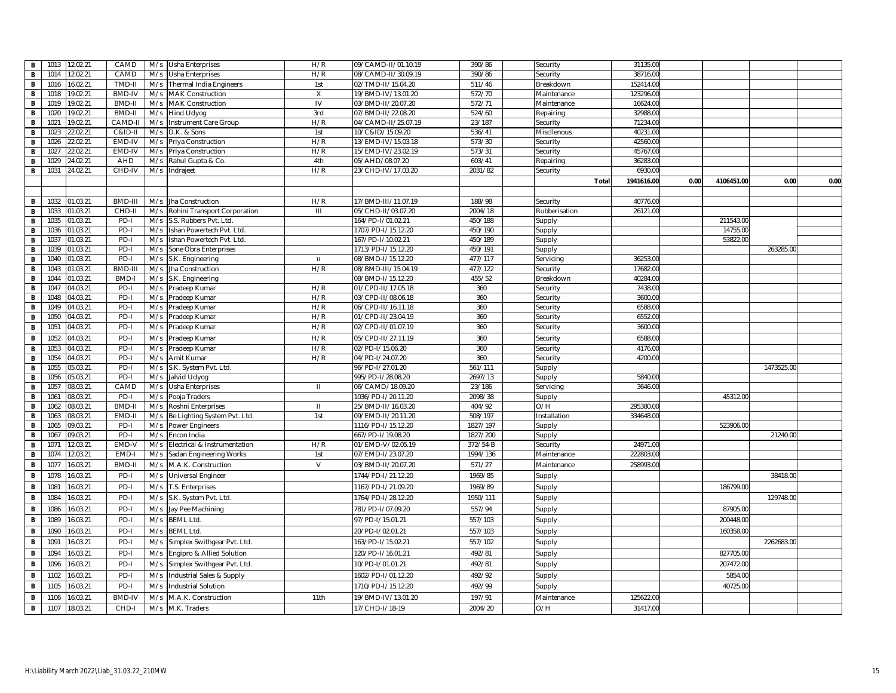| | | | | | | | | | | | | | | | |
|---|---|---|---|---|---|---|---|---|---|---|---|---|---|---|---|
| B | 1013 | 12.02.21 | CAMD | M/s | Usha Enterprises | H/R | 09/CAMD-II/01.10.19 | 390/86 | | Security | 31135.00 | | | | |
| B | 1014 | 12.02.21 | CAMD | M/s | Usha Enterprises | H/R | 08/CAMD-II/30.09.19 | 390/86 | | Security | 38716.00 | | | | |
| B | 1016 | 16.02.21 | TMD-II | M/s | Thermal India Engineers | 1st | 02/TMD-II/15.04.20 | 511/46 | | Breakdown | 152414.00 | | | | |
| B | 1018 | 19.02.21 | BMD-IV | M/s | MAK Construction | X | 19/BMD-IV/13.01.20 | 572/70 | | Maintenance | 123296.00 | | | | |
| B | 1019 | 19.02.21 | BMD-II | M/s | MAK Construction | IV | 03/BMD-II/20.07.20 | 572/71 | | Maintenance | 16624.00 | | | | |
| B | 1020 | 19.02.21 | BMD-II | M/s | Hind Udyog | 3rd | 07/BMD-II/22.08.20 | 524/60 | | Repairing | 32988.00 | | | | |
| B | 1021 | 19.02.21 | CAMD-II | M/s | Instrument Care Group | H/R | 04/CAMD-II/25.07.19 | 23/187 | | Security | 71234.00 | | | | |
| B | 1023 | 22.02.21 | C&ID-II | M/s | D.K. & Sons | 1st | 10/C&ID/15.09.20 | 536/41 | | Miscllenous | 40231.00 | | | | |
| B | 1026 | 22.02.21 | EMD-IV | M/s | Priya Construction | H/R | 13/EMD-IV/15.03.18 | 573/30 | | Security | 42560.00 | | | | |
| B | 1027 | 22.02.21 | EMD-IV | M/s | Priya Construction | H/R | 15/EMD-IV/23.02.19 | 573/31 | | Security | 45767.00 | | | | |
| B | 1029 | 24.02.21 | AHD | M/s | Rahul Gupta & Co. | 4th | 05/AHD/08.07.20 | 603/41 | | Repairing | 36283.00 | | | | |
| B | 1031 | 24.02.21 | CHD-IV | M/s | Indrajeet | H/R | 23/CHD-IV/17.03.20 | 2031/82 | | Security | 6930.00 | | | | |
| | | | | | | | | | | **Total** | **1941616.00** | **0.00** | **4106451.00** | **0.00** | **0.00** |
| | | | | | | | | | | | | | | | |
| B | 1032 | 01.03.21 | BMD-III | M/s | Jha Construction | H/R | 17/BMD-III/11.07.19 | 188/98 | | Security | 40776.00 | | | | |
| B | 1033 | 01.03.21 | CHD-II | M/s | Rohini Transport Corporation | III | 05/CHD-II/03.07.20 | 2004/18 | | Rubberisation | 26121.00 | | | | |
| B | 1035 | 01.03.21 | PD-I | M/s | S.S. Rubbers Pvt. Ltd. | | 164/PD-I/01.02.21 | 450/188 | | Supply | | | 211543.00 | | |
| B | 1036 | 01.03.21 | PD-I | M/s | Ishan Powertech Pvt. Ltd. | | 1707/PD-I/15.12.20 | 450/190 | | Supply | | | 14755.00 | | |
| B | 1037 | 01.03.21 | PD-I | M/s | Ishan Powertech Pvt. Ltd. | | 167/PD-I/10.02.21 | 450/189 | | Supply | | | 53822.00 | | |
| B | 1039 | 01.03.21 | PD-I | M/s | Sone Obra Enterprises | | 1713/PD-I/15.12.20 | 450/191 | | Supply | | | | 263285.00 | |
| B | 1040 | 01.03.21 | PD-I | M/s | S.K. Engineering | II | 08/BMD-I/15.12.20 | 477/117 | | Servicing | 36253.00 | | | | |
| B | 1043 | 01.03.21 | BMD-III | M/s | Jha Construction | H/R | 08/BMD-III/15.04.19 | 477/122 | | Security | 17682.00 | | | | |
| B | 1044 | 01.03.21 | BMD-I | M/s | S.K. Engineering | | 08/BMD-I/15.12.20 | 455/52 | | Breakdown | 40284.00 | | | | |
| B | 1047 | 04.03.21 | PD-I | M/s | Pradeep Kumar | H/R | 01/CPD-II/17.05.18 | 360 | | Security | 7438.00 | | | | |
| B | 1048 | 04.03.21 | PD-I | M/s | Pradeep Kumar | H/R | 03/CPD-II/08.06.18 | 360 | | Security | 3600.00 | | | | |
| B | 1049 | 04.03.21 | PD-I | M/s | Pradeep Kumar | H/R | 06/CPD-II/16.11.18 | 360 | | Security | 6588.00 | | | | |
| B | 1050 | 04.03.21 | PD-I | M/s | Pradeep Kumar | H/R | 01/CPD-II/23.04.19 | 360 | | Security | 6552.00 | | | | |
| B | 1051 | 04.03.21 | PD-I | M/s | Pradeep Kumar | H/R | 02/CPD-II/01.07.19 | 360 | | Security | 3600.00 | | | | |
| B | 1052 | 04.03.21 | PD-I | M/s | Pradeep Kumar | H/R | 05/CPD-II/27.11.19 | 360 | | Security | 6588.00 | | | | |
| B | 1053 | 04.03.21 | PD-I | M/s | Pradeep Kumar | H/R | 02/PD-I/15.06.20 | 360 | | Security | 4176.00 | | | | |
| B | 1054 | 04.03.21 | PD-I | M/s | Amit Kumar | H/R | 04/PD-I/24.07.20 | 360 | | Security | 4200.00 | | | | |
| B | 1055 | 05.03.21 | PD-I | M/s | S.K. System Pvt. Ltd. | | 96/PD-I/27.01.20 | 561/111 | | Supply | | | | 1473525.00 | |
| B | 1056 | 05.03.21 | PD-I | M/s | Jalvid Udyog | | 995/PD-I/28.08.20 | 2697/13 | | Supply | 5840.00 | | | | |
| B | 1057 | 08.03.21 | CAMD | M/s | Usha Enterprises | II | 06/CAMD/18.09.20 | 23/186 | | Servicing | 3646.00 | | | | |
| B | 1061 | 08.03.21 | PD-I | M/s | Pooja Traders | | 1036/PD-I/20.11.20 | 2098/38 | | Supply | | | 45312.00 | | |
| B | 1062 | 08.03.21 | BMD-II | M/s | Roshni Enterprises | II | 25/BMD-II/16.03.20 | 404/92 | | O/H | 295380.00 | | | | |
| B | 1063 | 08.03.21 | EMD-II | M/s | Be Lighting System Pvt. Ltd. | 1st | 09/EMD-II/20.11.20 | 508/197 | | Installation | 334648.00 | | | | |
| B | 1065 | 09.03.21 | PD-I | M/s | Power Engineers | | 1116/PD-I/15.12.20 | 1827/197 | | Supply | | | 523906.00 | | |
| B | 1067 | 09.03.21 | PD-I | M/s | Encon India | | 667/PD-I/19.08.20 | 1827/200 | | Supply | | | | 21240.00 | |
| B | 1071 | 12.03.21 | EMD-V | M/s | Electrical & Instrumentation | H/R | 01/EMD-V/02.05.19 | 372/54-B | | Security | 24971.00 | | | | |
| B | 1074 | 12.03.21 | EMD-I | M/s | Sadan Engineering Works | 1st | 07/EMD-I/23.07.20 | 1994/136 | | Maintenance | 222803.00 | | | | |
| B | 1077 | 16.03.21 | BMD-II | M/s | M.A.K. Construction | V | 03/BMD-II/20.07.20 | 571/27 | | Maintenance | 258993.00 | | | | |
| B | 1078 | 16.03.21 | PD-I | M/s | Universal Engineer | | 1744/PD-I/21.12.20 | 1969/85 | | Supply | | | | 38418.00 | |
| B | 1081 | 16.03.21 | PD-I | M/s | T.S. Enterprises | | 1167/PD-I/21.09.20 | 1969/89 | | Supply | | | 186799.00 | | |
| B | 1084 | 16.03.21 | PD-I | M/s | S.K. System Pvt. Ltd. | | 1764/PD-I/28.12.20 | 1950/111 | | Supply | | | | 129748.00 | |
| B | 1086 | 16.03.21 | PD-I | M/s | Jay Pee Machining | | 781/PD-I/07.09.20 | 557/94 | | Supply | | | 87905.00 | | |
| B | 1089 | 16.03.21 | PD-I | M/s | BEML Ltd. | | 97/PD-I/15.01.21 | 557/103 | | Supply | | | 200448.00 | | |
| B | 1090 | 16.03.21 | PD-I | M/s | BEML Ltd. | | 20/PD-I/02.01.21 | 557/103 | | Supply | | | 160358.00 | | |
| B | 1091 | 16.03.21 | PD-I | M/s | Simplex Swithgear Pvt. Ltd. | | 163/PD-I/15.02.21 | 557/102 | | Supply | | | | 2262683.00 | |
| B | 1094 | 16.03.21 | PD-I | M/s | Engipro & Allied Solution | | 120/PD-I/16.01.21 | 492/81 | | Supply | | | 827705.00 | | |
| B | 1096 | 16.03.21 | PD-I | M/s | Simplex Swithgear Pvt. Ltd. | | 10/PD-I/01.01.21 | 492/81 | | Supply | | | 207472.00 | | |
| B | 1102 | 16.03.21 | PD-I | M/s | Industrial Sales & Supply | | 1602/PD-I/01.12.20 | 492/92 | | Supply | | | 5854.00 | | |
| B | 1105 | 16.03.21 | PD-I | M/s | Industrial Solution | | 1710/PD-I/15.12.20 | 492/99 | | Supply | | | 40725.00 | | |
| B | 1106 | 16.03.21 | BMD-IV | M/s | M.A.K. Construction | 11th | 19/BMD-IV/13.01.20 | 197/91 | | Maintenance | 125622.00 | | | | |
| B | 1107 | 18.03.21 | CHD-I | M/s | M.K. Traders | | 17/CHD-I/18-19 | 2004/20 | | O/H | 31417.00 | | | | |

H:\Liability March 2022\Liab_31.03.22_210MW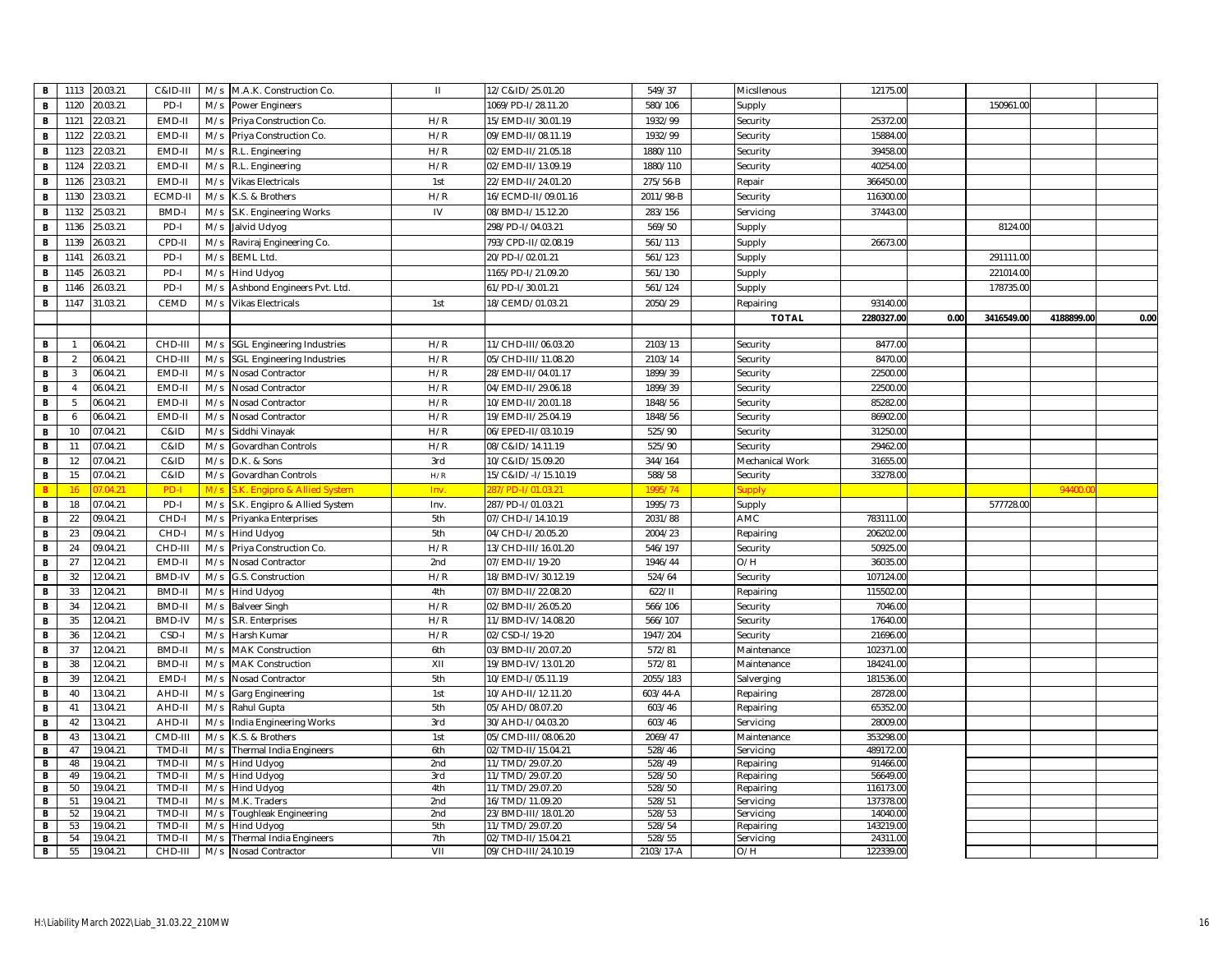| | | | | | | | | | | | | | | | |
|---|---|---|---|---|---|---|---|---|---|---|---|---|---|---|---|
| B | 1113 | 20.03.21 | C&ID-III | M/s | M.A.K. Construction Co. | II | 12/C&ID/25.01.20 | 549/37 | | Micsllenous | 12175.00 | | | | |
| B | 1120 | 20.03.21 | PD-I | M/s | Power Engineers | | 1069/PD-I/28.11.20 | 580/106 | | Supply | | | 150961.00 | | |
| B | 1121 | 22.03.21 | EMD-II | M/s | Priya Construction Co. | H/R | 15/EMD-II/30.01.19 | 1932/99 | | Security | 25372.00 | | | | |
| B | 1122 | 22.03.21 | EMD-II | M/s | Priya Construction Co. | H/R | 09/EMD-II/08.11.19 | 1932/99 | | Security | 15884.00 | | | | |
| B | 1123 | 22.03.21 | EMD-II | M/s | R.L. Engineering | H/R | 02/EMD-II/21.05.18 | 1880/110 | | Security | 39458.00 | | | | |
| B | 1124 | 22.03.21 | EMD-II | M/s | R.L. Engineering | H/R | 02/EMD-II/13.09.19 | 1880/110 | | Security | 40254.00 | | | | |
| B | 1126 | 23.03.21 | EMD-II | M/s | Vikas Electricals | 1st | 22/EMD-II/24.01.20 | 275/56-B | | Repair | 366450.00 | | | | |
| B | 1130 | 23.03.21 | ECMD-II | M/s | K.S. & Brothers | H/R | 16/ECMD-II/09.01.16 | 2011/98-B | | Security | 116300.00 | | | | |
| B | 1132 | 25.03.21 | BMD-I | M/s | S.K. Engineering Works | IV | 08/BMD-I/15.12.20 | 283/156 | | Servicing | 37443.00 | | | | |
| B | 1136 | 25.03.21 | PD-I | M/s | Jalvid Udyog | | 298/PD-I/04.03.21 | 569/50 | | Supply | | | 8124.00 | | |
| B | 1139 | 26.03.21 | CPD-II | M/s | Raviraj Engineering Co. | | 793/CPD-II/02.08.19 | 561/113 | | Supply | 26673.00 | | | | |
| B | 1141 | 26.03.21 | PD-I | M/s | BEML Ltd. | | 20/PD-I/02.01.21 | 561/123 | | Supply | | | 291111.00 | | |
| B | 1145 | 26.03.21 | PD-I | M/s | Hind Udyog | | 1165/PD-I/21.09.20 | 561/130 | | Supply | | | 221014.00 | | |
| B | 1146 | 26.03.21 | PD-I | M/s | Ashbond Engineers Pvt. Ltd. | | 61/PD-I/30.01.21 | 561/124 | | Supply | | | 178735.00 | | |
| B | 1147 | 31.03.21 | CEMD | M/s | Vikas Electricals | 1st | 18/CEMD/01.03.21 | 2050/29 | | Repairing | 93140.00 | | | | |
| | | | | | | | | | | **TOTAL** | **2280327.00** | **0.00** | **3416549.00** | **4188899.00** | **0.00** |
| | | | | | | | | | | | | | | | |
| B | 1 | 06.04.21 | CHD-III | M/s | SGL Engineering Industries | H/R | 11/CHD-III/06.03.20 | 2103/13 | | Security | 8477.00 | | | | |
| B | 2 | 06.04.21 | CHD-III | M/s | SGL Engineering Industries | H/R | 05/CHD-III/11.08.20 | 2103/14 | | Security | 8470.00 | | | | |
| B | 3 | 06.04.21 | EMD-II | M/s | Nosad Contractor | H/R | 28/EMD-II/04.01.17 | 1899/39 | | Security | 22500.00 | | | | |
| B | 4 | 06.04.21 | EMD-II | M/s | Nosad Contractor | H/R | 04/EMD-II/29.06.18 | 1899/39 | | Security | 22500.00 | | | | |
| B | 5 | 06.04.21 | EMD-II | M/s | Nosad Contractor | H/R | 10/EMD-II/20.01.18 | 1848/56 | | Security | 85282.00 | | | | |
| B | 6 | 06.04.21 | EMD-II | M/s | Nosad Contractor | H/R | 19/EMD-II/25.04.19 | 1848/56 | | Security | 86902.00 | | | | |
| B | 10 | 07.04.21 | C&ID | M/s | Siddhi Vinayak | H/R | 06/EPED-II/03.10.19 | 525/90 | | Security | 31250.00 | | | | |
| B | 11 | 07.04.21 | C&ID | M/s | Govardhan Controls | H/R | 08/C&ID/14.11.19 | 525/90 | | Security | 29462.00 | | | | |
| B | 12 | 07.04.21 | C&ID | M/s | D.K. & Sons | 3rd | 10/C&ID/15.09.20 | 344/164 | | Mechanical Work | 31655.00 | | | | |
| B | 15 | 07.04.21 | C&ID | M/s | Govardhan Controls | H/R | 15/C&ID/-I/15.10.19 | 588/58 | | Security | 33278.00 | | | | |
| B | 16 | 07.04.21 | PD-I | M/s | S.K. Engipro & Allied System | Inv. | 287/PD-I/01.03.21 | 1995/74 | | Supply | | | | 94400.00 | |
| B | 18 | 07.04.21 | PD-I | M/s | S.K. Engipro & Allied System | Inv. | 287/PD-I/01.03.21 | 1995/73 | | Supply | | | 577728.00 | | |
| B | 22 | 09.04.21 | CHD-I | M/s | Priyanka Enterprises | 5th | 07/CHD-I/14.10.19 | 2031/88 | | AMC | 783111.00 | | | | |
| B | 23 | 09.04.21 | CHD-I | M/s | Hind Udyog | 5th | 04/CHD-I/20.05.20 | 2004/23 | | Repairing | 206202.00 | | | | |
| B | 24 | 09.04.21 | CHD-III | M/s | Priya Construction Co. | H/R | 13/CHD-III/16.01.20 | 546/197 | | Security | 50925.00 | | | | |
| B | 27 | 12.04.21 | EMD-II | M/s | Nosad Contractor | 2nd | 07/EMD-II/19-20 | 1946/44 | | O/H | 36035.00 | | | | |
| B | 32 | 12.04.21 | BMD-IV | M/s | G.S. Construction | H/R | 18/BMD-IV/30.12.19 | 524/64 | | Security | 107124.00 | | | | |
| B | 33 | 12.04.21 | BMD-II | M/s | Hind Udyog | 4th | 07/BMD-II/22.08.20 | 622/II | | Repairing | 115502.00 | | | | |
| B | 34 | 12.04.21 | BMD-II | M/s | Balveer Singh | H/R | 02/BMD-II/26.05.20 | 566/106 | | Security | 7046.00 | | | | |
| B | 35 | 12.04.21 | BMD-IV | M/s | S.R. Enterprises | H/R | 11/BMD-IV/14.08.20 | 566/107 | | Security | 17640.00 | | | | |
| B | 36 | 12.04.21 | CSD-I | M/s | Harsh Kumar | H/R | 02/CSD-I/19-20 | 1947/204 | | Security | 21696.00 | | | | |
| B | 37 | 12.04.21 | BMD-II | M/s | MAK Construction | 6th | 03/BMD-II/20.07.20 | 572/81 | | Maintenance | 102371.00 | | | | |
| B | 38 | 12.04.21 | BMD-II | M/s | MAK Construction | XII | 19/BMD-IV/13.01.20 | 572/81 | | Maintenance | 184241.00 | | | | |
| B | 39 | 12.04.21 | EMD-I | M/s | Nosad Contractor | 5th | 10/EMD-I/05.11.19 | 2055/183 | | Salverging | 181536.00 | | | | |
| B | 40 | 13.04.21 | AHD-II | M/s | Garg Engineering | 1st | 10/AHD-II/12.11.20 | 603/44-A | | Repairing | 28728.00 | | | | |
| B | 41 | 13.04.21 | AHD-II | M/s | Rahul Gupta | 5th | 05/AHD/08.07.20 | 603/46 | | Repairing | 65352.00 | | | | |
| B | 42 | 13.04.21 | AHD-II | M/s | India Engineering Works | 3rd | 30/AHD-I/04.03.20 | 603/46 | | Servicing | 28009.00 | | | | |
| B | 43 | 13.04.21 | CMD-III | M/s | K.S. & Brothers | 1st | 05/CMD-III/08.06.20 | 2069/47 | | Maintenance | 353298.00 | | | | |
| B | 47 | 19.04.21 | TMD-II | M/s | Thermal India Engineers | 6th | 02/TMD-II/15.04.21 | 528/46 | | Servicing | 489172.00 | | | | |
| B | 48 | 19.04.21 | TMD-II | M/s | Hind Udyog | 2nd | 11/TMD/29.07.20 | 528/49 | | Repairing | 91466.00 | | | | |
| B | 49 | 19.04.21 | TMD-II | M/s | Hind Udyog | 3rd | 11/TMD/29.07.20 | 528/50 | | Repairing | 56649.00 | | | | |
| B | 50 | 19.04.21 | TMD-II | M/s | Hind Udyog | 4th | 11/TMD/29.07.20 | 528/50 | | Repairing | 116173.00 | | | | |
| B | 51 | 19.04.21 | TMD-II | M/s | M.K. Traders | 2nd | 16/TMD/11.09.20 | 528/51 | | Servicing | 137378.00 | | | | |
| B | 52 | 19.04.21 | TMD-II | M/s | Toughleak Engineering | 2nd | 23/BMD-III/18.01.20 | 528/53 | | Servicing | 14040.00 | | | | |
| B | 53 | 19.04.21 | TMD-II | M/s | Hind Udyog | 5th | 11/TMD/29.07.20 | 528/54 | | Repairing | 143219.00 | | | | |
| B | 54 | 19.04.21 | TMD-II | M/s | Thermal India Engineers | 7th | 02/TMD-II/15.04.21 | 528/55 | | Servicing | 24311.00 | | | | |
| B | 55 | 19.04.21 | CHD-III | M/s | Nosad Contractor | VII | 09/CHD-III/24.10.19 | 2103/17-A | | O/H | 122339.00 | | | | |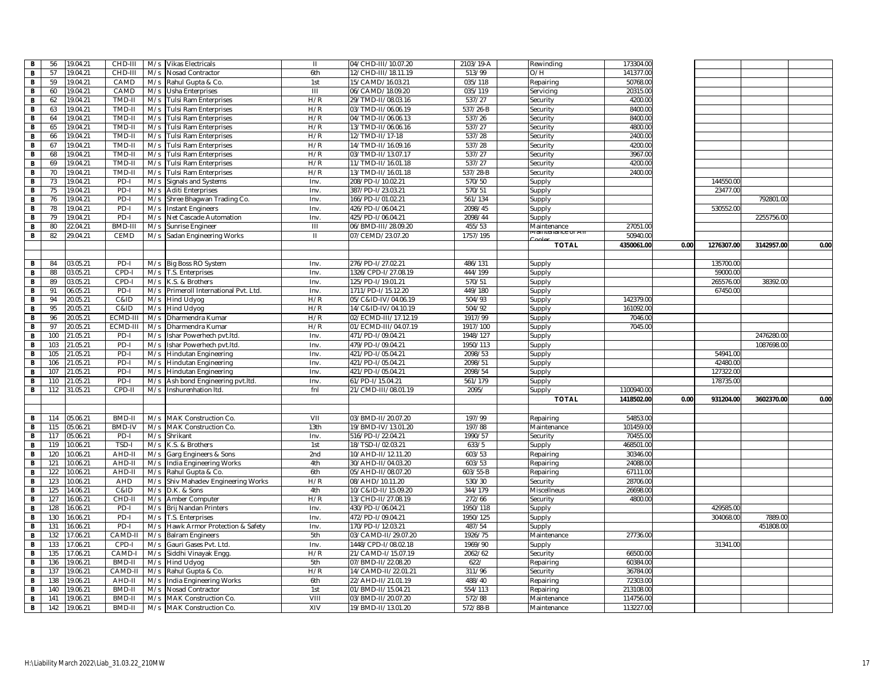| | | | | | | | | | | | | | | | |
|---|---|---|---|---|---|---|---|---|---|---|---|---|---|---|---|
| B | 56 | 19.04.21 | CHD-III | M/s | Vikas Electricals | II | 04/CHD-III/10.07.20 | 2103/19-A | | Rewinding | 173304.00 | | | | |
| B | 57 | 19.04.21 | CHD-III | M/s | Nosad Contractor | 6th | 12/CHD-III/18.11.19 | 513/99 | | O/H | 141377.00 | | | | |
| B | 59 | 19.04.21 | CAMD | M/s | Rahul Gupta & Co. | 1st | 15/CAMD/16.03.21 | 035/118 | | Repairing | 50768.00 | | | | |
| B | 60 | 19.04.21 | CAMD | M/s | Usha Enterprises | III | 06/CAMD/18.09.20 | 035/119 | | Servicing | 20315.00 | | | | |
| B | 62 | 19.04.21 | TMD-II | M/s | Tulsi Ram Enterprises | H/R | 29/TMD-II/08.03.16 | 537/27 | | Security | 4200.00 | | | | |
| B | 63 | 19.04.21 | TMD-II | M/s | Tulsi Ram Enterprises | H/R | 03/TMD-II/06.06.19 | 537/26-B | | Security | 8400.00 | | | | |
| B | 64 | 19.04.21 | TMD-II | M/s | Tulsi Ram Enterprises | H/R | 04/TMD-II/06.06.13 | 537/26 | | Security | 8400.00 | | | | |
| B | 65 | 19.04.21 | TMD-II | M/s | Tulsi Ram Enterprises | H/R | 13/TMD-II/06.06.16 | 537/27 | | Security | 4800.00 | | | | |
| B | 66 | 19.04.21 | TMD-II | M/s | Tulsi Ram Enterprises | H/R | 12/TMD-II/17-18 | 537/28 | | Security | 2400.00 | | | | |
| B | 67 | 19.04.21 | TMD-II | M/s | Tulsi Ram Enterprises | H/R | 14/TMD-II/16.09.16 | 537/28 | | Security | 4200.00 | | | | |
| B | 68 | 19.04.21 | TMD-II | M/s | Tulsi Ram Enterprises | H/R | 03/TMD-II/13.07.17 | 537/27 | | Security | 3967.00 | | | | |
| B | 69 | 19.04.21 | TMD-II | M/s | Tulsi Ram Enterprises | H/R | 11/TMD-II/16.01.18 | 537/27 | | Security | 4200.00 | | | | |
| B | 70 | 19.04.21 | TMD-II | M/s | Tulsi Ram Enterprises | H/R | 13/TMD-II/16.01.18 | 537/28-B | | Security | 2400.00 | | | | |
| B | 73 | 19.04.21 | PD-I | M/s | Signals and Systems | Inv. | 208/PD-I/10.02.21 | 570/50 | | Supply | | | 144550.00 | | |
| B | 75 | 19.04.21 | PD-I | M/s | Aditi Enterprises | Inv. | 387/PD-I/23.03.21 | 570/51 | | Supply | | | 23477.00 | | |
| B | 76 | 19.04.21 | PD-I | M/s | Shree Bhagwan Trading Co. | Inv. | 166/PD-I/01.02.21 | 561/134 | | Supply | | | | 792801.00 | |
| B | 78 | 19.04.21 | PD-I | M/s | Instant Engineers | Inv. | 426/PD-I/06.04.21 | 2098/45 | | Supply | | | 530552.00 | | |
| B | 79 | 19.04.21 | PD-I | M/s | Net Cascade Automation | Inv. | 425/PD-I/06.04.21 | 2098/44 | | Supply | | | | 2255756.00 | |
| B | 80 | 22.04.21 | BMD-III | M/s | Sunrise Engineer | III | 06/BMD-III/28.09.20 | 455/53 | | Maintenance | 27051.00 | | | | |
| B | 82 | 29.04.21 | CEMD | M/s | Sadan Engineering Works | II | 07/CEMD/23.07.20 | 1757/195 | | Maintenance of Air Cooler | 50940.00 | | | | |
| | | | | | | | | | | **TOTAL** | **4350061.00** | **0.00** | **1276307.00** | **3142957.00** | **0.00** |
| | | | | | | | | | | | | | | | |
| B | 84 | 03.05.21 | PD-I | M/s | Big Boss RO System | Inv. | 276/PD-I/27.02.21 | 486/131 | | Supply | | | 135700.00 | | |
| B | 88 | 03.05.21 | CPD-I | M/s | T.S. Enterprises | Inv. | 1326/CPD-I/27.08.19 | 444/199 | | Supply | | | 59000.00 | | |
| B | 89 | 03.05.21 | CPD-I | M/s | K.S. & Brothers | Inv. | 125/PD-I/19.01.21 | 570/51 | | Supply | | | 265576.00 | 38392.00 | |
| B | 91 | 06.05.21 | PD-I | M/s | Primeroll International Pvt. Ltd. | Inv. | 1711/PD-I/15.12.20 | 449/180 | | Supply | | | 67450.00 | | |
| B | 94 | 20.05.21 | C&ID | M/s | Hind Udyog | H/R | 05/C&ID-IV/04.06.19 | 504/93 | | Supply | 142379.00 | | | | |
| B | 95 | 20.05.21 | C&ID | M/s | Hind Udyog | H/R | 14/C&ID-IV/04.10.19 | 504/92 | | Supply | 161092.00 | | | | |
| B | 96 | 20.05.21 | ECMD-III | M/s | Dharmendra Kumar | H/R | 02/ECMD-III/17.12.19 | 1917/99 | | Supply | 7046.00 | | | | |
| B | 97 | 20.05.21 | ECMD-III | M/s | Dharmendra Kumar | H/R | 01/ECMD-III/04.07.19 | 1917/100 | | Supply | 7045.00 | | | | |
| B | 100 | 21.05.21 | PD-I | M/s | Ishar Powerhech pvt.ltd. | Inv. | 471/PD-I/09.04.21 | 1948/127 | | Supply | | | | 2476280.00 | |
| B | 103 | 21.05.21 | PD-I | M/s | Ishar Powerhech pvt.ltd. | Inv. | 479/PD-I/09.04.21 | 1950/113 | | Supply | | | | 1087698.00 | |
| B | 105 | 21.05.21 | PD-I | M/s | Hindutan Engineering | Inv. | 421/PD-I/05.04.21 | 2098/53 | | Supply | | | 54941.00 | | |
| B | 106 | 21.05.21 | PD-I | M/s | Hindutan Engineering | Inv. | 421/PD-I/05.04.21 | 2098/51 | | Supply | | | 42480.00 | | |
| B | 107 | 21.05.21 | PD-I | M/s | Hindutan Engineering | Inv. | 421/PD-I/05.04.21 | 2098/54 | | Supply | | | 127322.00 | | |
| B | 110 | 21.05.21 | PD-I | M/s | Ash bond Engineering pvt.ltd. | Inv. | 61/PD-I/15.04.21 | 561/179 | | Supply | | | 178735.00 | | |
| B | 112 | 31.05.21 | CPD-II | M/s | Inshurenhation ltd. | fnl | 21/CMD-III/08.01.19 | 2095/ | | Supply | 1100940.00 | | | | |
| | | | | | | | | | | **TOTAL** | **1418502.00** | **0.00** | **931204.00** | **3602370.00** | **0.00** |
| | | | | | | | | | | | | | | | |
| B | 114 | 05.06.21 | BMD-II | M/s | MAK Construction Co. | VII | 03/BMD-II/20.07.20 | 197/99 | | Repairing | 54853.00 | | | | |
| B | 115 | 05.06.21 | BMD-IV | M/s | MAK Construction Co. | 13th | 19/BMD-IV/13.01.20 | 197/88 | | Maintenance | 101459.00 | | | | |
| B | 117 | 05.06.21 | PD-I | M/s | Shrikant | Inv. | 516/PD-I/22.04.21 | 1990/57 | | Security | 70455.00 | | | | |
| B | 119 | 10.06.21 | TSD-I | M/s | K.S. & Brothers | 1st | 18/TSD-I/02.03.21 | 633/5 | | Supply | 468501.00 | | | | |
| B | 120 | 10.06.21 | AHD-II | M/s | Garg Engineers & Sons | 2nd | 10/AHD-II/12.11.20 | 603/53 | | Repairing | 30346.00 | | | | |
| B | 121 | 10.06.21 | AHD-II | M/s | India Engineering Works | 4th | 30/AHD-II/04.03.20 | 603/53 | | Repairing | 24088.00 | | | | |
| B | 122 | 10.06.21 | AHD-II | M/s | Rahul Gupta & Co. | 6th | 05/AHD-II/08.07.20 | 603/55-B | | Repairing | 67111.00 | | | | |
| B | 123 | 10.06.21 | AHD | M/s | Shiv Mahadev Engineering Works | H/R | 08/AHD/10.11.20 | 530/30 | | Security | 28706.00 | | | | |
| B | 125 | 14.06.21 | C&ID | M/s | D.K. & Sons | 4th | 10/C&ID-II/15.09.20 | 344/179 | | Miscellneus | 26698.00 | | | | |
| B | 127 | 16.06.21 | CHD-II | M/s | Amber Computer | H/R | 13/CHD-II/27.08.19 | 272/66 | | Security | 4800.00 | | | | |
| B | 128 | 16.06.21 | PD-I | M/s | Brij Nandan Printers | Inv. | 430/PD-I/06.04.21 | 1950/118 | | Supply | | | 429585.00 | | |
| B | 130 | 16.06.21 | PD-I | M/s | T.S. Enterprises | Inv. | 472/PD-I/09.04.21 | 1950/125 | | Supply | | | 304068.00 | 7889.00 | |
| B | 131 | 16.06.21 | PD-I | M/s | Hawk Armor Protection & Safety | Inv. | 170/PD-I/12.03.21 | 487/54 | | Supply | | | | 451808.00 | |
| B | 132 | 17.06.21 | CAMD-II | M/s | Balram Engineers | 5th | 03/CAMD-II/29.07.20 | 1926/75 | | Maintenance | 27736.00 | | | | |
| B | 133 | 17.06.21 | CPD-I | M/s | Gauri Gases Pvt. Ltd. | Inv. | 1448/CPD-I/08.02.18 | 1969/90 | | Supply | | | 31341.00 | | |
| B | 135 | 17.06.21 | CAMD-I | M/s | Siddhi Vinayak Engg. | H/R | 21/CAMD-I/15.07.19 | 2062/62 | | Security | 66500.00 | | | | |
| B | 136 | 19.06.21 | BMD-II | M/s | Hind Udyog | 5th | 07/BMD-II/22.08.20 | 622/ | | Repairing | 60384.00 | | | | |
| B | 137 | 19.06.21 | CAMD-II | M/s | Rahul Gupta & Co. | H/R | 14/CAMD-II/22.01.21 | 311/96 | | Security | 36784.00 | | | | |
| B | 138 | 19.06.21 | AHD-II | M/s | India Engineering Works | 6th | 22/AHD-II/21.01.19 | 488/40 | | Repairing | 72303.00 | | | | |
| B | 140 | 19.06.21 | BMD-II | M/s | Nosad Contractor | 1st | 01/BMD-II/15.04.21 | 554/113 | | Repairing | 213108.00 | | | | |
| B | 141 | 19.06.21 | BMD-II | M/s | MAK Construction Co. | VIII | 03/BMD-II/20.07.20 | 572/88 | | Maintenance | 114756.00 | | | | |
| B | 142 | 19.06.21 | BMD-II | M/s | MAK Construction Co. | XIV | 19/BMD-II/13.01.20 | 572/88-B | | Maintenance | 113227.00 | | | | |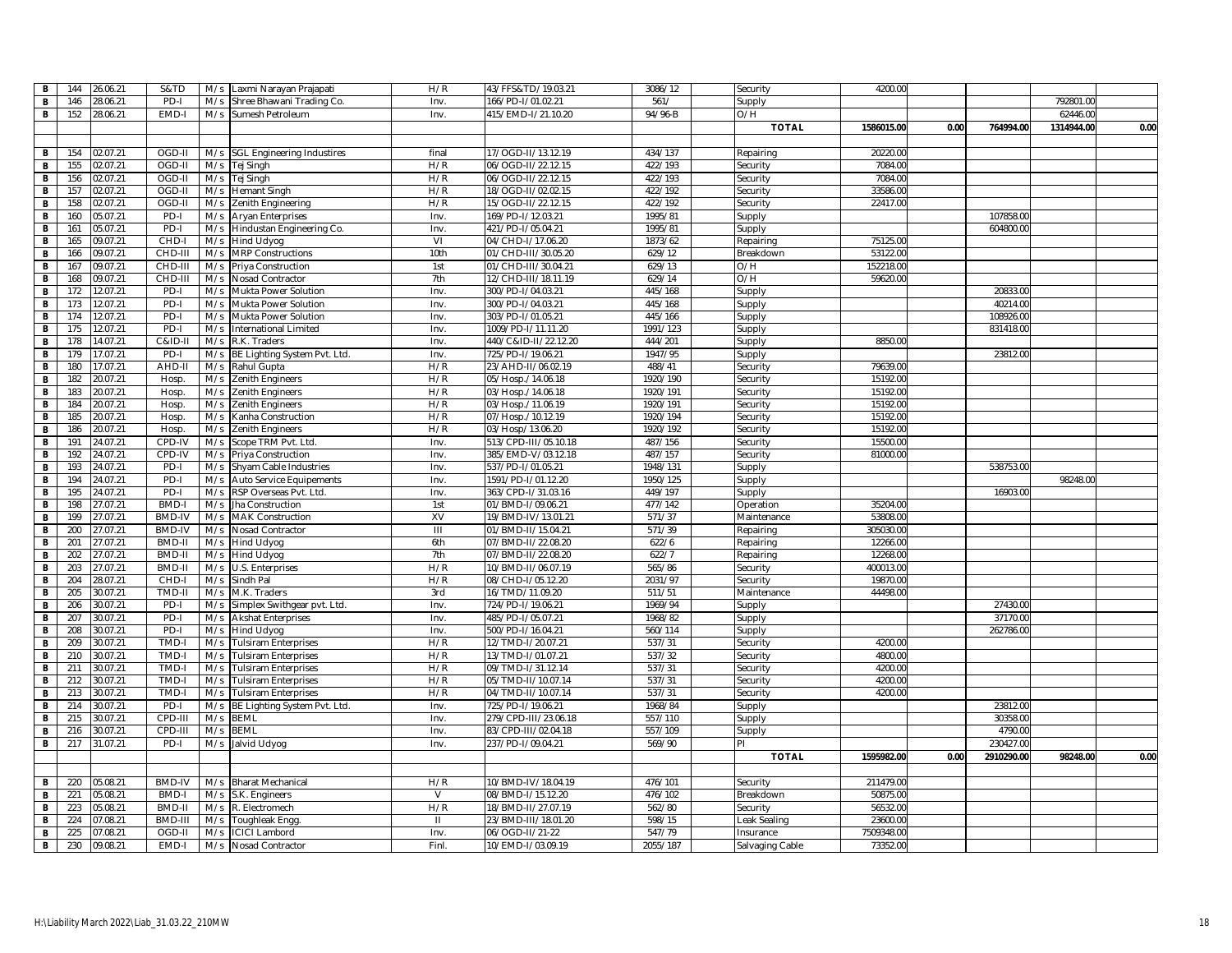| | | | | | | | | | | | | | | | |
|---|---|---|---|---|---|---|---|---|---|---|---|---|---|---|---|
| B | 144 | 26.06.21 | S&TD | M/s | Laxmi Narayan Prajapati | H/R | 43/FFS&TD/19.03.21 | 3086/12 | | Security | 4200.00 | | | | |
| B | 146 | 28.06.21 | PD-I | M/s | Shree Bhawani Trading Co. | Inv. | 166/PD-I/01.02.21 | 561/ | | Supply | | | | 792801.00 | |
| B | 152 | 28.06.21 | EMD-I | M/s | Sumesh Petroleum | Inv. | 415/EMD-I/21.10.20 | 94/96-B | | O/H | | | | 62446.00 | |
| | | | | | | | | | | **TOTAL** | **1586015.00** | **0.00** | **764994.00** | **1314944.00** | **0.00** |
| | | | | | | | | | | | | | | | |
| B | 154 | 02.07.21 | OGD-II | M/s | SGL Engineering Industires | final | 17/OGD-II/13.12.19 | 434/137 | | Repairing | 20220.00 | | | | |
| B | 155 | 02.07.21 | OGD-II | M/s | Tej Singh | H/R | 06/OGD-II/22.12.15 | 422/193 | | Security | 7084.00 | | | | |
| B | 156 | 02.07.21 | OGD-II | M/s | Tej Singh | H/R | 06/OGD-II/22.12.15 | 422/193 | | Security | 7084.00 | | | | |
| B | 157 | 02.07.21 | OGD-II | M/s | Hemant Singh | H/R | 18/OGD-II/02.02.15 | 422/192 | | Security | 33586.00 | | | | |
| B | 158 | 02.07.21 | OGD-II | M/s | Zenith Engineering | H/R | 15/OGD-II/22.12.15 | 422/192 | | Security | 22417.00 | | | | |
| B | 160 | 05.07.21 | PD-I | M/s | Aryan Enterprises | Inv. | 169/PD-I/12.03.21 | 1995/81 | | Supply | | | 107858.00 | | |
| B | 161 | 05.07.21 | PD-I | M/s | Hindustan Engineering Co. | Inv. | 421/PD-I/05.04.21 | 1995/81 | | Supply | | | 604800.00 | | |
| B | 165 | 09.07.21 | CHD-I | M/s | Hind Udyog | VI | 04/CHD-I/17.06.20 | 1873/62 | | Repairing | 75125.00 | | | | |
| B | 166 | 09.07.21 | CHD-III | M/s | MRP Constructions | 10th | 01/CHD-III/30.05.20 | 629/12 | | Breakdown | 53122.00 | | | | |
| B | 167 | 09.07.21 | CHD-III | M/s | Priya Construction | 1st | 01/CHD-III/30.04.21 | 629/13 | | O/H | 152218.00 | | | | |
| B | 168 | 09.07.21 | CHD-III | M/s | Nosad Contractor | 7th | 12/CHD-III/18.11.19 | 629/14 | | O/H | 59620.00 | | | | |
| B | 172 | 12.07.21 | PD-I | M/s | Mukta Power Solution | Inv. | 300/PD-I/04.03.21 | 445/168 | | Supply | | | 20833.00 | | |
| B | 173 | 12.07.21 | PD-I | M/s | Mukta Power Solution | Inv. | 300/PD-I/04.03.21 | 445/168 | | Supply | | | 40214.00 | | |
| B | 174 | 12.07.21 | PD-I | M/s | Mukta Power Solution | Inv. | 303/PD-I/01.05.21 | 445/166 | | Supply | | | 108926.00 | | |
| B | 175 | 12.07.21 | PD-I | M/s | International Limited | Inv. | 1009/PD-I/11.11.20 | 1991/123 | | Supply | | | 831418.00 | | |
| B | 178 | 14.07.21 | C&ID-II | M/s | R.K. Traders | Inv. | 440/C&ID-II/22.12.20 | 444/201 | | Supply | 8850.00 | | | | |
| B | 179 | 17.07.21 | PD-I | M/s | BE Lighting System Pvt. Ltd. | Inv. | 725/PD-I/19.06.21 | 1947/95 | | Supply | | | 23812.00 | | |
| B | 180 | 17.07.21 | AHD-II | M/s | Rahul Gupta | H/R | 23/AHD-II/06.02.19 | 488/41 | | Security | 79639.00 | | | | |
| B | 182 | 20.07.21 | Hosp. | M/s | Zenith Engineers | H/R | 05/Hosp./14.06.18 | 1920/190 | | Security | 15192.00 | | | | |
| B | 183 | 20.07.21 | Hosp. | M/s | Zenith Engineers | H/R | 03/Hosp./14.06.18 | 1920/191 | | Security | 15192.00 | | | | |
| B | 184 | 20.07.21 | Hosp. | M/s | Zenith Engineers | H/R | 03/Hosp./11.06.19 | 1920/191 | | Security | 15192.00 | | | | |
| B | 185 | 20.07.21 | Hosp. | M/s | Kanha Construction | H/R | 07/Hosp./10.12.19 | 1920/194 | | Security | 15192.00 | | | | |
| B | 186 | 20.07.21 | Hosp. | M/s | Zenith Engineers | H/R | 03/Hosp/13.06.20 | 1920/192 | | Security | 15192.00 | | | | |
| B | 191 | 24.07.21 | CPD-IV | M/s | Scope TRM Pvt. Ltd. | Inv. | 513/CPD-III/05.10.18 | 487/156 | | Security | 15500.00 | | | | |
| B | 192 | 24.07.21 | CPD-IV | M/s | Priya Construction | Inv. | 385/EMD-V/03.12.18 | 487/157 | | Security | 81000.00 | | | | |
| B | 193 | 24.07.21 | PD-I | M/s | Shyam Cable Industries | Inv. | 537/PD-I/01.05.21 | 1948/131 | | Supply | | | 538753.00 | | |
| B | 194 | 24.07.21 | PD-I | M/s | Auto Service Equipements | Inv. | 1591/PD-I/01.12.20 | 1950/125 | | Supply | | | | 98248.00 | |
| B | 195 | 24.07.21 | PD-I | M/s | RSP Overseas Pvt. Ltd. | Inv. | 363/CPD-I/31.03.16 | 449/197 | | Supply | | | 16903.00 | | |
| B | 198 | 27.07.21 | BMD-I | M/s | Jha Construction | 1st | 01/BMD-I/09.06.21 | 477/142 | | Operation | 35204.00 | | | | |
| B | 199 | 27.07.21 | BMD-IV | M/s | MAK Construction | XV | 19/BMD-IV/13.01.21 | 571/37 | | Maintenance | 53808.00 | | | | |
| B | 200 | 27.07.21 | BMD-IV | M/s | Nosad Contractor | III | 01/BMD-II/15.04.21 | 571/39 | | Repairing | 305030.00 | | | | |
| B | 201 | 27.07.21 | BMD-II | M/s | Hind Udyog | 6th | 07/BMD-II/22.08.20 | 622/6 | | Repairing | 12266.00 | | | | |
| B | 202 | 27.07.21 | BMD-II | M/s | Hind Udyog | 7th | 07/BMD-II/22.08.20 | 622/7 | | Repairing | 12268.00 | | | | |
| B | 203 | 27.07.21 | BMD-II | M/s | U.S. Enterprises | H/R | 10/BMD-II/06.07.19 | 565/86 | | Security | 400013.00 | | | | |
| B | 204 | 28.07.21 | CHD-I | M/s | Sindh Pal | H/R | 08/CHD-I/05.12.20 | 2031/97 | | Security | 19870.00 | | | | |
| B | 205 | 30.07.21 | TMD-II | M/s | M.K. Traders | 3rd | 16/TMD/11.09.20 | 511/51 | | Maintenance | 44498.00 | | | | |
| B | 206 | 30.07.21 | PD-I | M/s | Simplex Swithgear pvt. Ltd. | Inv. | 724/PD-I/19.06.21 | 1969/94 | | Supply | | | 27430.00 | | |
| B | 207 | 30.07.21 | PD-I | M/s | Akshat Enterprises | Inv. | 485/PD-I/05.07.21 | 1968/82 | | Supply | | | 37170.00 | | |
| B | 208 | 30.07.21 | PD-I | M/s | Hind Udyog | Inv. | 500/PD-I/16.04.21 | 560/114 | | Supply | | | 262786.00 | | |
| B | 209 | 30.07.21 | TMD-I | M/s | Tulsiram Enterprises | H/R | 12/TMD-I/20.07.21 | 537/31 | | Security | 4200.00 | | | | |
| B | 210 | 30.07.21 | TMD-I | M/s | Tulsiram Enterprises | H/R | 13/TMD-I/01.07.21 | 537/32 | | Security | 4800.00 | | | | |
| B | 211 | 30.07.21 | TMD-I | M/s | Tulsiram Enterprises | H/R | 09/TMD-I/31.12.14 | 537/31 | | Security | 4200.00 | | | | |
| B | 212 | 30.07.21 | TMD-I | M/s | Tulsiram Enterprises | H/R | 05/TMD-II/10.07.14 | 537/31 | | Security | 4200.00 | | | | |
| B | 213 | 30.07.21 | TMD-I | M/s | Tulsiram Enterprises | H/R | 04/TMD-II/10.07.14 | 537/31 | | Security | 4200.00 | | | | |
| B | 214 | 30.07.21 | PD-I | M/s | BE Lighting System Pvt. Ltd. | Inv. | 725/PD-I/19.06.21 | 1968/84 | | Supply | | | 23812.00 | | |
| B | 215 | 30.07.21 | CPD-III | M/s | BEML | Inv. | 279/CPD-III/23.06.18 | 557/110 | | Supply | | | 30358.00 | | |
| B | 216 | 30.07.21 | CPD-III | M/s | BEML | Inv. | 83/CPD-III/02.04.18 | 557/109 | | Supply | | | 4790.00 | | |
| B | 217 | 31.07.21 | PD-I | M/s | Jalvid Udyog | Inv. | 237/PD-I/09.04.21 | 569/90 | | PI | | | 230427.00 | | |
| | | | | | | | | | | **TOTAL** | **1595982.00** | **0.00** | **2910290.00** | **98248.00** | **0.00** |
| | | | | | | | | | | | | | | | |
| B | 220 | 05.08.21 | BMD-IV | M/s | Bharat Mechanical | H/R | 10/BMD-IV/18.04.19 | 476/101 | | Security | 211479.00 | | | | |
| B | 221 | 05.08.21 | BMD-I | M/s | S.K. Engineers | V | 08/BMD-I/15.12.20 | 476/102 | | Breakdown | 50875.00 | | | | |
| B | 223 | 05.08.21 | BMD-II | M/s | R. Electromech | H/R | 18/BMD-II/27.07.19 | 562/80 | | Security | 56532.00 | | | | |
| B | 224 | 07.08.21 | BMD-III | M/s | Toughleak Engg. | II | 23/BMD-III/18.01.20 | 598/15 | | Leak Sealing | 23600.00 | | | | |
| B | 225 | 07.08.21 | OGD-II | M/s | ICICI Lambord | Inv. | 06/OGD-II/21-22 | 547/79 | | Insurance | 7509348.00 | | | | |
| B | 230 | 09.08.21 | EMD-I | M/s | Nosad Contractor | Finl. | 10/EMD-I/03.09.19 | 2055/187 | | Salvaging Cable | 73352.00 | | | | |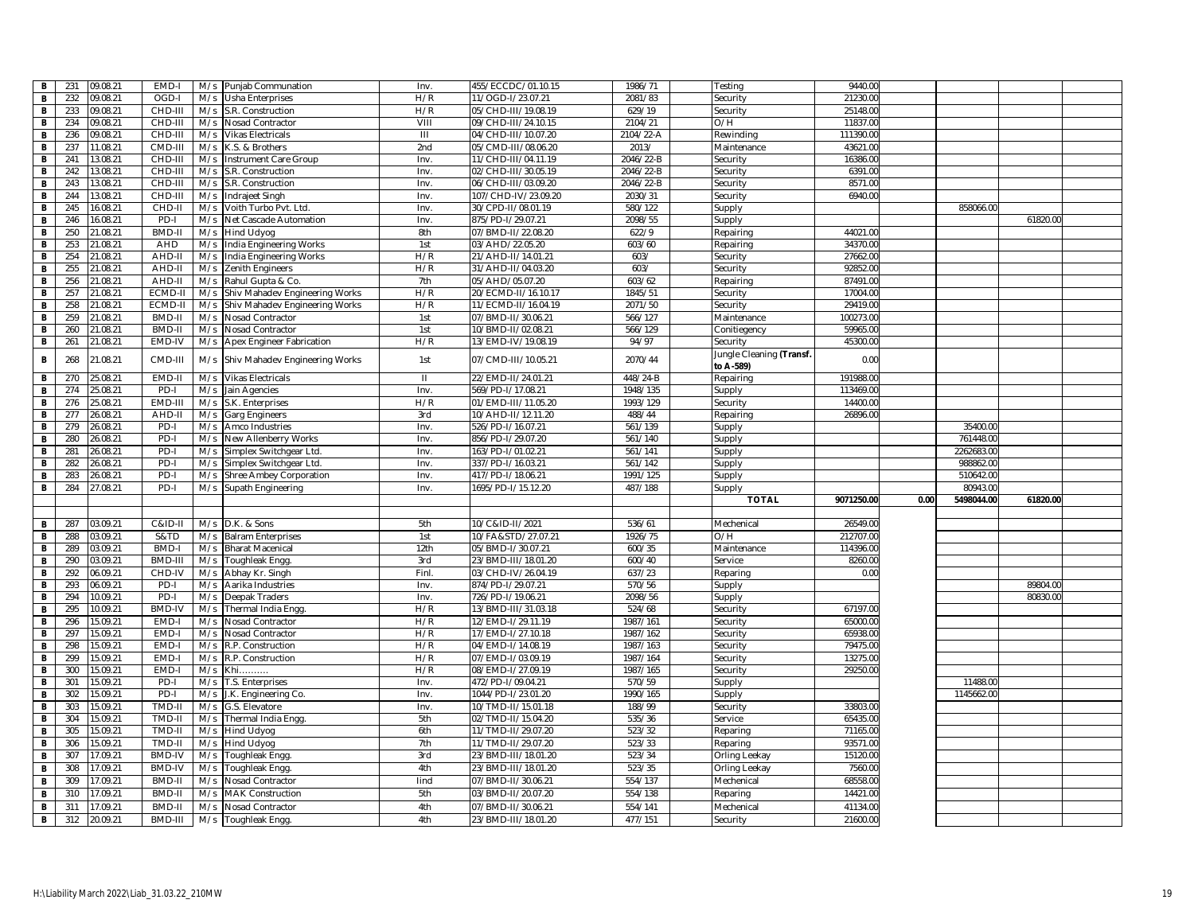| | | | | | | | | | | | | | | | |
|---|---|---|---|---|---|---|---|---|---|---|---|---|---|---|---|
| B | 231 | 09.08.21 | EMD-I | M/s | Punjab Commutation | Inv. | 455/ECCDC/01.10.15 | 1986/71 | | Testing | 9440.00 | | | | |
| B | 232 | 09.08.21 | OGD-I | M/s | Usha Enterprises | H/R | 11/OGD-I/23.07.21 | 2081/83 | | Security | 21230.00 | | | | |
| B | 233 | 09.08.21 | CHD-III | M/s | S.R. Construction | H/R | 05/CHD-III/19.08.19 | 629/19 | | Security | 25148.00 | | | | |
| B | 234 | 09.08.21 | CHD-III | M/s | Nosad Contractor | VIII | 09/CHD-III/24.10.15 | 2104/21 | | O/H | 11837.00 | | | | |
| B | 236 | 09.08.21 | CHD-III | M/s | Vikas Electricals | III | 04/CHD-III/10.07.20 | 2104/22-A | | Rewinding | 111390.00 | | | | |
| B | 237 | 11.08.21 | CMD-III | M/s | K.S. & Brothers | 2nd | 05/CMD-III/08.06.20 | 2013/ | | Maintenance | 43621.00 | | | | |
| B | 241 | 13.08.21 | CHD-III | M/s | Instrument Care Group | Inv. | 11/CHD-III/04.11.19 | 2046/22-B | | Security | 16386.00 | | | | |
| B | 242 | 13.08.21 | CHD-III | M/s | S.R. Construction | Inv. | 02/CHD-III/30.05.19 | 2046/22-B | | Security | 6391.00 | | | | |
| B | 243 | 13.08.21 | CHD-III | M/s | S.R. Construction | Inv. | 06/CHD-III/03.09.20 | 2046/22-B | | Security | 8571.00 | | | | |
| B | 244 | 13.08.21 | CHD-III | M/s | Indrajeet Singh | Inv. | 107/CHD-IV/23.09.20 | 2030/31 | | Security | 6940.00 | | | | |
| B | 245 | 16.08.21 | CHD-II | M/s | Voith Turbo Pvt. Ltd. | Inv. | 30/CPD-II/08.01.19 | 580/122 | | Supply | | | 858066.00 | | |
| B | 246 | 16.08.21 | PD-I | M/s | Net Cascade Automation | Inv. | 875/PD-I/29.07.21 | 2098/55 | | Supply | | | | 61820.00 | |
| B | 250 | 21.08.21 | BMD-II | M/s | Hind Udyog | 8th | 07/BMD-II/22.08.20 | 622/9 | | Repairing | 44021.00 | | | | |
| B | 253 | 21.08.21 | AHD | M/s | India Engineering Works | 1st | 03/AHD/22.05.20 | 603/60 | | Repairing | 34370.00 | | | | |
| B | 254 | 21.08.21 | AHD-II | M/s | India Engineering Works | H/R | 21/AHD-II/14.01.21 | 603/ | | Security | 27662.00 | | | | |
| B | 255 | 21.08.21 | AHD-II | M/s | Zenith Engineers | H/R | 31/AHD-II/04.03.20 | 603/ | | Security | 92852.00 | | | | |
| B | 256 | 21.08.21 | AHD-II | M/s | Rahul Gupta & Co. | 7th | 05/AHD/05.07.20 | 603/62 | | Repairing | 87491.00 | | | | |
| B | 257 | 21.08.21 | ECMD-II | M/s | Shiv Mahadev Engineering Works | H/R | 20/ECMD-II/16.10.17 | 1845/51 | | Security | 17004.00 | | | | |
| B | 258 | 21.08.21 | ECMD-II | M/s | Shiv Mahadev Engineering Works | H/R | 11/ECMD-II/16.04.19 | 2071/50 | | Security | 29419.00 | | | | |
| B | 259 | 21.08.21 | BMD-II | M/s | Nosad Contractor | 1st | 07/BMD-II/30.06.21 | 566/127 | | Maintenance | 100273.00 | | | | |
| B | 260 | 21.08.21 | BMD-II | M/s | Nosad Contractor | 1st | 10/BMD-II/02.08.21 | 566/129 | | Conitiegency | 59965.00 | | | | |
| B | 261 | 21.08.21 | EMD-IV | M/s | Apex Engineer Fabrication | H/R | 13/EMD-IV/19.08.19 | 94/97 | | Security | 45300.00 | | | | |
| B | 268 | 21.08.21 | CMD-III | M/s | Shiv Mahadev Engineering Works | 1st | 07/CMD-III/10.05.21 | 2070/44 | | Jungle Cleaning **(Transf. to A-589)** | 0.00 | | | | |
| B | 270 | 25.08.21 | EMD-II | M/s | Vikas Electricals | II | 22/EMD-II/24.01.21 | 448/24-B | | Repairing | 191988.00 | | | | |
| B | 274 | 25.08.21 | PD-I | M/s | Jain Agencies | Inv. | 569/PD-I/17.08.21 | 1948/135 | | Supply | 113469.00 | | | | |
| B | 276 | 25.08.21 | EMD-III | M/s | S.K. Enterprises | H/R | 01/EMD-III/11.05.20 | 1993/129 | | Security | 14400.00 | | | | |
| B | 277 | 26.08.21 | AHD-II | M/s | Garg Engineers | 3rd | 10/AHD-II/12.11.20 | 488/44 | | Repairing | 26896.00 | | | | |
| B | 279 | 26.08.21 | PD-I | M/s | Amco Industries | Inv. | 526/PD-I/16.07.21 | 561/139 | | Supply | | | 35400.00 | | |
| B | 280 | 26.08.21 | PD-I | M/s | New Allenberry Works | Inv. | 856/PD-I/29.07.20 | 561/140 | | Supply | | | 761448.00 | | |
| B | 281 | 26.08.21 | PD-I | M/s | Simplex Switchgear Ltd. | Inv. | 163/PD-I/01.02.21 | 561/141 | | Supply | | | 2262683.00 | | |
| B | 282 | 26.08.21 | PD-I | M/s | Simplex Switchgear Ltd. | Inv. | 337/PD-I/16.03.21 | 561/142 | | Supply | | | 988862.00 | | |
| B | 283 | 26.08.21 | PD-I | M/s | Shree Ambey Corporation | Inv. | 417/PD-I/18.06.21 | 1991/125 | | Supply | | | 510642.00 | | |
| B | 284 | 27.08.21 | PD-I | M/s | Supath Engineering | Inv. | 1695/PD-I/15.12.20 | 487/188 | | Supply | | | 80943.00 | | |
| | | | | | | | | | | **TOTAL** | **9071250.00** | **0.00** | **5498044.00** | **61820.00** | |
| | | | | | | | | | | | | | | | |
| B | 287 | 03.09.21 | C&ID-II | M/s | D.K. & Sons | 5th | 10/C&ID-II/2021 | 536/61 | | Mechenical | 26549.00 | | | | |
| B | 288 | 03.09.21 | S&TD | M/s | Balram Enterprises | 1st | 10/FA&STD/27.07.21 | 1926/75 | | O/H | 212707.00 | | | | |
| B | 289 | 03.09.21 | BMD-I | M/s | Bharat Macenical | 12th | 05/BMD-I/30.07.21 | 600/35 | | Maintenance | 114396.00 | | | | |
| B | 290 | 03.09.21 | BMD-III | M/s | Toughleak Engg. | 3rd | 23/BMD-III/18.01.20 | 600/40 | | Service | 8260.00 | | | | |
| B | 292 | 06.09.21 | CHD-IV | M/s | Abhay Kr. Singh | Finl. | 03/CHD-IV/26.04.19 | 637/23 | | Reparing | 0.00 | | | | |
| B | 293 | 06.09.21 | PD-I | M/s | Aarika Industries | Inv. | 874/PD-I/29.07.21 | 570/56 | | Supply | | | | 89804.00 | |
| B | 294 | 10.09.21 | PD-I | M/s | Deepak Traders | Inv. | 726/PD-I/19.06.21 | 2098/56 | | Supply | | | | 80830.00 | |
| B | 295 | 10.09.21 | BMD-IV | M/s | Thermal India Engg. | H/R | 13/BMD-III/31.03.18 | 524/68 | | Security | 67197.00 | | | | |
| B | 296 | 15.09.21 | EMD-I | M/s | Nosad Contractor | H/R | 12/EMD-I/29.11.19 | 1987/161 | | Security | 65000.00 | | | | |
| B | 297 | 15.09.21 | EMD-I | M/s | Nosad Contractor | H/R | 17/EMD-I/27.10.18 | 1987/162 | | Security | 65938.00 | | | | |
| B | 298 | 15.09.21 | EMD-I | M/s | R.P. Construction | H/R | 04/EMD-I/14.08.19 | 1987/163 | | Security | 79475.00 | | | | |
| B | 299 | 15.09.21 | EMD-I | M/s | R.P. Construction | H/R | 07/EMD-I/03.09.19 | 1987/164 | | Security | 13275.00 | | | | |
| B | 300 | 15.09.21 | EMD-I | M/s | Khi.......... | H/R | 08/EMD-I/27.09.19 | 1987/165 | | Security | 29250.00 | | | | |
| B | 301 | 15.09.21 | PD-I | M/s | T.S. Enterprises | Inv. | 472/PD-I/09.04.21 | 570/59 | | Supply | | | 11488.00 | | |
| B | 302 | 15.09.21 | PD-I | M/s | J.K. Engineering Co. | Inv. | 1044/PD-I/23.01.20 | 1990/165 | | Supply | | | 1145662.00 | | |
| B | 303 | 15.09.21 | TMD-II | M/s | G.S. Elevatore | Inv. | 10/TMD-II/15.01.18 | 188/99 | | Security | 33803.00 | | | | |
| B | 304 | 15.09.21 | TMD-II | M/s | Thermal India Engg. | 5th | 02/TMD-II/15.04.20 | 535/36 | | Service | 65435.00 | | | | |
| B | 305 | 15.09.21 | TMD-II | M/s | Hind Udyog | 6th | 11/TMD-II/29.07.20 | 523/32 | | Reparing | 71165.00 | | | | |
| B | 306 | 15.09.21 | TMD-II | M/s | Hind Udyog | 7th | 11/TMD-II/29.07.20 | 523/33 | | Reparing | 93571.00 | | | | |
| B | 307 | 17.09.21 | BMD-IV | M/s | Toughleak Engg. | 3rd | 23/BMD-III/18.01.20 | 523/34 | | Orling Leekay | 15120.00 | | | | |
| B | 308 | 17.09.21 | BMD-IV | M/s | Toughleak Engg. | 4th | 23/BMD-III/18.01.20 | 523/35 | | Orling Leekay | 7560.00 | | | | |
| B | 309 | 17.09.21 | BMD-II | M/s | Nosad Contractor | IInd | 07/BMD-II/30.06.21 | 554/137 | | Mechenical | 68558.00 | | | | |
| B | 310 | 17.09.21 | BMD-II | M/s | MAK Construction | 5th | 03/BMD-II/20.07.20 | 554/138 | | Reparing | 14421.00 | | | | |
| B | 311 | 17.09.21 | BMD-II | M/s | Nosad Contractor | 4th | 07/BMD-II/30.06.21 | 554/141 | | Mechenical | 41134.00 | | | | |
| B | 312 | 20.09.21 | BMD-III | M/s | Toughleak Engg. | 4th | 23/BMD-III/18.01.20 | 477/151 | | Security | 21600.00 | | | | |

H:\Liability March 2022\Liab_31.03.22_210MW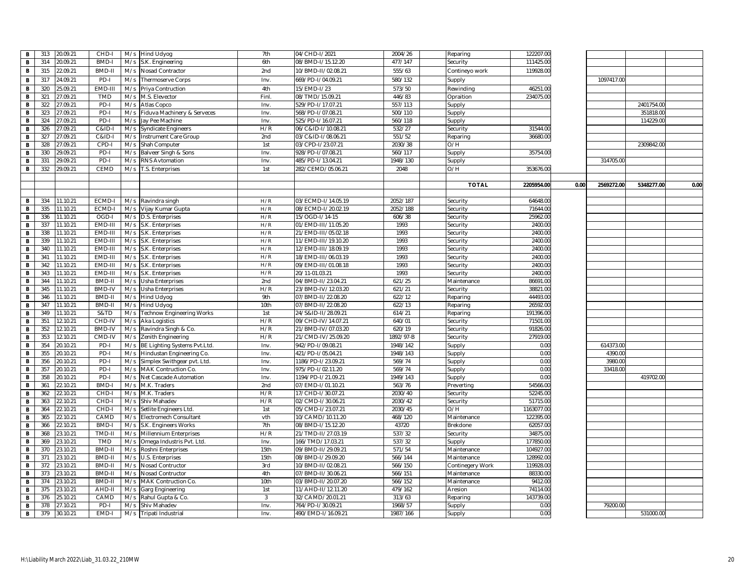| | | | | | | | | | | | | | | |
|---|---|---|---|---|---|---|---|---|---|---|---|---|---|---|
| B | 313 | 20.09.21 | CHD-I | M/s | Hind Udyog | 7th | 04/CHD-I/2021 | 2004/26 | Reparing | 122207.00 | | | | |
| B | 314 | 20.09.21 | BMD-I | M/s | S.K. Engineering | 6th | 08/BMD-I/15.12.20 | 477/147 | Security | 111425.00 | | | | |
| B | 315 | 22.09.21 | BMD-II | M/s | Nosad Contractor | 2nd | 10/BMD-II/02.08.21 | 555/63 | Contineyo work | 119928.00 | | | | |
| B | 317 | 24.09.21 | PD-I | M/s | Thermoserve Corps | Inv. | 669/PD-I/04.09.21 | 580/132 | Supply | | | 1097417.00 | | |
| B | 320 | 25.09.21 | EMD-III | M/s | Priya Contruction | 4th | 15/EMD-I/23 | 573/50 | Rewinding | 46251.00 | | | | |
| B | 321 | 27.09.21 | TMD | M/s | M.S. Elevector | Finl. | 08/TMD/15.09.21 | 446/83 | Opraition | 234075.00 | | | | |
| B | 322 | 27.09.21 | PD-I | M/s | Atlas Copco | Inv. | 529/PD-I/17.07.21 | 557/113 | Supply | | | | 2401754.00 | |
| B | 323 | 27.09.21 | PD-I | M/s | Fiduva Machinery & Serveces | Inv. | 568/PD-I/07.08.21 | 500/110 | Supply | | | | 351818.00 | |
| B | 324 | 27.09.21 | PD-I | M/s | Jay Pee Machine | Inv. | 525/PD-I/16.07.21 | 560/118 | Supply | | | | 114229.00 | |
| B | 326 | 27.09.21 | C&ID-I | M/s | Syndicate Engineers | H/R | 06/C&ID-I/10.08.21 | 532/27 | Security | 31544.00 | | | | |
| B | 327 | 27.09.21 | C&ID-I | M/s | Instrument Care Group | 2nd | 03/C&ID-I/08.06.21 | 551/52 | Reparing | 36680.00 | | | | |
| B | 328 | 27.09.21 | CPD-I | M/s | Shah Computer | 1st | 03/CPD-I/23.07.21 | 2030/38 | O/H | | | | 2309842.00 | |
| B | 330 | 29.09.21 | PD-I | M/s | Balveer Singh & Sons | Inv. | 928/PD-I/07.08.21 | 560/117 | Supply | 35754.00 | | | | |
| B | 331 | 29.09.21 | PD-I | M/s | RNS Avtomation | Inv. | 485/PD-I/13.04.21 | 1948/130 | Supply | | | 314705.00 | | |
| B | 332 | 29.09.21 | CEMD | M/s | T.S. Enterprises | 1st | 282/CEMD/05.06.21 | 2048 | O/H | 353676.00 | | | | |
| | | | | | | | | | | | | | | |
| | | | | | | | | | **TOTAL** | **2205954.00** | **0.00** | **2569272.00** | **5348277.00** | **0.00** |
| | | | | | | | | | | | | | | |
| B | 334 | 11.10.21 | ECMD-I | M/s | Ravindra singh | H/R | 03/ECMD-I/14.05.19 | 2052/187 | Security | 64648.00 | | | | |
| B | 335 | 11.10.21 | ECMD-I | M/s | Vijay Kumar Gupta | H/R | 08/ECMD-I/20.02.19 | 2052/188 | Security | 71644.00 | | | | |
| B | 336 | 11.10.21 | OGD-I | M/s | D.S. Enterprises | H/R | 15/OGD-I/14-15 | 606/38 | Security | 25962.00 | | | | |
| B | 337 | 11.10.21 | EMD-III | M/s | S.K. Enterprises | H/R | 01/EMD-III/11.05.20 | 1993 | Security | 2400.00 | | | | |
| B | 338 | 11.10.21 | EMD-III | M/s | S.K. Enterprises | H/R | 21/EMD-III/05.02.18 | 1993 | Security | 2400.00 | | | | |
| B | 339 | 11.10.21 | EMD-III | M/s | S.K. Enterprises | H/R | 11/EMD-III/19.10.20 | 1993 | Security | 2400.00 | | | | |
| B | 340 | 11.10.21 | EMD-III | M/s | S.K. Enterprises | H/R | 12/EMD-III/18.09.19 | 1993 | Security | 2400.00 | | | | |
| B | 341 | 11.10.21 | EMD-III | M/s | S.K. Enterprises | H/R | 18/EMD-III/06.03.19 | 1993 | Security | 2400.00 | | | | |
| B | 342 | 11.10.21 | EMD-III | M/s | S.K. Enterprises | H/R | 09/EMD-III/01.08.18 | 1993 | Security | 2400.00 | | | | |
| B | 343 | 11.10.21 | EMD-III | M/s | S.K. Enterprises | H/R | 20/11-01.03.21 | 1993 | Security | 2400.00 | | | | |
| B | 344 | 11.10.21 | BMD-II | M/s | Usha Enterprises | 2nd | 04/BMD-II/23.04.21 | 621/25 | Maintenance | 86691.00 | | | | |
| B | 345 | 11.10.21 | BMD-IV | M/s | Usha Enterprises | H/R | 23/BMD-IV/12.03.20 | 621/21 | Security | 38821.00 | | | | |
| B | 346 | 11.10.21 | BMD-II | M/s | Hind Udyog | 9th | 07/BMD-II/22.08.20 | 622/12 | Reparing | 44493.00 | | | | |
| B | 347 | 11.10.21 | BMD-II | M/s | Hind Udyog | 10th | 07/BMD-II/22.08.20 | 622/13 | Reparing | 26592.00 | | | | |
| B | 349 | 11.10.21 | S&TD | M/s | Technow Engineering Works | 1st | 24/S&ID-II/28.09.21 | 614/21 | Reparing | 191396.00 | | | | |
| B | 351 | 12.10.21 | CHD-IV | M/s | Aka Logistics | H/R | 09/CHD-IV/14.07.21 | 640/01 | Security | 71501.00 | | | | |
| B | 352 | 12.10.21 | BMD-IV | M/s | Ravindra Singh & Co. | H/R | 21/BMD-IV/07.03.20 | 620/19 | Security | 91826.00 | | | | |
| B | 353 | 12.10.21 | CMD-IV | M/s | Zenith Engineering | H/R | 21/CMD-IV/25.09.20 | 1892/97-B | Security | 27919.00 | | | | |
| B | 354 | 20.10.21 | PD-I | M/s | BE Lighting Systems Pvt.Ltd. | Inv. | 942/PD-I/09.08.21 | 1948/142 | Supply | 0.00 | | 614373.00 | | |
| B | 355 | 20.10.21 | PD-I | M/s | Hindustan Engineering Co. | Inv. | 421/PD-I/05.04.21 | 1948/143 | Supply | 0.00 | | 4390.00 | | |
| B | 356 | 20.10.21 | PD-I | M/s | Simplex Swithgear pvt. Ltd. | Inv. | 1186/PD-I/23.09.21 | 569/74 | Supply | 0.00 | | 3980.00 | | |
| B | 357 | 20.10.21 | PD-I | M/s | MAK Contruction Co. | Inv. | 975/PD-I/02.11.20 | 569/74 | Supply | 0.00 | | 33418.00 | | |
| B | 358 | 20.10.21 | PD-I | M/s | Net Cascade Automation | Inv. | 1194/PD-I/21.09.21 | 1949/143 | Supply | 0.00 | | | 419702.00 | |
| B | 361 | 22.10.21 | BMD-I | M/s | M.K. Traders | 2nd | 07/EMD-I/01.10.21 | 563/76 | Preverting | 54566.00 | | | | |
| B | 362 | 22.10.21 | CHD-I | M/s | M.K. Traders | H/R | 17/CHD-I/30.07.21 | 2030/40 | Security | 52245.00 | | | | |
| B | 363 | 22.10.21 | CHD-I | M/s | Shiv Mahadev | H/R | 02/CMD-I/30.06.21 | 2030/42 | Security | 51715.00 | | | | |
| B | 364 | 22.10.21 | CHD-I | M/s | Setlite Engineers Ltd. | 1st | 05/CMD-I/23.07.21 | 2030/45 | O/H | 1163077.00 | | | | |
| B | 365 | 22.10.21 | CAMD | M/s | Electromech Consultant | vth | 10/CAMD/10.11.20 | 468/120 | Maintenance | 122395.00 | | | | |
| B | 366 | 22.10.21 | BMD-I | M/s | S.K. Engineers Works | 7th | 08/BMD-I/15.12.20 | 43720 | Brekdone | 62057.00 | | | | |
| B | 368 | 23.10.21 | TMD-II | M/s | Millennium Enterprises | H/R | 21/TMD-II/27.03.19 | 537/32 | Security | 34875.00 | | | | |
| B | 369 | 23.10.21 | TMD | M/s | Omega Industris Pvt. Ltd. | Inv. | 166/TMD/17.03.21 | 537/32 | Supply | 177850.00 | | | | |
| B | 370 | 23.10.21 | BMD-II | M/s | Roshni Enterprises | 15th | 09/BMD-II/29.09.21 | 571/54 | Maintenance | 104927.00 | | | | |
| B | 371 | 23.10.21 | BMD-II | M/s | U.S. Enterprises | 15th | 08/BMD-II/29.09.20 | 566/144 | Maintenance | 128992.00 | | | | |
| B | 372 | 23.10.21 | BMD-II | M/s | Nosad Contructor | 3rd | 10/BMD-II/02.08.21 | 566/150 | Continegery Work | 119928.00 | | | | |
| B | 373 | 23.10.21 | BMD-II | M/s | Nosad Contructor | 4th | 07/BMD-II/30.06.21 | 566/151 | Maintenance | 88330.00 | | | | |
| B | 374 | 23.10.21 | BMD-II | M/s | MAK Contruction Co. | 10th | 03/BMD-II/20.07.20 | 566/152 | Maintenance | 9412.00 | | | | |
| B | 375 | 23.10.21 | AHD-II | M/s | Garg Engineering | 1st | 11/AHD-II/12.11.20 | 479/162 | Aresion | 74114.00 | | | | |
| B | 376 | 25.10.21 | CAMD | M/s | Rahul Gupta & Co. | 3 | 32/CAMD/20.01.21 | 313/63 | Reparing | 143739.00 | | | | |
| B | 378 | 27.10.21 | PD-I | M/s | Shiv Mahadev | Inv. | 764/PD-I/30.09.21 | 1968/57 | Supply | 0.00 | | 79200.00 | | |
| B | 379 | 30.10.21 | EMD-I | M/s | Tripati Industrial | Inv. | 490/EMD-I/16.09.21 | 1987/166 | Supply | 0.00 | | | 531000.00 | |

H:\Liability March 2022\Liab_31.03.22_210MW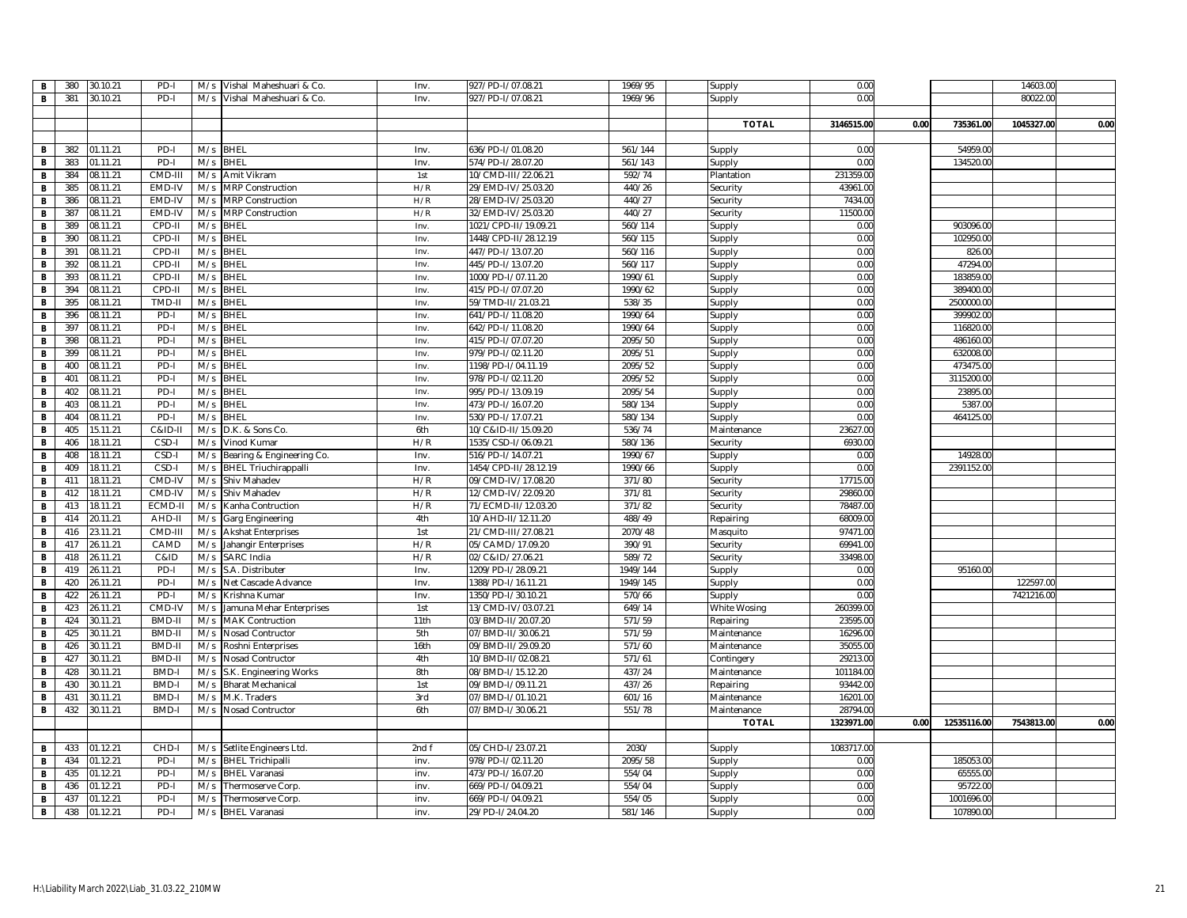| B | 380 | 30.10.21 | PD-I | M/s | Vishal Maheshuari & Co. | Inv. | 927/PD-I/07.08.21 | 1969/95 | Supply | 0.00 | | | 14603.00 | |
|---|---|---|---|---|---|---|---|---|---|---|---|---|---|---|
| B | 381 | 30.10.21 | PD-I | M/s | Vishal Maheshuari & Co. | Inv. | 927/PD-I/07.08.21 | 1969/96 | Supply | 0.00 | | | 80022.00 | |
| | | | | | | | | | | | | | | |
| | | | | | | | | | **TOTAL** | **3146515.00** | **0.00** | **735361.00** | **1045327.00** | **0.00** |
| | | | | | | | | | | | | | | |
| B | 382 | 01.11.21 | PD-I | M/s | BHEL | Inv. | 636/PD-I/01.08.20 | 561/144 | Supply | 0.00 | | 54959.00 | | |
| B | 383 | 01.11.21 | PD-I | M/s | BHEL | Inv. | 574/PD-I/28.07.20 | 561/143 | Supply | 0.00 | | 134520.00 | | |
| B | 384 | 08.11.21 | CMD-III | M/s | Amit Vikram | 1st | 10/CMD-III/22.06.21 | 592/74 | Plantation | 231359.00 | | | | |
| B | 385 | 08.11.21 | EMD-IV | M/s | MRP Construction | H/R | 29/EMD-IV/25.03.20 | 440/26 | Security | 43961.00 | | | | |
| B | 386 | 08.11.21 | EMD-IV | M/s | MRP Construction | H/R | 28/EMD-IV/25.03.20 | 440/27 | Security | 7434.00 | | | | |
| B | 387 | 08.11.21 | EMD-IV | M/s | MRP Construction | H/R | 32/EMD-IV/25.03.20 | 440/27 | Security | 11500.00 | | | | |
| B | 389 | 08.11.21 | CPD-II | M/s | BHEL | Inv. | 1021/CPD-II/19.09.21 | 560/114 | Supply | 0.00 | | 903096.00 | | |
| B | 390 | 08.11.21 | CPD-II | M/s | BHEL | Inv. | 1448/CPD-II/28.12.19 | 560/115 | Supply | 0.00 | | 102950.00 | | |
| B | 391 | 08.11.21 | CPD-II | M/s | BHEL | Inv. | 447/PD-I/13.07.20 | 560/116 | Supply | 0.00 | | 826.00 | | |
| B | 392 | 08.11.21 | CPD-II | M/s | BHEL | Inv. | 445/PD-I/13.07.20 | 560/117 | Supply | 0.00 | | 47294.00 | | |
| B | 393 | 08.11.21 | CPD-II | M/s | BHEL | Inv. | 1000/PD-I/07.11.20 | 1990/61 | Supply | 0.00 | | 183859.00 | | |
| B | 394 | 08.11.21 | CPD-II | M/s | BHEL | Inv. | 415/PD-I/07.07.20 | 1990/62 | Supply | 0.00 | | 389400.00 | | |
| B | 395 | 08.11.21 | TMD-II | M/s | BHEL | Inv. | 59/TMD-II/21.03.21 | 538/35 | Supply | 0.00 | | 2500000.00 | | |
| B | 396 | 08.11.21 | PD-I | M/s | BHEL | Inv. | 641/PD-I/11.08.20 | 1990/64 | Supply | 0.00 | | 399902.00 | | |
| B | 397 | 08.11.21 | PD-I | M/s | BHEL | Inv. | 642/PD-I/11.08.20 | 1990/64 | Supply | 0.00 | | 116820.00 | | |
| B | 398 | 08.11.21 | PD-I | M/s | BHEL | Inv. | 415/PD-I/07.07.20 | 2095/50 | Supply | 0.00 | | 486160.00 | | |
| B | 399 | 08.11.21 | PD-I | M/s | BHEL | Inv. | 979/PD-I/02.11.20 | 2095/51 | Supply | 0.00 | | 632008.00 | | |
| B | 400 | 08.11.21 | PD-I | M/s | BHEL | Inv. | 1198/PD-I/04.11.19 | 2095/52 | Supply | 0.00 | | 473475.00 | | |
| B | 401 | 08.11.21 | PD-I | M/s | BHEL | Inv. | 978/PD-I/02.11.20 | 2095/52 | Supply | 0.00 | | 3115200.00 | | |
| B | 402 | 08.11.21 | PD-I | M/s | BHEL | Inv. | 995/PD-I/13.09.19 | 2095/54 | Supply | 0.00 | | 23895.00 | | |
| B | 403 | 08.11.21 | PD-I | M/s | BHEL | Inv. | 473/PD-I/16.07.20 | 580/134 | Supply | 0.00 | | 5387.00 | | |
| B | 404 | 08.11.21 | PD-I | M/s | BHEL | Inv. | 530/PD-I/17.07.21 | 580/134 | Supply | 0.00 | | 464125.00 | | |
| B | 405 | 15.11.21 | C&ID-II | M/s | D.K. & Sons Co. | 6th | 10/C&ID-II/15.09.20 | 536/74 | Maintenance | 23627.00 | | | | |
| B | 406 | 18.11.21 | CSD-I | M/s | Vinod Kumar | H/R | 1535/CSD-I/06.09.21 | 580/136 | Security | 6930.00 | | | | |
| B | 408 | 18.11.21 | CSD-I | M/s | Bearing & Engineering Co. | Inv. | 516/PD-I/14.07.21 | 1990/67 | Supply | 0.00 | | 14928.00 | | |
| B | 409 | 18.11.21 | CSD-I | M/s | BHEL Triuchirappalli | Inv. | 1454/CPD-II/28.12.19 | 1990/66 | Supply | 0.00 | | 2391152.00 | | |
| B | 411 | 18.11.21 | CMD-IV | M/s | Shiv Mahadev | H/R | 09/CMD-IV/17.08.20 | 371/80 | Security | 17715.00 | | | | |
| B | 412 | 18.11.21 | CMD-IV | M/s | Shiv Mahadev | H/R | 12/CMD-IV/22.09.20 | 371/81 | Security | 29860.00 | | | | |
| B | 413 | 18.11.21 | ECMD-II | M/s | Kanha Contruction | H/R | 71/ECMD-II/12.03.20 | 371/82 | Security | 78487.00 | | | | |
| B | 414 | 20.11.21 | AHD-II | M/s | Garg Engineering | 4th | 10/AHD-II/12.11.20 | 488/49 | Repairing | 68009.00 | | | | |
| B | 416 | 23.11.21 | CMD-III | M/s | Akshat Enterprises | 1st | 21/CMD-III/27.08.21 | 2070/48 | Masquito | 97471.00 | | | | |
| B | 417 | 26.11.21 | CAMD | M/s | Jahangir Enterprises | H/R | 05/CAMD/17.09.20 | 390/91 | Security | 69941.00 | | | | |
| B | 418 | 26.11.21 | C&ID | M/s | SARC India | H/R | 02/C&ID/27.06.21 | 589/72 | Security | 33498.00 | | | | |
| B | 419 | 26.11.21 | PD-I | M/s | S.A. Distributer | Inv. | 1209/PD-I/28.09.21 | 1949/144 | Supply | 0.00 | | 95160.00 | | |
| B | 420 | 26.11.21 | PD-I | M/s | Net Cascade Advance | Inv. | 1388/PD-I/16.11.21 | 1949/145 | Supply | 0.00 | | | 122597.00 | |
| B | 422 | 26.11.21 | PD-I | M/s | Krishna Kumar | Inv. | 1350/PD-I/30.10.21 | 570/66 | Supply | 0.00 | | | 7421216.00 | |
| B | 423 | 26.11.21 | CMD-IV | M/s | Jamuna Mehar Enterprises | 1st | 13/CMD-IV/03.07.21 | 649/14 | White Wosing | 260399.00 | | | | |
| B | 424 | 30.11.21 | BMD-II | M/s | MAK Contruction | 11th | 03/BMD-II/20.07.20 | 571/59 | Repairing | 23595.00 | | | | |
| B | 425 | 30.11.21 | BMD-II | M/s | Nosad Contructor | 5th | 07/BMD-II/30.06.21 | 571/59 | Maintenance | 16296.00 | | | | |
| B | 426 | 30.11.21 | BMD-II | M/s | Roshni Enterprises | 16th | 09/BMD-II/29.09.20 | 571/60 | Maintenance | 35055.00 | | | | |
| B | 427 | 30.11.21 | BMD-II | M/s | Nosad Contructor | 4th | 10/BMD-II/02.08.21 | 571/61 | Contingery | 29213.00 | | | | |
| B | 428 | 30.11.21 | BMD-I | M/s | S.K. Engineering Works | 8th | 08/BMD-I/15.12.20 | 437/24 | Maintenance | 101184.00 | | | | |
| B | 430 | 30.11.21 | BMD-I | M/s | Bharat Mechanical | 1st | 09/BMD-I/09.11.21 | 437/26 | Repairing | 93442.00 | | | | |
| B | 431 | 30.11.21 | BMD-I | M/s | M.K. Traders | 3rd | 07/BMD-I/01.10.21 | 601/16 | Maintenance | 16201.00 | | | | |
| B | 432 | 30.11.21 | BMD-I | M/s | Nosad Contructor | 6th | 07/BMD-I/30.06.21 | 551/78 | Maintenance | 28794.00 | | | | |
| | | | | | | | | | **TOTAL** | **1323971.00** | **0.00** | **12535116.00** | **7543813.00** | **0.00** |
| | | | | | | | | | | | | | | |
| B | 433 | 01.12.21 | CHD-I | M/s | Setlite Engineers Ltd. | 2nd f | 05/CHD-I/23.07.21 | 2030/ | Supply | 1083717.00 | | | | |
| B | 434 | 01.12.21 | PD-I | M/s | BHEL Trichipalli | inv. | 978/PD-I/02.11.20 | 2095/58 | Supply | 0.00 | | 185053.00 | | |
| B | 435 | 01.12.21 | PD-I | M/s | BHEL Varanasi | inv. | 473/PD-I/16.07.20 | 554/04 | Supply | 0.00 | | 65555.00 | | |
| B | 436 | 01.12.21 | PD-I | M/s | Thermoserve Corp. | inv. | 669/PD-I/04.09.21 | 554/04 | Supply | 0.00 | | 95722.00 | | |
| B | 437 | 01.12.21 | PD-I | M/s | Thermoserve Corp. | inv. | 669/PD-I/04.09.21 | 554/05 | Supply | 0.00 | | 1001696.00 | | |
| B | 438 | 01.12.21 | PD-I | M/s | BHEL Varanasi | inv. | 29/PD-I/24.04.20 | 581/146 | Supply | 0.00 | | 107890.00 | | |

H:\Liability March 2022\Liab_31.03.22_210MW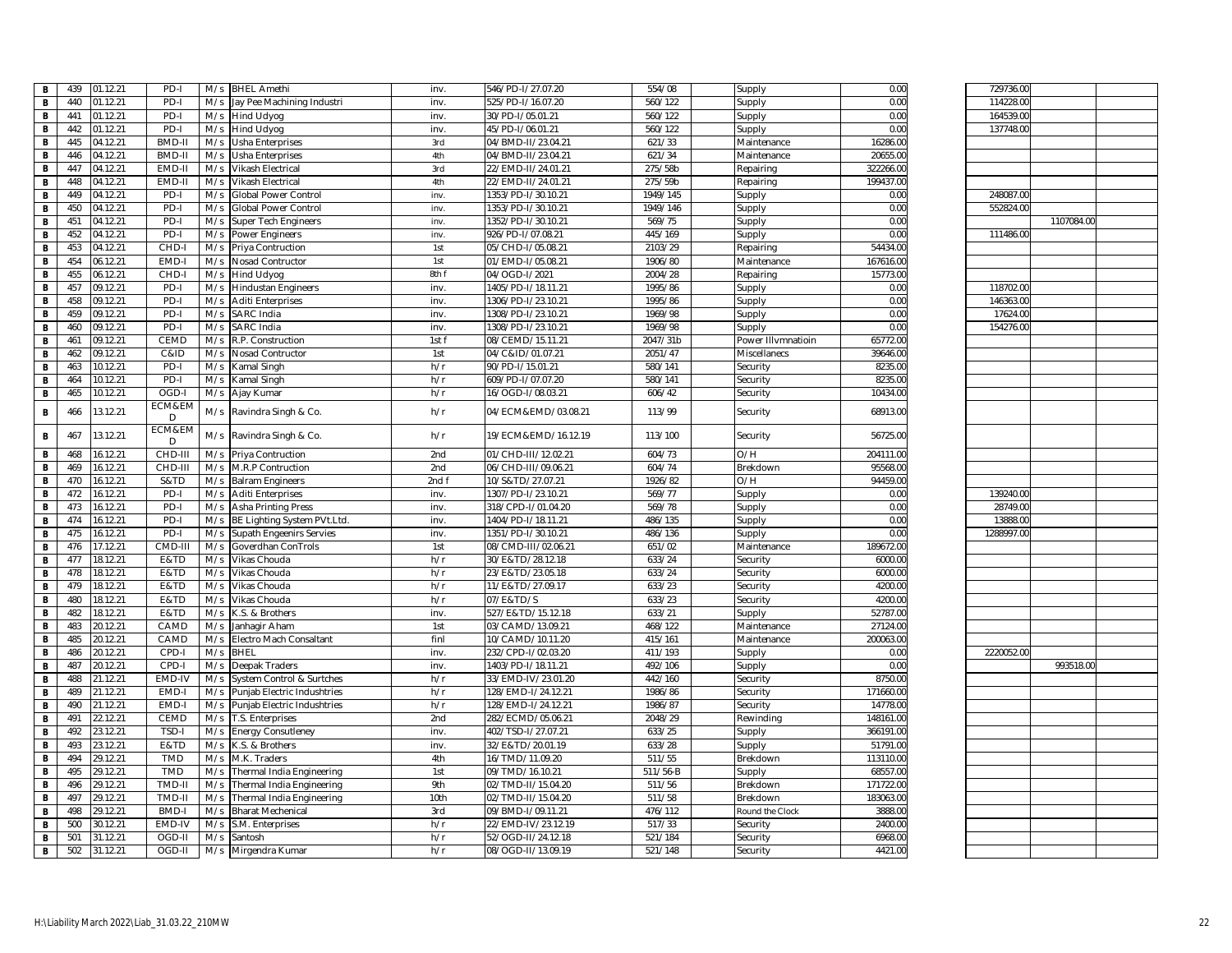| | | | | | | | | | | | | | |
|---|---|---|---|---|---|---|---|---|---|---|---|---|---|
| B | 439 | 01.12.21 | PD-I | M/s | BHEL Amethi | inv. | 546/PD-I/27.07.20 | 554/08 | Supply | 0.00 | 729736.00 | | |
| B | 440 | 01.12.21 | PD-I | M/s | Jay Pee Machining Industri | inv. | 525/PD-I/16.07.20 | 560/122 | Supply | 0.00 | 114228.00 | | |
| B | 441 | 01.12.21 | PD-I | M/s | Hind Udyog | inv. | 30/PD-I/05.01.21 | 560/122 | Supply | 0.00 | 164539.00 | | |
| B | 442 | 01.12.21 | PD-I | M/s | Hind Udyog | inv. | 45/PD-I/06.01.21 | 560/122 | Supply | 0.00 | 137748.00 | | |
| B | 445 | 04.12.21 | BMD-II | M/s | Usha Enterprises | 3rd | 04/BMD-II/23.04.21 | 621/33 | Maintenance | 16286.00 | | | |
| B | 446 | 04.12.21 | BMD-II | M/s | Usha Enterprises | 4th | 04/BMD-II/23.04.21 | 621/34 | Maintenance | 20655.00 | | | |
| B | 447 | 04.12.21 | EMD-II | M/s | Vikash Electrical | 3rd | 22/EMD-II/24.01.21 | 275/58b | Repairing | 322266.00 | | | |
| B | 448 | 04.12.21 | EMD-II | M/s | Vikash Electrical | 4th | 22/EMD-II/24.01.21 | 275/59b | Repairing | 199437.00 | | | |
| B | 449 | 04.12.21 | PD-I | M/s | Global Power Control | inv. | 1353/PD-I/30.10.21 | 1949/145 | Supply | 0.00 | 248087.00 | | |
| B | 450 | 04.12.21 | PD-I | M/s | Global Power Control | inv. | 1353/PD-I/30.10.21 | 1949/146 | Supply | 0.00 | 552824.00 | | |
| B | 451 | 04.12.21 | PD-I | M/s | Super Tech Engineers | inv. | 1352/PD-I/30.10.21 | 569/75 | Supply | 0.00 | | 1107084.00 | |
| B | 452 | 04.12.21 | PD-I | M/s | Power Engineers | inv. | 926/PD-I/07.08.21 | 445/169 | Supply | 0.00 | 111486.00 | | |
| B | 453 | 04.12.21 | CHD-I | M/s | Priya Contruction | 1st | 05/CHD-I/05.08.21 | 2103/29 | Repairing | 54434.00 | | | |
| B | 454 | 06.12.21 | EMD-I | M/s | Nosad Contructor | 1st | 01/EMD-I/05.08.21 | 1906/80 | Maintenance | 167616.00 | | | |
| B | 455 | 06.12.21 | CHD-I | M/s | Hind Udyog | 8th f | 04/OGD-I/2021 | 2004/28 | Repairing | 15773.00 | | | |
| B | 457 | 09.12.21 | PD-I | M/s | Hindustan Engineers | inv. | 1405/PD-I/18.11.21 | 1995/86 | Supply | 0.00 | 118702.00 | | |
| B | 458 | 09.12.21 | PD-I | M/s | Aditi Enterprises | inv. | 1306/PD-I/23.10.21 | 1995/86 | Supply | 0.00 | 146363.00 | | |
| B | 459 | 09.12.21 | PD-I | M/s | SARC India | inv. | 1308/PD-I/23.10.21 | 1969/98 | Supply | 0.00 | 17624.00 | | |
| B | 460 | 09.12.21 | PD-I | M/s | SARC India | inv. | 1308/PD-I/23.10.21 | 1969/98 | Supply | 0.00 | 154276.00 | | |
| B | 461 | 09.12.21 | CEMD | M/s | R.P. Construction | 1st f | 08/CEMD/15.11.21 | 2047/31b | Power IIIvmnatioin | 65772.00 | | | |
| B | 462 | 09.12.21 | C&ID | M/s | Nosad Contructor | 1st | 04/C&ID/01.07.21 | 2051/47 | Miscellanecs | 39646.00 | | | |
| B | 463 | 10.12.21 | PD-I | M/s | Kamal Singh | h/r | 90/PD-I/15.01.21 | 580/141 | Security | 8235.00 | | | |
| B | 464 | 10.12.21 | PD-I | M/s | Kamal Singh | h/r | 609/PD-I/07.07.20 | 580/141 | Security | 8235.00 | | | |
| B | 465 | 10.12.21 | OGD-I | M/s | Ajay Kumar | h/r | 16/OGD-I/08.03.21 | 606/42 | Security | 10434.00 | | | |
| B | 466 | 13.12.21 | ECM&EMD | M/s | Ravindra Singh & Co. | h/r | 04/ECM&EMD/03.08.21 | 113/99 | Security | 68913.00 | | | |
| B | 467 | 13.12.21 | ECM&EMD | M/s | Ravindra Singh & Co. | h/r | 19/ECM&EMD/16.12.19 | 113/100 | Security | 56725.00 | | | |
| B | 468 | 16.12.21 | CHD-III | M/s | Priya Contruction | 2nd | 01/CHD-III/12.02.21 | 604/73 | O/H | 204111.00 | | | |
| B | 469 | 16.12.21 | CHD-III | M/s | M.R.P Contruction | 2nd | 06/CHD-III/09.06.21 | 604/74 | Brekdown | 95568.00 | | | |
| B | 470 | 16.12.21 | S&TD | M/s | Balram Engineers | 2nd f | 10/S&TD/27.07.21 | 1926/82 | O/H | 94459.00 | | | |
| B | 472 | 16.12.21 | PD-I | M/s | Aditi Enterprises | inv. | 1307/PD-I/23.10.21 | 569/77 | Supply | 0.00 | 139240.00 | | |
| B | 473 | 16.12.21 | PD-I | M/s | Asha Printing Press | inv. | 318/CPD-I/01.04.20 | 569/78 | Supply | 0.00 | 28749.00 | | |
| B | 474 | 16.12.21 | PD-I | M/s | BE Lighting System PVt.Ltd. | inv. | 1404/PD-I/18.11.21 | 486/135 | Supply | 0.00 | 13888.00 | | |
| B | 475 | 16.12.21 | PD-I | M/s | Supath Engeenirs Servies | inv. | 1351/PD-I/30.10.21 | 486/136 | Supply | 0.00 | 1288997.00 | | |
| B | 476 | 17.12.21 | CMD-III | M/s | Goverdhan ConTrols | 1st | 08/CMD-III/02.06.21 | 651/02 | Maintenance | 189672.00 | | | |
| B | 477 | 18.12.21 | E&TD | M/s | Vikas Chouda | h/r | 30/E&TD/28.12.18 | 633/24 | Security | 6000.00 | | | |
| B | 478 | 18.12.21 | E&TD | M/s | Vikas Chouda | h/r | 23/E&TD/23.05.18 | 633/24 | Security | 6000.00 | | | |
| B | 479 | 18.12.21 | E&TD | M/s | Vikas Chouda | h/r | 11/E&TD/27.09.17 | 633/23 | Security | 4200.00 | | | |
| B | 480 | 18.12.21 | E&TD | M/s | Vikas Chouda | h/r | 07/E&TD/S | 633/23 | Security | 4200.00 | | | |
| B | 482 | 18.12.21 | E&TD | M/s | K.S. & Brothers | inv. | 527/E&TD/15.12.18 | 633/21 | Supply | 52787.00 | | | |
| B | 483 | 20.12.21 | CAMD | M/s | Janhagir Aham | 1st | 03/CAMD/13.09.21 | 468/122 | Maintenance | 27124.00 | | | |
| B | 485 | 20.12.21 | CAMD | M/s | Electro Mach Consaltant | finl | 10/CAMD/10.11.20 | 415/161 | Maintenance | 200063.00 | | | |
| B | 486 | 20.12.21 | CPD-I | M/s | BHEL | inv. | 232/CPD-I/02.03.20 | 411/193 | Supply | 0.00 | 2220052.00 | | |
| B | 487 | 20.12.21 | CPD-I | M/s | Deepak Traders | inv. | 1403/PD-I/18.11.21 | 492/106 | Supply | 0.00 | | 993518.00 | |
| B | 488 | 21.12.21 | EMD-IV | M/s | System Control & Surtches | h/r | 33/EMD-IV/23.01.20 | 442/160 | Security | 8750.00 | | | |
| B | 489 | 21.12.21 | EMD-I | M/s | Punjab Electric Indushtries | h/r | 128/EMD-I/24.12.21 | 1986/86 | Security | 171660.00 | | | |
| B | 490 | 21.12.21 | EMD-I | M/s | Punjab Electric Indushtries | h/r | 128/EMD-I/24.12.21 | 1986/87 | Security | 14778.00 | | | |
| B | 491 | 22.12.21 | CEMD | M/s | T.S. Enterprises | 2nd | 282/ECMD/05.06.21 | 2048/29 | Rewinding | 148161.00 | | | |
| B | 492 | 23.12.21 | TSD-I | M/s | Energy Consultency | inv. | 402/TSD-I/27.07.21 | 633/25 | Supply | 366191.00 | | | |
| B | 493 | 23.12.21 | E&TD | M/s | K.S. & Brothers | inv. | 32/E&TD/20.01.19 | 633/28 | Supply | 51791.00 | | | |
| B | 494 | 29.12.21 | TMD | M/s | M.K. Traders | 4th | 16/TMD/11.09.20 | 511/55 | Brekdown | 113110.00 | | | |
| B | 495 | 29.12.21 | TMD | M/s | Thermal India Engineering | 1st | 09/TMD/16.10.21 | 511/56-B | Supply | 68557.00 | | | |
| B | 496 | 29.12.21 | TMD-II | M/s | Thermal India Engineering | 9th | 02/TMD-II/15.04.20 | 511/56 | Brekdown | 171722.00 | | | |
| B | 497 | 29.12.21 | TMD-II | M/s | Thermal India Engineering | 10th | 02/TMD-II/15.04.20 | 511/58 | Brekdown | 183063.00 | | | |
| B | 498 | 29.12.21 | BMD-I | M/s | Bharat Mechenical | 3rd | 09/BMD-I/09.11.21 | 476/112 | Round the Clock | 3888.00 | | | |
| B | 500 | 30.12.21 | EMD-IV | M/s | S.M. Enterprises | h/r | 22/EMD-IV/23.12.19 | 517/33 | Security | 2400.00 | | | |
| B | 501 | 31.12.21 | OGD-II | M/s | Santosh | h/r | 52/OGD-II/24.12.18 | 521/184 | Security | 6968.00 | | | |
| B | 502 | 31.12.21 | OGD-II | M/s | Mirgendra Kumar | h/r | 08/OGD-II/13.09.19 | 521/148 | Security | 4421.00 | | | |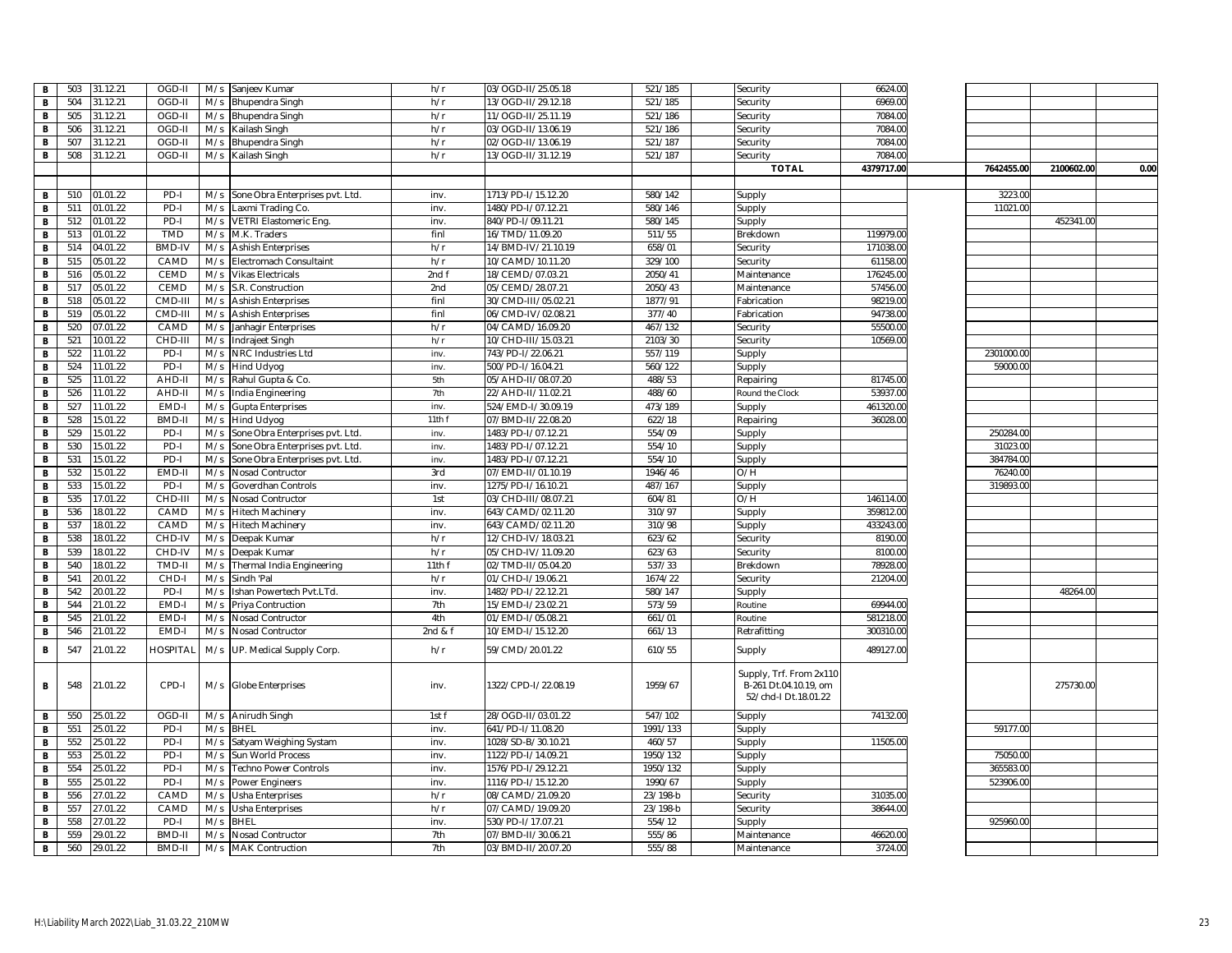| | | | | | | | | | | | | | | | |
|---|---|---|---|---|---|---|---|---|---|---|---|---|---|---|---|
| B | 503 | 31.12.21 | OGD-II | M/s | Sanjeev Kumar | h/r | 03/OGD-II/25.05.18 | 521/185 | | Security | 6624.00 | | | | |
| B | 504 | 31.12.21 | OGD-II | M/s | Bhupendra Singh | h/r | 13/OGD-II/29.12.18 | 521/185 | | Security | 6969.00 | | | | |
| B | 505 | 31.12.21 | OGD-II | M/s | Bhupendra Singh | h/r | 11/OGD-II/25.11.19 | 521/186 | | Security | 7084.00 | | | | |
| B | 506 | 31.12.21 | OGD-II | M/s | Kailash Singh | h/r | 03/OGD-II/13.06.19 | 521/186 | | Security | 7084.00 | | | | |
| B | 507 | 31.12.21 | OGD-II | M/s | Bhupendra Singh | h/r | 02/OGD-II/13.06.19 | 521/187 | | Security | 7084.00 | | | | |
| B | 508 | 31.12.21 | OGD-II | M/s | Kailash Singh | h/r | 13/OGD-II/31.12.19 | 521/187 | | Security | 7084.00 | | | | |
| | | | | | | | | | | **TOTAL** | **4379717.00** | | **7642455.00** | **2100602.00** | **0.00** |
| | | | | | | | | | | | | | | | |
| B | 510 | 01.01.22 | PD-I | M/s | Sone Obra Enterprises pvt. Ltd. | inv. | 1713/PD-I/15.12.20 | 580/142 | | Supply | | | 3223.00 | | |
| B | 511 | 01.01.22 | PD-I | M/s | Laxmi Trading Co. | inv. | 1480/PD-I/07.12.21 | 580/146 | | Supply | | | 11021.00 | | |
| B | 512 | 01.01.22 | PD-I | M/s | VETRI Elastomeric Eng. | inv. | 840/PD-I/09.11.21 | 580/145 | | Supply | | | | 452341.00 | |
| B | 513 | 01.01.22 | TMD | M/s | M.K. Traders | finl | 16/TMD/11.09.20 | 511/55 | | Brekdown | 119979.00 | | | | |
| B | 514 | 04.01.22 | BMD-IV | M/s | Ashish Enterprises | h/r | 14/BMD-IV/21.10.19 | 658/01 | | Security | 171038.00 | | | | |
| B | 515 | 05.01.22 | CAMD | M/s | Electromach Consultaint | h/r | 10/CAMD/10.11.20 | 329/100 | | Security | 61158.00 | | | | |
| B | 516 | 05.01.22 | CEMD | M/s | Vikas Electricals | 2nd f | 18/CEMD/07.03.21 | 2050/41 | | Maintenance | 176245.00 | | | | |
| B | 517 | 05.01.22 | CEMD | M/s | S.R. Construction | 2nd | 05/CEMD/28.07.21 | 2050/43 | | Maintenance | 57456.00 | | | | |
| B | 518 | 05.01.22 | CMD-III | M/s | Ashish Enterprises | finl | 30/CMD-III/05.02.21 | 1877/91 | | Fabrication | 98219.00 | | | | |
| B | 519 | 05.01.22 | CMD-III | M/s | Ashish Enterprises | finl | 06/CMD-IV/02.08.21 | 377/40 | | Fabrication | 94738.00 | | | | |
| B | 520 | 07.01.22 | CAMD | M/s | Janhagir Enterprises | h/r | 04/CAMD/16.09.20 | 467/132 | | Security | 55500.00 | | | | |
| B | 521 | 10.01.22 | CHD-III | M/s | Indrajeet Singh | h/r | 10/CHD-III/15.03.21 | 2103/30 | | Security | 10569.00 | | | | |
| B | 522 | 11.01.22 | PD-I | M/s | NRC Industries Ltd | inv. | 743/PD-I/22.06.21 | 557/119 | | Supply | | | 2301000.00 | | |
| B | 524 | 11.01.22 | PD-I | M/s | Hind Udyog | inv. | 500/PD-I/16.04.21 | 560/122 | | Supply | | | 59000.00 | | |
| B | 525 | 11.01.22 | AHD-II | M/s | Rahul Gupta & Co. | 5th | 05/AHD-II/08.07.20 | 488/53 | | Repairing | 81745.00 | | | | |
| B | 526 | 11.01.22 | AHD-II | M/s | India Engineering | 7th | 22/AHD-II/11.02.21 | 488/60 | | Round the Clock | 53937.00 | | | | |
| B | 527 | 11.01.22 | EMD-I | M/s | Gupta Enterprises | inv. | 524/EMD-I/30.09.19 | 473/189 | | Supply | 461320.00 | | | | |
| B | 528 | 15.01.22 | BMD-II | M/s | Hind Udyog | 11th f | 07/BMD-II/22.08.20 | 622/18 | | Repairing | 36028.00 | | | | |
| B | 529 | 15.01.22 | PD-I | M/s | Sone Obra Enterprises pvt. Ltd. | inv. | 1483/PD-I/07.12.21 | 554/09 | | Supply | | | 250284.00 | | |
| B | 530 | 15.01.22 | PD-I | M/s | Sone Obra Enterprises pvt. Ltd. | inv. | 1483/PD-I/07.12.21 | 554/10 | | Supply | | | 31023.00 | | |
| B | 531 | 15.01.22 | PD-I | M/s | Sone Obra Enterprises pvt. Ltd. | inv. | 1483/PD-I/07.12.21 | 554/10 | | Supply | | | 384784.00 | | |
| B | 532 | 15.01.22 | EMD-II | M/s | Nosad Contructor | 3rd | 07/EMD-II/01.10.19 | 1946/46 | | O/H | | | 76240.00 | | |
| B | 533 | 15.01.22 | PD-I | M/s | Goverdhan Controls | inv. | 1275/PD-I/16.10.21 | 487/167 | | Supply | | | 319893.00 | | |
| B | 535 | 17.01.22 | CHD-III | M/s | Nosad Contructor | 1st | 03/CHD-III/08.07.21 | 604/81 | | O/H | 146114.00 | | | | |
| B | 536 | 18.01.22 | CAMD | M/s | Hitech Machinery | inv. | 643/CAMD/02.11.20 | 310/97 | | Supply | 359812.00 | | | | |
| B | 537 | 18.01.22 | CAMD | M/s | Hitech Machinery | inv. | 643/CAMD/02.11.20 | 310/98 | | Supply | 433243.00 | | | | |
| B | 538 | 18.01.22 | CHD-IV | M/s | Deepak Kumar | h/r | 12/CHD-IV/18.03.21 | 623/62 | | Security | 8190.00 | | | | |
| B | 539 | 18.01.22 | CHD-IV | M/s | Deepak Kumar | h/r | 05/CHD-IV/11.09.20 | 623/63 | | Security | 8100.00 | | | | |
| B | 540 | 18.01.22 | TMD-II | M/s | Thermal India Engineering | 11th f | 02/TMD-II/05.04.20 | 537/33 | | Brekdown | 78928.00 | | | | |
| B | 541 | 20.01.22 | CHD-I | M/s | Sindh 'Pal | h/r | 01/CHD-I/19.06.21 | 1674/22 | | Security | 21204.00 | | | | |
| B | 542 | 20.01.22 | PD-I | M/s | Ishan Powertech Pvt.LTd. | inv. | 1482/PD-I/22.12.21 | 580/147 | | Supply | | | | 48264.00 | |
| B | 544 | 21.01.22 | EMD-I | M/s | Priya Contruction | 7th | 15/EMD-I/23.02.21 | 573/59 | | Routine | 69944.00 | | | | |
| B | 545 | 21.01.22 | EMD-I | M/s | Nosad Contructor | 4th | 01/EMD-I/05.08.21 | 661/01 | | Routine | 581218.00 | | | | |
| B | 546 | 21.01.22 | EMD-I | M/s | Nosad Contructor | 2nd & f | 10/EMD-I/15.12.20 | 661/13 | | Retrafitting | 300310.00 | | | | |
| B | 547 | 21.01.22 | HOSPITAL | M/s | UP. Medical Supply Corp. | h/r | 59/CMD/20.01.22 | 610/55 | | Supply | 489127.00 | | | | |
| B | 548 | 21.01.22 | CPD-I | M/s | Globe Enterprises | inv. | 1322/CPD-I/22.08.19 | 1959/67 | | Supply, Trf. From 2x110 B-261 Dt.04.10.19, om 52/chd-I Dt.18.01.22 | | | | 275730.00 | |
| B | 550 | 25.01.22 | OGD-II | M/s | Anirudh Singh | 1st f | 28/OGD-II/03.01.22 | 547/102 | | Supply | 74132.00 | | | | |
| B | 551 | 25.01.22 | PD-I | M/s | BHEL | inv. | 641/PD-I/11.08.20 | 1991/133 | | Supply | | | 59177.00 | | |
| B | 552 | 25.01.22 | PD-I | M/s | Satyam Weighing Systam | inv. | 1028/SD-B/30.10.21 | 460/57 | | Supply | 11505.00 | | | | |
| B | 553 | 25.01.22 | PD-I | M/s | Sun World Process | inv. | 1122/PD-I/14.09.21 | 1950/132 | | Supply | | | 75050.00 | | |
| B | 554 | 25.01.22 | PD-I | M/s | Techno Power Controls | inv. | 1576/PD-I/29.12.21 | 1950/132 | | Supply | | | 365583.00 | | |
| B | 555 | 25.01.22 | PD-I | M/s | Power Engineers | inv. | 1116/PD-I/15.12.20 | 1990/67 | | Supply | | | 523906.00 | | |
| B | 556 | 27.01.22 | CAMD | M/s | Usha Enterprises | h/r | 08/CAMD/21.09.20 | 23/198-b | | Security | 31035.00 | | | | |
| B | 557 | 27.01.22 | CAMD | M/s | Usha Enterprises | h/r | 07/CAMD/19.09.20 | 23/198-b | | Security | 38644.00 | | | | |
| B | 558 | 27.01.22 | PD-I | M/s | BHEL | inv. | 530/PD-I/17.07.21 | 554/12 | | Supply | | | 925960.00 | | |
| B | 559 | 29.01.22 | BMD-II | M/s | Nosad Contructor | 7th | 07/BMD-II/30.06.21 | 555/86 | | Maintenance | 46620.00 | | | | |
| B | 560 | 29.01.22 | BMD-II | M/s | MAK Contruction | 7th | 03/BMD-II/20.07.20 | 555/88 | | Maintenance | 3724.00 | | | | |

H:\Liability March 2022\Liab_31.03.22_210MW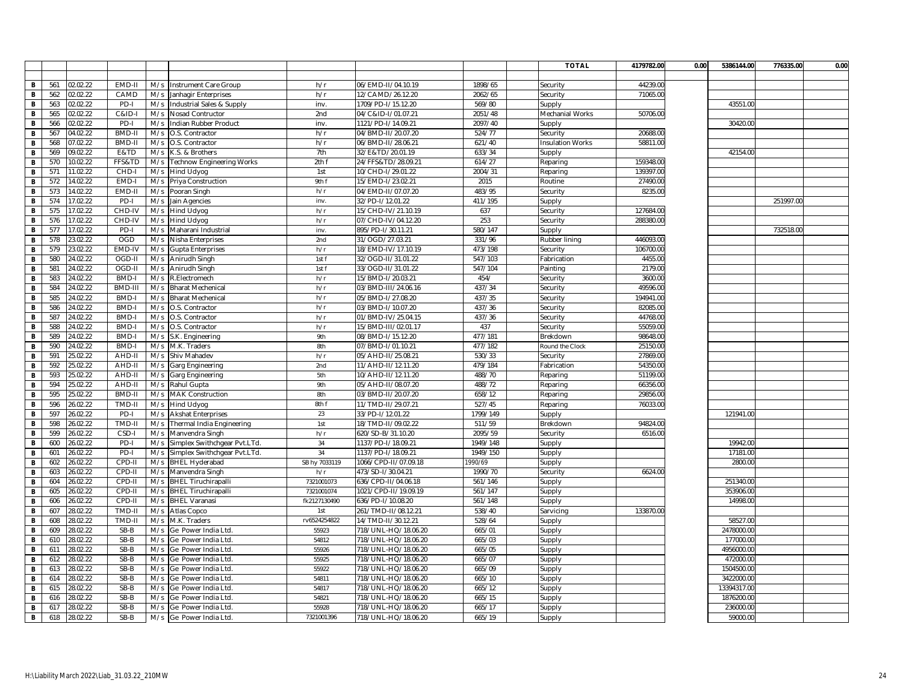| | | | | | | | | | | TOTAL | 4179782.00 | 0.00 | 5386144.00 | 776335.00 | 0.00 |
|---|---|---|---|---|---|---|---|---|---|---|---|---|---|---|---|
| B | 561 | 02.02.22 | EMD-II | M/s | Instrument Care Group | h/r | 06/EMD-II/04.10.19 | 1898/65 | | Security | 44239.00 | | | | |
| B | 562 | 02.02.22 | CAMD | M/s | Janhagir Enterprises | h/r | 12/CAMD/26.12.20 | 2062/65 | | Security | 71065.00 | | | | |
| B | 563 | 02.02.22 | PD-I | M/s | Industrial Sales & Supply | inv. | 1709/PD-I/15.12.20 | 569/80 | | Supply | | | 43551.00 | | |
| B | 565 | 02.02.22 | C&ID-I | M/s | Nosad Contructor | 2nd | 04/C&ID-I/01.07.21 | 2051/48 | | Mechanial Works | 50706.00 | | | | |
| B | 566 | 02.02.22 | PD-I | M/s | Indian Rubber Product | inv. | 1121/PD-I/14.09.21 | 2097/40 | | Supply | | | 30420.00 | | |
| B | 567 | 04.02.22 | BMD-II | M/s | O.S. Contractor | h/r | 04/BMD-II/20.07.20 | 524/77 | | Security | 20688.00 | | | | |
| B | 568 | 07.02.22 | BMD-II | M/s | O.S. Contractor | h/r | 06/BMD-II/28.06.21 | 621/40 | | Insulation Works | 58811.00 | | | | |
| B | 569 | 09.02.22 | E&TD | M/s | K.S. & Brothers | 7th | 32/E&TD/20.01.19 | 633/34 | | Supply | | | 42154.00 | | |
| B | 570 | 10.02.22 | FFS&TD | M/s | Technow Engineering Works | 2th f | 24/FFS&TD/28.09.21 | 614/27 | | Reparing | 159348.00 | | | | |
| B | 571 | 11.02.22 | CHD-I | M/s | Hind Udyog | 1st | 10/CHD-I/29.01.22 | 2004/31 | | Reparing | 139397.00 | | | | |
| B | 572 | 14.02.22 | EMD-I | M/s | Priya Construction | 9th f | 15/EMD-I/23.02.21 | 2015 | | Routine | 27490.00 | | | | |
| B | 573 | 14.02.22 | EMD-II | M/s | Pooran Singh | h/r | 04/EMD-II/07.07.20 | 483/95 | | Security | 8235.00 | | | | |
| B | 574 | 17.02.22 | PD-I | M/s | Jain Agencies | inv. | 32/PD-I/12.01.22 | 411/195 | | Supply | | | | 251997.00 | |
| B | 575 | 17.02.22 | CHD-IV | M/s | Hind Udyog | h/r | 15/CHD-IV/21.10.19 | 637 | | Security | 127684.00 | | | | |
| B | 576 | 17.02.22 | CHD-IV | M/s | Hind Udyog | h/r | 07/CHD-IV/04.12.20 | 253 | | Security | 288380.00 | | | | |
| B | 577 | 17.02.22 | PD-I | M/s | Maharani Industrial | inv. | 895/PD-I/30.11.21 | 580/147 | | Supply | | | | 732518.00 | |
| B | 578 | 23.02.22 | OGD | M/s | Nisha Enterprises | 2nd | 31/OGD/27.03.21 | 331/96 | | Rubber lining | 446093.00 | | | | |
| B | 579 | 23.02.22 | EMD-IV | M/s | Gupta Enterprises | h/r | 18/EMD-IV/17.10.19 | 473/198 | | Security | 106700.00 | | | | |
| B | 580 | 24.02.22 | OGD-II | M/s | Anirudh Singh | 1st f | 32/OGD-II/31.01.22 | 547/103 | | Fabrication | 4455.00 | | | | |
| B | 581 | 24.02.22 | OGD-II | M/s | Anirudh Singh | 1st f | 33/OGD-II/31.01.22 | 547/104 | | Painting | 2179.00 | | | | |
| B | 583 | 24.02.22 | BMD-I | M/s | R.Electromech | h/r | 15/BMD-I/20.03.21 | 454/ | | Security | 3600.00 | | | | |
| B | 584 | 24.02.22 | BMD-III | M/s | Bharat Mechenical | h/r | 03/BMD-III/24.06.16 | 437/34 | | Security | 49596.00 | | | | |
| B | 585 | 24.02.22 | BMD-I | M/s | Bharat Mechenical | h/r | 05/BMD-I/27.08.20 | 437/35 | | Security | 194941.00 | | | | |
| B | 586 | 24.02.22 | BMD-I | M/s | O.S. Contractor | h/r | 03/BMD-I/10.07.20 | 437/36 | | Security | 82085.00 | | | | |
| B | 587 | 24.02.22 | BMD-I | M/s | O.S. Contractor | h/r | 01/BMD-IV/25.04.15 | 437/36 | | Security | 44768.00 | | | | |
| B | 588 | 24.02.22 | BMD-I | M/s | O.S. Contractor | h/r | 15/BMD-III/02.01.17 | 437 | | Security | 55059.00 | | | | |
| B | 589 | 24.02.22 | BMD-I | M/s | S.K. Engineering | 9th | 08/BMD-I/15.12.20 | 477/181 | | Brekdown | 98648.00 | | | | |
| B | 590 | 24.02.22 | BMD-I | M/s | M.K. Traders | 8th | 07/BMD-I/01.10.21 | 477/182 | | Round the Clock | 25150.00 | | | | |
| B | 591 | 25.02.22 | AHD-II | M/s | Shiv Mahadev | h/r | 05/AHD-II/25.08.21 | 530/33 | | Security | 27869.00 | | | | |
| B | 592 | 25.02.22 | AHD-II | M/s | Garg Engineering | 2nd | 11/AHD-II/12.11.20 | 479/184 | | Fabrication | 54350.00 | | | | |
| B | 593 | 25.02.22 | AHD-II | M/s | Garg Engineering | 5th | 10/AHD-II/12.11.20 | 488/70 | | Reparing | 51199.00 | | | | |
| B | 594 | 25.02.22 | AHD-II | M/s | Rahul Gupta | 9th | 05/AHD-II/08.07.20 | 488/72 | | Reparing | 66356.00 | | | | |
| B | 595 | 25.02.22 | BMD-II | M/s | MAK Construction | 8th | 03/BMD-II/20.07.20 | 658/12 | | Reparing | 29856.00 | | | | |
| B | 596 | 26.02.22 | TMD-II | M/s | Hind Udyog | 8th f | 11/TMD-II/29.07.21 | 527/45 | | Reparing | 76033.00 | | | | |
| B | 597 | 26.02.22 | PD-I | M/s | Akshat Enterprises | 23 | 33/PD-I/12.01.22 | 1799/149 | | Supply | | | 121941.00 | | |
| B | 598 | 26.02.22 | TMD-II | M/s | Thermal India Engineering | 1st | 18/TMD-II/09.02.22 | 511/59 | | Brekdown | 94824.00 | | | | |
| B | 599 | 26.02.22 | CSD-I | M/s | Manvendra Singh | h/r | 620/SD-B/31.10.20 | 2095/59 | | Security | 6516.00 | | | | |
| B | 600 | 26.02.22 | PD-I | M/s | Simplex Swithchgear Pvt.LTd. | 34 | 1137/PD-I/18.09.21 | 1949/148 | | Supply | | | 19942.00 | | |
| B | 601 | 26.02.22 | PD-I | M/s | Simplex Swithchgear Pvt.LTd. | 34 | 1137/PD-I/18.09.21 | 1949/150 | | Supply | | | 17181.00 | | |
| B | 602 | 26.02.22 | CPD-II | M/s | BHEL Hyderabad | SB hy 7033119 | 1066/CPD-II/07.09.18 | 1990/69 | | Supply | | | 2800.00 | | |
| B | 603 | 26.02.22 | CPD-II | M/s | Manvendra Singh | h/r | 473/SD-I/30.04.21 | 1990/70 | | Security | 6624.00 | | | | |
| B | 604 | 26.02.22 | CPD-II | M/s | BHEL Tiruchirapalli | 7321001073 | 636/CPD-II/04.06.18 | 561/146 | | Supply | | | 251340.00 | | |
| B | 605 | 26.02.22 | CPD-II | M/s | BHEL Tiruchirapalli | 7321001074 | 1021/CPD-II/19.09.19 | 561/147 | | Supply | | | 353906.00 | | |
| B | 606 | 26.02.22 | CPD-II | M/s | BHEL Varanasi | fk2127130490 | 636/PD-I/10.08.20 | 561/148 | | Supply | | | 14998.00 | | |
| B | 607 | 28.02.22 | TMD-II | M/s | Atlas Copco | 1st | 261/TMD-II/08.12.21 | 538/40 | | Sarvicing | 133870.00 | | | | |
| B | 608 | 28.02.22 | TMD-II | M/s | M.K. Traders | rv6524254822 | 14/TMD-II/30.12.21 | 528/64 | | Supply | | | 58527.00 | | |
| B | 609 | 28.02.22 | SB-B | M/s | Ge Power India Ltd. | 55923 | 718/UNL-HQ/18.06.20 | 665/01 | | Supply | | | 2478000.00 | | |
| B | 610 | 28.02.22 | SB-B | M/s | Ge Power India Ltd. | 54812 | 718/UNL-HQ/18.06.20 | 665/03 | | Supply | | | 177000.00 | | |
| B | 611 | 28.02.22 | SB-B | M/s | Ge Power India Ltd. | 55926 | 718/UNL-HQ/18.06.20 | 665/05 | | Supply | | | 4956000.00 | | |
| B | 612 | 28.02.22 | SB-B | M/s | Ge Power India Ltd. | 55925 | 718/UNL-HQ/18.06.20 | 665/07 | | Supply | | | 472000.00 | | |
| B | 613 | 28.02.22 | SB-B | M/s | Ge Power India Ltd. | 55922 | 718/UNL-HQ/18.06.20 | 665/09 | | Supply | | | 1504500.00 | | |
| B | 614 | 28.02.22 | SB-B | M/s | Ge Power India Ltd. | 54811 | 718/UNL-HQ/18.06.20 | 665/10 | | Supply | | | 3422000.00 | | |
| B | 615 | 28.02.22 | SB-B | M/s | Ge Power India Ltd. | 54817 | 718/UNL-HQ/18.06.20 | 665/12 | | Supply | | | 13394317.00 | | |
| B | 616 | 28.02.22 | SB-B | M/s | Ge Power India Ltd. | 54821 | 718/UNL-HQ/18.06.20 | 665/15 | | Supply | | | 1876200.00 | | |
| B | 617 | 28.02.22 | SB-B | M/s | Ge Power India Ltd. | 55928 | 718/UNL-HQ/18.06.20 | 665/17 | | Supply | | | 236000.00 | | |
| B | 618 | 28.02.22 | SB-B | M/s | Ge Power India Ltd. | 7321001396 | 718/UNL-HQ/18.06.20 | 665/19 | | Supply | | | 59000.00 | | |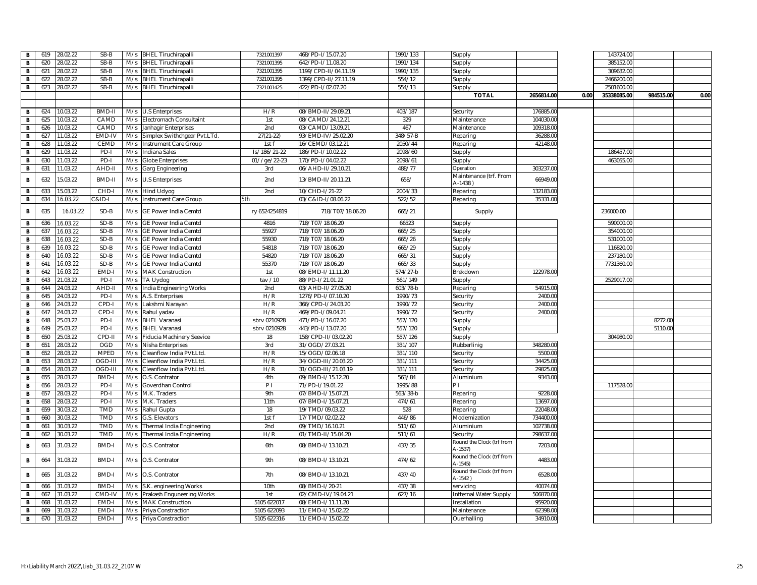| | | | | | | | | | | | | | | | |
|---|---|---|---|---|---|---|---|---|---|---|---|---|---|---|---|
| B | 619 | 28.02.22 | SB-B | M/s | BHEL Tiruchirapalli | 7321001397 | 468/PD-I/15.07.20 | 1991/133 | | Supply | | | 143724.00 | | |
| B | 620 | 28.02.22 | SB-B | M/s | BHEL Tiruchirapalli | 7321001395 | 642/PD-I/11.08.20 | 1991/134 | | Supply | | | 385152.00 | | |
| B | 621 | 28.02.22 | SB-B | M/s | BHEL Tiruchirapalli | 7321001395 | 1199/CPD-II/04.11.19 | 1991/135 | | Supply | | | 309632.00 | | |
| B | 622 | 28.02.22 | SB-B | M/s | BHEL Tiruchirapalli | 7321001395 | 1399/CPD-II/27.11.19 | 554/12 | | Supply | | | 2466200.00 | | |
| B | 623 | 28.02.22 | SB-B | M/s | BHEL Tiruchirapalli | 7321001425 | 422/PD-I/02.07.20 | 554/13 | | Supply | | | 2501600.00 | | |
| | | | | | | | | | | **TOTAL** | **2656814.00** | **0.00** | **35338085.00** | **984515.00** | **0.00** |
| | | | | | | | | | | | | | | | |
| B | 624 | 10.03.22 | BMD-II | M/s | U.S Enterprises | H/R | 08/BMD-II/29.09.21 | 403/187 | | Security | 176885.00 | | | | |
| B | 625 | 10.03.22 | CAMD | M/s | Electromach Consultaint | 1st | 08/CAMD/24.12.21 | 329 | | Maintenance | 104030.00 | | | | |
| B | 626 | 10.03.22 | CAMD | M/s | Janhagir Enterprises | 2nd | 03/CAMD/13.09.21 | 467 | | Maintenance | 109318.00 | | | | |
| B | 627 | 11.03.22 | EMD-IV | M/s | Simplex Swithchgear Pvt.LTd. | 27(21-22) | 93/EMD-IV/25.02.20 | 348/57-B | | Reparing | 36288.00 | | | | |
| B | 628 | 11.03.22 | CEMD | M/s | Instrument Care Group | 1st f | 16/CEMD/03.12.21 | 2050/44 | | Reparing | 42148.00 | | | | |
| B | 629 | 11.03.22 | PD-I | M/s | Indiana Sales | Is/186/21-22 | 186/PD-I/10.02.22 | 2098/60 | | Supply | | | 186457.00 | | |
| B | 630 | 11.03.22 | PD-I | M/s | Globe Enterprises | 01//ge/22-23 | 170/PD-I/04.02.22 | 2098/61 | | Supply | | | 463055.00 | | |
| B | 631 | 11.03.22 | AHD-II | M/s | Garg Engineering | 3rd | 06/AHD-II/29.10.21 | 488/77 | | Operation | 303237.00 | | | | |
| B | 632 | 15.03.22 | BMD-II | M/s | U.S Enterprises | 2nd | 13/BMD-II/20.11.21 | 658/ | | Maintenance (trf. From A-1438) | 66949.00 | | | | |
| B | 633 | 15.03.22 | CHD-I | M/s | Hind Udyog | 2nd | 10/CHD-I/21-22 | 2004/33 | | Reparing | 132183.00 | | | | |
| B | 634 | 16.03.22 | C&ID-I | M/s | Instrument Care Group | 5th | 03/C&ID-I/08.06.22 | 522/52 | | Reparing | 35331.00 | | | | |
| B | 635 | 16.03.22 | SD-B | M/s | GE Power India Cemtd | ry 6524254819 | 718/T07/18.06.20 | 665/21 | | Supply | | | 236000.00 | | |
| B | 636 | 16.03.22 | SD-B | M/s | GE Power India Cemtd | 4816 | 718/T07/18.06.20 | 66523 | | Supply | | | 590000.00 | | |
| B | 637 | 16.03.22 | SD-B | M/s | GE Power India Cemtd | 55927 | 718/T07/18.06.20 | 665/25 | | Supply | | | 354000.00 | | |
| B | 638 | 16.03.22 | SD-B | M/s | GE Power India Cemtd | 55930 | 718/T07/18.06.20 | 665/26 | | Supply | | | 531000.00 | | |
| B | 639 | 16.03.22 | SD-B | M/s | GE Power India Cemtd | 54818 | 718/T07/18.06.20 | 665/29 | | Supply | | | 116820.00 | | |
| B | 640 | 16.03.22 | SD-B | M/s | GE Power India Cemtd | 54820 | 718/T07/18.06.20 | 665/31 | | Supply | | | 237180.00 | | |
| B | 641 | 16.03.22 | SD-B | M/s | GE Power India Cemtd | 55370 | 718/T07/18.06.20 | 665/33 | | Supply | | | 7731360.00 | | |
| B | 642 | 16.03.22 | EMD-I | M/s | MAK Construction | 1st | 08/EMD-I/11.11.20 | 574/27-b | | Brekdown | 122978.00 | | | | |
| B | 643 | 21.03.22 | PD-I | M/s | TA Uydog | tav / 10 | 88/PD-I/21.01.22 | 561/149 | | Supply | | | 2529017.00 | | |
| B | 644 | 24.03.22 | AHD-II | M/s | India Engineering Works | 2nd | 03/AHD-II/27.05.20 | 603/78-b | | Reparing | 54915.00 | | | | |
| B | 645 | 24.03.22 | PD-I | M/s | A.S. Enterprises | H/R | 1276/PD-I/07.10.20 | 1990/73 | | Security | 2400.00 | | | | |
| B | 646 | 24.03.22 | CPD-I | M/s | Lakshmi Narayan | H/R | 366/CPD-I/24.03.20 | 1990/72 | | Security | 2400.00 | | | | |
| B | 647 | 24.03.22 | CPD-I | M/s | Rahul yadav | H/R | 469/PD-I/09.04.21 | 1990/72 | | Security | 2400.00 | | | | |
| B | 648 | 25.03.22 | PD-I | M/s | BHEL Varanasi | sbrv 0210928 | 471/PD-I/16.07.20 | 557/120 | | Supply | | | | 8272.00 | |
| B | 649 | 25.03.22 | PD-I | M/s | BHEL Varanasi | sbrv 0210928 | 443/PD-I/13.07.20 | 557/120 | | Supply | | | | 5110.00 | |
| B | 650 | 25.03.22 | CPD-II | M/s | Fiducia Machinery Seevice | 18 | 158/CPD-II/03.02.20 | 557/126 | | Supply | | | 304980.00 | | |
| B | 651 | 28.03.22 | OGD | M/s | Nisha Enterprises | 3rd | 31/OGD/27.03.21 | 331/107 | | Rubberlinig | 348280.00 | | | | |
| B | 652 | 28.03.22 | MPED | M/s | Cleanflow India PVt.Ltd. | H/R | 15/OGD/02.06.18 | 331/110 | | Security | 5500.00 | | | | |
| B | 653 | 28.03.22 | OGD-III | M/s | Cleanflow India PVt.Ltd. | H/R | 34/OGD-III/20.03.20 | 331/111 | | Security | 34425.00 | | | | |
| B | 654 | 28.03.22 | OGD-III | M/s | Cleanflow India PVt.Ltd. | H/R | 31/OGD-III/21.03.19 | 331/111 | | Security | 29825.00 | | | | |
| B | 655 | 28.03.22 | BMD-I | M/s | O.S. Contrator | 4th | 09/BMD-I/15.12.20 | 563/84 | | Aluminium | 9343.00 | | | | |
| B | 656 | 28.03.22 | PD-I | M/s | Goverdhan Control | P I | 71/PD-I/19.01.22 | 1995/88 | | P I | | | 117528.00 | | |
| B | 657 | 28.03.22 | PD-I | M/s | M.K. Traders | 9th | 07/BMD-I/15.07.21 | 563/38-b | | Reparing | 9228.00 | | | | |
| B | 658 | 28.03.22 | PD-I | M/s | M.K. Traders | 11th | 07/BMD-I/15.07.21 | 474/61 | | Reparing | 13697.00 | | | | |
| B | 659 | 30.03.22 | TMD | M/s | Rahul Gupta | 18 | 19/TMD/09.03.22 | 528 | | Reparing | 22048.00 | | | | |
| B | 660 | 30.03.22 | TMD | M/s | G.S. Elevators | 1st f | 17/TMD/02.02.22 | 446/86 | | Modernization | 734400.00 | | | | |
| B | 661 | 30.03.22 | TMD | M/s | Thermal India Engineering | 2nd | 09/TMD/16.10.21 | 511/60 | | Aluminium | 102738.00 | | | | |
| B | 662 | 30.03.22 | TMD | M/s | Thermal India Engineering | H/R | 01/TMD-II/15.04.20 | 511/61 | | Security | 298637.00 | | | | |
| B | 663 | 31.03.22 | BMD-I | M/s | O.S. Contrator | 6th | 08/BMD-I/13.10.21 | 437/35 | | Round the Clock (trf from A-1537) | 7203.00 | | | | |
| B | 664 | 31.03.22 | BMD-I | M/s | O.S. Contrator | 9th | 08/BMD-I/13.10.21 | 474/62 | | Round the Clock (trf from A-1545) | 4483.00 | | | | |
| B | 665 | 31.03.22 | BMD-I | M/s | O.S. Contrator | 7th | 08/BMD-I/13.10.21 | 437/40 | | Round the Clock (trf from A-1542) | 6528.00 | | | | |
| B | 666 | 31.03.22 | BMD-I | M/s | S.K. engineering Works | 10th | 08/BMD-I/20-21 | 437/38 | | servicing | 40074.00 | | | | |
| B | 667 | 31.03.22 | CMD-IV | M/s | Prakash Enguneering Works | 1st | 02/CMD-IV/19.04.21 | 627/16 | | Intternal Water Supply | 506870.00 | | | | |
| B | 668 | 31.03.22 | EMD-I | M/s | MAK Construction | 5105 622017 | 08/EMD-I/11.11.20 | | | Installation | 95920.00 | | | | |
| B | 669 | 31.03.22 | EMD-I | M/s | Priya Constraction | 5105 622093 | 11/EMD-I/15.02.22 | | | Maintenance | 62398.00 | | | | |
| B | 670 | 31.03.22 | EMD-I | M/s | Priya Constraction | 5105 622316 | 11/EMD-I/15.02.22 | | | Ouerhalling | 34910.00 | | | | |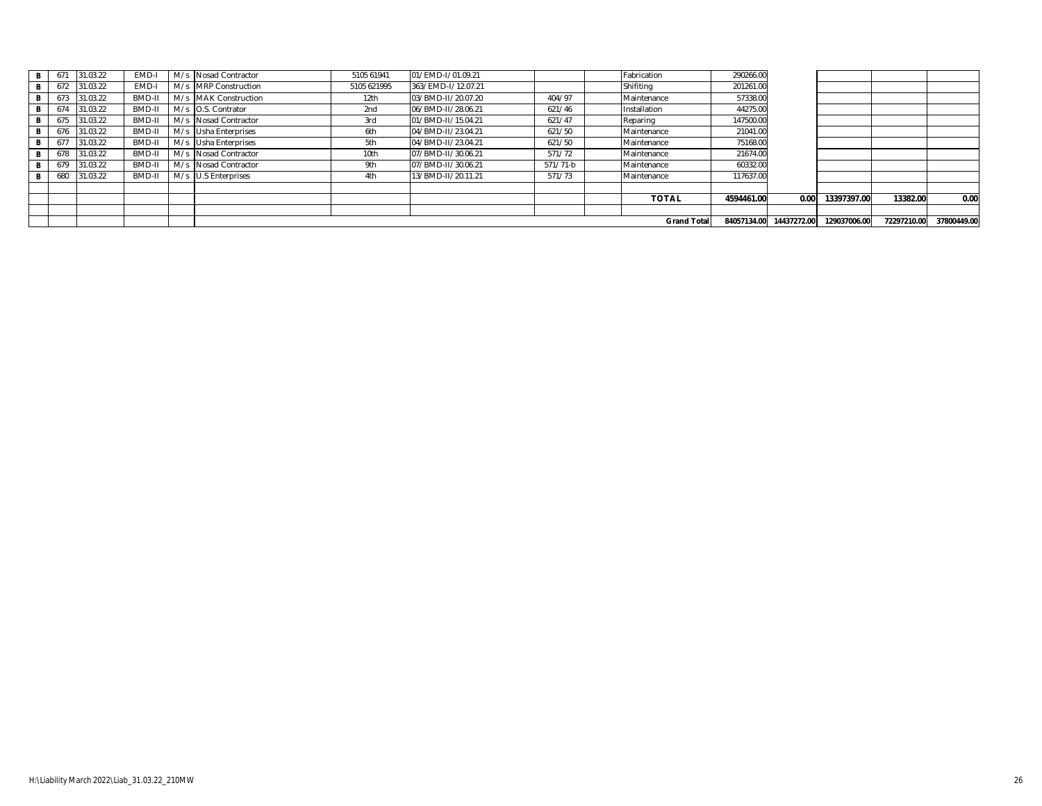| | | | | | | | | | | | | | | | |
|---|---|---|---|---|---|---|---|---|---|---|---|---|---|---|---|
| B | 671 | 31.03.22 | EMD-I | M/s | Nosad Contractor | 5105 61941 | 01/EMD-I/01.09.21 | | | Fabrication | 290266.00 | | | | |
| B | 672 | 31.03.22 | EMD-I | M/s | MRP Construction | 5105 621995 | 363/EMD-I/12.07.21 | | | Shifiting | 201261.00 | | | | |
| B | 673 | 31.03.22 | BMD-II | M/s | MAK Construction | 12th | 03/BMD-II/20.07.20 | 404/97 | | Maintenance | 57338.00 | | | | |
| B | 674 | 31.03.22 | BMD-II | M/s | O.S. Contrator | 2nd | 06/BMD-II/28.06.21 | 621/46 | | Installation | 44275.00 | | | | |
| B | 675 | 31.03.22 | BMD-II | M/s | Nosad Contractor | 3rd | 01/BMD-II/15.04.21 | 621/47 | | Reparing | 147500.00 | | | | |
| B | 676 | 31.03.22 | BMD-II | M/s | Usha Enterprises | 6th | 04/BMD-II/23.04.21 | 621/50 | | Maintenance | 21041.00 | | | | |
| B | 677 | 31.03.22 | BMD-II | M/s | Usha Enterprises | 5th | 04/BMD-II/23.04.21 | 621/50 | | Maintenance | 75168.00 | | | | |
| B | 678 | 31.03.22 | BMD-II | M/s | Nosad Contractor | 10th | 07/BMD-II/30.06.21 | 571/72 | | Maintenance | 21674.00 | | | | |
| B | 679 | 31.03.22 | BMD-II | M/s | Nosad Contractor | 9th | 07/BMD-II/30.06.21 | 571/71-b | | Maintenance | 60332.00 | | | | |
| B | 680 | 31.03.22 | BMD-II | M/s | U.S Enterprises | 4th | 13/BMD-II/20.11.21 | 571/73 | | Maintenance | 117637.00 | | | | |
| | | | | | | | | | | | | | | | |
| | | | | | | | | | | **TOTAL** | **4594461.00** | **0.00** | **13397397.00** | **13382.00** | **0.00** |
| | | | | | | | | | | | | | | | |
| | | | | | | | | | | **Grand Total** | **84057134.00** | **14437272.00** | **129037006.00** | **72297210.00** | **37800449.00** |

H:\Liability March 2022\Liab_31.03.22_210MW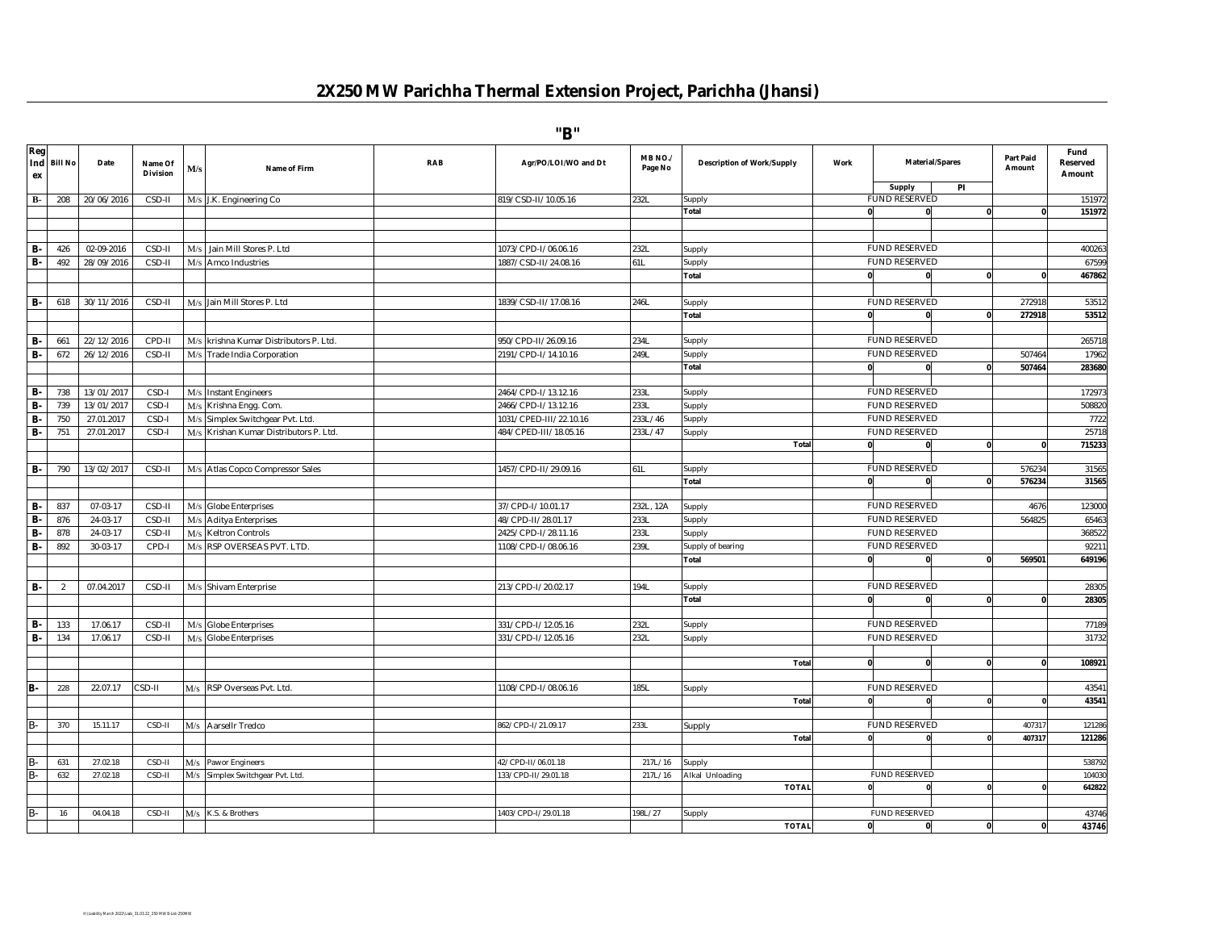# 2X250 MW Parichha Thermal Extension Project, Parichha (Jhansi)

## "B"

| Reg Index | Bill No | Date | Name Of Division | M/s | Name of Firm | RAB | Agr/PO/LOI/WO and Dt | MB NO./ Page No | Description of Work/Supply | Work | Material/Spares | | Part Paid Amount | Fund Reserved Amount |
|---|---|---|---|---|---|---|---|---|---|---|---|---|---|---|
| | | | | | | | | | | | Supply | PI | | |
| B- | 208 | 20/06/2016 | CSD-II | M/s | J.K. Engineering Co | | 819/CSD-II/10.05.16 | 232L | Supply | | FUND RESERVED | | | 151972 |
| | | | | | | | | | Total | 0 | 0 | 0 | 0 | 151972 |
| | | | | | | | | | | | | | | |
| B- | 426 | 02-09-2016 | CSD-II | M/s | Jain Mill Stores P. Ltd | | 1073/CPD-I/06.06.16 | 232L | Supply | | FUND RESERVED | | | 400263 |
| B- | 492 | 28/09/2016 | CSD-II | M/s | Amco Industries | | 1887/CSD-II/24.08.16 | 61L | Supply | | FUND RESERVED | | | 67599 |
| | | | | | | | | | Total | 0 | 0 | 0 | 0 | 467862 |
| | | | | | | | | | | | | | | |
| B- | 618 | 30/11/2016 | CSD-II | M/s | Jain Mill Stores P. Ltd | | 1839/CSD-II/17.08.16 | 246L | Supply | | FUND RESERVED | | 272918 | 53512 |
| | | | | | | | | | Total | 0 | 0 | 0 | 272918 | 53512 |
| | | | | | | | | | | | | | | |
| B- | 661 | 22/12/2016 | CPD-II | M/s | krishna Kumar Distributors P. Ltd. | | 950/CPD-II/26.09.16 | 234L | Supply | | FUND RESERVED | | | 265718 |
| B- | 672 | 26/12/2016 | CSD-II | M/s | Trade India Corporation | | 2191/CPD-I/14.10.16 | 249L | Supply | | FUND RESERVED | | 507464 | 17962 |
| | | | | | | | | | Total | 0 | 0 | 0 | 507464 | 283680 |
| | | | | | | | | | | | | | | |
| B- | 738 | 13/01/2017 | CSD-I | M/s | Instant Engineers | | 2464/CPD-I/13.12.16 | 233L | Supply | | FUND RESERVED | | | 172973 |
| B- | 739 | 13/01/2017 | CSD-I | M/s | Krishna Engg. Com. | | 2466/CPD-I/13.12.16 | 233L | Supply | | FUND RESERVED | | | 508820 |
| B- | 750 | 27.01.2017 | CSD-I | M/s | Simplex Switchgear Pvt. Ltd. | | 1031/CPED-III/22.10.16 | 233L/46 | Supply | | FUND RESERVED | | | 7722 |
| B- | 751 | 27.01.2017 | CSD-I | M/s | Krishan Kumar Distributors P. Ltd. | | 484/CPED-III/18.05.16 | 233L/47 | Supply | | FUND RESERVED | | | 25718 |
| | | | | | | | | | Total | 0 | 0 | 0 | 0 | 715233 |
| | | | | | | | | | | | | | | |
| B- | 790 | 13/02/2017 | CSD-II | M/s | Atlas Copco Compressor Sales | | 1457/CPD-II/29.09.16 | 61L | Supply | | FUND RESERVED | | 576234 | 31565 |
| | | | | | | | | | Total | 0 | 0 | 0 | 576234 | 31565 |
| | | | | | | | | | | | | | | |
| B- | 837 | 07-03-17 | CSD-II | M/s | Globe Enterprises | | 37/CPD-I/10.01.17 | 232L, 12A | Supply | | FUND RESERVED | | 4676 | 123000 |
| B- | 876 | 24-03-17 | CSD-II | M/s | Aditya Enterprises | | 48/CPD-II/28.01.17 | 233L | Supply | | FUND RESERVED | | 564825 | 65463 |
| B- | 878 | 24-03-17 | CSD-II | M/s | Keltron Controls | | 2425/CPD-I/28.11.16 | 233L | Supply | | FUND RESERVED | | | 368522 |
| B- | 892 | 30-03-17 | CPD-I | M/s | RSP OVERSEAS PVT. LTD. | | 1108/CPD-I/08.06.16 | 239L | Supply of bearing | | FUND RESERVED | | | 92211 |
| | | | | | | | | | Total | 0 | 0 | 0 | 569501 | 649196 |
| | | | | | | | | | | | | | | |
| B- | 2 | 07.04.2017 | CSD-II | M/s | Shivam Enterprise | | 213/CPD-I/20.02.17 | 194L | Supply | | FUND RESERVED | | | 28305 |
| | | | | | | | | | Total | 0 | 0 | 0 | 0 | 28305 |
| | | | | | | | | | | | | | | |
| B- | 133 | 17.06.17 | CSD-II | M/s | Globe Enterprises | | 331/CPD-I/12.05.16 | 232L | Supply | | FUND RESERVED | | | 77189 |
| B- | 134 | 17.06.17 | CSD-II | M/s | Globe Enterprises | | 331/CPD-I/12.05.16 | 232L | Supply | | FUND RESERVED | | | 31732 |
| | | | | | | | | | | | | | | |
| | | | | | | | | | Total | 0 | 0 | 0 | 0 | 108921 |
| | | | | | | | | | | | | | | |
| B- | 228 | 22.07.17 | CSD-II | M/s | RSP Overseas Pvt. Ltd. | | 1108/CPD-I/08.06.16 | 185L | Supply | | FUND RESERVED | | | 43541 |
| | | | | | | | | | Total | 0 | 0 | 0 | 0 | 43541 |
| | | | | | | | | | | | | | | |
| B- | 370 | 15.11.17 | CSD-II | M/s | Aarsellr Tredco | | 862/CPD-I/21.09.17 | 233L | Supply | | FUND RESERVED | | 407317 | 121286 |
| | | | | | | | | | Total | 0 | 0 | 0 | 407317 | 121286 |
| | | | | | | | | | | | | | | |
| B- | 631 | 27.02.18 | CSD-II | M/s | Pawor Engineers | | 42/CPD-II/06.01.18 | 217L/16 | Supply | | | | | 538792 |
| B- | 632 | 27.02.18 | CSD-II | M/s | Simplex Switchgear Pvt. Ltd. | | 133/CPD-II/29.01.18 | 217L/16 | Alkal Unloading | | FUND RESERVED | | | 104030 |
| | | | | | | | | | TOTAL | 0 | 0 | 0 | 0 | 642822 |
| | | | | | | | | | | | | | | |
| B- | 16 | 04.04.18 | CSD-II | M/s | K.S. & Brothers | | 1403/CPD-I/29.01.18 | 198L/27 | Supply | | FUND RESERVED | | | 43746 |
| | | | | | | | | | TOTAL | 0 | 0 | 0 | 0 | 43746 |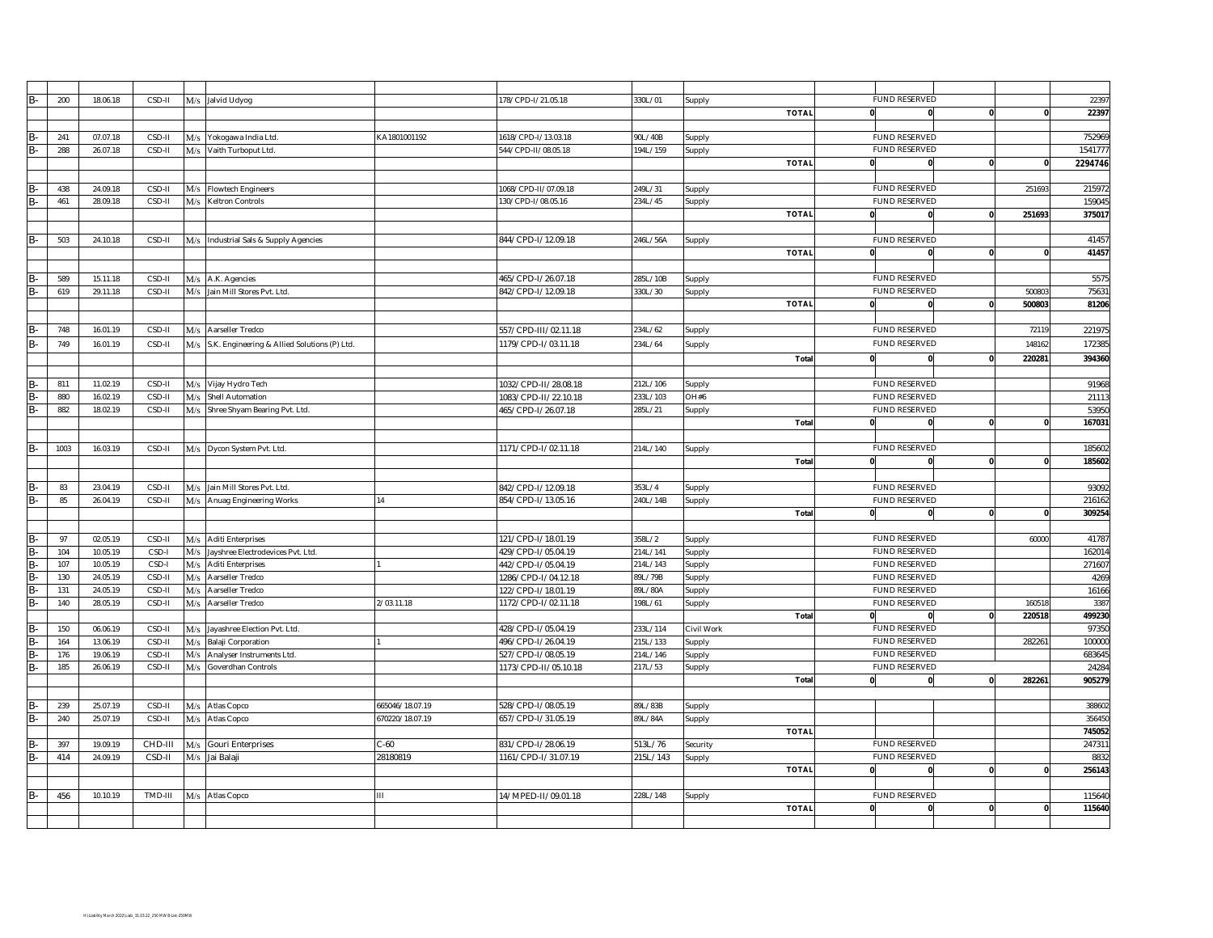| | | | | | | | | | | | | | | |
|---|---|---|---|---|---|---|---|---|---|---|---|---|---|---|
| B- | 200 | 18.06.18 | CSD-II | M/s | Jalvid Udyog | | 178/CPD-I/21.05.18 | 330L/01 | Supply | | FUND RESERVED | | | 22397 |
| | | | | | | | | | TOTAL | 0 | 0 | 0 | 0 | 22397 |
| | | | | | | | | | | | | | | |
| B- | 241 | 07.07.18 | CSD-II | M/s | Yokogawa India Ltd. | KA1801001192 | 1618/CPD-I/13.03.18 | 90L/40B | Supply | | FUND RESERVED | | | 752969 |
| B- | 288 | 26.07.18 | CSD-II | M/s | Vaith Turboput Ltd. | | 544/CPD-II/08.05.18 | 194L/159 | Supply | | FUND RESERVED | | | 1541777 |
| | | | | | | | | | TOTAL | 0 | 0 | 0 | 0 | 2294746 |
| | | | | | | | | | | | | | | |
| B- | 438 | 24.09.18 | CSD-II | M/s | Flowtech Engineers | | 1068/CPD-II/07.09.18 | 249L/31 | Supply | | FUND RESERVED | | 251693 | 215972 |
| B- | 461 | 28.09.18 | CSD-II | M/s | Keltron Controls | | 130/CPD-I/08.05.16 | 234L/45 | Supply | | FUND RESERVED | | | 159045 |
| | | | | | | | | | TOTAL | 0 | 0 | 0 | 251693 | 375017 |
| | | | | | | | | | | | | | | |
| B- | 503 | 24.10.18 | CSD-II | M/s | Industrial Sals & Supply Agencies | | 844/CPD-I/12.09.18 | 246L/56A | Supply | | FUND RESERVED | | | 41457 |
| | | | | | | | | | TOTAL | 0 | 0 | 0 | 0 | 41457 |
| | | | | | | | | | | | | | | |
| B- | 589 | 15.11.18 | CSD-II | M/s | A.K. Agencies | | 465/CPD-I/26.07.18 | 285L/10B | Supply | | FUND RESERVED | | | 5575 |
| B- | 619 | 29.11.18 | CSD-II | M/s | Jain Mill Stores Pvt. Ltd. | | 842/CPD-I/12.09.18 | 330L/30 | Supply | | FUND RESERVED | | 500803 | 75631 |
| | | | | | | | | | TOTAL | 0 | 0 | 0 | 500803 | 81206 |
| | | | | | | | | | | | | | | |
| B- | 748 | 16.01.19 | CSD-II | M/s | Aarseller Tredco | | 557/CPD-III/02.11.18 | 234L/62 | Supply | | FUND RESERVED | | 72119 | 221975 |
| B- | 749 | 16.01.19 | CSD-II | M/s | S.K. Engineering & Allied Solutions (P) Ltd. | | 1179/CPD-I/03.11.18 | 234L/64 | Supply | | FUND RESERVED | | 148162 | 172385 |
| | | | | | | | | | Total | 0 | 0 | 0 | 220281 | 394360 |
| | | | | | | | | | | | | | | |
| B- | 811 | 11.02.19 | CSD-II | M/s | Vijay Hydro Tech | | 1032/CPD-II/28.08.18 | 212L/106 | Supply | | FUND RESERVED | | | 91968 |
| B- | 880 | 16.02.19 | CSD-II | M/s | Shell Automation | | 1083/CPD-II/22.10.18 | 233L/103 | OH#6 | | FUND RESERVED | | | 21113 |
| B- | 882 | 18.02.19 | CSD-II | M/s | Shree Shyam Bearing Pvt. Ltd. | | 465/CPD-I/26.07.18 | 285L/21 | Supply | | FUND RESERVED | | | 53950 |
| | | | | | | | | | Total | 0 | 0 | 0 | 0 | 167031 |
| | | | | | | | | | | | | | | |
| B- | 1003 | 16.03.19 | CSD-II | M/s | Dycon System Pvt. Ltd. | | 1171/CPD-I/02.11.18 | 214L/140 | Supply | | FUND RESERVED | | | 185602 |
| | | | | | | | | | Total | 0 | 0 | 0 | 0 | 185602 |
| | | | | | | | | | | | | | | |
| B- | 83 | 23.04.19 | CSD-II | M/s | Jain Mill Stores Pvt. Ltd. | | 842/CPD-I/12.09.18 | 353L/4 | Supply | | FUND RESERVED | | | 93092 |
| B- | 85 | 26.04.19 | CSD-II | M/s | Anuag Engineering Works | 14 | 854/CPD-I/13.05.16 | 240L/14B | Supply | | FUND RESERVED | | | 216162 |
| | | | | | | | | | Total | 0 | 0 | 0 | 0 | 309254 |
| | | | | | | | | | | | | | | |
| B- | 97 | 02.05.19 | CSD-II | M/s | Aditi Enterprises | | 121/CPD-I/18.01.19 | 358L/2 | Supply | | FUND RESERVED | | 60000 | 41787 |
| B- | 104 | 10.05.19 | CSD-I | M/s | Jayshree Electrodevices Pvt. Ltd. | | 429/CPD-I/05.04.19 | 214L/141 | Supply | | FUND RESERVED | | | 162014 |
| B- | 107 | 10.05.19 | CSD-I | M/s | Aditi Enterprises | 1 | 442/CPD-I/05.04.19 | 214L/143 | Supply | | FUND RESERVED | | | 271607 |
| B- | 130 | 24.05.19 | CSD-II | M/s | Aarseller Tredco | | 1286/CPD-I/04.12.18 | 89L/79B | Supply | | FUND RESERVED | | | 4269 |
| B- | 131 | 24.05.19 | CSD-II | M/s | Aarseller Tredco | | 122/CPD-I/18.01.19 | 89L/80A | Supply | | FUND RESERVED | | | 16166 |
| B- | 140 | 28.05.19 | CSD-II | M/s | Aarseller Tredco | 2/03.11.18 | 1172/CPD-I/02.11.18 | 198L/61 | Supply | | FUND RESERVED | | 160518 | 3387 |
| | | | | | | | | | Total | 0 | 0 | 0 | 220518 | 499230 |
| B- | 150 | 06.06.19 | CSD-II | M/s | Jayashree Election Pvt. Ltd. | | 428/CPD-I/05.04.19 | 233L/114 | Civil Work | | FUND RESERVED | | | 97350 |
| B- | 164 | 13.06.19 | CSD-II | M/s | Balaji Corporation | 1 | 496/CPD-I/26.04.19 | 215L/133 | Supply | | FUND RESERVED | | 282261 | 100000 |
| B- | 176 | 19.06.19 | CSD-II | M/s | Analyser Instruments Ltd. | | 527/CPD-I/08.05.19 | 214L/146 | Supply | | FUND RESERVED | | | 683645 |
| B- | 185 | 26.06.19 | CSD-II | M/s | Goverdhan Controls | | 1173/CPD-II/05.10.18 | 217L/53 | Supply | | FUND RESERVED | | | 24284 |
| | | | | | | | | | Total | 0 | 0 | 0 | 282261 | 905279 |
| | | | | | | | | | | | | | | |
| B- | 239 | 25.07.19 | CSD-II | M/s | Atlas Copco | 665046/18.07.19 | 528/CPD-I/08.05.19 | 89L/83B | Supply | | | | | 388602 |
| B- | 240 | 25.07.19 | CSD-II | M/s | Atlas Copco | 670220/18.07.19 | 657/CPD-I/31.05.19 | 89L/84A | Supply | | | | | 356450 |
| | | | | | | | | | TOTAL | | | | | 745052 |
| B- | 397 | 19.09.19 | CHD-III | M/s | Gouri Enterprises | C-60 | 831/CPD-I/28.06.19 | 513L/76 | Security | | FUND RESERVED | | | 247311 |
| B- | 414 | 24.09.19 | CSD-II | M/s | Jai Balaji | 28180819 | 1161/CPD-I/31.07.19 | 215L/143 | Supply | | FUND RESERVED | | | 8832 |
| | | | | | | | | | TOTAL | 0 | 0 | 0 | 0 | 256143 |
| | | | | | | | | | | | | | | |
| B- | 456 | 10.10.19 | TMD-III | M/s | Atlas Copco | III | 14/MPED-II/09.01.18 | 228L/148 | Supply | | FUND RESERVED | | | 115640 |
| | | | | | | | | | TOTAL | 0 | 0 | 0 | 0 | 115640 |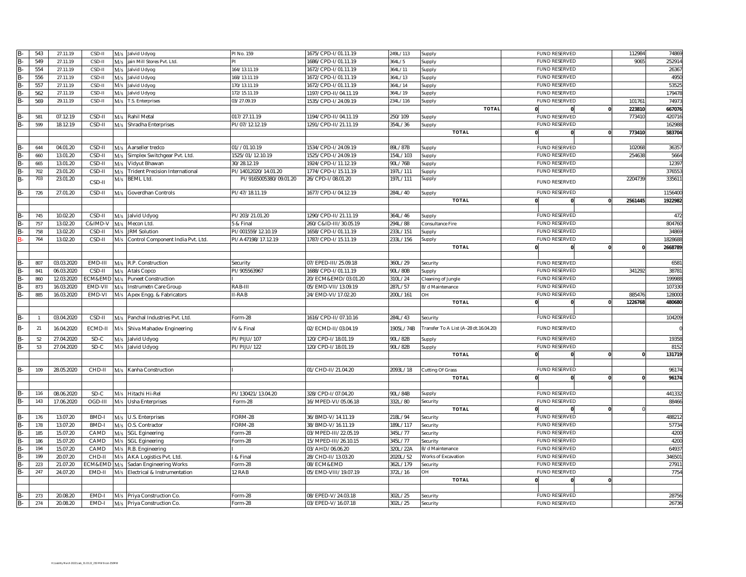| | | | | | | | | | | | | | | |
|---|---|---|---|---|---|---|---|---|---|---|---|---|---|---|
| B- | 543 | 27.11.19 | CSD-II | M/s | Jalvid Udyog | PI No. 159 | 1675/CPD-I/01.11.19 | 249L/113 | Supply | | FUND RESERVED | | 112984 | 74869 |
| B- | 549 | 27.11.19 | CSD-II | M/s | jain Mill Stores Pvt. Ltd. | PI | 1686/CPD-I/01.11.19 | 364L/5 | Supply | | FUND RESERVED | | 9065 | 252914 |
| B- | 554 | 27.11.19 | CSD-II | M/s | Jalvid Udyog | 164/13.11.19 | 1672/CPD-I/01.11.19 | 364L/11 | Supply | | FUND RESERVED | | | 26367 |
| B- | 556 | 27.11.19 | CSD-II | M/s | Jalvid Udyog | 168/13.11.19 | 1672/CPD-I/01.11.19 | 364L/13 | Supply | | FUND RESERVED | | | 4950 |
| B- | 557 | 27.11.19 | CSD-II | M/s | Jalvid Udyog | 170/13.11.19 | 1672/CPD-I/01.11.19 | 364L/14 | Supply | | FUND RESERVED | | | 53525 |
| B- | 562 | 27.11.19 | CSD-II | M/s | Jalvid Udyog | 172/15.11.19 | 1197/CPD-II/04.11.19 | 364L/19 | Supply | | FUND RESERVED | | | 179478 |
| B- | 569 | 29.11.19 | CSD-II | M/s | T.S. Enterprises | 03/27.09.19 | 1535/CPD-I/24.09.19 | 234L/116 | Supply | | FUND RESERVED | | 101761 | 74973 |
| | | | | | | | | | TOTAL | 0 | 0 | 0 | 223810 | 667076 |
| B- | 581 | 07.12.19 | CSD-II | M/s | Rahil Metal | 017/27.11.19 | 1194/CPD-II/04.11.19 | 250/109 | Supply | | FUND RESERVED | | 773410 | 420716 |
| B- | 599 | 18.12.19 | CSD-II | M/s | Shradha Enterprises | PI/07/12.12.19 | 1291/CPD-II/21.11.19 | 354L/36 | Supply | | FUND RESERVED | | | 162988 |
| | | | | | | | | | TOTAL | 0 | 0 | 0 | 773410 | 583704 |
| | | | | | | | | | | | | | | |
| B- | 644 | 04.01.20 | CSD-II | M/s | Aarseller tredco | 01//01.10.19 | 1534/CPD-I/24.09.19 | 89L/87B | Supply | | FUND RESERVED | | 102068 | 36357 |
| B- | 660 | 13.01.20 | CSD-II | M/s | Simplex Switchgear Pvt. Ltd. | 1525/01/12.10.19 | 1525/CPD-I/24.09.19 | 154L/103 | Supply | | FUND RESERVED | | 254638 | 5664 |
| B- | 665 | 13.01.20 | CSD-II | M/s | Vidyut Bhawan | 30/28.12.19 | 1924/CPD-I/11.12.19 | 90L/76B | Supply | | FUND RESERVED | | | 12397 |
| B- | 702 | 23.01.20 | CSD-II | M/s | Trident Precision International | PI/14012020/14.01.20 | 1774/CPD-I/15.11.19 | 197L/111 | Supply | | FUND RESERVED | | | 376553 |
| B- | 703 | 23.01.20 | CSD-II | M/s | BEML Ltd. | PI/9165005380/09.01.20 | 26/CPD-I/08.01.20 | 197L/111 | Supply | | FUND RESERVED | | 2204739 | 335611 |
| B- | 726 | 27.01.20 | CSD-II | M/s | Goverdhan Controls | PI/47/18.11.19 | 1677/CPD-I/04.12.19 | 284L/40 | Supply | | FUND RESERVED | | | 1156400 |
| | | | | | | | | | TOTAL | 0 | 0 | 0 | 2561445 | 1922982 |
| | | | | | | | | | | | | | | |
| B- | 745 | 10.02.20 | CSD-II | M/s | Jalvid Udyog | PI/203/21.01.20 | 1290/CPD-II/21.11.19 | 364L/46 | Supply | | FUND RESERVED | | | 472 |
| B- | 757 | 13.02.20 | C&IMD-V | M/s | Mecon Ltd. | 5 & Final | 260/C&ID-III/30.05.19 | 294L/88 | Consultance Fire | | FUND RESERVED | | | 804760 |
| B- | 758 | 13.02.20 | CSD-II | M/s | JRM Solution | PI/001559/12.10.19 | 1658/CPD-I/01.11.19 | 233L/151 | Supply | | FUND RESERVED | | | 34869 |
| B- | 764 | 13.02.20 | CSD-II | M/s | Control Component India Pvt. Ltd. | PI/A47198/17.12.19 | 1787/CPD-I/15.11.19 | 233L/156 | Supply | | FUND RESERVED | | | 1828688 |
| | | | | | | | | | TOTAL | 0 | 0 | 0 | 0 | 2668789 |
| | | | | | | | | | | | | | | |
| B- | 807 | 03.03.2020 | EMD-III | M/s | R.P. Construction | Security | 07/EPED-III/25.09.18 | 360L/29 | Security | | FUND RESERVED | | | 6581 |
| B- | 841 | 06.03.2020 | CSD-II | M/s | Atals Copco | PI/905563967 | 1688/CPD-I/01.11.19 | 90L/80B | Supply | | FUND RESERVED | | 341292 | 38781 |
| B- | 860 | 12.03.2020 | ECM&EMD | M/s | Puneet Construction | I | 20/ECM&EMD/03.01.20 | 310L/24 | Cleaning of Jungle | | FUND RESERVED | | | 199988 |
| B- | 873 | 16.03.2020 | EMD-VII | M/s | Instrumetn Care Group | RAB-III | 05/EMD-VII/13.09.19 | 287L/57 | B/d Maintenance | | FUND RESERVED | | | 107330 |
| B- | 885 | 16.03.2020 | EMD-VI | M/s | Apex Engg. & Fabricators | II-RAB | 24/EMD-VI/17.02.20 | 200L/161 | OH | | FUND RESERVED | | 885476 | 128000 |
| | | | | | | | | | TOTAL | 0 | 0 | 0 | 1226768 | 480680 |
| | | | | | | | | | | | | | | |
| B- | 1 | 03.04.2020 | CSD-II | M/s | Panchal Industries Pvt. Ltd. | Form-28 | 1616/CPD-II/07.10.16 | 284L/43 | Security | | FUND RESERVED | | | 104209 |
| B- | 21 | 16.04.2020 | ECMD-II | M/s | Shiva Mahadev Engineering | IV & Final | 02/ECMD-II/03.04.19 | 1905L/74B | Transfer To A List (A-28 dt.16.04.20) | | FUND RESERVED | | | 0 |
| B- | 52 | 27.04.2020 | SD-C | M/s | Jalvid Udyog | PI/PIJU/107 | 120/CPD-I/18.01.19 | 90L/82B | Supply | | FUND RESERVED | | | 19358 |
| B- | 53 | 27.04.2020 | SD-C | M/s | Jalvid Udyog | PI/PIJU/122 | 120/CPD-I/18.01.19 | 90L/82B | Supply | | FUND RESERVED | | | 8152 |
| | | | | | | | | | TOTAL | 0 | 0 | 0 | 0 | 131719 |
| | | | | | | | | | | | | | | |
| B- | 109 | 28.05.2020 | CHD-II | M/s | Kanha Construction | I | 01/CHD-II/21.04.20 | 2093L/18 | Cutting Of Grass | | FUND RESERVED | | | 96174 |
| | | | | | | | | | TOTAL | 0 | 0 | 0 | 0 | 96174 |
| | | | | | | | | | | | | | | |
| B- | 116 | 08.06.2020 | SD-C | M/s | Hitachi Hi-Rel | PI/130421/13.04.20 | 328/CPD-I/07.04.20 | 90L/84B | Supply | | FUND RESERVED | | | 441332 |
| B- | 143 | 17.06.2020 | OGD-III | M/s | Usha Enterprises | Form-28 | 16/MPED-VI/05.06.18 | 332L/80 | Security | | FUND RESERVED | | | 88466 |
| | | | | | | | | | TOTAL | 0 | 0 | 0 | 0 | |
| B- | 176 | 13.07.20 | BMD-I | M/s | U.S. Enterprises | FORM-28 | 36/BMD-V/14.11.19 | 218L/94 | Security | | FUND RESERVED | | | 488212 |
| B- | 178 | 13.07.20 | BMD-I | M/s | O.S. Contractor | FORM-28 | 38/BMD-V/16.11.19 | 189L/117 | Security | | FUND RESERVED | | | 57734 |
| B- | 185 | 15.07.20 | CAMD | M/s | SGL Egineering | Form-28 | 03/MPED-III/22.05.19 | 345L/77 | Security | | FUND RESERVED | | | 4200 |
| B- | 186 | 15.07.20 | CAMD | M/s | SGL Egineering | Form-28 | 15/MPED-III/26.10.15 | 345L/77 | Security | | FUND RESERVED | | | 4200 |
| B- | 194 | 15.07.20 | CAMD | M/s | R.B. Engineering | I | 03/AHD/06.06.20 | 320L/22A | B/d Maintenance | | FUND RESERVED | | | 64937 |
| B- | 199 | 20.07.20 | CHD-II | M/s | AKA Logistics Pvt. Ltd. | I & Final | 28/CHD-II/13.03.20 | 2020L/52 | Works of Excavation | | FUND RESERVED | | | 346501 |
| B- | 223 | 21.07.20 | ECM&EMD | M/s | Sadan Engineering Works | Form-28 | 08/ECM&EMD | 362L/179 | Security | | FUND RESERVED | | | 27911 |
| B- | 247 | 24.07.20 | EMD-II | M/s | Electrical & Instrumentation | 12 RAB | 05/EMD-VIII/19.07.19 | 372L/16 | OH | | FUND RESERVED | | | 7754 |
| | | | | | | | | | TOTAL | 0 | 0 | 0 | | |
| | | | | | | | | | | | | | | |
| B- | 273 | 20.08.20 | EMD-I | M/s | Priya Construction Co. | Form-28 | 08/EPED-V/24.03.18 | 302L/25 | Security | | FUND RESERVED | | | 28756 |
| B- | 274 | 20.08.20 | EMD-I | M/s | Priya Construction Co. | Form-28 | 03/EPED-V/16.07.18 | 302L/25 | Security | | FUND RESERVED | | | 26736 |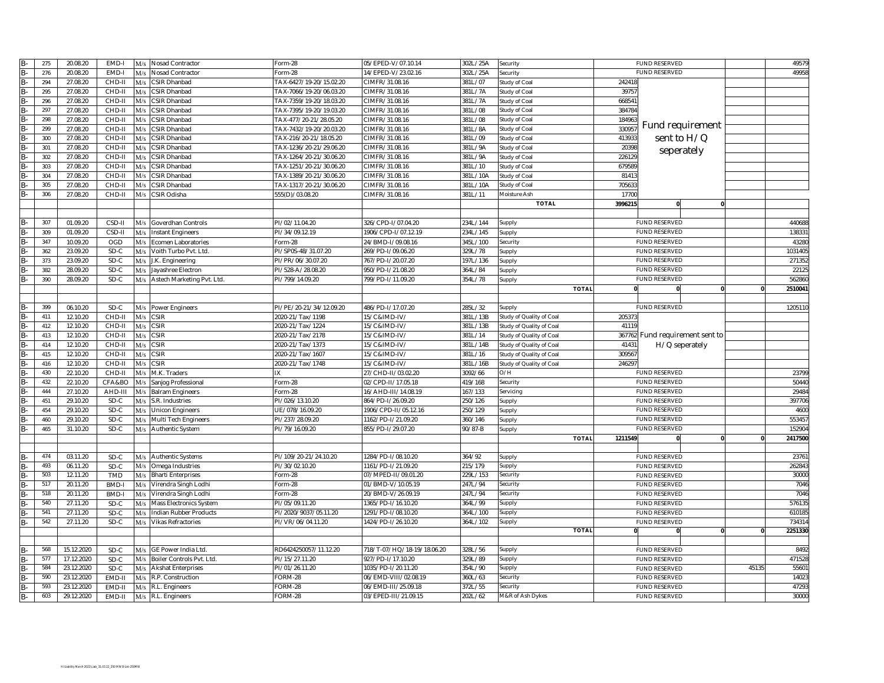| | | | | | | | | | | | | | | |
|---|---|---|---|---|---|---|---|---|---|---|---|---|---|---|
| B- | 275 | 20.08.20 | EMD-I | M/s | Nosad Contractor | Form-28 | 05/EPED-V/07.10.14 | 302L/25A | Security | | FUND RESERVED | | | 49579 |
| B- | 276 | 20.08.20 | EMD-I | M/s | Nosad Contractor | Form-28 | 14/EPED-V/23.02.16 | 302L/25A | Security | | FUND RESERVED | | | 49958 |
| B- | 294 | 27.08.20 | CHD-II | M/s | CSIR Dhanbad | TAX-6427/19-20/15.02.20 | CIMFR/31.08.16 | 381L/07 | Study of Coal | 242418 | Fund requirement sent to H/Q seperately | | | |
| B- | 295 | 27.08.20 | CHD-II | M/s | CSIR Dhanbad | TAX-7066/19-20/06.03.20 | CIMFR/31.08.16 | 381L/7A | Study of Coal | 39757 | | | | |
| B- | 296 | 27.08.20 | CHD-II | M/s | CSIR Dhanbad | TAX-7359/19-20/18.03.20 | CIMFR/31.08.16 | 381L/7A | Study of Coal | 668541 | | | | |
| B- | 297 | 27.08.20 | CHD-II | M/s | CSIR Dhanbad | TAX-7395/19-20/19.03.20 | CIMFR/31.08.16 | 381L/08 | Study of Coal | 384784 | | | | |
| B- | 298 | 27.08.20 | CHD-II | M/s | CSIR Dhanbad | TAX-477/20-21/28.05.20 | CIMFR/31.08.16 | 381L/08 | Study of Coal | 184963 | | | | |
| B- | 299 | 27.08.20 | CHD-II | M/s | CSIR Dhanbad | TAX-7432/19-20/20.03.20 | CIMFR/31.08.16 | 381L/8A | Study of Coal | 330957 | | | | |
| B- | 300 | 27.08.20 | CHD-II | M/s | CSIR Dhanbad | TAX-216/20-21/18.05.20 | CIMFR/31.08.16 | 381L/09 | Study of Coal | 413933 | | | | |
| B- | 301 | 27.08.20 | CHD-II | M/s | CSIR Dhanbad | TAX-1236/20-21/29.06.20 | CIMFR/31.08.16 | 381L/9A | Study of Coal | 20398 | | | | |
| B- | 302 | 27.08.20 | CHD-II | M/s | CSIR Dhanbad | TAX-1264/20-21/30.06.20 | CIMFR/31.08.16 | 381L/9A | Study of Coal | 226129 | | | | |
| B- | 303 | 27.08.20 | CHD-II | M/s | CSIR Dhanbad | TAX-1251/20-21/30.06.20 | CIMFR/31.08.16 | 381L/10 | Study of Coal | 679589 | | | | |
| B- | 304 | 27.08.20 | CHD-II | M/s | CSIR Dhanbad | TAX-1389/20-21/30.06.20 | CIMFR/31.08.16 | 381L/10A | Study of Coal | 81413 | | | | |
| B- | 305 | 27.08.20 | CHD-II | M/s | CSIR Dhanbad | TAX-1317/20-21/30.06.20 | CIMFR/31.08.16 | 381L/10A | Study of Coal | 705633 | | | | |
| B- | 306 | 27.08.20 | CHD-II | M/s | CSIR Odisha | 555(D)/03.08.20 | CIMFR/31.08.16 | 381L/11 | Moisture Ash | 17700 | | | | |
| | | | | | | | | | **TOTAL** | **3996215** | **0** | **0** | | |
| | | | | | | | | | | | | | | |
| B- | 307 | 01.09.20 | CSD-II | M/s | Goverdhan Controls | PI/02/11.04.20 | 326/CPD-I/07.04.20 | 234L/144 | Supply | | FUND RESERVED | | | 440688 |
| B- | 309 | 01.09.20 | CSD-II | M/s | Instant Engineers | PI/34/09.12.19 | 1906/CPD-I/07.12.19 | 234L/145 | Supply | | FUND RESERVED | | | 138331 |
| B- | 347 | 10.09.20 | OGD | M/s | Ecomen Laboratories | Form-28 | 24/BMD-I/09.08.16 | 345L/100 | Security | | FUND RESERVED | | | 43280 |
| B- | 362 | 23.09.20 | SD-C | M/s | Voith Turbo Pvt. Ltd. | PI/SP0S-48/31.07.20 | 269/PD-I/09.06.20 | 329L/78 | Supply | | FUND RESERVED | | | 1031405 |
| B- | 373 | 23.09.20 | SD-C | M/s | J.K. Engineering | PI/PR/06/30.07.20 | 767/PD-I/20.07.20 | 197L/136 | Supply | | FUND RESERVED | | | 271352 |
| B- | 382 | 28.09.20 | SD-C | M/s | Jayashree Electron | PI/528-A/28.08.20 | 950/PD-I/21.08.20 | 364L/84 | Supply | | FUND RESERVED | | | 22125 |
| B- | 390 | 28.09.20 | SD-C | M/s | Astech Marketing Pvt. Ltd. | PI/799/14.09.20 | 799/PD-I/11.09.20 | 354L/78 | Supply | | FUND RESERVED | | | 562860 |
| | | | | | | | | | **TOTAL** | **0** | **0** | **0** | **0** | **2510041** |
| | | | | | | | | | | | | | | |
| B- | 399 | 06.10.20 | SD-C | M/s | Power Engineers | PI/PE/20-21/34/12.09.20 | 486/PD-I/17.07.20 | 285L/32 | Supply | | FUND RESERVED | | | 1205110 |
| B- | 411 | 12.10.20 | CHD-II | M/s | CSIR | 2020-21/Tax/1198 | 15/C&IMD-IV/ | 381L/13B | Study of Quality of Coal | 205373 | | | | |
| B- | 412 | 12.10.20 | CHD-II | M/s | CSIR | 2020-21/Tax/1224 | 15/C&IMD-IV/ | 381L/13B | Study of Quality of Coal | 41119 | | | | |
| B- | 413 | 12.10.20 | CHD-II | M/s | CSIR | 2020-21/Tax/2178 | 15/C&IMD-IV/ | 381L/14 | Study of Quality of Coal | 367762 | Fund requirement sent to H/Q seperately | | | |
| B- | 414 | 12.10.20 | CHD-II | M/s | CSIR | 2020-21/Tax/1373 | 15/C&IMD-IV/ | 381L/14B | Study of Quality of Coal | 41431 | | | | |
| B- | 415 | 12.10.20 | CHD-II | M/s | CSIR | 2020-21/Tax/1607 | 15/C&IMD-IV/ | 381L/16 | Study of Quality of Coal | 309567 | | | | |
| B- | 416 | 12.10.20 | CHD-II | M/s | CSIR | 2020-21/Tax/1748 | 15/C&IMD-IV/ | 381L/16B | Study of Quality of Coal | 246297 | | | | |
| B- | 430 | 22.10.20 | CHD-II | M/s | M.K. Traders | IX | 27/CHD-II/03.02.20 | 3092/66 | O/H | | FUND RESERVED | | | 23799 |
| B- | 432 | 22.10.20 | CFA&BO | M/s | Sanjog Professional | Form-28 | 02/CPD-II/17.05.18 | 419/168 | Security | | FUND RESERVED | | | 50440 |
| B- | 444 | 27.10.20 | AHD-III | M/s | Balram Engineers | Form-28 | 16/AHD-III/14.08.19 | 167/133 | Servicing | | FUND RESERVED | | | 29484 |
| B- | 451 | 29.10.20 | SD-C | M/s | S.R. Industries | PI/026/13.10.20 | 864/PD-I/26.09.20 | 250/126 | Supply | | FUND RESERVED | | | 397706 |
| B- | 454 | 29.10.20 | SD-C | M/s | Unicon Engineers | UE/078/16.09.20 | 1906/CPD-II/05.12.16 | 250/129 | Supply | | FUND RESERVED | | | 4600 |
| B- | 460 | 29.10.20 | SD-C | M/s | Multi Tech Engineers | PI/237/28.09.20 | 1162/PD-I/21.09.20 | 360/146 | Supply | | FUND RESERVED | | | 553457 |
| B- | 465 | 31.10.20 | SD-C | M/s | Authentic System | PI/79/16.09.20 | 855/PD-I/29.07.20 | 90/87-B | Supply | | FUND RESERVED | | | 152904 |
| | | | | | | | | | **TOTAL** | **1211549** | **0** | **0** | **0** | **2417500** |
| | | | | | | | | | | | | | | |
| B- | 474 | 03.11.20 | SD-C | M/s | Authentic Systems | PI/109/20-21/24.10.20 | 1284/PD-I/08.10.20 | 364/92 | Supply | | FUND RESERVED | | | 23761 |
| B- | 493 | 06.11.20 | SD-C | M/s | Omega Industries | PI/30/02.10.20 | 1161/PD-I/21.09.20 | 215/179 | Supply | | FUND RESERVED | | | 262843 |
| B- | 503 | 12.11.20 | TMD | M/s | Bharti Enterprises | Form-28 | 07/MPED-II/09.01.20 | 229L/153 | Security | | FUND RESERVED | | | 30000 |
| B- | 517 | 20.11.20 | BMD-I | M/s | Virendra Singh Lodhi | Form-28 | 01/BMD-V/10.05.19 | 247L/94 | Security | | FUND RESERVED | | | 7046 |
| B- | 518 | 20.11.20 | BMD-I | M/s | Virendra Singh Lodhi | Form-28 | 20/BMD-V/26.09.19 | 247L/94 | Security | | FUND RESERVED | | | 7046 |
| B- | 540 | 27.11.20 | SD-C | M/s | Mass Electronics System | PI/05/09.11.20 | 1365/PD-I/16.10.20 | 364L/99 | Supply | | FUND RESERVED | | | 576135 |
| B- | 541 | 27.11.20 | SD-C | M/s | Indian Rubber Products | PI/2020/9037/05.11.20 | 1291/PD-I/08.10.20 | 364L/100 | Supply | | FUND RESERVED | | | 610185 |
| B- | 542 | 27.11.20 | SD-C | M/s | Vikas Refractories | PI/VR/06/04.11.20 | 1424/PD-I/26.10.20 | 364L/102 | Supply | | FUND RESERVED | | | 734314 |
| | | | | | | | | | **TOTAL** | **0** | **0** | **0** | **0** | **2251330** |
| | | | | | | | | | | | | | | |
| B- | 568 | 15.12.2020 | SD-C | M/s | GE Power India Ltd. | RD6424250057/11.12.20 | 718/T-07/HQ/18-19/18.06.20 | 328L/56 | Supply | | FUND RESERVED | | | 8492 |
| B- | 577 | 17.12.2020 | SD-C | M/s | Boiler Controls Pvt. Ltd. | PI/15/27.11.20 | 927/PD-I/17.10.20 | 329L/89 | Supply | | FUND RESERVED | | | 471528 |
| B- | 584 | 23.12.2020 | SD-C | M/s | Akshat Enterprises | PI/01/26.11.20 | 1035/PD-I/20.11.20 | 354L/90 | Supply | | FUND RESERVED | | 45135 | 55601 |
| B- | 590 | 23.12.2020 | EMD-II | M/s | R.P. Construction | FORM-28 | 06/EMD-VIII/02.08.19 | 360L/63 | Security | | FUND RESERVED | | | 14023 |
| B- | 593 | 23.12.2020 | EMD-II | M/s | R.L. Engineers | FORM-28 | 06/EMD-III/25.09.18 | 372L/55 | Security | | FUND RESERVED | | | 47293 |
| B- | 603 | 29.12.2020 | EMD-II | M/s | R.L. Engineers | FORM-28 | 03/EPED-III/21.09.15 | 202L/62 | M&R of Ash Dykes | | FUND RESERVED | | | 30000 |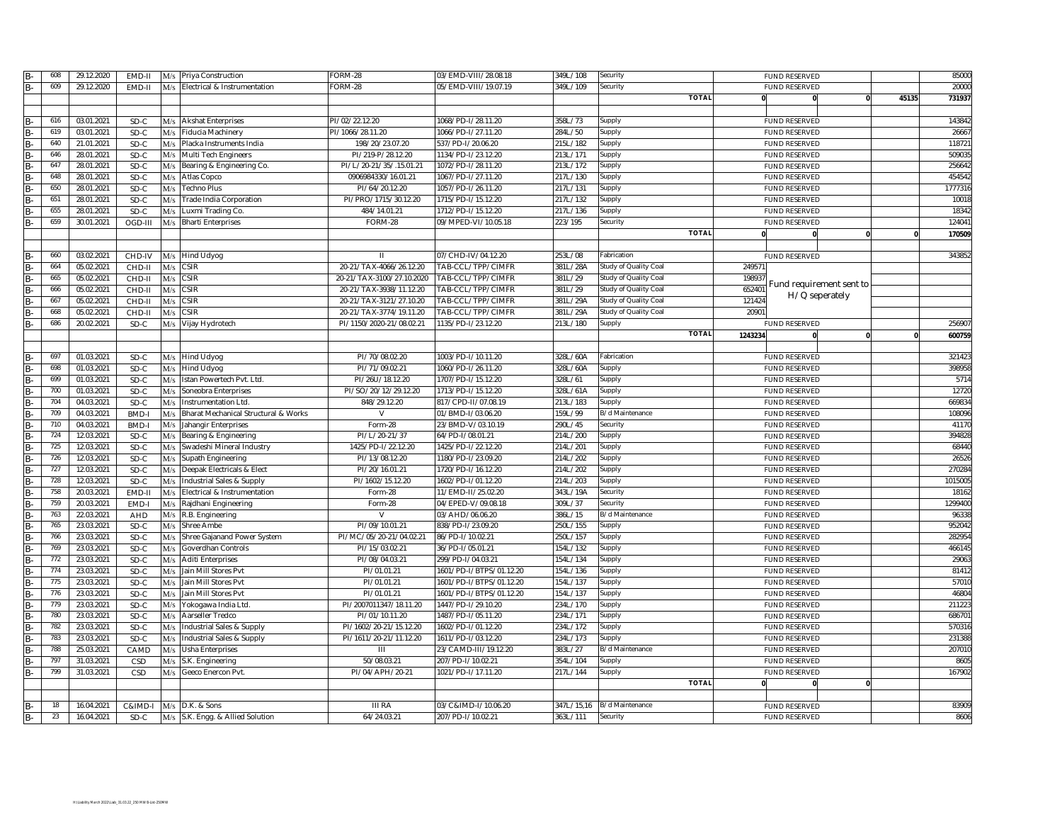| | | | | | | | | | | | | | | |
|---|---|---|---|---|---|---|---|---|---|---|---|---|---|---|
| B- | 608 | 29.12.2020 | EMD-II | M/s | Priya Construction | FORM-28 | 03/EMD-VIII/28.08.18 | 349L/108 | Security | | FUND RESERVED | | | 85000 |
| B- | 609 | 29.12.2020 | EMD-II | M/s | Electrical & Instrumentation | FORM-28 | 05/EMD-VIII/19.07.19 | 349L/109 | Security | | FUND RESERVED | | | 20000 |
| | | | | | | | | | TOTAL | 0 | 0 | 0 | 45135 | 731937 |
| | | | | | | | | | | | | | | |
| B- | 616 | 03.01.2021 | SD-C | M/s | Akshat Enterprises | PI/02/22.12.20 | 1068/PD-I/28.11.20 | 358L/73 | Supply | | FUND RESERVED | | | 143842 |
| B- | 619 | 03.01.2021 | SD-C | M/s | Fiducia Machinery | PI/1066/28.11.20 | 1066/PD-I/27.11.20 | 284L/50 | Supply | | FUND RESERVED | | | 26667 |
| B- | 640 | 21.01.2021 | SD-C | M/s | Placka Instruments India | 198/20/23.07.20 | 537/PD-I/20.06.20 | 215L/182 | Supply | | FUND RESERVED | | | 118721 |
| B- | 646 | 28.01.2021 | SD-C | M/s | Multi Tech Engineers | PI/219-P/28.12.20 | 1134/PD-I/23.12.20 | 213L/171 | Supply | | FUND RESERVED | | | 509035 |
| B- | 647 | 28.01.2021 | SD-C | M/s | Bearing & Engineering Co. | PI/L/20-21/35/.15.01.21 | 1072/PD-I/28.11.20 | 213L/172 | Supply | | FUND RESERVED | | | 256642 |
| B- | 648 | 28.01.2021 | SD-C | M/s | Atlas Copco | 0906984330/16.01.21 | 1067/PD-I/27.11.20 | 217L/130 | Supply | | FUND RESERVED | | | 454542 |
| B- | 650 | 28.01.2021 | SD-C | M/s | Techno Plus | PI/64/20.12.20 | 1057/PD-I/26.11.20 | 217L/131 | Supply | | FUND RESERVED | | | 1777316 |
| B- | 651 | 28.01.2021 | SD-C | M/s | Trade India Corporation | PI/PRO/1715/30.12.20 | 1715/PD-I/15.12.20 | 217L/132 | Supply | | FUND RESERVED | | | 10018 |
| B- | 655 | 28.01.2021 | SD-C | M/s | Luxmi Trading Co. | 484/14.01.21 | 1712/PD-I/15.12.20 | 217L/136 | Supply | | FUND RESERVED | | | 18342 |
| B- | 659 | 30.01.2021 | OGD-III | M/s | Bharti Enterprises | FORM-28 | 09/MPED-VI/10.05.18 | 223/195 | Security | | FUND RESERVED | | | 124041 |
| | | | | | | | | | TOTAL | 0 | 0 | 0 | 0 | 170509 |
| | | | | | | | | | | | | | | |
| B- | 660 | 03.02.2021 | CHD-IV | M/s | Hind Udyog | II | 07/CHD-IV/04.12.20 | 253L/08 | Fabrication | | FUND RESERVED | | | 343852 |
| B- | 664 | 05.02.2021 | CHD-II | M/s | CSIR | 20-21/TAX-4066/26.12.20 | TAB-CCL/TPP/CIMFR | 381L/28A | Study of Quality Coal | 249571 | Fund requirement sent to H/Q seperately | | | |
| B- | 665 | 05.02.2021 | CHD-II | M/s | CSIR | 20-21/TAX-3100/27.10.2020 | TAB-CCL/TPP/CIMFR | 381L/29 | Study of Quality Coal | 198937 | | | | |
| B- | 666 | 05.02.2021 | CHD-II | M/s | CSIR | 20-21/TAX-3938/11.12.20 | TAB-CCL/TPP/CIMFR | 381L/29 | Study of Quality Coal | 652401 | | | | |
| B- | 667 | 05.02.2021 | CHD-II | M/s | CSIR | 20-21/TAX-3121/27.10.20 | TAB-CCL/TPP/CIMFR | 381L/29A | Study of Quality Coal | 121424 | | | | |
| B- | 668 | 05.02.2021 | CHD-II | M/s | CSIR | 20-21/TAX-3774/19.11.20 | TAB-CCL/TPP/CIMFR | 381L/29A | Study of Quality Coal | 20901 | | | | |
| B- | 686 | 20.02.2021 | SD-C | M/s | Vijay Hydrotech | PI/1150/2020-21/08.02.21 | 1135/PD-I/23.12.20 | 213L/180 | Supply | | FUND RESERVED | | | 256907 |
| | | | | | | | | | TOTAL | 1243234 | 0 | 0 | 0 | 600759 |
| | | | | | | | | | | | | | | |
| B- | 697 | 01.03.2021 | SD-C | M/s | Hind Udyog | PI/70/08.02.20 | 1003/PD-I/10.11.20 | 328L/60A | Fabrication | | FUND RESERVED | | | 321423 |
| B- | 698 | 01.03.2021 | SD-C | M/s | Hind Udyog | PI/71/09.02.21 | 1060/PD-I/26.11.20 | 328L/60A | Supply | | FUND RESERVED | | | 398958 |
| B- | 699 | 01.03.2021 | SD-C | M/s | Istan Powertech Pvt. Ltd. | PI/26U/18.12.20 | 1707/PD-I/15.12.20 | 328L/61 | Supply | | FUND RESERVED | | | 5714 |
| B- | 700 | 01.03.2021 | SD-C | M/s | Soneobra Enterprises | PI/SO/20/12/29.12.20 | 1713/PD-I/15.12.20 | 328L/61A | Supply | | FUND RESERVED | | | 12720 |
| B- | 704 | 04.03.2021 | SD-C | M/s | Instrumentation Ltd. | 848/29.12.20 | 817/CPD-II/07.08.19 | 213L/183 | Supply | | FUND RESERVED | | | 669834 |
| B- | 709 | 04.03.2021 | BMD-I | M/s | Bharat Mechanical Structural & Works | V | 01/BMD-I/03.06.20 | 159L/99 | B/d Maintenance | | FUND RESERVED | | | 108096 |
| B- | 710 | 04.03.2021 | BMD-I | M/s | Jahangir Enterprises | Form-28 | 23/BMD-V/03.10.19 | 290L/45 | Security | | FUND RESERVED | | | 41170 |
| B- | 724 | 12.03.2021 | SD-C | M/s | Bearing & Engineering | PI/L/20-21/37 | 64/PD-I/08.01.21 | 214L/200 | Supply | | FUND RESERVED | | | 394828 |
| B- | 725 | 12.03.2021 | SD-C | M/s | Swadeshi Mineral Industry | 1425/PD-I/22.12.20 | 1425/PD-I/22.12.20 | 214L/201 | Supply | | FUND RESERVED | | | 68440 |
| B- | 726 | 12.03.2021 | SD-C | M/s | Supath Engineering | PI/13/08.12.20 | 1180/PD-I/23.09.20 | 214L/202 | Supply | | FUND RESERVED | | | 26526 |
| B- | 727 | 12.03.2021 | SD-C | M/s | Deepak Electricals & Elect | PI/20/16.01.21 | 1720/PD-I/16.12.20 | 214L/202 | Supply | | FUND RESERVED | | | 270284 |
| B- | 728 | 12.03.2021 | SD-C | M/s | Industrial Sales & Supply | PI/1602/15.12.20 | 1602/PD-I/01.12.20 | 214L/203 | Supply | | FUND RESERVED | | | 1015005 |
| B- | 758 | 20.03.2021 | EMD-II | M/s | Electrical & Instrumentation | Form-28 | 11/EMD-II/25.02.20 | 343L/19A | Security | | FUND RESERVED | | | 18162 |
| B- | 759 | 20.03.2021 | EMD-I | M/s | Rajdhani Engineering | Form-28 | 04/EPED-V/09.08.18 | 309L/37 | Security | | FUND RESERVED | | | 1299400 |
| B- | 763 | 22.03.2021 | AHD | M/s | R.B. Engineering | V | 03/AHD/06.06.20 | 386L/15 | B/d Maintenance | | FUND RESERVED | | | 96338 |
| B- | 765 | 23.03.2021 | SD-C | M/s | Shree Ambe | PI/09/10.01.21 | 838/PD-I/23.09.20 | 250L/155 | Supply | | FUND RESERVED | | | 952042 |
| B- | 766 | 23.03.2021 | SD-C | M/s | Shree Gajanand Power System | PI/MC/05/20-21/04.02.21 | 86/PD-I/10.02.21 | 250L/157 | Supply | | FUND RESERVED | | | 282954 |
| B- | 769 | 23.03.2021 | SD-C | M/s | Goverdhan Controls | PI/15/03.02.21 | 36/PD-I/05.01.21 | 154L/132 | Supply | | FUND RESERVED | | | 466145 |
| B- | 772 | 23.03.2021 | SD-C | M/s | Aditi Enterprises | PI/08/04.03.21 | 299/PD-I/04.03.21 | 154L/134 | Supply | | FUND RESERVED | | | 29063 |
| B- | 774 | 23.03.2021 | SD-C | M/s | Jain Mill Stores Pvt | PI/01.01.21 | 1601/PD-I/BTPS/01.12.20 | 154L/136 | Supply | | FUND RESERVED | | | 81412 |
| B- | 775 | 23.03.2021 | SD-C | M/s | Jain Mill Stores Pvt | PI/01.01.21 | 1601/PD-I/BTPS/01.12.20 | 154L/137 | Supply | | FUND RESERVED | | | 57010 |
| B- | 776 | 23.03.2021 | SD-C | M/s | Jain Mill Stores Pvt | PI/01.01.21 | 1601/PD-I/BTPS/01.12.20 | 154L/137 | Supply | | FUND RESERVED | | | 46804 |
| B- | 779 | 23.03.2021 | SD-C | M/s | Yokogawa India Ltd. | PI/2007011347/18.11.20 | 1447/PD-I/29.10.20 | 234L/170 | Supply | | FUND RESERVED | | | 211223 |
| B- | 780 | 23.03.2021 | SD-C | M/s | Aarseller Tredco | PI/01/10.11.20 | 1487/PD-I/05.11.20 | 234L/171 | Supply | | FUND RESERVED | | | 686701 |
| B- | 782 | 23.03.2021 | SD-C | M/s | Industrial Sales & Supply | PI/1602/20-21/15.12.20 | 1602/PD-I/01.12.20 | 234L/172 | Supply | | FUND RESERVED | | | 570316 |
| B- | 783 | 23.03.2021 | SD-C | M/s | Industrial Sales & Supply | PI/1611/20-21/11.12.20 | 1611/PD-I/03.12.20 | 234L/173 | Supply | | FUND RESERVED | | | 231388 |
| B- | 788 | 25.03.2021 | CAMD | M/s | Usha Enterprises | III | 23/CAMD-III/19.12.20 | 383L/27 | B/d Maintenance | | FUND RESERVED | | | 207010 |
| B- | 797 | 31.03.2021 | CSD | M/s | S.K. Engineering | 50/08.03.21 | 207/PD-I/10.02.21 | 354L/104 | Supply | | FUND RESERVED | | | 8605 |
| B- | 799 | 31.03.2021 | CSD | M/s | Geeco Enercon Pvt. | PI/04/APH/20-21 | 1021/PD-I/17.11.20 | 217L/144 | Supply | | FUND RESERVED | | | 167902 |
| | | | | | | | | | TOTAL | 0 | 0 | 0 | | |
| | | | | | | | | | | | | | | |
| B- | 18 | 16.04.2021 | C&IMD-I | M/s | D.K. & Sons | III RA | 03/C&IMD-I/10.06.20 | 347L/15,16 | B/d Maintenance | | FUND RESERVED | | | 83909 |
| B- | 23 | 16.04.2021 | SD-C | M/s | S.K. Engg. & Allied Solution | 64/24.03.21 | 207/PD-I/10.02.21 | 363L/111 | Security | | FUND RESERVED | | | 8606 |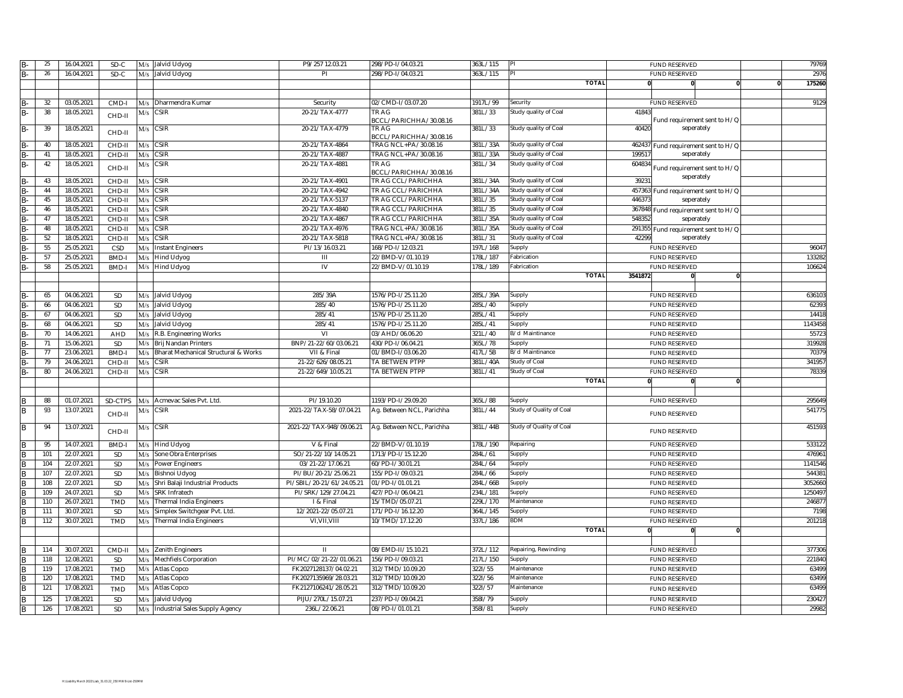| | | | | | | | | | | | | | | |
|---|---|---|---|---|---|---|---|---|---|---|---|---|---|---|
| B- | 25 | 16.04.2021 | SD-C | M/s | Jalvid Udyog | P9/257 12.03.21 | 298/PD-I/04.03.21 | 363L/115 | PI | | FUND RESERVED | | | 79769 |
| B- | 26 | 16.04.2021 | SD-C | M/s | Jalvid Udyog | PI | 298/PD-I/04.03.21 | 363L/115 | PI | | FUND RESERVED | | | 2976 |
| | | | | | | | | | | TOTAL | 0 | 0 | 0 | 0 | 175260 |
| | | | | | | | | | | | | | | |
| B- | 32 | 03.05.2021 | CMD-I | M/s | Dharmendra Kumar | Security | 02/CMD-I/03.07.20 | 1917L/99 | Security | | FUND RESERVED | | | 9129 |
| B- | 38 | 18.05.2021 | CHD-II | M/s | CSIR | 20-21/TAX-4777 | TRAG BCCL/PARICHHA/30.08.16 | 381L/33 | Study quality of Coal | 41843 | Fund requirement sent to H/Q seperately | | | |
| B- | 39 | 18.05.2021 | CHD-II | M/s | CSIR | 20-21/TAX-4779 | TRAG BCCL/PARICHHA/30.08.16 | 381L/33 | Study quality of Coal | 40420 | | | | |
| B- | 40 | 18.05.2021 | CHD-II | M/s | CSIR | 20-21/TAX-4864 | TRAG NCL+PA/30.08.16 | 381L/33A | Study quality of Coal | 462437 | Fund requirement sent to H/Q seperately | | | |
| B- | 41 | 18.05.2021 | CHD-II | M/s | CSIR | 20-21/TAX-4887 | TRAG NCL+PA/30.08.16 | 381L/33A | Study quality of Coal | 199517 | | | | |
| B- | 42 | 18.05.2021 | CHD-II | M/s | CSIR | 20-21/TAX-4881 | TRAG BCCL/PARICHHA/30.08.16 | 381L/34 | Study quality of Coal | 604834 | Fund requirement sent to H/Q seperately | | | |
| B- | 43 | 18.05.2021 | CHD-II | M/s | CSIR | 20-21/TAX-4901 | TRAG CCL/PARICHHA | 381L/34A | Study quality of Coal | 39231 | | | | |
| B- | 44 | 18.05.2021 | CHD-II | M/s | CSIR | 20-21/TAX-4942 | TRAG CCL/PARICHHA | 381L/34A | Study quality of Coal | 457363 | Fund requirement sent to H/Q seperately | | | |
| B- | 45 | 18.05.2021 | CHD-II | M/s | CSIR | 20-21/TAX-5137 | TRAG CCL/PARICHHA | 381L/35 | Study quality of Coal | 446373 | | | | |
| B- | 46 | 18.05.2021 | CHD-II | M/s | CSIR | 20-21/TAX-4840 | TRAG CCL/PARICHHA | 381L/35 | Study quality of Coal | 367848 | Fund requirement sent to H/Q seperately | | | |
| B- | 47 | 18.05.2021 | CHD-II | M/s | CSIR | 20-21/TAX-4867 | TRAG CCL/PARICHHA | 381L/35A | Study quality of Coal | 548352 | | | | |
| B- | 48 | 18.05.2021 | CHD-II | M/s | CSIR | 20-21/TAX-4976 | TRAG NCL+PA/30.08.16 | 381L/35A | Study quality of Coal | 291355 | Fund requirement sent to H/Q seperately | | | |
| B- | 52 | 18.05.2021 | CHD-II | M/s | CSIR | 20-21/TAX-5818 | TRAG NCL+PA/30.08.16 | 381L/31 | Study quality of Coal | 42299 | | | | |
| B- | 55 | 25.05.2021 | CSD | M/s | Instant Engineers | PI/13/16.03.21 | 168/PD-I/12.03.21 | 197L/168 | Supply | | FUND RESERVED | | | 96047 |
| B- | 57 | 25.05.2021 | BMD-I | M/s | Hind Udyog | III | 22/BMD-V/01.10.19 | 178L/187 | Fabrication | | FUND RESERVED | | | 133282 |
| B- | 58 | 25.05.2021 | BMD-I | M/s | Hind Udyog | IV | 22/BMD-V/01.10.19 | 178L/189 | Fabrication | | FUND RESERVED | | | 106624 |
| | | | | | | | | | | TOTAL | 3541872 | 0 | 0 | |
| | | | | | | | | | | | | | | |
| B- | 65 | 04.06.2021 | SD | M/s | Jalvid Udyog | 285/39A | 1576/PD-I/25.11.20 | 285L/39A | Supply | | FUND RESERVED | | | 636103 |
| B- | 66 | 04.06.2021 | SD | M/s | Jalvid Udyog | 285/40 | 1576/PD-I/25.11.20 | 285L/40 | Supply | | FUND RESERVED | | | 62393 |
| B- | 67 | 04.06.2021 | SD | M/s | Jalvid Udyog | 285/41 | 1576/PD-I/25.11.20 | 285L/41 | Supply | | FUND RESERVED | | | 14418 |
| B- | 68 | 04.06.2021 | SD | M/s | Jalvid Udyog | 285/41 | 1576/PD-I/25.11.20 | 285L/41 | Supply | | FUND RESERVED | | | 1143458 |
| B- | 70 | 14.06.2021 | AHD | M/s | R.B. Engineering Works | VI | 03/AHD/06.06.20 | 321L/40 | B/d Maintinance | | FUND RESERVED | | | 55723 |
| B- | 71 | 15.06.2021 | SD | M/s | Brij Nandan Printers | BNP/21-22/60/03.06.21 | 430/PD-I/06.04.21 | 365L/78 | Supply | | FUND RESERVED | | | 319928 |
| B- | 77 | 23.06.2021 | BMD-I | M/s | Bharat Mechanical Structural & Works | VII & Final | 01/BMD-I/03.06.20 | 417L/5B | B/d Maintinance | | FUND RESERVED | | | 70379 |
| B- | 79 | 24.06.2021 | CHD-II | M/s | CSIR | 21-22/626/08.05.21 | TA BETWEN PTPP | 381L/40A | Study of Coal | | FUND RESERVED | | | 341957 |
| B- | 80 | 24.06.2021 | CHD-II | M/s | CSIR | 21-22/649/10.05.21 | TA BETWEN PTPP | 381L/41 | Study of Coal | | FUND RESERVED | | | 78339 |
| | | | | | | | | | | TOTAL | 0 | 0 | 0 | |
| | | | | | | | | | | | | | | |
| B | 88 | 01.07.2021 | SD-CTPS | M/s | Acmevac Sales Pvt. Ltd. | PI/19.10.20 | 1193/PD-I/29.09.20 | 365L/88 | Supply | | FUND RESERVED | | | 295649 |
| B | 93 | 13.07.2021 | CHD-II | M/s | CSIR | 2021-22/TAX-58/07.04.21 | Ag. Between NCL, Parichha | 381L/44 | Study of Quality of Coal | | FUND RESERVED | | | 541775 |
| B | 94 | 13.07.2021 | CHD-II | M/s | CSIR | 2021-22/TAX-948/09.06.21 | Ag. Between NCL, Parichha | 381L/44B | Study of Quality of Coal | | FUND RESERVED | | | 451593 |
| B | 95 | 14.07.2021 | BMD-I | M/s | Hind Udyog | V & Final | 22/BMD-V/01.10.19 | 178L/190 | Repairing | | FUND RESERVED | | | 533122 |
| B | 101 | 22.07.2021 | SD | M/s | Sone Obra Enterprises | SO/21-22/10/14.05.21 | 1713/PD-I/15.12.20 | 284L/61 | Supply | | FUND RESERVED | | | 476961 |
| B | 104 | 22.07.2021 | SD | M/s | Power Engineers | 03/21-22/17.06.21 | 60/PD-I/30.01.21 | 284L/64 | Supply | | FUND RESERVED | | | 1141546 |
| B | 107 | 22.07.2021 | SD | M/s | Bishnoi Udyog | PI/BU/20-21/25.06.21 | 155/PD-I/09.03.21 | 284L/66 | Supply | | FUND RESERVED | | | 544381 |
| B | 108 | 22.07.2021 | SD | M/s | Shri Balaji Industrial Products | PI/SBIL/20-21/61/24.05.21 | 01/PD-I/01.01.21 | 284L/66B | Supply | | FUND RESERVED | | | 3052660 |
| B | 109 | 24.07.2021 | SD | M/s | SRK Infratech | PI/SRK/129/27.04.21 | 427/PD-I/06.04.21 | 234L/181 | Supply | | FUND RESERVED | | | 1250497 |
| B | 110 | 26.07.2021 | TMD | M/s | Thermal India Engineers | I & Final | 15/TMD/05.07.21 | 229L/170 | Maintenance | | FUND RESERVED | | | 246877 |
| B | 111 | 30.07.2021 | SD | M/s | Simplex Switchgear Pvt. Ltd. | 12/2021-22/05.07.21 | 171/PD-I/16.12.20 | 364L/145 | Supply | | FUND RESERVED | | | 7198 |
| B | 112 | 30.07.2021 | TMD | M/s | Thermal India Engineers | VI,VII,VIII | 10/TMD/17.12.20 | 337L/186 | BDM | | FUND RESERVED | | | 201218 |
| | | | | | | | | | | TOTAL | 0 | 0 | 0 | |
| | | | | | | | | | | | | | | |
| B | 114 | 30.07.2021 | CMD-II | M/s | Zenith Engineers | II | 08/EMD-II/15.10.21 | 372L/112 | Repairing, Rewinding | | FUND RESERVED | | | 377306 |
| B | 118 | 12.08.2021 | SD | M/s | Mechfiels Corporation | PI/MC/02/21-22/01.06.21 | 156/PD-I/09.03.21 | 217L/150 | Supply | | FUND RESERVED | | | 221840 |
| B | 119 | 17.08.2021 | TMD | M/s | Atlas Copco | FK2027128137/04.02.21 | 312/TMD/10.09.20 | 322l/55 | Maintenance | | FUND RESERVED | | | 63499 |
| B | 120 | 17.08.2021 | TMD | M/s | Atlas Copco | FK2027135969/28.03.21 | 312/TMD/10.09.20 | 322l/56 | Maintenance | | FUND RESERVED | | | 63499 |
| B | 121 | 17.08.2021 | TMD | M/s | Atlas Copco | FK2127106241/28.05.21 | 312/TMD/10.09.20 | 322l/57 | Maintenance | | FUND RESERVED | | | 63499 |
| B | 125 | 17.08.2021 | SD | M/s | Jalvid Udyog | PIJU/270L/15.07.21 | 237/PD-I/09.04.21 | 358l/79 | Supply | | FUND RESERVED | | | 230427 |
| B | 126 | 17.08.2021 | SD | M/s | Industrial Sales Supply Agency | 236L/22.06.21 | 08/PD-I/01.01.21 | 358l/81 | Supply | | FUND RESERVED | | | 29982 |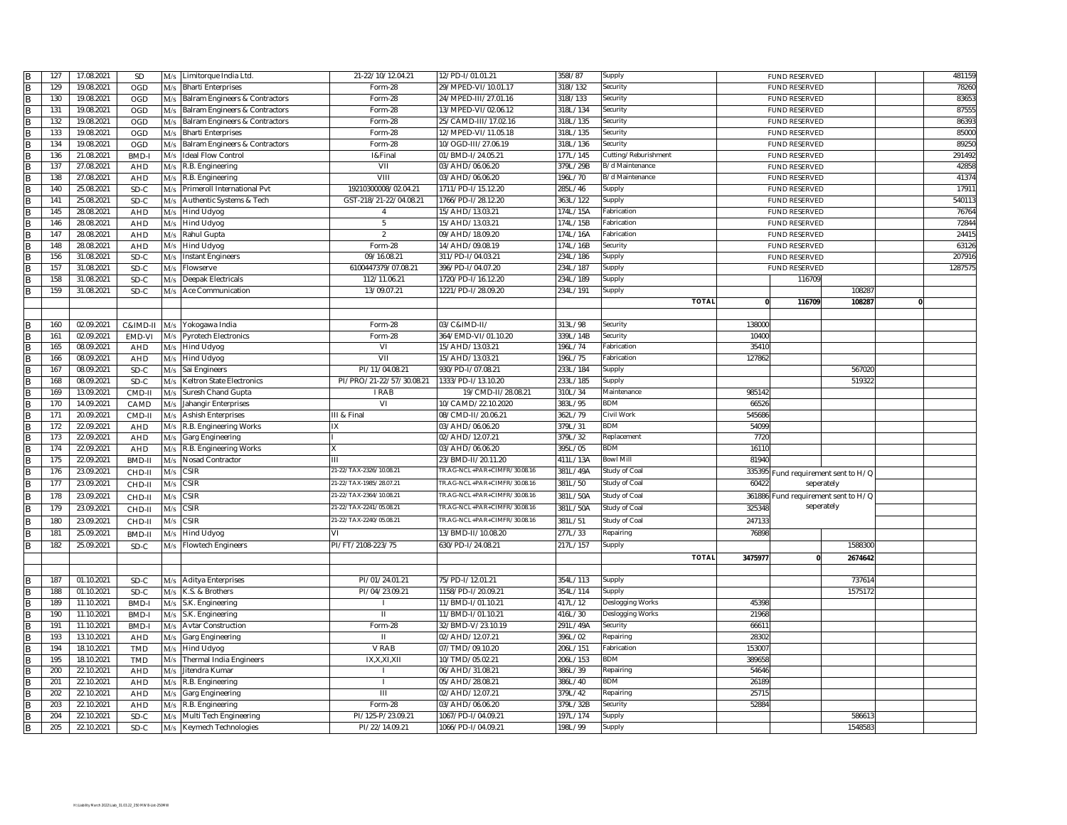| | | | | | | | | | | | | | | |
|---|---|---|---|---|---|---|---|---|---|---|---|---|---|---|
| B | 127 | 17.08.2021 | SD | M/s | Limitorque India Ltd. | 21-22/10/12.04.21 | 12/PD-I/01.01.21 | 358l/87 | Supply | FUND RESERVED | | | | 481159 |
| B | 129 | 19.08.2021 | OGD | M/s | Bharti Enterprises | Form-28 | 29/MPED-VI/10.01.17 | 318l/132 | Security | FUND RESERVED | | | | 78260 |
| B | 130 | 19.08.2021 | OGD | M/s | Balram Engineers & Contractors | Form-28 | 24/MPED-III/27.01.16 | 318l/133 | Security | FUND RESERVED | | | | 83653 |
| B | 131 | 19.08.2021 | OGD | M/s | Balram Engineers & Contractors | Form-28 | 13/MPED-VI/02.06.12 | 318L/134 | Security | FUND RESERVED | | | | 87555 |
| B | 132 | 19.08.2021 | OGD | M/s | Balram Engineers & Contractors | Form-28 | 25/CAMD-III/17.02.16 | 318L/135 | Security | FUND RESERVED | | | | 86393 |
| B | 133 | 19.08.2021 | OGD | M/s | Bharti Enterprises | Form-28 | 12/MPED-VI/11.05.18 | 318L/135 | Security | FUND RESERVED | | | | 85000 |
| B | 134 | 19.08.2021 | OGD | M/s | Balram Engineers & Contractors | Form-28 | 10/OGD-III/27.06.19 | 318L/136 | Security | FUND RESERVED | | | | 89250 |
| B | 136 | 21.08.2021 | BMD-I | M/s | Ideal Flow Control | I&Final | 01/BMD-I/24.05.21 | 177L/145 | Cutting/Reburishment | FUND RESERVED | | | | 291492 |
| B | 137 | 27.08.2021 | AHD | M/s | R.B. Engineering | VII | 03/AHD/06.06.20 | 379L/29B | B/d Maintenance | FUND RESERVED | | | | 42858 |
| B | 138 | 27.08.2021 | AHD | M/s | R.B. Engineering | VIII | 03/AHD/06.06.20 | 196L/70 | B/d Maintenance | FUND RESERVED | | | | 41374 |
| B | 140 | 25.08.2021 | SD-C | M/s | Primeroll International Pvt | 19210300008/02.04.21 | 1711/PD-I/15.12.20 | 285L/46 | Supply | FUND RESERVED | | | | 17911 |
| B | 141 | 25.08.2021 | SD-C | M/s | Authentic Systems & Tech | GST-218/21-22/04.08.21 | 1766/PD-I/28.12.20 | 363L/122 | Supply | FUND RESERVED | | | | 540113 |
| B | 145 | 28.08.2021 | AHD | M/s | Hind Udyog | 4 | 15/AHD/13.03.21 | 174L/15A | Fabrication | FUND RESERVED | | | | 76764 |
| B | 146 | 28.08.2021 | AHD | M/s | Hind Udyog | 5 | 15/AHD/13.03.21 | 174L/15B | Fabrication | FUND RESERVED | | | | 72844 |
| B | 147 | 28.08.2021 | AHD | M/s | Rahul Gupta | 2 | 09/AHD/18.09.20 | 174L/16A | Fabrication | FUND RESERVED | | | | 24415 |
| B | 148 | 28.08.2021 | AHD | M/s | Hind Udyog | Form-28 | 14/AHD/09.08.19 | 174L/16B | Security | FUND RESERVED | | | | 63126 |
| B | 156 | 31.08.2021 | SD-C | M/s | Instant Engineers | 09/16.08.21 | 311/PD-I/04.03.21 | 234L/186 | Supply | FUND RESERVED | | | | 207916 |
| B | 157 | 31.08.2021 | SD-C | M/s | Flowserve | 6100447379/07.08.21 | 396/PD-I/04.07.20 | 234L/187 | Supply | FUND RESERVED | | | | 1287575 |
| B | 158 | 31.08.2021 | SD-C | M/s | Deepak Electricals | 112/11.06.21 | 1720/PD-I/16.12.20 | 234L/189 | Supply | | 116709 | | | |
| B | 159 | 31.08.2021 | SD-C | M/s | Ace Communication | 13/09.07.21 | 1221/PD-I/28.09.20 | 234L/191 | Supply | | | 108287 | | |
| | | | | | | | | | TOTAL | 0 | 116709 | 108287 | 0 | |
| | | | | | | | | | | | | | | |
| B | 160 | 02.09.2021 | C&IMD-II | M/s | Yokogawa India | Form-28 | 03/C&IMD-II/ | 313L/98 | Security | 138000 | | | | |
| B | 161 | 02.09.2021 | EMD-VI | M/s | Pyrotech Electronics | Form-28 | 364/EMD-VI/01.10.20 | 339L/14B | Security | 10400 | | | | |
| B | 165 | 08.09.2021 | AHD | M/s | Hind Udyog | VI | 15/AHD/13.03.21 | 196L/74 | Fabrication | 35410 | | | | |
| B | 166 | 08.09.2021 | AHD | M/s | Hind Udyog | VII | 15/AHD/13.03.21 | 196L/75 | Fabrication | 127862 | | | | |
| B | 167 | 08.09.2021 | SD-C | M/s | Sai Engineers | PI/11/04.08.21 | 930/PD-I/07.08.21 | 233L/184 | Supply | | | 567020 | | |
| B | 168 | 08.09.2021 | SD-C | M/s | Keltron State Electronics | PI/PRO/21-22/57/30.08.21 | 1333/PD-I/13.10.20 | 233L/185 | Supply | | | 519322 | | |
| B | 169 | 13.09.2021 | CMD-II | M/s | Suresh Chand Gupta | I RAB | 19/CMD-II/28.08.21 | 310L/34 | Maintenance | 985142 | | | | |
| B | 170 | 14.09.2021 | CAMD | M/s | Jahangir Enterprises | VI | 10/CAMD/22.10.2020 | 383L/95 | BDM | 66526 | | | | |
| B | 171 | 20.09.2021 | CMD-II | M/s | Ashish Enterprises | III & Final | 08/CMD-II/20.06.21 | 362L/79 | Civil Work | 545686 | | | | |
| B | 172 | 22.09.2021 | AHD | M/s | R.B. Engineering Works | IX | 03/AHD/06.06.20 | 379L/31 | BDM | 54099 | | | | |
| B | 173 | 22.09.2021 | AHD | M/s | Garg Engineering | I | 02/AHD/12.07.21 | 379L/32 | Replacement | 7720 | | | | |
| B | 174 | 22.09.2021 | AHD | M/s | R.B. Engineering Works | X | 03/AHD/06.06.20 | 395L/05 | BDM | 16110 | | | | |
| B | 175 | 22.09.2021 | BMD-II | M/s | Nosad Contractor | III | 23/BMD-II/20.11.20 | 411L/13A | Bowl Mill | 81940 | | | | |
| B | 176 | 23.09.2021 | CHD-II | M/s | CSIR | 21-22/TAX-2326/10.08.21 | TR.AG-NCL+PAR+CIMFR/30.08.16 | 381L/49A | Study of Coal | 335395 | Fund requirement sent to H/Q | | | |
| B | 177 | 23.09.2021 | CHD-II | M/s | CSIR | 21-22/TAX-1985/28.07.21 | TR.AG-NCL+PAR+CIMFR/30.08.16 | 381L/50 | Study of Coal | 60422 | seperately | | | |
| B | 178 | 23.09.2021 | CHD-II | M/s | CSIR | 21-22/TAX-2364/10.08.21 | TR.AG-NCL+PAR+CIMFR/30.08.16 | 381L/50A | Study of Coal | 361886 | Fund requirement sent to H/Q | | | |
| B | 179 | 23.09.2021 | CHD-II | M/s | CSIR | 21-22/TAX-2241/05.08.21 | TR.AG-NCL+PAR+CIMFR/30.08.16 | 381L/50A | Study of Coal | 325348 | seperately | | | |
| B | 180 | 23.09.2021 | CHD-II | M/s | CSIR | 21-22/TAX-2240/05.08.21 | TR.AG-NCL+PAR+CIMFR/30.08.16 | 381L/51 | Study of Coal | 247133 | | | | |
| B | 181 | 25.09.2021 | BMD-II | M/s | Hind Udyog | VI | 13/BMD-II/10.08.20 | 277L/33 | Repairing | 76898 | | | | |
| B | 182 | 25.09.2021 | SD-C | M/s | Flowtech Engineers | PI/FT/2108-223/75 | 630/PD-I/24.08.21 | 217L/157 | Supply | | | 1588300 | | |
| | | | | | | | | | TOTAL | 3475977 | 0 | 2674642 | | |
| | | | | | | | | | | | | | | |
| B | 187 | 01.10.2021 | SD-C | M/s | Aditya Enterprises | PI/01/24.01.21 | 75/PD-I/12.01.21 | 354L/113 | Supply | | | 737614 | | |
| B | 188 | 01.10.2021 | SD-C | M/s | K.S. & Brothers | PI/04/23.09.21 | 1158/PD-I/20.09.21 | 354L/114 | Supply | | | 1575172 | | |
| B | 189 | 11.10.2021 | BMD-I | M/s | S.K. Engineering | I | 11/BMD-I/01.10.21 | 417L/12 | Deslogging Works | 45398 | | | | |
| B | 190 | 11.10.2021 | BMD-I | M/s | S.K. Engineering | II | 11/BMD-I/01.10.21 | 416L/30 | Deslogging Works | 21968 | | | | |
| B | 191 | 11.10.2021 | BMD-I | M/s | Avtar Construction | Form-28 | 32/BMD-V/23.10.19 | 291L/49A | Security | 66611 | | | | |
| B | 193 | 13.10.2021 | AHD | M/s | Garg Engineering | II | 02/AHD/12.07.21 | 396L/02 | Repairing | 28302 | | | | |
| B | 194 | 18.10.2021 | TMD | M/s | Hind Udyog | V RAB | 07/TMD/09.10.20 | 206L/151 | Fabrication | 153007 | | | | |
| B | 195 | 18.10.2021 | TMD | M/s | Thermal India Engineers | IX,X,XI,XII | 10/TMD/05.02.21 | 206L/153 | BDM | 389658 | | | | |
| B | 200 | 22.10.2021 | AHD | M/s | Jitendra Kumar | I | 06/AHD/31.08.21 | 386L/39 | Repairing | 54646 | | | | |
| B | 201 | 22.10.2021 | AHD | M/s | R.B. Engineering | I | 05/AHD/28.08.21 | 386L/40 | BDM | 26189 | | | | |
| B | 202 | 22.10.2021 | AHD | M/s | Garg Engineering | III | 02/AHD/12.07.21 | 379L/42 | Repairing | 25715 | | | | |
| B | 203 | 22.10.2021 | AHD | M/s | R.B. Engineering | Form-28 | 03/AHD/06.06.20 | 379L/32B | Security | 52884 | | | | |
| B | 204 | 22.10.2021 | SD-C | M/s | Multi Tech Engineering | PI/125-P/23.09.21 | 1067/PD-I/04.09.21 | 197L/174 | Supply | | | 586613 | | |
| B | 205 | 22.10.2021 | SD-C | M/s | Keymech Technologies | PI/22/14.09.21 | 1066/PD-I/04.09.21 | 198L/99 | Supply | | | 1548583 | | |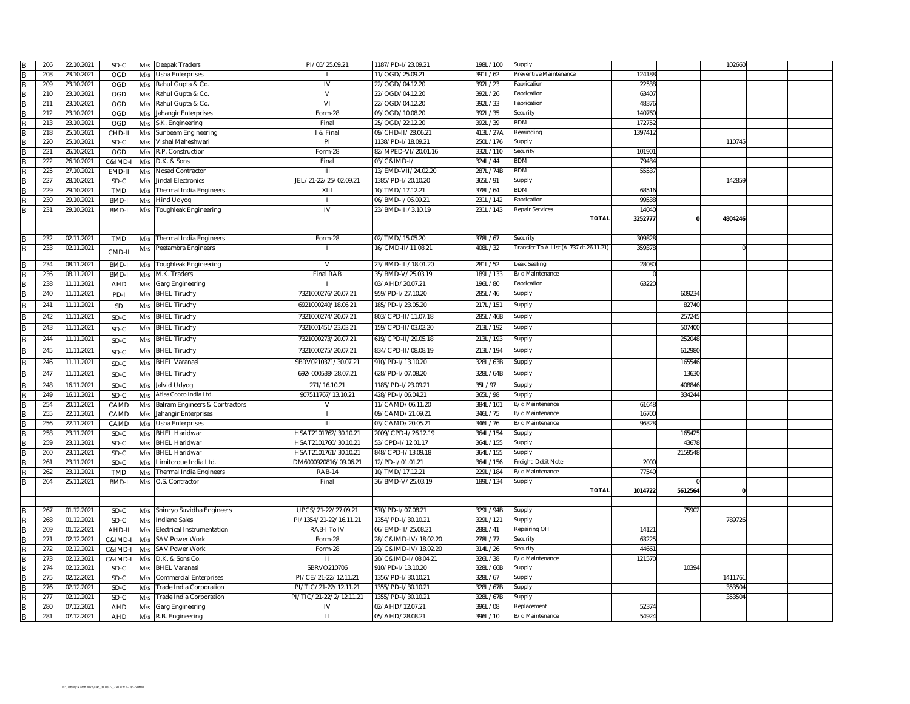| | | | | | | | | | | | | | | |
|---|---|---|---|---|---|---|---|---|---|---|---|---|---|---|
| B | 206 | 22.10.2021 | SD-C | M/s | Deepak Traders | PI/05/25.09.21 | 1187/PD-I/23.09.21 | 198L/100 | Supply | | | 102660 | | |
| B | 208 | 23.10.2021 | OGD | M/s | Usha Enterprises | I | 11/OGD/25.09.21 | 391L/62 | Preventive Maintenance | 124188 | | | | |
| B | 209 | 23.10.2021 | OGD | M/s | Rahul Gupta & Co. | IV | 22/OGD/04.12.20 | 392L/23 | Fabrication | 22538 | | | | |
| B | 210 | 23.10.2021 | OGD | M/s | Rahul Gupta & Co. | V | 22/OGD/04.12.20 | 392L/26 | Fabrication | 63407 | | | | |
| B | 211 | 23.10.2021 | OGD | M/s | Rahul Gupta & Co. | VI | 22/OGD/04.12.20 | 392L/33 | Fabrication | 48376 | | | | |
| B | 212 | 23.10.2021 | OGD | M/s | Jahangir Enterprises | Form-28 | 09/OGD/10.08.20 | 392L/35 | Security | 140760 | | | | |
| B | 213 | 23.10.2021 | OGD | M/s | S.K. Engineering | Final | 25/OGD/22.12.20 | 392L/39 | BDM | 172752 | | | | |
| B | 218 | 25.10.2021 | CHD-II | M/s | Sunbeam Engineering | I & Final | 09/CHD-II/28.06.21 | 413L/27A | Rewinding | 1397412 | | | | |
| B | 220 | 25.10.2021 | SD-C | M/s | Vishal Maheshwari | PI | 1138/PD-I/18.09.21 | 250L/176 | Supply | | | 110745 | | |
| B | 221 | 26.10.2021 | OGD | M/s | R.P. Construction | Form-28 | 82/MPED-VI/20.01.16 | 332L/110 | Security | 101901 | | | | |
| B | 222 | 26.10.2021 | C&IMD-I | M/s | D.K. & Sons | Final | 03/C&IMD-I/ | 324L/44 | BDM | 79434 | | | | |
| B | 225 | 27.10.2021 | EMD-II | M/s | Nosad Contractor | III | 13/EMD-VII/24.02.20 | 287L/74B | BDM | 55537 | | | | |
| B | 227 | 28.10.2021 | SD-C | M/s | Jindal Electronics | JEL/21-22/25/02.09.21 | 1385/PD-I/20.10.20 | 365L/91 | Supply | | | 142859 | | |
| B | 229 | 29.10.2021 | TMD | M/s | Thermal India Engineers | XIII | 10/TMD/17.12.21 | 378L/64 | BDM | 68516 | | | | |
| B | 230 | 29.10.2021 | BMD-I | M/s | Hind Udyog | I | 06/BMD-I/06.09.21 | 231L/142 | Fabrication | 99538 | | | | |
| B | 231 | 29.10.2021 | BMD-I | M/s | Toughleak Engineering | IV | 23/BMD-III/3.10.19 | 231L/143 | Repair Services | 14040 | | | | |
| | | | | | | | | | **TOTAL** | **3252777** | **0** | **4804246** | | |
| | | | | | | | | | | | | | | |
| B | 232 | 02.11.2021 | TMD | M/s | Thermal India Engineers | Form-28 | 02/TMD/15.05.20 | 378L/67 | Security | 309828 | | | | |
| B | 233 | 02.11.2021 | CMD-II | M/s | Peetambra Engineers | I | 16/CMD-II/11.08.21 | 408L/32 | Transfer To A List (A-737 dt.26.11.21) | 359378 | | 0 | | |
| B | 234 | 08.11.2021 | BMD-I | M/s | Toughleak Engineering | V | 23/BMD-III/18.01.20 | 281L/52 | Leak Sealing | 28080 | | | | |
| B | 236 | 08.11.2021 | BMD-I | M/s | M.K. Traders | Final RAB | 35/BMD-V/25.03.19 | 189L/133 | B/d Maintenance | 0 | | | | |
| B | 238 | 11.11.2021 | AHD | M/s | Garg Engineering | I | 03/AHD/20.07.21 | 196L/80 | Fabrication | 63220 | | | | |
| B | 240 | 11.11.2021 | PD-I | M/s | BHEL Tiruchy | 7321000276/20.07.21 | 959/PD-I/27.10.20 | 285L/46 | Supply | | 609234 | | | |
| B | 241 | 11.11.2021 | SD | M/s | BHEL Tiruchy | 6921000240/18.06.21 | 185/PD-I/23.05.20 | 217L/151 | Supply | | 82740 | | | |
| B | 242 | 11.11.2021 | SD-C | M/s | BHEL Tiruchy | 7321000274/20.07.21 | 803/CPD-II/11.07.18 | 285L/46B | Supply | | 257245 | | | |
| B | 243 | 11.11.2021 | SD-C | M/s | BHEL Tiruchy | 7321001451/23.03.21 | 159/CPD-II/03.02.20 | 213L/192 | Supply | | 507400 | | | |
| B | 244 | 11.11.2021 | SD-C | M/s | BHEL Tiruchy | 7321000273/20.07.21 | 619/CPD-II/29.05.18 | 213L/193 | Supply | | 252048 | | | |
| B | 245 | 11.11.2021 | SD-C | M/s | BHEL Tiruchy | 7321000275/20.07.21 | 834/CPD-II/08.08.19 | 213L/194 | Supply | | 612980 | | | |
| B | 246 | 11.11.2021 | SD-C | M/s | BHEL Varanasi | SBRV0210371/30.07.21 | 910/PD-I/13.10.20 | 328L/63B | Supply | | 165546 | | | |
| B | 247 | 11.11.2021 | SD-C | M/s | BHEL Tiruchy | 692/000538/28.07.21 | 628/PD-I/07.08.20 | 328L/64B | Supply | | 13630 | | | |
| B | 248 | 16.11.2021 | SD-C | M/s | Jalvid Udyog | 271/16.10.21 | 1185/PD-I/23.09.21 | 35L/97 | Supply | | 408846 | | | |
| B | 249 | 16.11.2021 | SD-C | M/s | Atlas Copco India Ltd. | 907511767/13.10.21 | 428/PD-I/06.04.21 | 365L/98 | Supply | | 334244 | | | |
| B | 254 | 20.11.2021 | CAMD | M/s | Balram Engineers & Contractors | V | 11/CAMD/06.11.20 | 384L/101 | B/d Maintenance | 61648 | | | | |
| B | 255 | 22.11.2021 | CAMD | M/s | Jahangir Enterprises | I | 09/CAMD/21.09.21 | 346L/75 | B/d Maintenance | 16700 | | | | |
| B | 256 | 22.11.2021 | CAMD | M/s | Usha Enterprises | III | 03/CAMD/20.05.21 | 346L/76 | B/d Maintenance | 96328 | | | | |
| B | 258 | 23.11.2021 | SD-C | M/s | BHEL Haridwar | HSAT2101762/30.10.21 | 2009/CPD-I/26.12.19 | 364L/154 | Supply | | 165425 | | | |
| B | 259 | 23.11.2021 | SD-C | M/s | BHEL Haridwar | HSAT2101760/30.10.21 | 53/CPD-I/12.01.17 | 364L/155 | Supply | | 43678 | | | |
| B | 260 | 23.11.2021 | SD-C | M/s | BHEL Haridwar | HSAT2101761/30.10.21 | 848/CPD-I/13.09.18 | 364L/155 | Supply | | 2159548 | | | |
| B | 261 | 23.11.2021 | SD-C | M/s | Limitorque India Ltd. | DM6000920816/09.06.21 | 12/PD-I/01.01.21 | 364L/156 | Freight Debit Note | 2000 | | | | |
| B | 262 | 23.11.2021 | TMD | M/s | Thermal India Engineers | RAB-14 | 10/TMD/17.12.21 | 229L/184 | B/d Maintenance | 77540 | | | | |
| B | 264 | 25.11.2021 | BMD-I | M/s | O.S. Contractor | Final | 36/BMD-V/25.03.19 | 189L/134 | Supply | | 0 | | | |
| | | | | | | | | | **TOTAL** | **1014722** | **5612564** | **0** | | |
| | | | | | | | | | | | | | | |
| B | 267 | 01.12.2021 | SD-C | M/s | Shinryo Suvidha Engineers | UPCS/21-22/27.09.21 | 570/PD-I/07.08.21 | 329L/94B | Supply | | 75902 | | | |
| B | 268 | 01.12.2021 | SD-C | M/s | Indiana Sales | PI/1354/21-22/16.11.21 | 1354/PD-I/30.10.21 | 329L/121 | Supply | | | 789726 | | |
| B | 269 | 01.12.2021 | AHD-II | M/s | Electrical Instrumentation | RAB-I To IV | 06/EMD-II/25.08.21 | 288L/41 | Repairing OH | 14121 | | | | |
| B | 271 | 02.12.2021 | C&IMD-I | M/s | SAV Power Work | Form-28 | 28/C&IMD-IV/18.02.20 | 278L/77 | Security | 63225 | | | | |
| B | 272 | 02.12.2021 | C&IMD-I | M/s | SAV Power Work | Form-28 | 29/C&IMD-IV/18.02.20 | 314L/26 | Security | 44661 | | | | |
| B | 273 | 02.12.2021 | C&IMD-I | M/s | D.K. & Sons Co. | II | 20/C&IMD-I/08.04.21 | 326L/38 | B/d Maintenance | 121570 | | | | |
| B | 274 | 02.12.2021 | SD-C | M/s | BHEL Varanasi | SBRVO210706 | 910/PD-I/13.10.20 | 328L/66B | Supply | | 10394 | | | |
| B | 275 | 02.12.2021 | SD-C | M/s | Commercial Enterprises | PI/CE/21-22/12.11.21 | 1356/PD-I/30.10.21 | 328L/67 | Supply | | | 1411761 | | |
| B | 276 | 02.12.2021 | SD-C | M/s | Trade India Corporation | PI/TIC/21-22/12.11.21 | 1355/PD-I/30.10.21 | 328L/67B | Supply | | | 353504 | | |
| B | 277 | 02.12.2021 | SD-C | M/s | Trade India Corporation | PI/TIC/21-22/2/12.11.21 | 1355/PD-I/30.10.21 | 328L/67B | Supply | | | 353504 | | |
| B | 280 | 07.12.2021 | AHD | M/s | Garg Engineering | IV | 02/AHD/12.07.21 | 396L/08 | Replacement | 52374 | | | | |
| B | 281 | 07.12.2021 | AHD | M/s | R.B. Engineering | II | 05/AHD/28.08.21 | 396L/10 | B/d Maintenance | 54924 | | | | |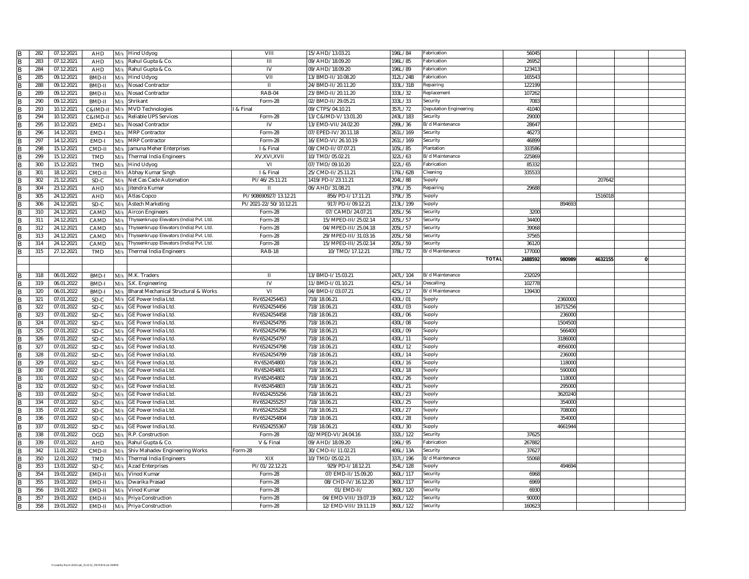| | | | | | | | | | | | | | | |
|---|---|---|---|---|---|---|---|---|---|---|---|---|---|---|
| B | 282 | 07.12.2021 | AHD | M/s | Hind Udyog | VIII | 15/AHD/13.03.21 | 196L/84 | Fabrication | 56045 | | | | |
| B | 283 | 07.12.2021 | AHD | M/s | Rahul Gupta & Co. | III | 09/AHD/18.09.20 | 196L/85 | Fabrication | 26952 | | | | |
| B | 284 | 07.12.2021 | AHD | M/s | Rahul Gupta & Co. | IV | 09/AHD/18.09.20 | 196L/89 | Fabrication | 123413 | | | | |
| B | 285 | 09.12.2021 | BMD-II | M/s | Hind Udyog | VII | 13/BMD-II/10.08.20 | 312L/24B | Fabrication | 165543 | | | | |
| B | 288 | 09.12.2021 | BMD-II | M/s | Nosad Contractor | II | 24/BMD-II/20.11.20 | 333L/31B | Repairing | 122199 | | | | |
| B | 289 | 09.12.2021 | BMD-II | M/s | Nosad Contractor | RAB-04 | 23/BMD-II/20.11.20 | 333L/32 | Replacement | 107262 | | | | |
| B | 290 | 09.12.2021 | BMD-II | M/s | Shrikant | Form-28 | 02/BMD-II/29.05.21 | 333L/33 | Security | 7083 | | | | |
| B | 293 | 10.12.2021 | C&IMD-II | M/s | MVD Technologies | I & Final | 09/CTPS/04.10.21 | 357L/72 | Deputation Engineering | 41040 | | | | |
| B | 294 | 10.12.2021 | C&IMD-II | M/s | Reliable UPS Services | Form-28 | 13/C&IMD-V/13.01.20 | 243L/183 | Security | 29000 | | | | |
| B | 295 | 10.12.2021 | EMD-I | M/s | Nosad Contractor | IV | 13/EMD-VII/24.02.20 | 299L/36 | B/d Maintenance | 28647 | | | | |
| B | 296 | 14.12.2021 | EMD-I | M/s | MRP Contractor | Form-28 | 07/EPED-IV/20.11.18 | 261L/169 | Security | 46273 | | | | |
| B | 297 | 14.12.2021 | EMD-I | M/s | MRP Contractor | Form-28 | 16/EMD-VI/26.10.19 | 261L/169 | Security | 46899 | | | | |
| B | 298 | 15.12.2021 | CMD-II | M/s | Jamuna Meher Enterprises | I & Final | 08/CMD-II/07.07.21 | 105L/85 | Plantation | 333586 | | | | |
| B | 299 | 15.12.2021 | TMD | M/s | Thermal India Engineers | XV,XVI,XVII | 10/TMD/05.02.21 | 322L/63 | B/d Maintenance | 225869 | | | | |
| B | 300 | 15.12.2021 | TMD | M/s | Hind Udyog | VI | 07/TMD/09.10.20 | 322L/65 | Fabrication | 85332 | | | | |
| B | 301 | 18.12.2021 | CMD-II | M/s | Abhay Kumar Singh | I & Final | 25/CMD-II/25.11.21 | 176L/62B | Cleaning | 335533 | | | | |
| B | 302 | 21.12.2021 | SD-C | M/s | Net Cas Cade Automation | PI/46/25.11.21 | 1419/PD-I/23.11.21 | 204L/88 | Supply | | | 207642 | | |
| B | 304 | 23.12.2021 | AHD | M/s | Jitendra Kumar | II | 06/AHD/31.08.21 | 379L/35 | Repairing | 29688 | | | | |
| B | 305 | 24.12.2021 | AHD | M/s | Atlas Copco | PI/908690927/13.12.21 | 856/PD-I/17.11.21 | 379L/35 | Supply | | | 1516018 | | |
| B | 306 | 24.12.2021 | SD-C | M/s | Astech Marketing | PI/2021-22/50/10.12.21 | 917/PD-I/09.12.21 | 213L/199 | Supply | | 894693 | | | |
| B | 310 | 24.12.2021 | CAMD | M/s | Aircon Engineers | Form-28 | 07/CAMD/24.07.21 | 205L/56 | Security | 3200 | | | | |
| B | 311 | 24.12.2021 | CAMD | M/s | Thyssenkrupp Elevators (India) Pvt. Ltd. | Form-28 | 15/MPED-III/25.02.14 | 205L/57 | Security | 34400 | | | | |
| B | 312 | 24.12.2021 | CAMD | M/s | Thyssenkrupp Elevators (India) Pvt. Ltd. | Form-28 | 04/MPED-III/25.04.18 | 205L/57 | Security | 39068 | | | | |
| B | 313 | 24.12.2021 | CAMD | M/s | Thyssenkrupp Elevators (India) Pvt. Ltd. | Form-28 | 29/MPED-III/31.03.16 | 205L/58 | Security | 37565 | | | | |
| B | 314 | 24.12.2021 | CAMD | M/s | Thyssenkrupp Elevators (India) Pvt. Ltd. | Form-28 | 15/MPED-III/25.02.14 | 205L/59 | Security | 36120 | | | | |
| B | 315 | 27.12.2021 | TMD | M/s | Thermal India Engineers | RAB-18 | 10/TMD/17.12.21 | 378L/72 | B/d Maintenance | 177000 | | | | |
| | | | | | | | | | TOTAL | 2488592 | 980989 | 4632155 | 0 | |
| | | | | | | | | | | | | | | |
| B | 318 | 06.01.2022 | BMD-I | M/s | M.K. Traders | II | 13/BMD-I/15.03.21 | 247L/104 | B/d Maintenance | 232029 | | | | |
| B | 319 | 06.01.2022 | BMD-I | M/s | S.K. Engineering | IV | 11/BMD-I/01.10.21 | 425L/14 | Descalling | 102778 | | | | |
| B | 320 | 06.01.2022 | BMD-I | M/s | Bharat Mechanical Structural & Works | VI | 04/BMD-I/03.07.21 | 425L/17 | B/d Maintenance | 139430 | | | | |
| B | 321 | 07.01.2022 | SD-C | M/s | GE Power India Ltd. | RV6524254453 | 718/18.06.21 | 430L/01 | Supply | | 2360000 | | | |
| B | 322 | 07.01.2022 | SD-C | M/s | GE Power India Ltd. | RV6524254456 | 718/18.06.21 | 430L/03 | Supply | | 16715256 | | | |
| B | 323 | 07.01.2022 | SD-C | M/s | GE Power India Ltd. | RV6524254458 | 718/18.06.21 | 430L/06 | Supply | | 236000 | | | |
| B | 324 | 07.01.2022 | SD-C | M/s | GE Power India Ltd. | RV6524254795 | 718/18.06.21 | 430L/08 | Supply | | 1504500 | | | |
| B | 325 | 07.01.2022 | SD-C | M/s | GE Power India Ltd. | RV6524254796 | 718/18.06.21 | 430L/09 | Supply | | 566400 | | | |
| B | 326 | 07.01.2022 | SD-C | M/s | GE Power India Ltd. | RV6524254797 | 718/18.06.21 | 430L/11 | Supply | | 3186000 | | | |
| B | 327 | 07.01.2022 | SD-C | M/s | GE Power India Ltd. | RV6524254798 | 718/18.06.21 | 430L/12 | Supply | | 4956000 | | | |
| B | 328 | 07.01.2022 | SD-C | M/s | GE Power India Ltd. | RV6524254799 | 718/18.06.21 | 430L/14 | Supply | | 236000 | | | |
| B | 329 | 07.01.2022 | SD-C | M/s | GE Power India Ltd. | RV652454800 | 718/18.06.21 | 430L/16 | Supply | | 118000 | | | |
| B | 330 | 07.01.2022 | SD-C | M/s | GE Power India Ltd. | RV652454801 | 718/18.06.21 | 430L/18 | Supply | | 590000 | | | |
| B | 331 | 07.01.2022 | SD-C | M/s | GE Power India Ltd. | RV652454802 | 718/18.06.21 | 430L/26 | Supply | | 118000 | | | |
| B | 332 | 07.01.2022 | SD-C | M/s | GE Power India Ltd. | RV652454803 | 718/18.06.21 | 430L/21 | Supply | | 295000 | | | |
| B | 333 | 07.01.2022 | SD-C | M/s | GE Power India Ltd. | RV6524255256 | 718/18.06.21 | 430L/23 | Supply | | 3620240 | | | |
| B | 334 | 07.01.2022 | SD-C | M/s | GE Power India Ltd. | RV6524255257 | 718/18.06.21 | 430L/25 | Supply | | 354000 | | | |
| B | 335 | 07.01.2022 | SD-C | M/s | GE Power India Ltd. | RV6524255258 | 718/18.06.21 | 430L/27 | Supply | | 708000 | | | |
| B | 336 | 07.01.2022 | SD-C | M/s | GE Power India Ltd. | RV6524254804 | 718/18.06.21 | 430L/28 | Supply | | 354000 | | | |
| B | 337 | 07.01.2022 | SD-C | M/s | GE Power India Ltd. | RV6524255367 | 718/18.06.21 | 430L/30 | Supply | | 4661944 | | | |
| B | 338 | 07.01.2022 | OGD | M/s | R.P. Construction | Form-28 | 02/MPED-VI/24.04.16 | 332L/122 | Security | 37625 | | | | |
| B | 339 | 07.01.2022 | AHD | M/s | Rahul Gupta & Co. | V & Final | 09/AHD/18.09.20 | 196L/95 | Fabrication | 267882 | | | | |
| B | 342 | 11.01.2022 | CMD-II | M/s | Shiv Mahadev Engineering Works | Form-28 | 30/CMD-II/11.02.21 | 406L/13A | Security | 37627 | | | | |
| B | 350 | 12.01.2022 | TMD | M/s | Thermal India Engineers | XIX | 10/TMD/05.02.21 | 337L/196 | B/d Maintenance | 55068 | | | | |
| B | 353 | 13.01.2022 | SD-C | M/s | Azad Enterprises | PI/01/22.12.21 | 929/PD-I/18.12.21 | 354L/128 | Supply | | 494694 | | | |
| B | 354 | 19.01.2022 | EMD-II | M/s | Vinod Kumar | Form-28 | 07/EMD-II/15.09.20 | 360L/117 | Security | 6968 | | | | |
| B | 355 | 19.01.2022 | EMD-II | M/s | Dwarika Prasad | Form-28 | 08/CHD-IV/16.12.20 | 360L/117 | Security | 6969 | | | | |
| B | 356 | 19.01.2022 | EMD-II | M/s | Vinod Kumar | Form-28 | 01/EMD-II/ | 360L/120 | Security | 6930 | | | | |
| B | 357 | 19.01.2022 | EMD-II | M/s | Priya Construction | Form-28 | 04/EMD-VIII/19.07.19 | 360L/122 | Security | 90000 | | | | |
| B | 358 | 19.01.2022 | EMD-II | M/s | Priya Construction | Form-28 | 12/EMD-VIII/19.11.19 | 360L/122 | Security | 160623 | | | | |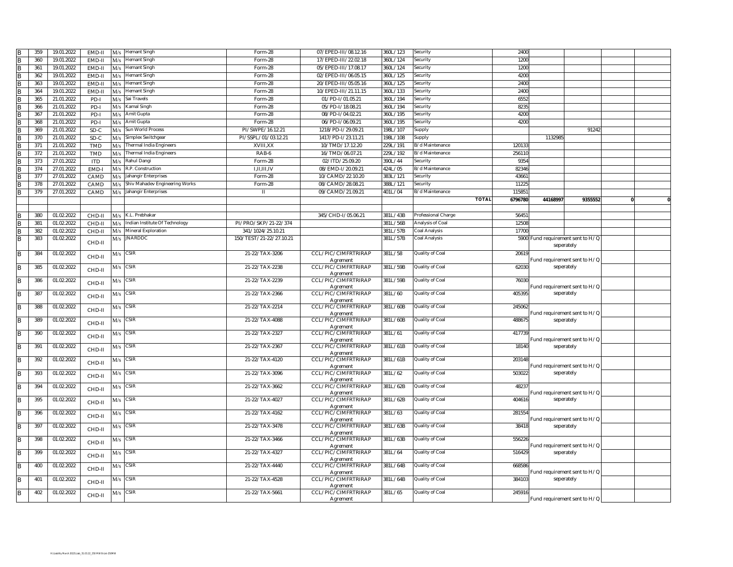| | | | | | | | | | | | | | | |
|---|---|---|---|---|---|---|---|---|---|---|---|---|---|---|
| B | 359 | 19.01.2022 | EMD-II | M/s | Hemant Singh | Form-28 | 07/EPED-III/08.12.16 | 360L/123 | Security | 2400 | | | | |
| B | 360 | 19.01.2022 | EMD-II | M/s | Hemant Singh | Form-28 | 17/EPED-III/22.02.18 | 360L/124 | Security | 1200 | | | | |
| B | 361 | 19.01.2022 | EMD-II | M/s | Hemant Singh | Form-28 | 05/EPED-III/17.08.17 | 360L/124 | Security | 1200 | | | | |
| B | 362 | 19.01.2022 | EMD-II | M/s | Hemant Singh | Form-28 | 02/EPED-III/06.05.15 | 360L/125 | Security | 4200 | | | | |
| B | 363 | 19.01.2022 | EMD-II | M/s | Hemant Singh | Form-28 | 20/EPED-III/05.05.16 | 360L/125 | Security | 2400 | | | | |
| B | 364 | 19.01.2022 | EMD-II | M/s | Hemant Singh | Form-28 | 10/EPED-III/21.11.15 | 360L/133 | Security | 2400 | | | | |
| B | 365 | 21.01.2022 | PD-I | M/s | Sai Travels | Form-28 | 01/PD-I/01.05.21 | 360L/194 | Security | 6552 | | | | |
| B | 366 | 21.01.2022 | PD-I | M/s | Kamal Singh | Form-28 | 05/PD-I/18.08.21 | 360L/194 | Security | 8235 | | | | |
| B | 367 | 21.01.2022 | PD-I | M/s | Amit Gupta | Form-28 | 08/PD-I/04.02.21 | 360L/195 | Security | 4200 | | | | |
| B | 368 | 21.01.2022 | PD-I | M/s | Amit Gupta | Form-28 | 06/PD-I/06.09.21 | 360L/195 | Security | 4200 | | | | |
| B | 369 | 21.01.2022 | SD-C | M/s | Sun World Process | PI/SWPE/16.12.21 | 1218/PD-I/29.09.21 | 198L/107 | Supply | | | 91242 | | |
| B | 370 | 21.01.2022 | SD-C | M/s | Simplex Switchgear | PI/SSPL/01/03.12.21 | 1417/PD-I/23.11.21 | 198L/108 | Supply | | 1132985 | | | |
| B | 371 | 21.01.2022 | TMD | M/s | Thermal India Engineers | XVIII,XX | 10/TMD/17.12.20 | 229L/191 | B/d Maintenance | 120133 | | | | |
| B | 372 | 21.01.2022 | TMD | M/s | Thermal India Engineers | RAB-6 | 16/TMD/06.07.21 | 229L/192 | B/d Maintenance | 256110 | | | | |
| B | 373 | 27.01.2022 | ITD | M/s | Rahul Dangi | Form-28 | 02/ITD/25.09.20 | 390L/44 | Security | 9354 | | | | |
| B | 374 | 27.01.2022 | EMD-I | M/s | R.P. Construction | I,II,III,IV | 08/EMD-I/20.09.21 | 424L/05 | B/d Maintenance | 82346 | | | | |
| B | 377 | 27.01.2022 | CAMD | M/s | Jahangir Enterprises | Form-28 | 10/CAMD/22.10.20 | 383L/121 | Security | 43661 | | | | |
| B | 378 | 27.01.2022 | CAMD | M/s | Shiv Mahadev Engineering Works | Form-28 | 08/CAMD/28.08.21 | 388L/121 | Security | 11225 | | | | |
| B | 379 | 27.01.2022 | CAMD | M/s | Jahangir Enterprises | II | 09/CAMD/21.09.21 | 401L/04 | B/d Maintenance | 115851 | | | | |
| | | | | | | | | | TOTAL | 6796780 | 44168997 | 9355552 | 0 | 0 |
| | | | | | | | | | | | | | | |
| B | 380 | 01.02.2022 | CHD-II | M/s | K.L. Prebhakar | | 345/CHD-I/05.06.21 | 381L/43B | Professional Charge | 56451 | | | | |
| B | 381 | 01.02.2022 | CHD-II | M/s | Indian Institute Of Technology | PI/PRO/SKP/21-22/374 | | 381L/56B | Analysis of Coal | 12508 | | | | |
| B | 382 | 01.02.2022 | CHD-II | M/s | Mineral Exploration | 341/1024/25.10.21 | | 381L/57B | Coal Analysis | 17700 | | | | |
| B | 383 | 01.02.2022 | CHD-II | M/s | JNARDDC | 150/TEST/21-22/27.10.21 | | 381L/57B | Coal Analysis | 5900 | Fund requirement sent to H/Q seperately | | | |
| B | 384 | 01.02.2022 | CHD-II | M/s | CSIR | 21-22/TAX-3206 | CCL/PIC/CIMFRTRIRAP Agrement | 381L/58 | Quality of Coal | 20619 | Fund requirement sent to H/Q seperately | | | |
| B | 385 | 01.02.2022 | CHD-II | M/s | CSIR | 21-22/TAX-2238 | CCL/PIC/CIMFRTRIRAP Agrement | 381L/59B | Quality of Coal | 62030 | | | | |
| B | 386 | 01.02.2022 | CHD-II | M/s | CSIR | 21-22/TAX-2239 | CCL/PIC/CIMFRTRIRAP Agrement | 381L/59B | Quality of Coal | 76030 | Fund requirement sent to H/Q seperately | | | |
| B | 387 | 01.02.2022 | CHD-II | M/s | CSIR | 21-22/TAX-2366 | CCL/PIC/CIMFRTRIRAP Agrement | 381L/60 | Quality of Coal | 405395 | | | | |
| B | 388 | 01.02.2022 | CHD-II | M/s | CSIR | 21-22/TAX-2214 | CCL/PIC/CIMFRTRIRAP Agrement | 381L/60B | Quality of Coal | 245062 | Fund requirement sent to H/Q seperately | | | |
| B | 389 | 01.02.2022 | CHD-II | M/s | CSIR | 21-22/TAX-4088 | CCL/PIC/CIMFRTRIRAP Agrement | 381L/60B | Quality of Coal | 488675 | | | | |
| B | 390 | 01.02.2022 | CHD-II | M/s | CSIR | 21-22/TAX-2327 | CCL/PIC/CIMFRTRIRAP Agrement | 381L/61 | Quality of Coal | 417739 | Fund requirement sent to H/Q seperately | | | |
| B | 391 | 01.02.2022 | CHD-II | M/s | CSIR | 21-22/TAX-2367 | CCL/PIC/CIMFRTRIRAP Agrement | 381L/61B | Quality of Coal | 18140 | | | | |
| B | 392 | 01.02.2022 | CHD-II | M/s | CSIR | 21-22/TAX-4120 | CCL/PIC/CIMFRTRIRAP Agrement | 381L/61B | Quality of Coal | 203148 | Fund requirement sent to H/Q seperately | | | |
| B | 393 | 01.02.2022 | CHD-II | M/s | CSIR | 21-22/TAX-3096 | CCL/PIC/CIMFRTRIRAP Agrement | 381L/62 | Quality of Coal | 503022 | | | | |
| B | 394 | 01.02.2022 | CHD-II | M/s | CSIR | 21-22/TAX-3662 | CCL/PIC/CIMFRTRIRAP Agrement | 381L/62B | Quality of Coal | 48237 | Fund requirement sent to H/Q seperately | | | |
| B | 395 | 01.02.2022 | CHD-II | M/s | CSIR | 21-22/TAX-4027 | CCL/PIC/CIMFRTRIRAP Agrement | 381L/62B | Quality of Coal | 404616 | | | | |
| B | 396 | 01.02.2022 | CHD-II | M/s | CSIR | 21-22/TAX-4162 | CCL/PIC/CIMFRTRIRAP Agrement | 381L/63 | Quality of Coal | 281554 | Fund requirement sent to H/Q seperately | | | |
| B | 397 | 01.02.2022 | CHD-II | M/s | CSIR | 21-22/TAX-3478 | CCL/PIC/CIMFRTRIRAP Agrement | 381L/63B | Quality of Coal | 38418 | | | | |
| B | 398 | 01.02.2022 | CHD-II | M/s | CSIR | 21-22/TAX-3466 | CCL/PIC/CIMFRTRIRAP Agrement | 381L/63B | Quality of Coal | 556226 | Fund requirement sent to H/Q seperately | | | |
| B | 399 | 01.02.2022 | CHD-II | M/s | CSIR | 21-22/TAX-4327 | CCL/PIC/CIMFRTRIRAP Agrement | 381L/64 | Quality of Coal | 516429 | | | | |
| B | 400 | 01.02.2022 | CHD-II | M/s | CSIR | 21-22/TAX-4440 | CCL/PIC/CIMFRTRIRAP Agrement | 381L/64B | Quality of Coal | 668586 | Fund requirement sent to H/Q seperately | | | |
| B | 401 | 01.02.2022 | CHD-II | M/s | CSIR | 21-22/TAX-4528 | CCL/PIC/CIMFRTRIRAP Agrement | 381L/64B | Quality of Coal | 384103 | | | | |
| B | 402 | 01.02.2022 | CHD-II | M/s | CSIR | 21-22/TAX-5661 | CCL/PIC/CIMFRTRIRAP Agrement | 381L/65 | Quality of Coal | 245916 | Fund requirement sent to H/Q | | | |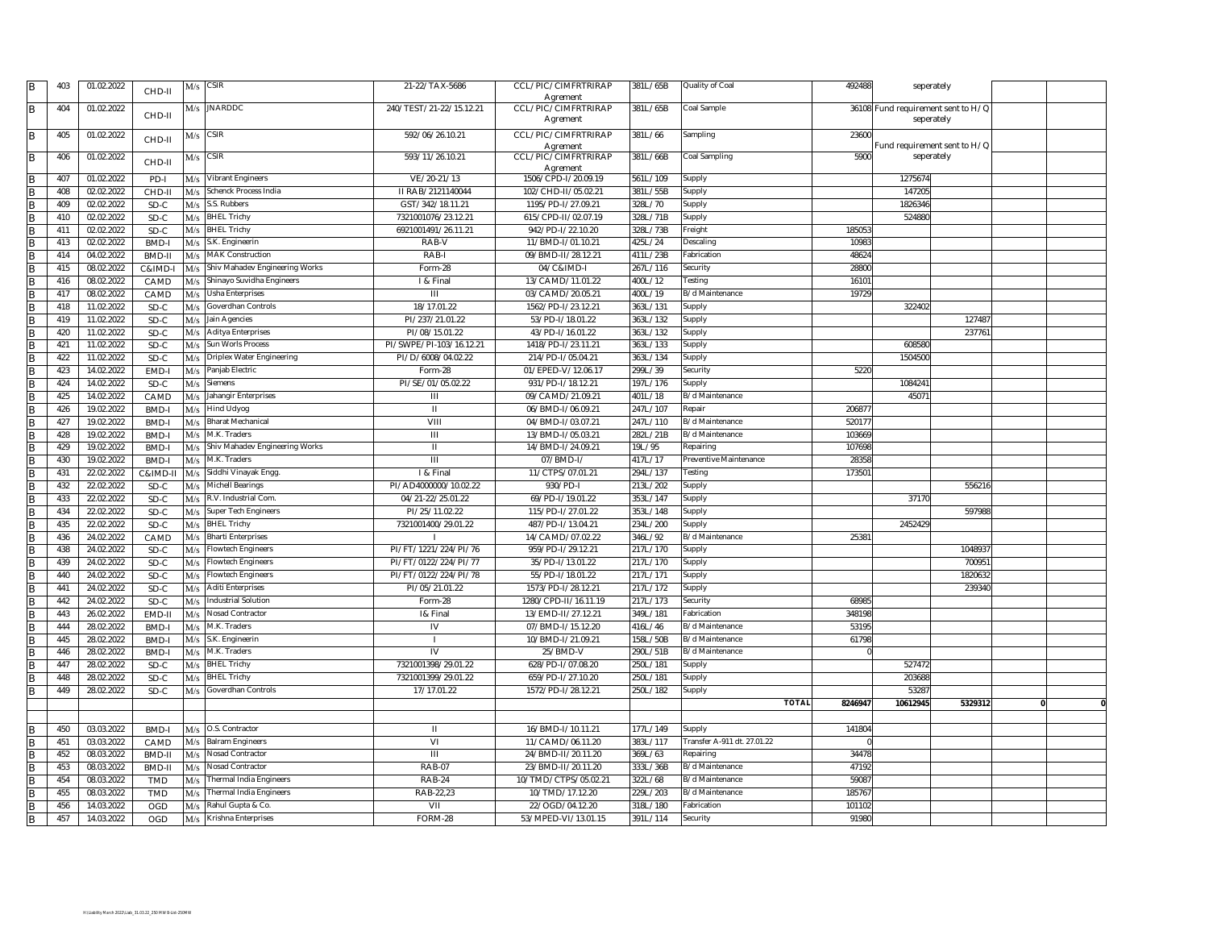| | | | | | | | | | | | | | | |
|---|---|---|---|---|---|---|---|---|---|---|---|---|---|---|
| B | 403 | 01.02.2022 | CHD-II | M/s | CSIR | 21-22/TAX-5686 | CCL/PIC/CIMFRTRIRAP Agrement | 381L/65B | Quality of Coal | 492488 | seperately | | | |
| B | 404 | 01.02.2022 | CHD-II | M/s | JNARDDC | 240/TEST/21-22/15.12.21 | CCL/PIC/CIMFRTRIRAP Agrement | 381L/65B | Coal Sample | 36108 | Fund requirement sent to H/Q seperately | | | |
| B | 405 | 01.02.2022 | CHD-II | M/s | CSIR | 592/06/26.10.21 | CCL/PIC/CIMFRTRIRAP Agrement | 381L/66 | Sampling | 23600 | Fund requirement sent to H/Q | | | |
| B | 406 | 01.02.2022 | CHD-II | M/s | CSIR | 593/11/26.10.21 | CCL/PIC/CIMFRTRIRAP Agrement | 381L/66B | Coal Sampling | 5900 | seperately | | | |
| B | 407 | 01.02.2022 | PD-I | M/s | Vibrant Engineers | VE/20-21/13 | 1506/CPD-I/20.09.19 | 561L/109 | Supply | | 1275674 | | | |
| B | 408 | 02.02.2022 | CHD-II | M/s | Schenck Process India | II RAB/2121140044 | 102/CHD-II/05.02.21 | 381L/55B | Supply | | 147205 | | | |
| B | 409 | 02.02.2022 | SD-C | M/s | S.S. Rubbers | GST/342/18.11.21 | 1195/PD-I/27.09.21 | 328L/70 | Supply | | 1826346 | | | |
| B | 410 | 02.02.2022 | SD-C | M/s | BHEL Trichy | 7321001076/23.12.21 | 615/CPD-II/02.07.19 | 328L/71B | Supply | | 524880 | | | |
| B | 411 | 02.02.2022 | SD-C | M/s | BHEL Trichy | 6921001491/26.11.21 | 942/PD-I/22.10.20 | 328L/73B | Freight | 185053 | | | | |
| B | 413 | 02.02.2022 | BMD-I | M/s | S.K. Engineerin | RAB-V | 11/BMD-I/01.10.21 | 425L/24 | Descaling | 10983 | | | | |
| B | 414 | 04.02.2022 | BMD-II | M/s | MAK Construction | RAB-I | 09/BMD-II/28.12.21 | 411L/23B | Fabrication | 48624 | | | | |
| B | 415 | 08.02.2022 | C&IMD-I | M/s | Shiv Mahadev Engineering Works | Form-28 | 04/C&IMD-I | 267L/116 | Security | 28800 | | | | |
| B | 416 | 08.02.2022 | CAMD | M/s | Shinayo Suvidha Engineers | I & Final | 13/CAMD/11.01.22 | 400L/12 | Testing | 16101 | | | | |
| B | 417 | 08.02.2022 | CAMD | M/s | Usha Enterprises | III | 03/CAMD/20.05.21 | 400L/19 | B/d Maintenance | 19729 | | | | |
| B | 418 | 11.02.2022 | SD-C | M/s | Goverdhan Controls | 18/17.01.22 | 1562/PD-I/23.12.21 | 363L/131 | Supply | | 322402 | | | |
| B | 419 | 11.02.2022 | SD-C | M/s | Jain Agencies | PI/237/21.01.22 | 53/PD-I/18.01.22 | 363L/132 | Supply | | | 127487 | | |
| B | 420 | 11.02.2022 | SD-C | M/s | Aditya Enterprises | PI/08/15.01.22 | 43/PD-I/16.01.22 | 363L/132 | Supply | | | 237761 | | |
| B | 421 | 11.02.2022 | SD-C | M/s | Sun Worls Process | PI/SWPE/PI-103/16.12.21 | 1418/PD-I/23.11.21 | 363L/133 | Supply | | 608580 | | | |
| B | 422 | 11.02.2022 | SD-C | M/s | Driplex Water Engineering | PI/D/6008/04.02.22 | 214/PD-I/05.04.21 | 363L/134 | Supply | | 1504500 | | | |
| B | 423 | 14.02.2022 | EMD-I | M/s | Panjab Electric | Form-28 | 01/EPED-V/12.06.17 | 299L/39 | Security | 5220 | | | | |
| B | 424 | 14.02.2022 | SD-C | M/s | Siemens | PI/SE/01/05.02.22 | 931/PD-I/18.12.21 | 197L/176 | Supply | | 1084241 | | | |
| B | 425 | 14.02.2022 | CAMD | M/s | Jahangir Enterprises | III | 09/CAMD/21.09.21 | 401L/18 | B/d Maintenance | | 45071 | | | |
| B | 426 | 19.02.2022 | BMD-I | M/s | Hind Udyog | II | 06/BMD-I/06.09.21 | 247L/107 | Repair | 206877 | | | | |
| B | 427 | 19.02.2022 | BMD-I | M/s | Bharat Mechanical | VIII | 04/BMD-I/03.07.21 | 247L/110 | B/d Maintenance | 520177 | | | | |
| B | 428 | 19.02.2022 | BMD-I | M/s | M.K. Traders | III | 13/BMD-I/05.03.21 | 282L/21B | B/d Maintenance | 103669 | | | | |
| B | 429 | 19.02.2022 | BMD-I | M/s | Shiv Mahadev Engineering Works | II | 14/BMD-I/24.09.21 | 19L/95 | Repairing | 107698 | | | | |
| B | 430 | 19.02.2022 | BMD-I | M/s | M.K. Traders | III | 07/BMD-I/ | 417L/17 | Preventive Maintenance | 28358 | | | | |
| B | 431 | 22.02.2022 | C&IMD-II | M/s | Siddhi Vinayak Engg. | I & Final | 11/CTPS/07.01.21 | 294L/137 | Testing | 173501 | | | | |
| B | 432 | 22.02.2022 | SD-C | M/s | Michell Bearings | PI/AD4000000/10.02.22 | 930/PD-I | 213L/202 | Supply | | | 556216 | | |
| B | 433 | 22.02.2022 | SD-C | M/s | R.V. Industrial Com. | 04/21-22/25.01.22 | 69/PD-I/19.01.22 | 353L/147 | Supply | | 37170 | | | |
| B | 434 | 22.02.2022 | SD-C | M/s | Super Tech Engineers | PI/25/11.02.22 | 115/PD-I/27.01.22 | 353L/148 | Supply | | | 597988 | | |
| B | 435 | 22.02.2022 | SD-C | M/s | BHEL Trichy | 7321001400/29.01.22 | 487/PD-I/13.04.21 | 234L/200 | Supply | | 2452429 | | | |
| B | 436 | 24.02.2022 | CAMD | M/s | Bharti Enterprises | I | 14/CAMD/07.02.22 | 346L/92 | B/d Maintenance | 25381 | | | | |
| B | 438 | 24.02.2022 | SD-C | M/s | Flowtech Engineers | PI/FT/1221/224/PI/76 | 959/PD-I/29.12.21 | 217L/170 | Supply | | | 1048937 | | |
| B | 439 | 24.02.2022 | SD-C | M/s | Flowtech Engineers | PI/FT/0122/224/PI/77 | 35/PD-I/13.01.22 | 217L/170 | Supply | | | 700951 | | |
| B | 440 | 24.02.2022 | SD-C | M/s | Flowtech Engineers | PI/FT/0122/224/PI/78 | 55/PD-I/18.01.22 | 217L/171 | Supply | | | 1820632 | | |
| B | 441 | 24.02.2022 | SD-C | M/s | Aditi Enterprises | PI/05/21.01.22 | 1573/PD-I/28.12.21 | 217L/172 | Supply | | | 239340 | | |
| B | 442 | 24.02.2022 | SD-C | M/s | Industrial Solution | Form-28 | 1280/CPD-II/16.11.19 | 217L/173 | Security | 68985 | | | | |
| B | 443 | 26.02.2022 | EMD-II | M/s | Nosad Contractor | I& Final | 13/EMD-II/27.12.21 | 349L/181 | Fabrication | 348198 | | | | |
| B | 444 | 28.02.2022 | BMD-I | M/s | M.K. Traders | IV | 07/BMD-I/15.12.20 | 416L/46 | B/d Maintenance | 53195 | | | | |
| B | 445 | 28.02.2022 | BMD-I | M/s | S.K. Engineerin | I | 10/BMD-I/21.09.21 | 158L/50B | B/d Maintenance | 61798 | | | | |
| B | 446 | 28.02.2022 | BMD-I | M/s | M.K. Traders | IV | 25/BMD-V | 290L/51B | B/d Maintenance | 0 | | | | |
| B | 447 | 28.02.2022 | SD-C | M/s | BHEL Trichy | 7321001398/29.01.22 | 628/PD-I/07.08.20 | 250L/181 | Supply | | 527472 | | | |
| B | 448 | 28.02.2022 | SD-C | M/s | BHEL Trichy | 7321001399/29.01.22 | 659/PD-I/27.10.20 | 250L/181 | Supply | | 203688 | | | |
| B | 449 | 28.02.2022 | SD-C | M/s | Goverdhan Controls | 17/17.01.22 | 1572/PD-I/28.12.21 | 250L/182 | Supply | | 53287 | | | |
| | | | | | | | | | TOTAL | 8246947 | 10612945 | 5329312 | 0 | 0 |
| | | | | | | | | | | | | | | |
| B | 450 | 03.03.2022 | BMD-I | M/s | O.S. Contractor | II | 16/BMD-I/10.11.21 | 177L/149 | Supply | 141804 | | | | |
| B | 451 | 03.03.2022 | CAMD | M/s | Balram Engineers | VI | 11/CAMD/06.11.20 | 383L/117 | Transfer A-911 dt. 27.01.22 | 0 | | | | |
| B | 452 | 08.03.2022 | BMD-II | M/s | Nosad Contractor | III | 24/BMD-II/20.11.20 | 369L/63 | Repairing | 34478 | | | | |
| B | 453 | 08.03.2022 | BMD-II | M/s | Nosad Contractor | RAB-07 | 23/BMD-II/20.11.20 | 333L/36B | B/d Maintenance | 47192 | | | | |
| B | 454 | 08.03.2022 | TMD | M/s | Thermal India Engineers | RAB-24 | 10/TMD/CTPS/05.02.21 | 322L/68 | B/d Maintenance | 59087 | | | | |
| B | 455 | 08.03.2022 | TMD | M/s | Thermal India Engineers | RAB-22,23 | 10/TMD/17.12.20 | 229L/203 | B/d Maintenance | 185767 | | | | |
| B | 456 | 14.03.2022 | OGD | M/s | Rahul Gupta & Co. | VII | 22/OGD/04.12.20 | 318L/180 | Fabrication | 101102 | | | | |
| B | 457 | 14.03.2022 | OGD | M/s | Krishna Enterprises | FORM-28 | 53/MPED-VI/13.01.15 | 391L/114 | Security | 91980 | | | | |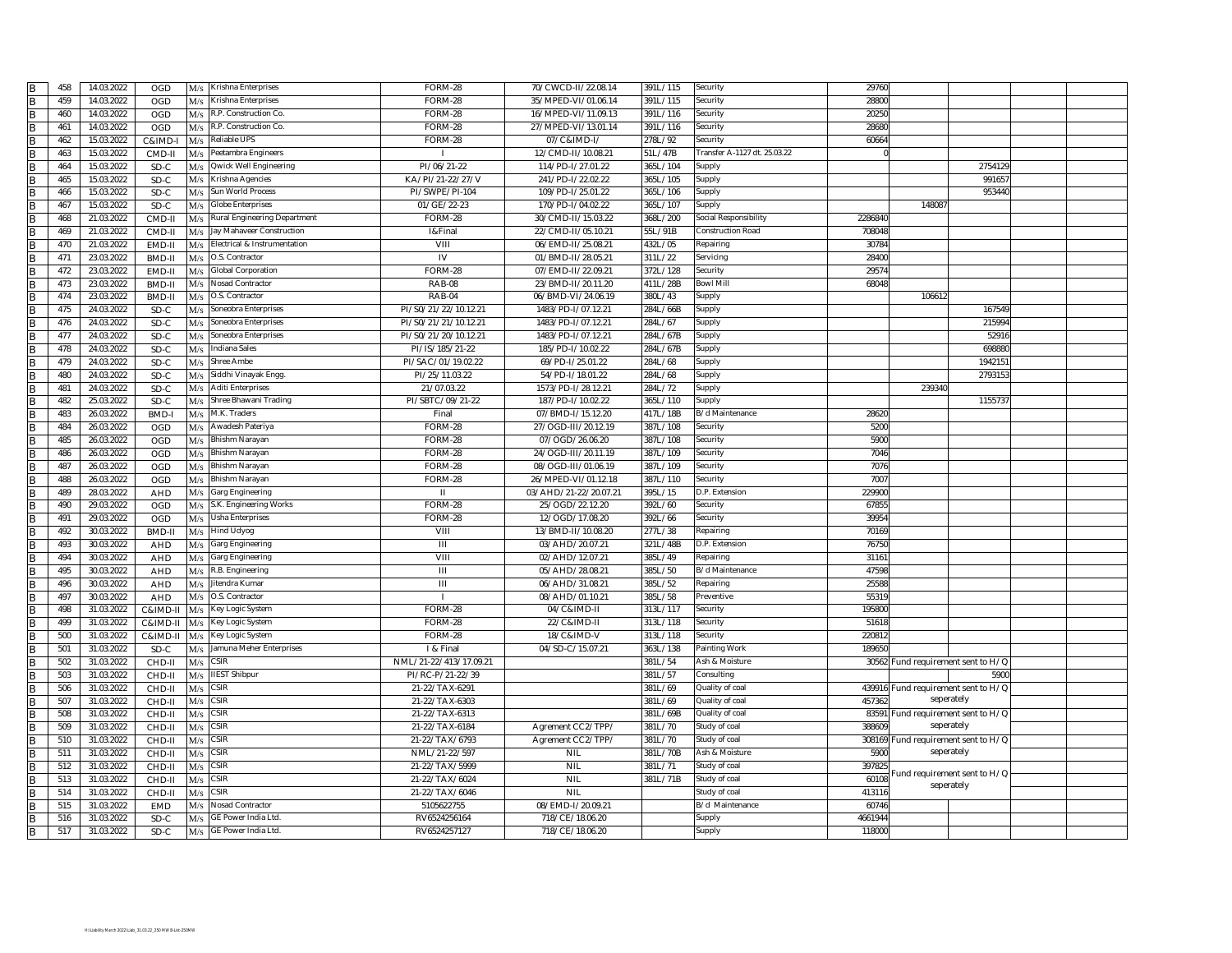| | | | | | | | | | | | | | | |
|---|---|---|---|---|---|---|---|---|---|---|---|---|---|---|
| B | 458 | 14.03.2022 | OGD | M/s | Krishna Enterprises | FORM-28 | 70/CWCD-II/22.08.14 | 391L/115 | Security | 29760 | | | | |
| B | 459 | 14.03.2022 | OGD | M/s | Krishna Enterprises | FORM-28 | 35/MPED-VI/01.06.14 | 391L/115 | Security | 28800 | | | | |
| B | 460 | 14.03.2022 | OGD | M/s | R.P. Construction Co. | FORM-28 | 16/MPED-VI/11.09.13 | 391L/116 | Security | 20250 | | | | |
| B | 461 | 14.03.2022 | OGD | M/s | R.P. Construction Co. | FORM-28 | 27/MPED-VI/13.01.14 | 391L/116 | Security | 28680 | | | | |
| B | 462 | 15.03.2022 | C&IMD-I | M/s | Reliable UPS | FORM-28 | 07/C&IMD-I/ | 278L/92 | Security | 60664 | | | | |
| B | 463 | 15.03.2022 | CMD-II | M/s | Peetambra Engineers | I | 12/CMD-II/10.08.21 | 51L/47B | Transfer A-1127 dt. 25.03.22 | 0 | | | | |
| B | 464 | 15.03.2022 | SD-C | M/s | Qwick Well Engineering | PI/06/21-22 | 114/PD-I/27.01.22 | 365L/104 | Supply | | | 2754129 | | |
| B | 465 | 15.03.2022 | SD-C | M/s | Krishna Agencies | KA/PI/21-22/27/V | 241/PD-I/22.02.22 | 365L/105 | Supply | | | 991657 | | |
| B | 466 | 15.03.2022 | SD-C | M/s | Sun World Process | PI/SWPE/PI-104 | 109/PD-I/25.01.22 | 365L/106 | Supply | | | 953440 | | |
| B | 467 | 15.03.2022 | SD-C | M/s | Globe Enterprises | 01/GE/22-23 | 170/PD-I/04.02.22 | 365L/107 | Supply | | 148087 | | | |
| B | 468 | 21.03.2022 | CMD-II | M/s | Rural Engineering Department | FORM-28 | 30/CMD-II/15.03.22 | 368L/200 | Social Responsibility | 2286840 | | | | |
| B | 469 | 21.03.2022 | CMD-II | M/s | Jay Mahaveer Construction | I&Final | 22/CMD-II/05.10.21 | 55L/91B | Construction Road | 708048 | | | | |
| B | 470 | 21.03.2022 | EMD-II | M/s | Electrical & Instrumentation | VIII | 06/EMD-II/25.08.21 | 432L/05 | Repairing | 30784 | | | | |
| B | 471 | 23.03.2022 | BMD-II | M/s | O.S. Contractor | IV | 01/BMD-II/28.05.21 | 311L/22 | Servicing | 28400 | | | | |
| B | 472 | 23.03.2022 | EMD-II | M/s | Global Corporation | FORM-28 | 07/EMD-II/22.09.21 | 372L/128 | Security | 29574 | | | | |
| B | 473 | 23.03.2022 | BMD-II | M/s | Nosad Contractor | RAB-08 | 23/BMD-II/20.11.20 | 411L/28B | Bowl Mill | 68048 | | | | |
| B | 474 | 23.03.2022 | BMD-II | M/s | O.S. Contractor | RAB-04 | 06/BMD-VI/24.06.19 | 380L/43 | Supply | | 106612 | | | |
| B | 475 | 24.03.2022 | SD-C | M/s | Soneobra Enterprises | PI/SO/21/22/10.12.21 | 1483/PD-I/07.12.21 | 284L/66B | Supply | | | 167549 | | |
| B | 476 | 24.03.2022 | SD-C | M/s | Soneobra Enterprises | PI/SO/21/21/10.12.21 | 1483/PD-I/07.12.21 | 284L/67 | Supply | | | 215994 | | |
| B | 477 | 24.03.2022 | SD-C | M/s | Soneobra Enterprises | PI/SO/21/20/10.12.21 | 1483/PD-I/07.12.21 | 284L/67B | Supply | | | 52916 | | |
| B | 478 | 24.03.2022 | SD-C | M/s | Indiana Sales | PI/IS/185/21-22 | 185/PD-I/10.02.22 | 284L/67B | Supply | | | 698880 | | |
| B | 479 | 24.03.2022 | SD-C | M/s | Shree Ambe | PI/SAC/01/19.02.22 | 69/PD-I/25.01.22 | 284L/68 | Supply | | | 1942151 | | |
| B | 480 | 24.03.2022 | SD-C | M/s | Siddhi Vinayak Engg. | PI/25/11.03.22 | 54/PD-I/18.01.22 | 284L/68 | Supply | | | 2793153 | | |
| B | 481 | 24.03.2022 | SD-C | M/s | Aditi Enterprises | 21/07.03.22 | 1573/PD-I/28.12.21 | 284L/72 | Supply | | 239340 | | | |
| B | 482 | 25.03.2022 | SD-C | M/s | Shree Bhawani Trading | PI/SBTC/09/21-22 | 187/PD-I/10.02.22 | 365L/110 | Supply | | | 1155737 | | |
| B | 483 | 26.03.2022 | BMD-I | M/s | M.K. Traders | Final | 07/BMD-I/15.12.20 | 417L/18B | B/d Maintenance | 28620 | | | | |
| B | 484 | 26.03.2022 | OGD | M/s | Awadesh Pateriya | FORM-28 | 27/OGD-III/20.12.19 | 387L/108 | Security | 5200 | | | | |
| B | 485 | 26.03.2022 | OGD | M/s | Bhishm Narayan | FORM-28 | 07/OGD/26.06.20 | 387L/108 | Security | 5900 | | | | |
| B | 486 | 26.03.2022 | OGD | M/s | Bhishm Narayan | FORM-28 | 24/OGD-III/20.11.19 | 387L/109 | Security | 7046 | | | | |
| B | 487 | 26.03.2022 | OGD | M/s | Bhishm Narayan | FORM-28 | 08/OGD-III/01.06.19 | 387L/109 | Security | 7076 | | | | |
| B | 488 | 26.03.2022 | OGD | M/s | Bhishm Narayan | FORM-28 | 26/MPED-VI/01.12.18 | 387L/110 | Security | 7007 | | | | |
| B | 489 | 28.03.2022 | AHD | M/s | Garg Engineering | II | 03/AHD/21-22/20.07.21 | 395L/15 | D.P. Extension | 229900 | | | | |
| B | 490 | 29.03.2022 | OGD | M/s | S.K. Engineering Works | FORM-28 | 25/OGD/22.12.20 | 392L/60 | Security | 67855 | | | | |
| B | 491 | 29.03.2022 | OGD | M/s | Usha Enterprises | FORM-28 | 12/OGD/17.08.20 | 392L/66 | Security | 39954 | | | | |
| B | 492 | 30.03.2022 | BMD-II | M/s | Hind Udyog | VIII | 13/BMD-II/10.08.20 | 277L/38 | Repairing | 70169 | | | | |
| B | 493 | 30.03.2022 | AHD | M/s | Garg Engineering | III | 03/AHD/20.07.21 | 321L/48B | D.P. Extension | 76750 | | | | |
| B | 494 | 30.03.2022 | AHD | M/s | Garg Engineering | VIII | 02/AHD/12.07.21 | 385L/49 | Repairing | 31161 | | | | |
| B | 495 | 30.03.2022 | AHD | M/s | R.B. Engineering | III | 05/AHD/28.08.21 | 385L/50 | B/d Maintenance | 47598 | | | | |
| B | 496 | 30.03.2022 | AHD | M/s | Jitendra Kumar | III | 06/AHD/31.08.21 | 385L/52 | Repairing | 25588 | | | | |
| B | 497 | 30.03.2022 | AHD | M/s | O.S. Contractor | I | 08/AHD/01.10.21 | 385L/58 | Preventive | 55319 | | | | |
| B | 498 | 31.03.2022 | C&IMD-II | M/s | Key Logic System | FORM-28 | 04/C&IMD-II | 313L/117 | Security | 195800 | | | | |
| B | 499 | 31.03.2022 | C&IMD-II | M/s | Key Logic System | FORM-28 | 22/C&IMD-II | 313L/118 | Security | 51618 | | | | |
| B | 500 | 31.03.2022 | C&IMD-II | M/s | Key Logic System | FORM-28 | 18/C&IMD-V | 313L/118 | Security | 220812 | | | | |
| B | 501 | 31.03.2022 | SD-C | M/s | Jamuna Meher Enterprises | I & Final | 04/SD-C/15.07.21 | 363L/138 | Painting Work | 189650 | | | | |
| B | 502 | 31.03.2022 | CHD-II | M/s | CSIR | NML/21-22/413/17.09.21 | | 381L/54 | Ash & Moisture | 30562 | Fund requirement sent to H/Q | | | |
| B | 503 | 31.03.2022 | CHD-II | M/s | IIEST Shibpur | PI/RC-P/21-22/39 | | 381L/57 | Consulting | | | 5900 | | |
| B | 506 | 31.03.2022 | CHD-II | M/s | CSIR | 21-22/TAX-6291 | | 381L/69 | Quality of coal | 439916 | Fund requirement sent to H/Q | | | |
| B | 507 | 31.03.2022 | CHD-II | M/s | CSIR | 21-22/TAX-6303 | | 381L/69 | Quality of coal | 457362 | seperately | | | |
| B | 508 | 31.03.2022 | CHD-II | M/s | CSIR | 21-22/TAX-6313 | | 381L/69B | Quality of coal | 83591 | Fund requirement sent to H/Q | | | |
| B | 509 | 31.03.2022 | CHD-II | M/s | CSIR | 21-22/TAX-6184 | Agrement CC2/TPP/ | 381L/70 | Study of coal | 388609 | seperately | | | |
| B | 510 | 31.03.2022 | CHD-II | M/s | CSIR | 21-22/TAX/6793 | Agrement CC2/TPP/ | 381L/70 | Study of coal | 308169 | Fund requirement sent to H/Q | | | |
| B | 511 | 31.03.2022 | CHD-II | M/s | CSIR | NML/21-22/597 | NIL | 381L/70B | Ash & Moisture | 5900 | seperately | | | |
| B | 512 | 31.03.2022 | CHD-II | M/s | CSIR | 21-22/TAX/5999 | NIL | 381L/71 | Study of coal | 397825 | Fund requirement sent to H/Q seperately | | | |
| B | 513 | 31.03.2022 | CHD-II | M/s | CSIR | 21-22/TAX/6024 | NIL | 381L/71B | Study of coal | 60108 | | | | |
| B | 514 | 31.03.2022 | CHD-II | M/s | CSIR | 21-22/TAX/6046 | NIL | | Study of coal | 413116 | | | | |
| B | 515 | 31.03.2022 | EMD | M/s | Nosad Contractor | 5105622755 | 08/EMD-I/20.09.21 | | B/d Maintenance | 60746 | | | | |
| B | 516 | 31.03.2022 | SD-C | M/s | GE Power India Ltd. | RV6524256164 | 718/CE/18.06.20 | | Supply | 4661944 | | | | |
| B | 517 | 31.03.2022 | SD-C | M/s | GE Power India Ltd. | RV6524257127 | 718/CE/18.06.20 | | Supply | 118000 | | | | |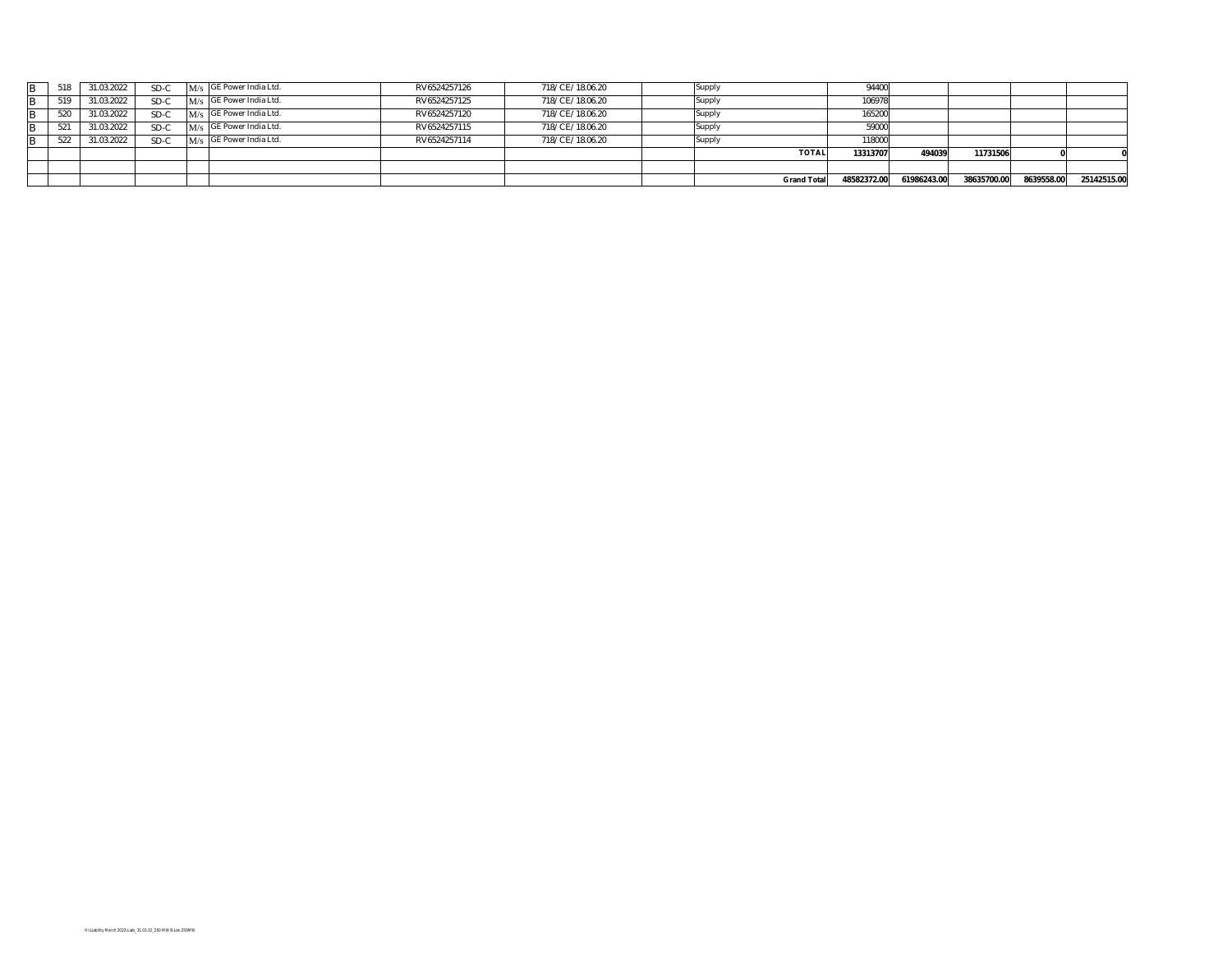| | | | | | | | | | | | | | | |
|---|---|---|---|---|---|---|---|---|---|---|---|---|---|---|
| B | 518 | 31.03.2022 | SD-C | M/s | GE Power India Ltd. | RV6524257126 | 718/CE/18.06.20 | | Supply | 94400 | | | | |
| B | 519 | 31.03.2022 | SD-C | M/s | GE Power India Ltd. | RV6524257125 | 718/CE/18.06.20 | | Supply | 106978 | | | | |
| B | 520 | 31.03.2022 | SD-C | M/s | GE Power India Ltd. | RV6524257120 | 718/CE/18.06.20 | | Supply | 165200 | | | | |
| B | 521 | 31.03.2022 | SD-C | M/s | GE Power India Ltd. | RV6524257115 | 718/CE/18.06.20 | | Supply | 59000 | | | | |
| B | 522 | 31.03.2022 | SD-C | M/s | GE Power India Ltd. | RV6524257114 | 718/CE/18.06.20 | | Supply | 118000 | | | | |
| | | | | | | | | | **TOTAL** | **13313707** | **494039** | **11731506** | **0** | **0** |
| | | | | | | | | | | | | | | |
| | | | | | | | | | **Grand Total** | **48582372.00** | **61986243.00** | **38635700.00** | **8639558.00** | **25142515.00** |

H:\Liability March 2022\Liab_31.03.22_250 MW B-List-250MW